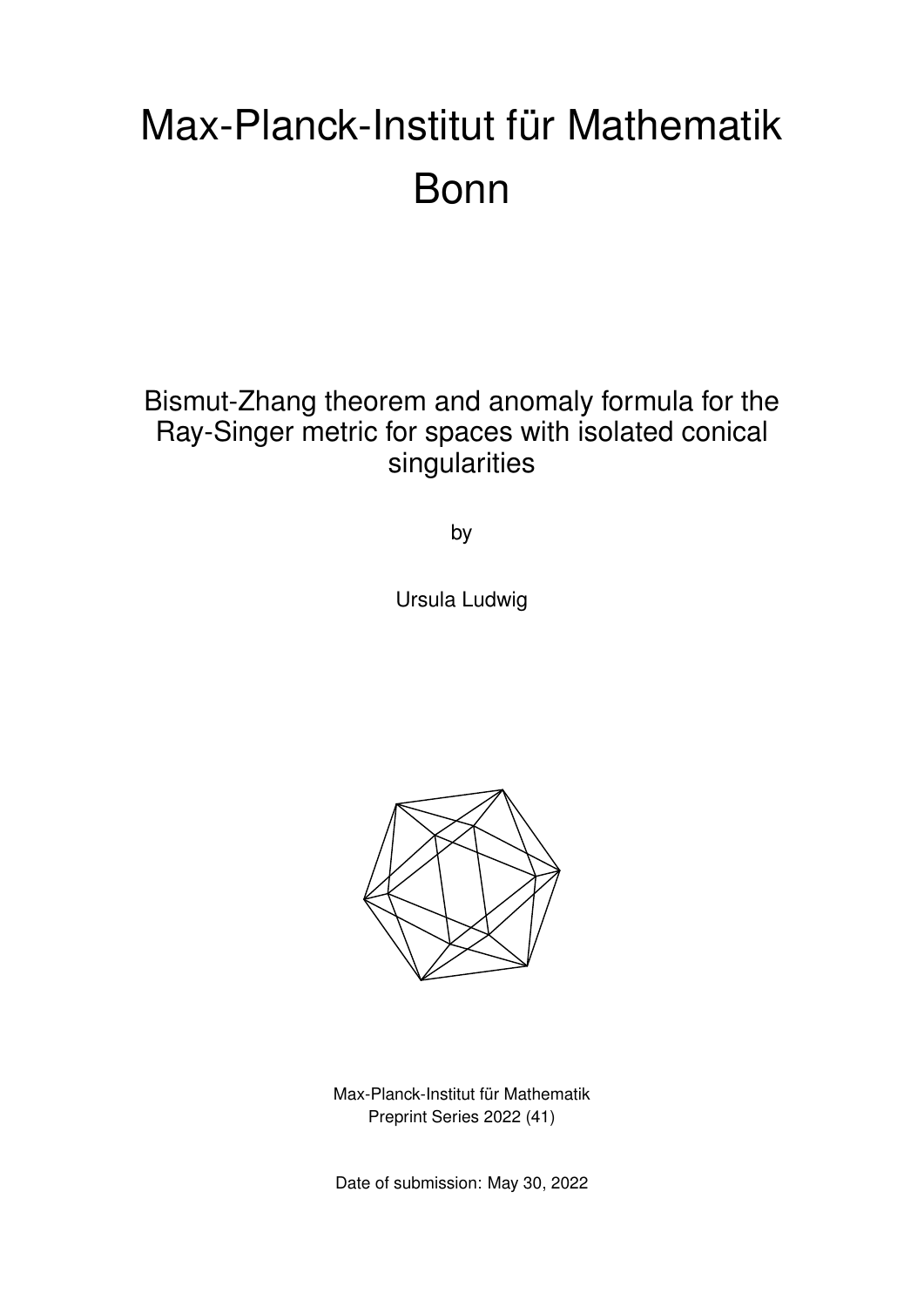# Max-Planck-Institut für Mathematik Bonn

## Bismut-Zhang theorem and anomaly formula for the Ray-Singer metric for spaces with isolated conical singularities

by

Ursula Ludwig

Max-Planck-Institut für Mathematik
Preprint Series 2022 (41)

Date of submission: May 30, 2022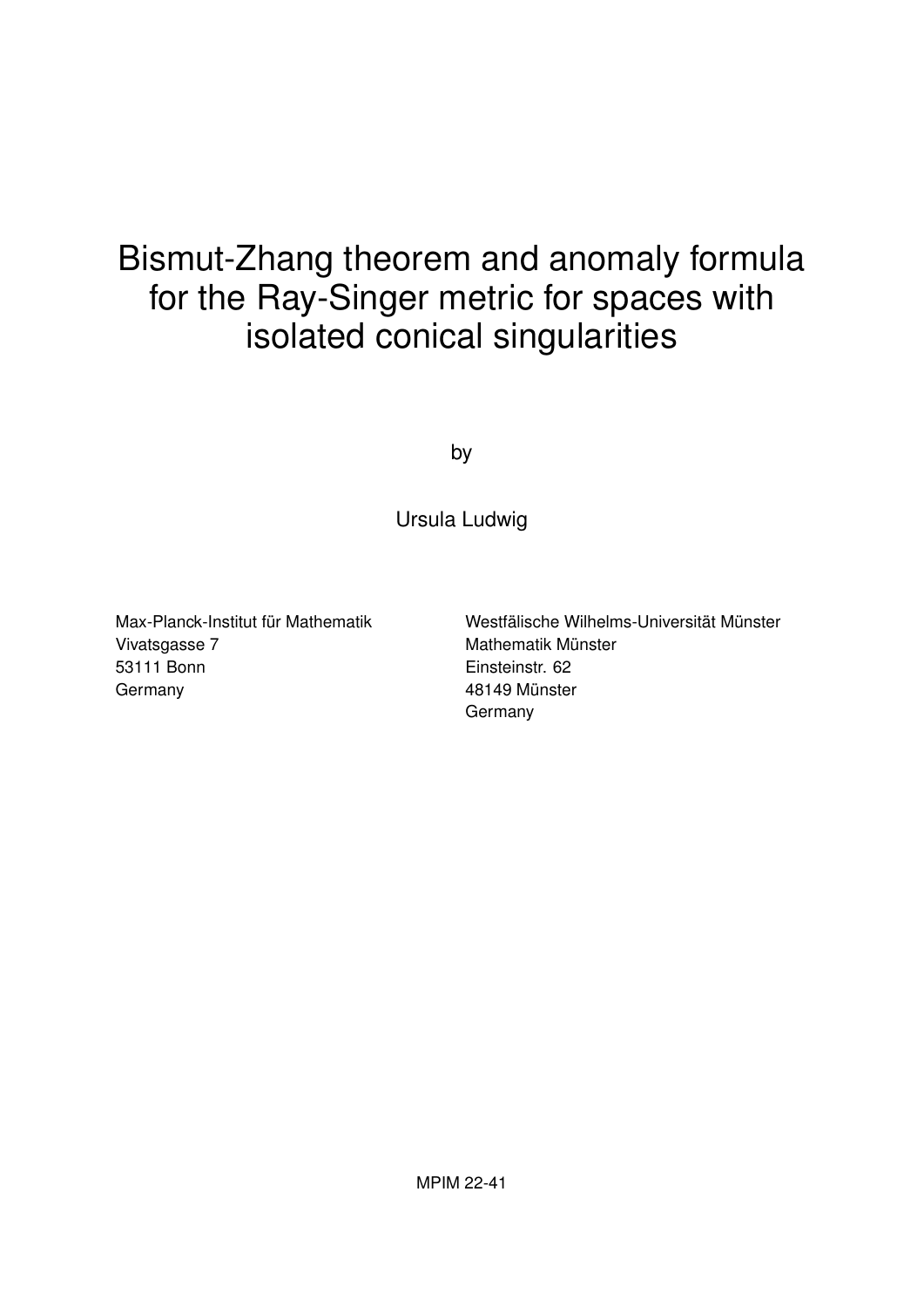# Bismut-Zhang theorem and anomaly formula for the Ray-Singer metric for spaces with isolated conical singularities

by

Ursula Ludwig

Max-Planck-Institut für Mathematik
Vivatsgasse 7
53111 Bonn
Germany

Westfälische Wilhelms-Universität Münster
Mathematik Münster
Einsteinstr. 62
48149 Münster
Germany

MPIM 22-41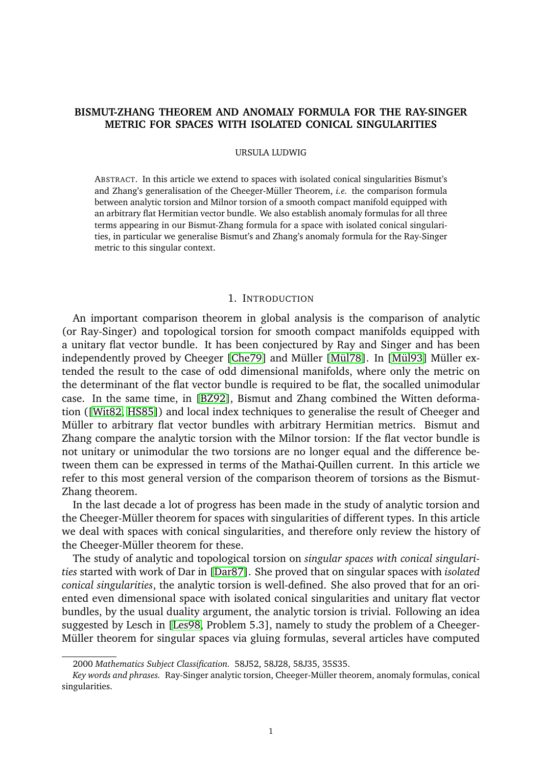**BISMUT-ZHANG THEOREM AND ANOMALY FORMULA FOR THE RAY-SINGER METRIC FOR SPACES WITH ISOLATED CONICAL SINGULARITIES**

URSULA LUDWIG

ABSTRACT. In this article we extend to spaces with isolated conical singularities Bismut's and Zhang's generalisation of the Cheeger-Müller Theorem, *i.e.* the comparison formula between analytic torsion and Milnor torsion of a smooth compact manifold equipped with an arbitrary flat Hermitian vector bundle. We also establish anomaly formulas for all three terms appearing in our Bismut-Zhang formula for a space with isolated conical singularities, in particular we generalise Bismut's and Zhang's anomaly formula for the Ray-Singer metric to this singular context.

# 1. INTRODUCTION

An important comparison theorem in global analysis is the comparison of analytic (or Ray-Singer) and topological torsion for smooth compact manifolds equipped with a unitary flat vector bundle. It has been conjectured by Ray and Singer and has been independently proved by Cheeger [Che79] and Müller [Mül78]. In [Mül93] Müller extended the result to the case of odd dimensional manifolds, where only the metric on the determinant of the flat vector bundle is required to be flat, the socalled unimodular case. In the same time, in [BZ92], Bismut and Zhang combined the Witten deformation ([Wit82, HS85]) and local index techniques to generalise the result of Cheeger and Müller to arbitrary flat vector bundles with arbitrary Hermitian metrics. Bismut and Zhang compare the analytic torsion with the Milnor torsion: If the flat vector bundle is not unitary or unimodular the two torsions are no longer equal and the difference between them can be expressed in terms of the Mathai-Quillen current. In this article we refer to this most general version of the comparison theorem of torsions as the Bismut-Zhang theorem.

In the last decade a lot of progress has been made in the study of analytic torsion and the Cheeger-Müller theorem for spaces with singularities of different types. In this article we deal with spaces with conical singularities, and therefore only review the history of the Cheeger-Müller theorem for these.

The study of analytic and topological torsion on *singular spaces with conical singularities* started with work of Dar in [Dar87]. She proved that on singular spaces with *isolated conical singularities*, the analytic torsion is well-defined. She also proved that for an oriented even dimensional space with isolated conical singularities and unitary flat vector bundles, by the usual duality argument, the analytic torsion is trivial. Following an idea suggested by Lesch in [Les98, Problem 5.3], namely to study the problem of a Cheeger-Müller theorem for singular spaces via gluing formulas, several articles have computed

2000 *Mathematics Subject Classification.* 58J52, 58J28, 58J35, 35S35.

*Key words and phrases.* Ray-Singer analytic torsion, Cheeger-Müller theorem, anomaly formulas, conical singularities.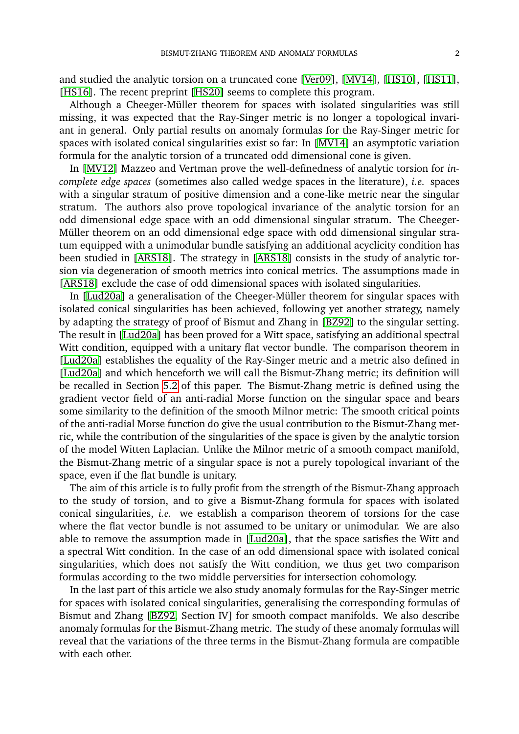and studied the analytic torsion on a truncated cone [Ver09], [MV14], [HS10], [HS11], [HS16]. The recent preprint [HS20] seems to complete this program.

Although a Cheeger-Müller theorem for spaces with isolated singularities was still missing, it was expected that the Ray-Singer metric is no longer a topological invariant in general. Only partial results on anomaly formulas for the Ray-Singer metric for spaces with isolated conical singularities exist so far: In [MV14] an asymptotic variation formula for the analytic torsion of a truncated odd dimensional cone is given.

In [MV12] Mazzeo and Vertman prove the well-definedness of analytic torsion for *incomplete edge spaces* (sometimes also called wedge spaces in the literature), *i.e.* spaces with a singular stratum of positive dimension and a cone-like metric near the singular stratum. The authors also prove topological invariance of the analytic torsion for an odd dimensional edge space with an odd dimensional singular stratum. The Cheeger-Müller theorem on an odd dimensional edge space with odd dimensional singular stratum equipped with a unimodular bundle satisfying an additional acyclicity condition has been studied in [ARS18]. The strategy in [ARS18] consists in the study of analytic torsion via degeneration of smooth metrics into conical metrics. The assumptions made in [ARS18] exclude the case of odd dimensional spaces with isolated singularities.

In [Lud20a] a generalisation of the Cheeger-Müller theorem for singular spaces with isolated conical singularities has been achieved, following yet another strategy, namely by adapting the strategy of proof of Bismut and Zhang in [BZ92] to the singular setting. The result in [Lud20a] has been proved for a Witt space, satisfying an additional spectral Witt condition, equipped with a unitary flat vector bundle. The comparison theorem in [Lud20a] establishes the equality of the Ray-Singer metric and a metric also defined in [Lud20a] and which henceforth we will call the Bismut-Zhang metric; its definition will be recalled in Section 5.2 of this paper. The Bismut-Zhang metric is defined using the gradient vector field of an anti-radial Morse function on the singular space and bears some similarity to the definition of the smooth Milnor metric: The smooth critical points of the anti-radial Morse function do give the usual contribution to the Bismut-Zhang metric, while the contribution of the singularities of the space is given by the analytic torsion of the model Witten Laplacian. Unlike the Milnor metric of a smooth compact manifold, the Bismut-Zhang metric of a singular space is not a purely topological invariant of the space, even if the flat bundle is unitary.

The aim of this article is to fully profit from the strength of the Bismut-Zhang approach to the study of torsion, and to give a Bismut-Zhang formula for spaces with isolated conical singularities, *i.e.* we establish a comparison theorem of torsions for the case where the flat vector bundle is not assumed to be unitary or unimodular. We are also able to remove the assumption made in [Lud20a], that the space satisfies the Witt and a spectral Witt condition. In the case of an odd dimensional space with isolated conical singularities, which does not satisfy the Witt condition, we thus get two comparison formulas according to the two middle perversities for intersection cohomology.

In the last part of this article we also study anomaly formulas for the Ray-Singer metric for spaces with isolated conical singularities, generalising the corresponding formulas of Bismut and Zhang [BZ92, Section IV] for smooth compact manifolds. We also describe anomaly formulas for the Bismut-Zhang metric. The study of these anomaly formulas will reveal that the variations of the three terms in the Bismut-Zhang formula are compatible with each other.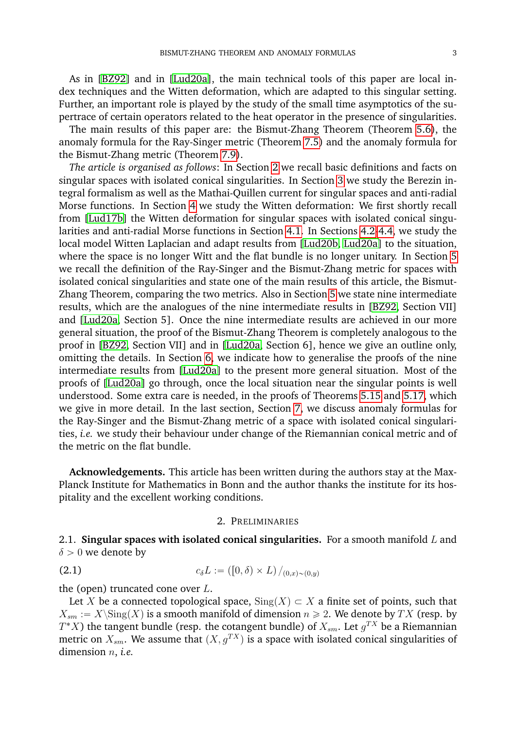As in [BZ92] and in [Lud20a], the main technical tools of this paper are local index techniques and the Witten deformation, which are adapted to this singular setting. Further, an important role is played by the study of the small time asymptotics of the supertrace of certain operators related to the heat operator in the presence of singularities.

The main results of this paper are: the Bismut-Zhang Theorem (Theorem 5.6), the anomaly formula for the Ray-Singer metric (Theorem 7.5) and the anomaly formula for the Bismut-Zhang metric (Theorem 7.9).

*The article is organised as follows*: In Section 2 we recall basic definitions and facts on singular spaces with isolated conical singularities. In Section 3 we study the Berezin integral formalism as well as the Mathai-Quillen current for singular spaces and anti-radial Morse functions. In Section 4 we study the Witten deformation: We first shortly recall from [Lud17b] the Witten deformation for singular spaces with isolated conical singularities and anti-radial Morse functions in Section 4.1. In Sections 4.2-4.4, we study the local model Witten Laplacian and adapt results from [Lud20b, Lud20a] to the situation, where the space is no longer Witt and the flat bundle is no longer unitary. In Section 5 we recall the definition of the Ray-Singer and the Bismut-Zhang metric for spaces with isolated conical singularities and state one of the main results of this article, the Bismut-Zhang Theorem, comparing the two metrics. Also in Section 5 we state nine intermediate results, which are the analogues of the nine intermediate results in [BZ92, Section VII] and [Lud20a, Section 5]. Once the nine intermediate results are achieved in our more general situation, the proof of the Bismut-Zhang Theorem is completely analogous to the proof in [BZ92, Section VII] and in [Lud20a, Section 6], hence we give an outline only, omitting the details. In Section 6, we indicate how to generalise the proofs of the nine intermediate results from [Lud20a] to the present more general situation. Most of the proofs of [Lud20a] go through, once the local situation near the singular points is well understood. Some extra care is needed, in the proofs of Theorems 5.15 and 5.17, which we give in more detail. In the last section, Section 7, we discuss anomaly formulas for the Ray-Singer and the Bismut-Zhang metric of a space with isolated conical singularities, *i.e.* we study their behaviour under change of the Riemannian conical metric and of the metric on the flat bundle.

**Acknowledgements.** This article has been written during the authors stay at the Max-Planck Institute for Mathematics in Bonn and the author thanks the institute for its hospitality and the excellent working conditions.

## 2. Preliminaries

### 2.1. Singular spaces with isolated conical singularities.

For a smooth manifold $L$ and $\delta > 0$ we denote by

$$c_\delta L := \left([0,\delta) \times L\right)/_{(0,x)\sim(0,y)} \tag{2.1}$$

the (open) truncated cone over $L$.

Let $X$ be a connected topological space, $\mathrm{Sing}(X) \subset X$ a finite set of points, such that $X_{sm} := X \backslash \mathrm{Sing}(X)$ is a smooth manifold of dimension $n \geqslant 2$. We denote by $TX$ (resp. by $T^*X$) the tangent bundle (resp. the cotangent bundle) of $X_{sm}$. Let $g^{TX}$ be a Riemannian metric on $X_{sm}$. We assume that $(X, g^{TX})$ is a space with isolated conical singularities of dimension $n$, *i.e.*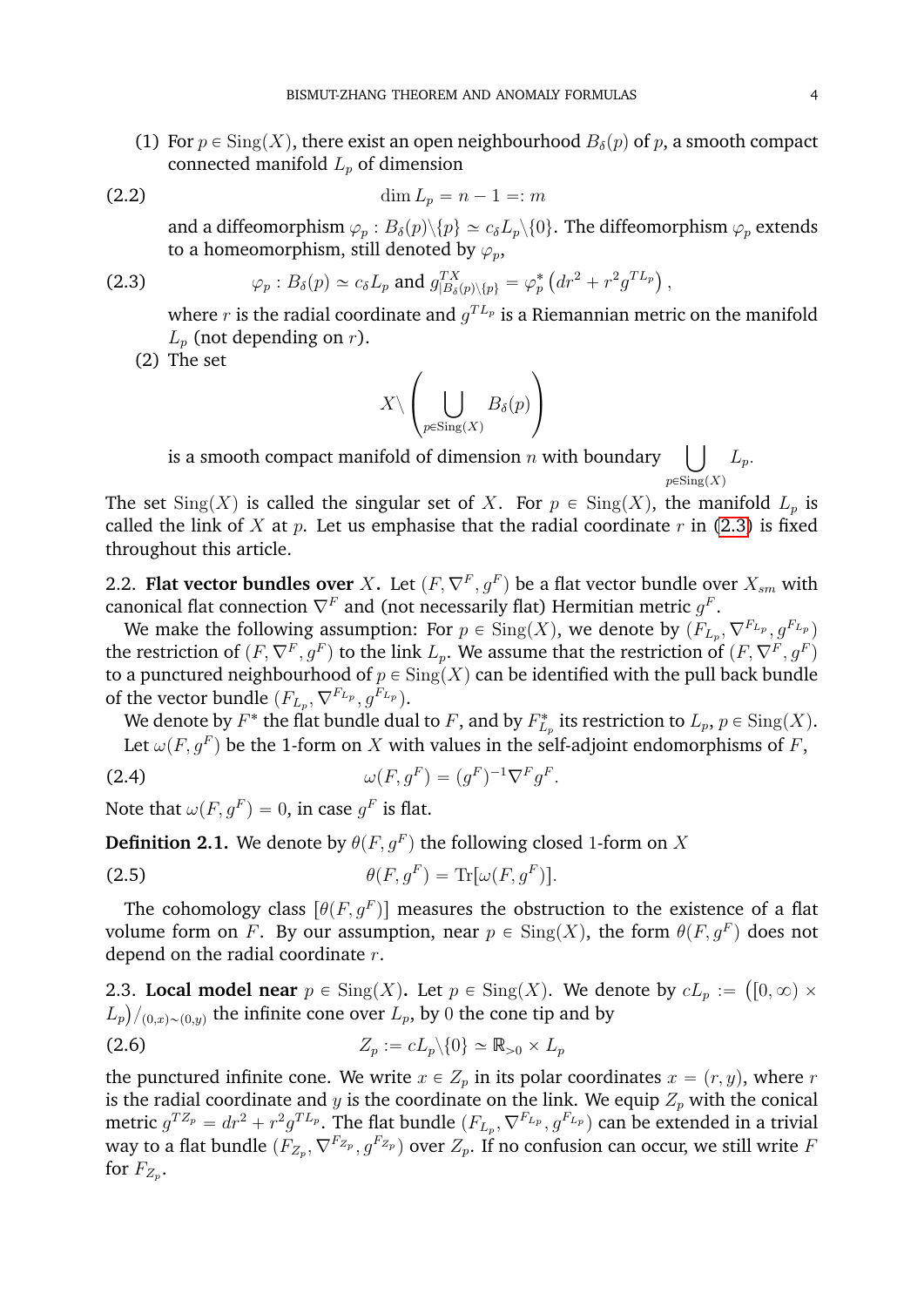(1) For $p \in \mathrm{Sing}(X)$, there exist an open neighbourhood $B_\delta(p)$ of $p$, a smooth compact connected manifold $L_p$ of dimension

$$\dim L_p = n - 1 =: m \tag{2.2}$$

and a diffeomorphism $\varphi_p : B_\delta(p)\backslash\{p\} \simeq c_\delta L_p\backslash\{0\}$. The diffeomorphism $\varphi_p$ extends to a homeomorphism, still denoted by $\varphi_p$,

$$\varphi_p : B_\delta(p) \simeq c_\delta L_p \text{ and } g^{TX}_{|B_\delta(p)\backslash\{p\}} = \varphi_p^*\left(dr^2 + r^2 g^{TL_p}\right), \tag{2.3}$$

where $r$ is the radial coordinate and $g^{TL_p}$ is a Riemannian metric on the manifold $L_p$ (not depending on $r$).

(2) The set

$$X \backslash \left( \bigcup_{p \in \mathrm{Sing}(X)} B_\delta(p) \right)$$

is a smooth compact manifold of dimension $n$ with boundary $\bigcup_{p \in \mathrm{Sing}(X)} L_p$.

The set $\mathrm{Sing}(X)$ is called the singular set of $X$. For $p \in \mathrm{Sing}(X)$, the manifold $L_p$ is called the link of $X$ at $p$. Let us emphasise that the radial coordinate $r$ in (2.3) is fixed throughout this article.

2.2. **Flat vector bundles over** $X$**.** Let $(F, \nabla^F, g^F)$ be a flat vector bundle over $X_{sm}$ with canonical flat connection $\nabla^F$ and (not necessarily flat) Hermitian metric $g^F$.

We make the following assumption: For $p \in \mathrm{Sing}(X)$, we denote by $(F_{L_p}, \nabla^{F_{L_p}}, g^{F_{L_p}})$ the restriction of $(F, \nabla^F, g^F)$ to the link $L_p$. We assume that the restriction of $(F, \nabla^F, g^F)$ to a punctured neighbourhood of $p \in \mathrm{Sing}(X)$ can be identified with the pull back bundle of the vector bundle $(F_{L_p}, \nabla^{F_{L_p}}, g^{F_{L_p}})$.

We denote by $F^*$ the flat bundle dual to $F$, and by $F^*_{L_p}$ its restriction to $L_p$, $p \in \mathrm{Sing}(X)$.

Let $\omega(F, g^F)$ be the 1-form on $X$ with values in the self-adjoint endomorphisms of $F$,

$$\omega(F, g^F) = (g^F)^{-1} \nabla^F g^F. \tag{2.4}$$

Note that $\omega(F, g^F) = 0$, in case $g^F$ is flat.

**Definition 2.1.** We denote by $\theta(F, g^F)$ the following closed 1-form on $X$

$$\theta(F, g^F) = \mathrm{Tr}[\omega(F, g^F)]. \tag{2.5}$$

The cohomology class $[\theta(F, g^F)]$ measures the obstruction to the existence of a flat volume form on $F$. By our assumption, near $p \in \mathrm{Sing}(X)$, the form $\theta(F, g^F)$ does not depend on the radial coordinate $r$.

2.3. **Local model near** $p \in \mathrm{Sing}(X)$**.** Let $p \in \mathrm{Sing}(X)$. We denote by $cL_p := \big([0,\infty) \times L_p\big)/_{(0,x)\sim(0,y)}$ the infinite cone over $L_p$, by $0$ the cone tip and by

$$Z_p := cL_p\backslash\{0\} \simeq \mathbb{R}_{>0} \times L_p \tag{2.6}$$

the punctured infinite cone. We write $x \in Z_p$ in its polar coordinates $x = (r, y)$, where $r$ is the radial coordinate and $y$ is the coordinate on the link. We equip $Z_p$ with the conical metric $g^{TZ_p} = dr^2 + r^2 g^{TL_p}$. The flat bundle $(F_{L_p}, \nabla^{F_{L_p}}, g^{F_{L_p}})$ can be extended in a trivial way to a flat bundle $(F_{Z_p}, \nabla^{F_{Z_p}}, g^{F_{Z_p}})$ over $Z_p$. If no confusion can occur, we still write $F$ for $F_{Z_p}$.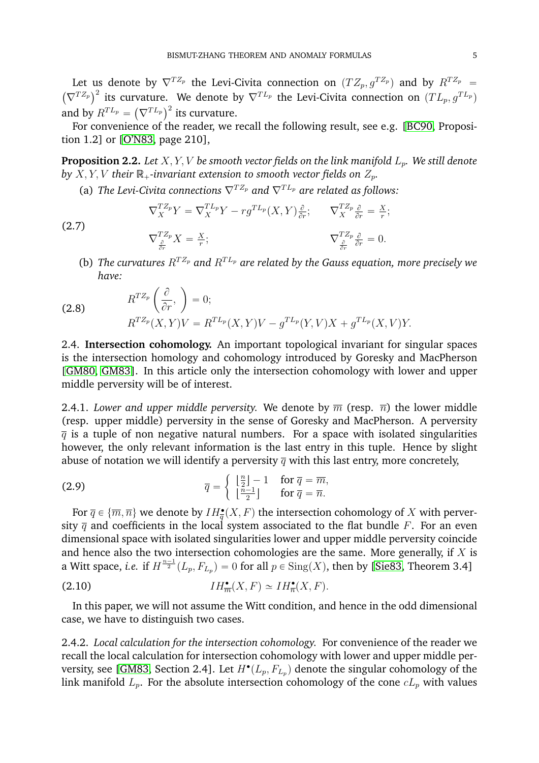Let us denote by $\nabla^{TZ_p}$ the Levi-Civita connection on $(TZ_p, g^{TZ_p})$ and by $R^{TZ_p} = \left(\nabla^{TZ_p}\right)^2$ its curvature. We denote by $\nabla^{TL_p}$ the Levi-Civita connection on $(TL_p, g^{TL_p})$ and by $R^{TL_p} = \left(\nabla^{TL_p}\right)^2$ its curvature.

For convenience of the reader, we recall the following result, see e.g. [BC90, Proposition 1.2] or [O'N83, page 210],

**Proposition 2.2.** *Let $X, Y, V$ be smooth vector fields on the link manifold $L_p$. We still denote by $X, Y, V$ their $\mathbb{R}_+$-invariant extension to smooth vector fields on $Z_p$.*

(a) *The Levi-Civita connections $\nabla^{TZ_p}$ and $\nabla^{TL_p}$ are related as follows:*

$$
\begin{aligned}
&\nabla^{TZ_p}_X Y = \nabla^{TL_p}_X Y - r g^{TL_p}(X,Y)\tfrac{\partial}{\partial r}; \qquad && \nabla^{TZ_p}_X \tfrac{\partial}{\partial r} = \tfrac{X}{r}; \\
&\nabla^{TZ_p}_{\frac{\partial}{\partial r}} X = \tfrac{X}{r}; && \nabla^{TZ_p}_{\frac{\partial}{\partial r}} \tfrac{\partial}{\partial r} = 0.
\end{aligned}
\tag{2.7}
$$

(b) *The curvatures $R^{TZ_p}$ and $R^{TL_p}$ are related by the Gauss equation, more precisely we have:*

$$
\begin{aligned}
&R^{TZ_p}\left(\frac{\partial}{\partial r}, \ \right) = 0; \\
&R^{TZ_p}(X,Y)V = R^{TL_p}(X,Y)V - g^{TL_p}(Y,V)X + g^{TL_p}(X,V)Y.
\end{aligned}
\tag{2.8}
$$

2.4. **Intersection cohomology.** An important topological invariant for singular spaces is the intersection homology and cohomology introduced by Goresky and MacPherson [GM80, GM83]. In this article only the intersection cohomology with lower and upper middle perversity will be of interest.

2.4.1. *Lower and upper middle perversity.* We denote by $\overline{m}$ (resp. $\overline{n}$) the lower middle (resp. upper middle) perversity in the sense of Goresky and MacPherson. A perversity $\overline{q}$ is a tuple of non negative natural numbers. For a space with isolated singularities however, the only relevant information is the last entry in this tuple. Hence by slight abuse of notation we will identify a perversity $\overline{q}$ with this last entry, more concretely,

$$
\overline{q} = \begin{cases} \lfloor \frac{n}{2} \rfloor - 1 & \text{for } \overline{q} = \overline{m}, \\ \lfloor \frac{n-1}{2} \rfloor & \text{for } \overline{q} = \overline{n}. \end{cases}
\tag{2.9}
$$

For $\overline{q} \in \{\overline{m}, \overline{n}\}$ we denote by $IH^\bullet_{\overline{q}}(X, F)$ the intersection cohomology of $X$ with perversity $\overline{q}$ and coefficients in the local system associated to the flat bundle $F$. For an even dimensional space with isolated singularities lower and upper middle perversity coincide and hence also the two intersection cohomologies are the same. More generally, if $X$ is a Witt space, *i.e.* if $H^{\frac{n-1}{2}}(L_p, F_{L_p}) = 0$ for all $p \in \mathrm{Sing}(X)$, then by [Sie83, Theorem 3.4]

$$
IH^\bullet_{\overline{m}}(X, F) \simeq IH^\bullet_{\overline{n}}(X, F).
\tag{2.10}
$$

In this paper, we will not assume the Witt condition, and hence in the odd dimensional case, we have to distinguish two cases.

2.4.2. *Local calculation for the intersection cohomology.* For convenience of the reader we recall the local calculation for intersection cohomology with lower and upper middle perversity, see [GM83, Section 2.4]. Let $H^\bullet(L_p, F_{L_p})$ denote the singular cohomology of the link manifold $L_p$. For the absolute intersection cohomology of the cone $cL_p$ with values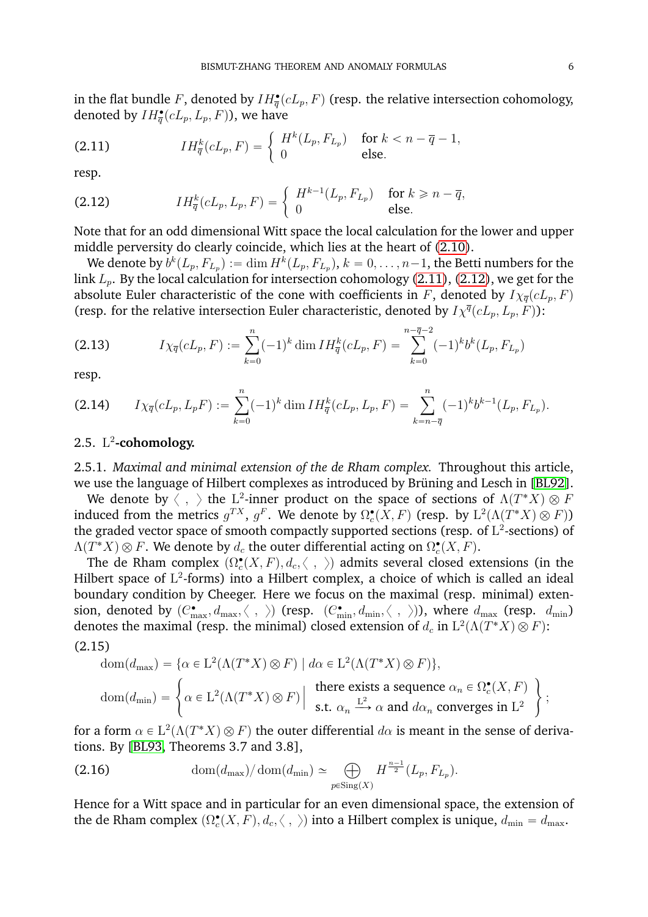in the flat bundle $F$, denoted by $IH^\bullet_{\overline{q}}(cL_p, F)$ (resp. the relative intersection cohomology, denoted by $IH^\bullet_{\overline{q}}(cL_p, L_p, F)$), we have

$$IH^k_{\overline{q}}(cL_p, F) = \begin{cases} H^k(L_p, F_{L_p}) & \text{for } k < n - \overline{q} - 1, \\ 0 & \text{else.} \end{cases} \tag{2.11}$$

resp.

$$IH^k_{\overline{q}}(cL_p, L_p, F) = \begin{cases} H^{k-1}(L_p, F_{L_p}) & \text{for } k \geqslant n - \overline{q}, \\ 0 & \text{else.} \end{cases} \tag{2.12}$$

Note that for an odd dimensional Witt space the local calculation for the lower and upper middle perversity do clearly coincide, which lies at the heart of (2.10).

We denote by $b^k(L_p, F_{L_p}) := \dim H^k(L_p, F_{L_p})$, $k = 0, \ldots, n-1$, the Betti numbers for the link $L_p$. By the local calculation for intersection cohomology (2.11), (2.12), we get for the absolute Euler characteristic of the cone with coefficients in $F$, denoted by $I\chi_{\overline{q}}(cL_p, F)$ (resp. for the relative intersection Euler characteristic, denoted by $I\chi^{\overline{q}}(cL_p, L_p, F)$):

$$I\chi_{\overline{q}}(cL_p, F) := \sum_{k=0}^{n} (-1)^k \dim IH^k_{\overline{q}}(cL_p, F) = \sum_{k=0}^{n-\overline{q}-2} (-1)^k b^k(L_p, F_{L_p}) \tag{2.13}$$

resp.

$$I\chi_{\overline{q}}(cL_p, L_p F) := \sum_{k=0}^{n} (-1)^k \dim IH^k_{\overline{q}}(cL_p, L_p, F) = \sum_{k=n-\overline{q}}^{n} (-1)^k b^{k-1}(L_p, F_{L_p}). \tag{2.14}$$

## 2.5. $\mathrm{L}^2$-cohomology.

2.5.1. *Maximal and minimal extension of the de Rham complex.* Throughout this article, we use the language of Hilbert complexes as introduced by Brüning and Lesch in [BL92].

We denote by $\langle\ ,\ \rangle$ the $\mathrm{L}^2$-inner product on the space of sections of $\Lambda(T^*X) \otimes F$ induced from the metrics $g^{TX}$, $g^F$. We denote by $\Omega^\bullet_c(X, F)$ (resp. by $\mathrm{L}^2(\Lambda(T^*X) \otimes F)$) the graded vector space of smooth compactly supported sections (resp. of $\mathrm{L}^2$-sections) of $\Lambda(T^*X) \otimes F$. We denote by $d_c$ the outer differential acting on $\Omega^\bullet_c(X, F)$.

The de Rham complex $(\Omega^\bullet_c(X, F), d_c, \langle\ ,\ \rangle)$ admits several closed extensions (in the Hilbert space of $\mathrm{L}^2$-forms) into a Hilbert complex, a choice of which is called an ideal boundary condition by Cheeger. Here we focus on the maximal (resp. minimal) extension, denoted by $(C^\bullet_{\max}, d_{\max}, \langle\ ,\ \rangle)$ (resp. $(C^\bullet_{\min}, d_{\min}, \langle\ ,\ \rangle)$), where $d_{\max}$ (resp. $d_{\min}$) denotes the maximal (resp. the minimal) closed extension of $d_c$ in $\mathrm{L}^2(\Lambda(T^*X) \otimes F)$:

(2.15)

$$\mathrm{dom}(d_{\max}) = \{\alpha \in \mathrm{L}^2(\Lambda(T^*X) \otimes F) \mid d\alpha \in \mathrm{L}^2(\Lambda(T^*X) \otimes F)\},$$

$$\mathrm{dom}(d_{\min}) = \left\{ \alpha \in \mathrm{L}^2(\Lambda(T^*X) \otimes F) \,\middle|\, \begin{array}{l} \text{there exists a sequence } \alpha_n \in \Omega^\bullet_c(X, F) \\ \text{s.t. } \alpha_n \xrightarrow{\mathrm{L}^2} \alpha \text{ and } d\alpha_n \text{ converges in } \mathrm{L}^2 \end{array} \right\};$$

for a form $\alpha \in \mathrm{L}^2(\Lambda(T^*X) \otimes F)$ the outer differential $d\alpha$ is meant in the sense of derivations. By [BL93, Theorems 3.7 and 3.8],

$$\mathrm{dom}(d_{\max}) / \mathrm{dom}(d_{\min}) \simeq \bigoplus_{p \in \mathrm{Sing}(X)} H^{\frac{n-1}{2}}(L_p, F_{L_p}). \tag{2.16}$$

Hence for a Witt space and in particular for an even dimensional space, the extension of the de Rham complex $(\Omega^\bullet_c(X, F), d_c, \langle\ ,\ \rangle)$ into a Hilbert complex is unique, $d_{\min} = d_{\max}$.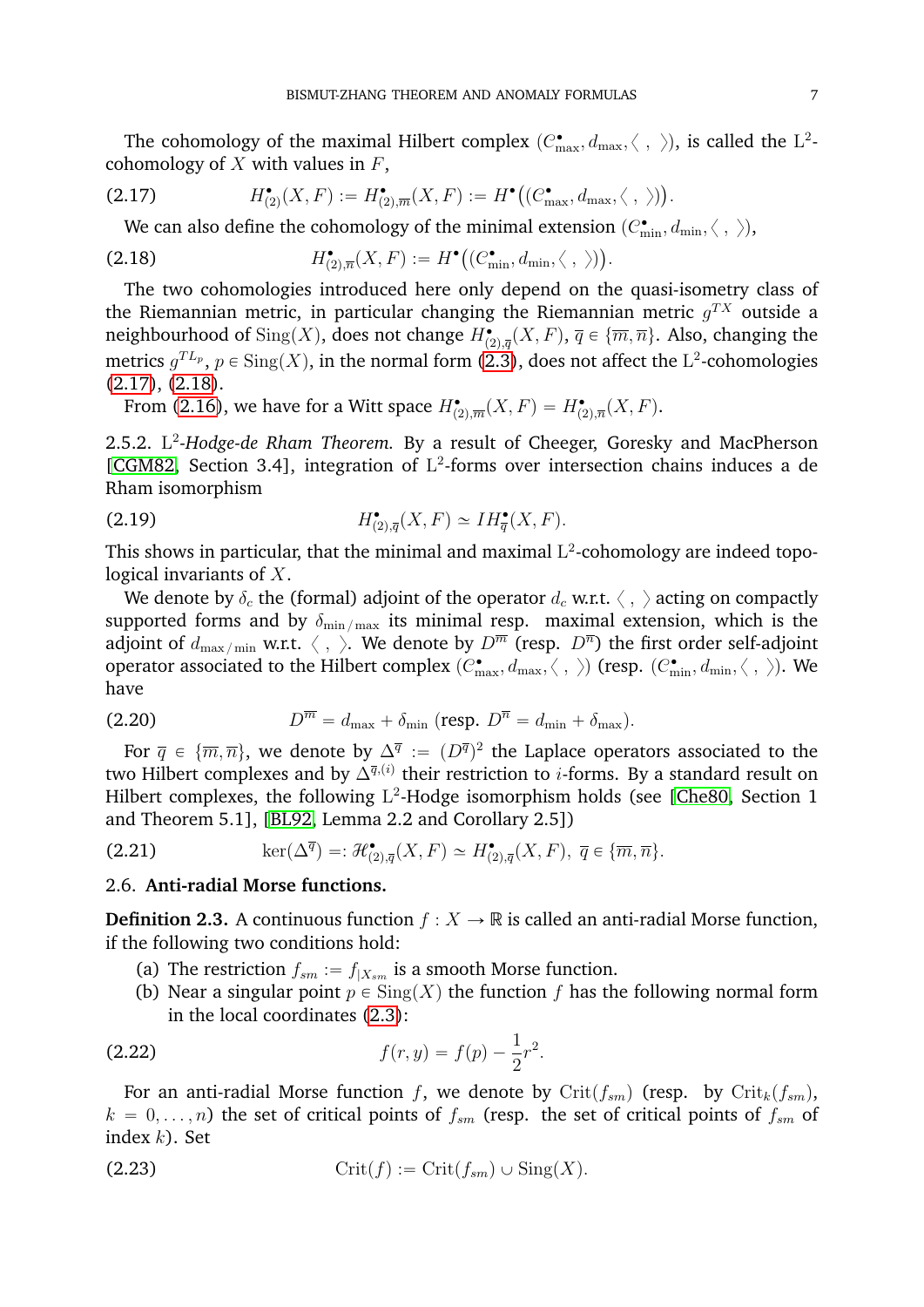The cohomology of the maximal Hilbert complex $(C^\bullet_{\max}, d_{\max}, \langle\ ,\ \rangle)$, is called the L$^2$-cohomology of $X$ with values in $F$,

$$H^\bullet_{(2)}(X,F) := H^\bullet_{(2),\overline{m}}(X,F) := H^\bullet\big((C^\bullet_{\max}, d_{\max}, \langle\ ,\ \rangle)\big). \tag{2.17}$$

We can also define the cohomology of the minimal extension $(C^\bullet_{\min}, d_{\min}, \langle\ ,\ \rangle)$,

$$H^\bullet_{(2),\overline{n}}(X,F) := H^\bullet\big((C^\bullet_{\min}, d_{\min}, \langle\ ,\ \rangle)\big). \tag{2.18}$$

The two cohomologies introduced here only depend on the quasi-isometry class of the Riemannian metric, in particular changing the Riemannian metric $g^{TX}$ outside a neighbourhood of $\mathrm{Sing}(X)$, does not change $H^\bullet_{(2),\overline{q}}(X,F)$, $\overline{q} \in \{\overline{m}, \overline{n}\}$. Also, changing the metrics $g^{TL_p}$, $p \in \mathrm{Sing}(X)$, in the normal form (2.3), does not affect the L$^2$-cohomologies (2.17), (2.18).

From (2.16), we have for a Witt space $H^\bullet_{(2),\overline{m}}(X,F) = H^\bullet_{(2),\overline{n}}(X,F)$.

2.5.2. *L$^2$-Hodge-de Rham Theorem.* By a result of Cheeger, Goresky and MacPherson [CGM82, Section 3.4], integration of L$^2$-forms over intersection chains induces a de Rham isomorphism

$$H^\bullet_{(2),\overline{q}}(X,F) \simeq IH^\bullet_{\overline{q}}(X,F). \tag{2.19}$$

This shows in particular, that the minimal and maximal L$^2$-cohomology are indeed topological invariants of $X$.

We denote by $\delta_c$ the (formal) adjoint of the operator $d_c$ w.r.t. $\langle\ ,\ \rangle$ acting on compactly supported forms and by $\delta_{\min/\max}$ its minimal resp. maximal extension, which is the adjoint of $d_{\max/\min}$ w.r.t. $\langle\ ,\ \rangle$. We denote by $D^{\overline{m}}$ (resp. $D^{\overline{n}}$) the first order self-adjoint operator associated to the Hilbert complex $(C^\bullet_{\max}, d_{\max}, \langle\ ,\ \rangle)$ (resp. $(C^\bullet_{\min}, d_{\min}, \langle\ ,\ \rangle)$). We have

$$D^{\overline{m}} = d_{\max} + \delta_{\min} \text{ (resp. } D^{\overline{n}} = d_{\min} + \delta_{\max}). \tag{2.20}$$

For $\overline{q} \in \{\overline{m}, \overline{n}\}$, we denote by $\Delta^{\overline{q}} := (D^{\overline{q}})^2$ the Laplace operators associated to the two Hilbert complexes and by $\Delta^{\overline{q},(i)}$ their restriction to $i$-forms. By a standard result on Hilbert complexes, the following L$^2$-Hodge isomorphism holds (see [Che80, Section 1 and Theorem 5.1], [BL92, Lemma 2.2 and Corollary 2.5])

$$\ker(\Delta^{\overline{q}}) =: \mathscr{H}^\bullet_{(2),\overline{q}}(X,F) \simeq H^\bullet_{(2),\overline{q}}(X,F),\ \overline{q} \in \{\overline{m}, \overline{n}\}. \tag{2.21}$$

### 2.6. Anti-radial Morse functions.

**Definition 2.3.** A continuous function $f : X \to \mathbb{R}$ is called an anti-radial Morse function, if the following two conditions hold:

(a) The restriction $f_{sm} := f_{|X_{sm}}$ is a smooth Morse function.

(b) Near a singular point $p \in \mathrm{Sing}(X)$ the function $f$ has the following normal form in the local coordinates (2.3):

$$f(r,y) = f(p) - \frac{1}{2}r^2. \tag{2.22}$$

For an anti-radial Morse function $f$, we denote by $\mathrm{Crit}(f_{sm})$ (resp. by $\mathrm{Crit}_k(f_{sm})$, $k = 0, \ldots, n$) the set of critical points of $f_{sm}$ (resp. the set of critical points of $f_{sm}$ of index $k$). Set

$$\mathrm{Crit}(f) := \mathrm{Crit}(f_{sm}) \cup \mathrm{Sing}(X). \tag{2.23}$$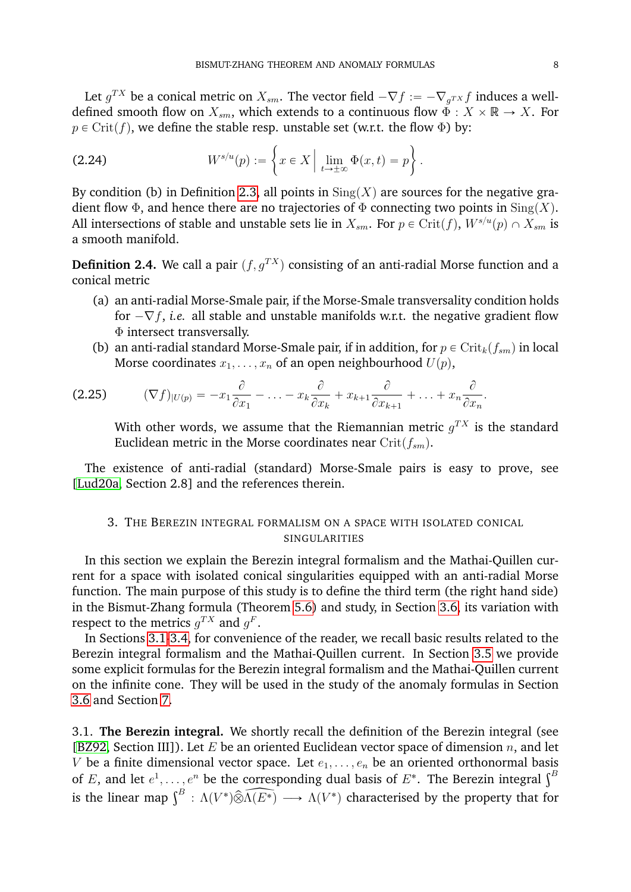Let $g^{TX}$ be a conical metric on $X_{sm}$. The vector field $-\nabla f := -\nabla_{g^{TX}} f$ induces a well-defined smooth flow on $X_{sm}$, which extends to a continuous flow $\Phi : X \times \mathbb{R} \to X$. For $p \in \mathrm{Crit}(f)$, we define the stable resp. unstable set (w.r.t. the flow $\Phi$) by:

$$
W^{s/u}(p) := \left\{ x \in X \,\middle|\, \lim_{t \to \pm\infty} \Phi(x,t) = p \right\}. \tag{2.24}
$$

By condition (b) in Definition 2.3, all points in $\mathrm{Sing}(X)$ are sources for the negative gradient flow $\Phi$, and hence there are no trajectories of $\Phi$ connecting two points in $\mathrm{Sing}(X)$. All intersections of stable and unstable sets lie in $X_{sm}$. For $p \in \mathrm{Crit}(f)$, $W^{s/u}(p) \cap X_{sm}$ is a smooth manifold.

**Definition 2.4.** We call a pair $(f, g^{TX})$ consisting of an anti-radial Morse function and a conical metric

(a) an anti-radial Morse-Smale pair, if the Morse-Smale transversality condition holds for $-\nabla f$, *i.e.* all stable and unstable manifolds w.r.t. the negative gradient flow $\Phi$ intersect transversally.

(b) an anti-radial standard Morse-Smale pair, if in addition, for $p \in \mathrm{Crit}_k(f_{sm})$ in local Morse coordinates $x_1, \dots, x_n$ of an open neighbourhood $U(p)$,

$$
(\nabla f)_{|U(p)} = -x_1 \frac{\partial}{\partial x_1} - \dots - x_k \frac{\partial}{\partial x_k} + x_{k+1} \frac{\partial}{\partial x_{k+1}} + \dots + x_n \frac{\partial}{\partial x_n}. \tag{2.25}
$$

With other words, we assume that the Riemannian metric $g^{TX}$ is the standard Euclidean metric in the Morse coordinates near $\mathrm{Crit}(f_{sm})$.

The existence of anti-radial (standard) Morse-Smale pairs is easy to prove, see [Lud20a, Section 2.8] and the references therein.

## 3. The Berezin integral formalism on a space with isolated conical singularities

In this section we explain the Berezin integral formalism and the Mathai-Quillen current for a space with isolated conical singularities equipped with an anti-radial Morse function. The main purpose of this study is to define the third term (the right hand side) in the Bismut-Zhang formula (Theorem 5.6) and study, in Section 3.6, its variation with respect to the metrics $g^{TX}$ and $g^F$.

In Sections 3.1-3.4, for convenience of the reader, we recall basic results related to the Berezin integral formalism and the Mathai-Quillen current. In Section 3.5 we provide some explicit formulas for the Berezin integral formalism and the Mathai-Quillen current on the infinite cone. They will be used in the study of the anomaly formulas in Section 3.6 and Section 7.

### 3.1. The Berezin integral.

We shortly recall the definition of the Berezin integral (see [BZ92, Section III]). Let $E$ be an oriented Euclidean vector space of dimension $n$, and let $V$ be a finite dimensional vector space. Let $e_1, \dots, e_n$ be an oriented orthonormal basis of $E$, and let $e^1, \dots, e^n$ be the corresponding dual basis of $E^*$. The Berezin integral $\int^B$ is the linear map $\int^B : \Lambda(V^*) \widehat{\otimes} \widehat{\Lambda(E^*)} \longrightarrow \Lambda(V^*)$ characterised by the property that for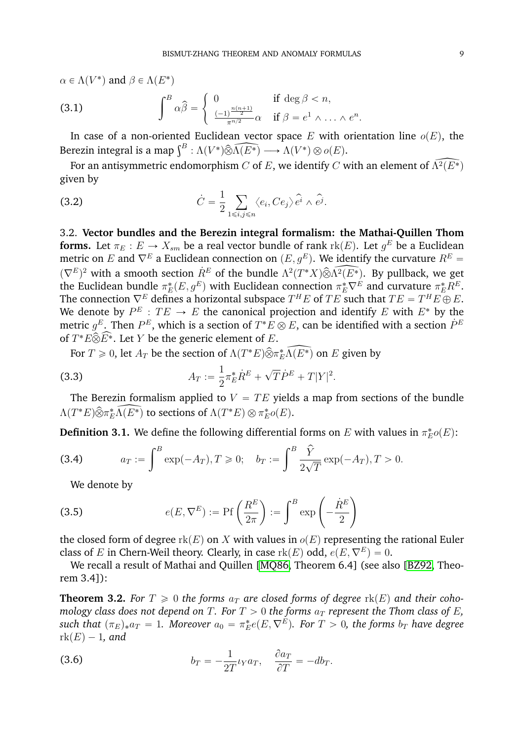$\alpha \in \Lambda(V^*)$ and $\beta \in \Lambda(E^*)$

$$\int^B \alpha\widehat{\beta} = \begin{cases} 0 & \text{if } \deg\beta < n, \\ \frac{(-1)^{\frac{n(n+1)}{2}}}{\pi^{n/2}}\alpha & \text{if } \beta = e^1 \wedge \ldots \wedge e^n. \end{cases} \tag{3.1}$$

In case of a non-oriented Euclidean vector space $E$ with orientation line $o(E)$, the Berezin integral is a map $\int^B : \Lambda(V^*)\widehat{\otimes}\widehat{\Lambda(E^*)} \longrightarrow \Lambda(V^*) \otimes o(E)$.

For an antisymmetric endomorphism $C$ of $E$, we identify $C$ with an element of $\widehat{\Lambda^2(E^*)}$ given by

$$\dot{C} = \frac{1}{2}\sum_{1\leqslant i,j\leqslant n} \langle e_i, Ce_j\rangle\, \widehat{e^i} \wedge \widehat{e^j}. \tag{3.2}$$

## 3.2. Vector bundles and the Berezin integral formalism: the Mathai-Quillen Thom forms.

Let $\pi_E : E \to X_{sm}$ be a real vector bundle of rank $\mathrm{rk}(E)$. Let $g^E$ be a Euclidean metric on $E$ and $\nabla^E$ a Euclidean connection on $(E, g^E)$. We identify the curvature $R^E = (\nabla^E)^2$ with a smooth section $\dot{R}^E$ of the bundle $\Lambda^2(T^*X)\widehat{\otimes}\widehat{\Lambda^2(E^*)}$. By pullback, we get the Euclidean bundle $\pi_E^*(E, g^E)$ with Euclidean connection $\pi_E^*\nabla^E$ and curvature $\pi_E^* R^E$. The connection $\nabla^E$ defines a horizontal subspace $T^H E$ of $TE$ such that $TE = T^H E \oplus E$. We denote by $P^E : TE \to E$ the canonical projection and identify $E$ with $E^*$ by the metric $g^E$. Then $P^E$, which is a section of $T^*E \otimes E$, can be identified with a section $\dot{P}^E$ of $T^*E\widehat{\otimes}\widehat{E^*}$. Let $Y$ be the generic element of $E$.

For $T \geqslant 0$, let $A_T$ be the section of $\Lambda(T^*E)\widehat{\otimes}\pi_E^*\widehat{\Lambda(E^*)}$ on $E$ given by

$$A_T := \frac{1}{2}\pi_E^*\dot{R}^E + \sqrt{T}\dot{P}^E + T|Y|^2. \tag{3.3}$$

The Berezin formalism applied to $V = TE$ yields a map from sections of the bundle $\Lambda(T^*E)\widehat{\otimes}\pi_E^*\widehat{\Lambda(E^*)}$ to sections of $\Lambda(T^*E) \otimes \pi_E^* o(E)$.

**Definition 3.1.** We define the following differential forms on $E$ with values in $\pi_E^* o(E)$:

$$a_T := \int^B \exp(-A_T), T \geqslant 0; \quad b_T := \int^B \frac{\widehat{Y}}{2\sqrt{T}}\exp(-A_T), T > 0. \tag{3.4}$$

We denote by

$$e(E, \nabla^E) := \mathrm{Pf}\left(\frac{R^E}{2\pi}\right) := \int^B \exp\left(-\frac{\dot{R}^E}{2}\right) \tag{3.5}$$

the closed form of degree $\mathrm{rk}(E)$ on $X$ with values in $o(E)$ representing the rational Euler class of $E$ in Chern-Weil theory. Clearly, in case $\mathrm{rk}(E)$ odd, $e(E, \nabla^E) = 0$.

We recall a result of Mathai and Quillen [MQ86, Theorem 6.4] (see also [BZ92, Theorem 3.4]):

**Theorem 3.2.** *For $T \geqslant 0$ the forms $a_T$ are closed forms of degree $\mathrm{rk}(E)$ and their cohomology class does not depend on $T$. For $T > 0$ the forms $a_T$ represent the Thom class of $E$, such that $(\pi_E)_* a_T = 1$. Moreover $a_0 = \pi_E^* e(E, \nabla^E)$. For $T > 0$, the forms $b_T$ have degree $\mathrm{rk}(E) - 1$, and*

$$b_T = -\frac{1}{2T}\iota_Y a_T, \quad \frac{\partial a_T}{\partial T} = -db_T. \tag{3.6}$$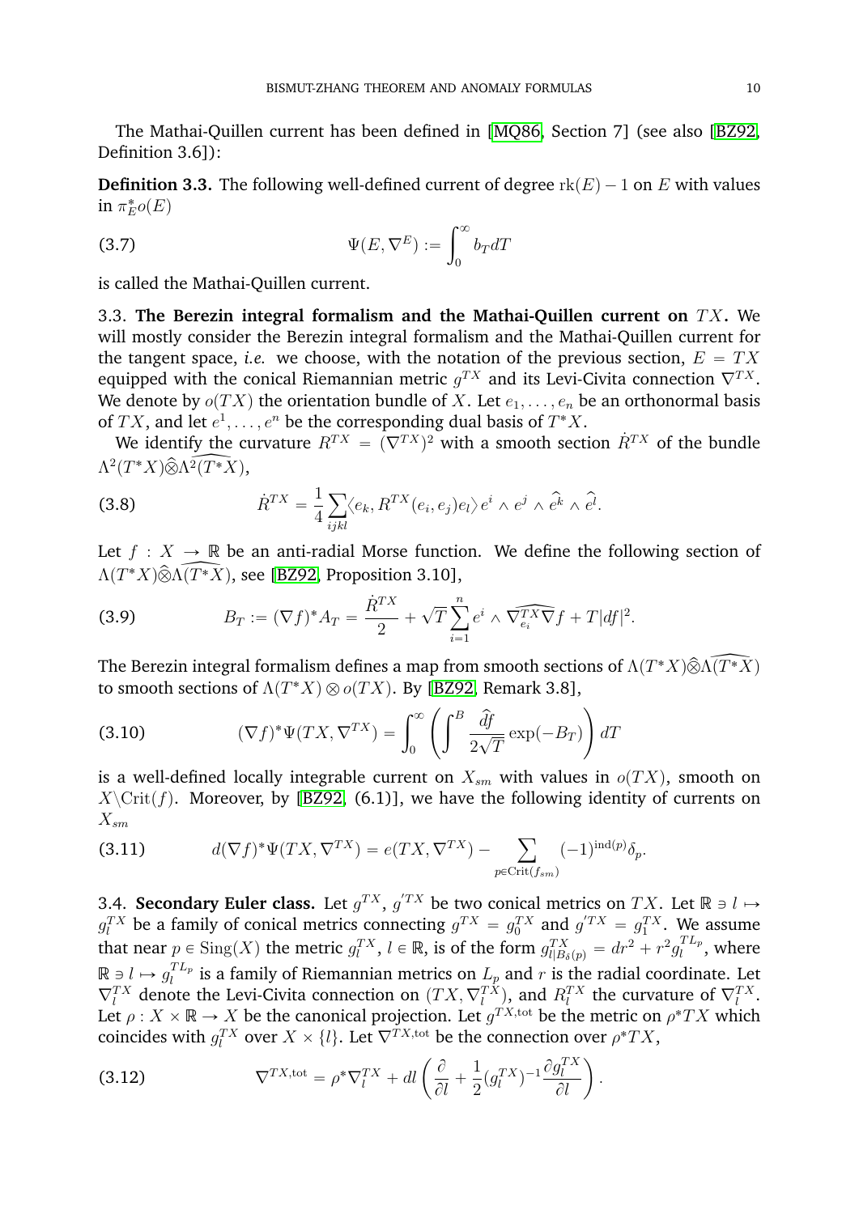The Mathai-Quillen current has been defined in [MQ86, Section 7] (see also [BZ92, Definition 3.6]):

**Definition 3.3.** The following well-defined current of degree $\mathrm{rk}(E) - 1$ on $E$ with values in $\pi_E^* o(E)$

$$\Psi(E, \nabla^E) := \int_0^\infty b_T dT \tag{3.7}$$

is called the Mathai-Quillen current.

3.3. **The Berezin integral formalism and the Mathai-Quillen current on** $TX$**.** We will mostly consider the Berezin integral formalism and the Mathai-Quillen current for the tangent space, *i.e.* we choose, with the notation of the previous section, $E = TX$ equipped with the conical Riemannian metric $g^{TX}$ and its Levi-Civita connection $\nabla^{TX}$. We denote by $o(TX)$ the orientation bundle of $X$. Let $e_1, \ldots, e_n$ be an orthonormal basis of $TX$, and let $e^1, \ldots, e^n$ be the corresponding dual basis of $T^*X$.

We identify the curvature $R^{TX} = (\nabla^{TX})^2$ with a smooth section $\dot{R}^{TX}$ of the bundle $\Lambda^2(T^*X)\widehat{\otimes}\widehat{\Lambda^2(T^*X)}$,

$$\dot{R}^{TX} = \frac{1}{4}\sum_{ijkl}\langle e_k, R^{TX}(e_i, e_j)e_l\rangle e^i \wedge e^j \wedge \widehat{e^k} \wedge \widehat{e^l}. \tag{3.8}$$

Let $f : X \to \mathbb{R}$ be an anti-radial Morse function. We define the following section of $\Lambda(T^*X)\widehat{\otimes}\widehat{\Lambda(T^*X)}$, see [BZ92, Proposition 3.10],

$$B_T := (\nabla f)^* A_T = \frac{\dot{R}^{TX}}{2} + \sqrt{T}\sum_{i=1}^n e^i \wedge \widehat{\nabla_{e_i}^{TX}\nabla} f + T|df|^2. \tag{3.9}$$

The Berezin integral formalism defines a map from smooth sections of $\Lambda(T^*X)\widehat{\otimes}\widehat{\Lambda(T^*X)}$ to smooth sections of $\Lambda(T^*X) \otimes o(TX)$. By [BZ92, Remark 3.8],

$$(\nabla f)^*\Psi(TX, \nabla^{TX}) = \int_0^\infty \left(\int^B \frac{\widehat{df}}{2\sqrt{T}}\exp(-B_T)\right)dT \tag{3.10}$$

is a well-defined locally integrable current on $X_{sm}$ with values in $o(TX)$, smooth on $X\backslash\mathrm{Crit}(f)$. Moreover, by [BZ92, (6.1)], we have the following identity of currents on $X_{sm}$

$$d(\nabla f)^*\Psi(TX, \nabla^{TX}) = e(TX, \nabla^{TX}) - \sum_{p\in\mathrm{Crit}(f_{sm})}(-1)^{\mathrm{ind}(p)}\delta_p. \tag{3.11}$$

3.4. **Secondary Euler class.** Let $g^{TX}$, $g^{'TX}$ be two conical metrics on $TX$. Let $\mathbb{R} \ni l \mapsto g_l^{TX}$ be a family of conical metrics connecting $g^{TX} = g_0^{TX}$ and $g^{'TX} = g_1^{TX}$. We assume that near $p \in \mathrm{Sing}(X)$ the metric $g_l^{TX}$, $l \in \mathbb{R}$, is of the form $g_{l|B_\delta(p)}^{TX} = dr^2 + r^2 g_l^{TL_p}$, where $\mathbb{R} \ni l \mapsto g_l^{TL_p}$ is a family of Riemannian metrics on $L_p$ and $r$ is the radial coordinate. Let $\nabla_l^{TX}$ denote the Levi-Civita connection on $(TX, \nabla_l^{TX})$, and $R_l^{TX}$ the curvature of $\nabla_l^{TX}$. Let $\rho : X \times \mathbb{R} \to X$ be the canonical projection. Let $g^{TX,\mathrm{tot}}$ be the metric on $\rho^*TX$ which coincides with $g_l^{TX}$ over $X \times \{l\}$. Let $\nabla^{TX,\mathrm{tot}}$ be the connection over $\rho^*TX$,

$$\nabla^{TX,\mathrm{tot}} = \rho^*\nabla_l^{TX} + dl\left(\frac{\partial}{\partial l} + \frac{1}{2}(g_l^{TX})^{-1}\frac{\partial g_l^{TX}}{\partial l}\right). \tag{3.12}$$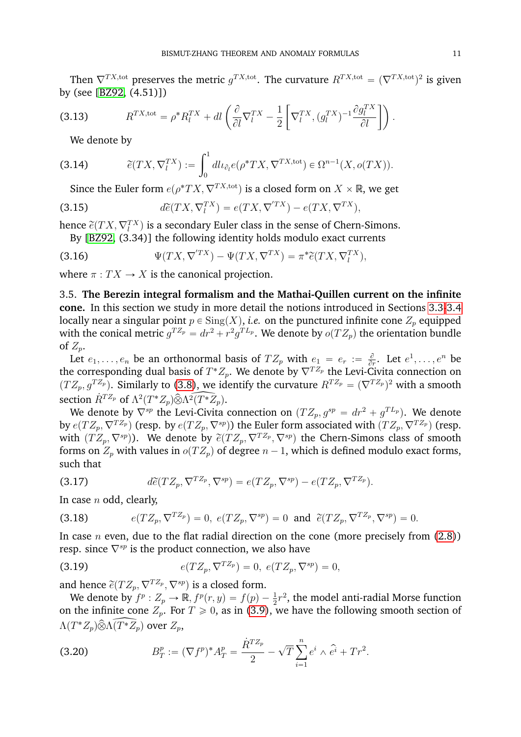Then $\nabla^{TX,\text{tot}}$ preserves the metric $g^{TX,\text{tot}}$. The curvature $R^{TX,\text{tot}} = (\nabla^{TX,\text{tot}})^2$ is given by (see [BZ92, (4.51)])

$$R^{TX,\text{tot}} = \rho^* R_l^{TX} + dl\left(\frac{\partial}{\partial l}\nabla_l^{TX} - \frac{1}{2}\left[\nabla_l^{TX}, (g_l^{TX})^{-1}\frac{\partial g_l^{TX}}{\partial l}\right]\right). \tag{3.13}$$

We denote by

$$\widetilde{e}(TX, \nabla_l^{TX}) := \int_0^1 dl \iota_{\partial_l} e(\rho^* TX, \nabla^{TX,\text{tot}}) \in \Omega^{n-1}(X, o(TX)). \tag{3.14}$$

Since the Euler form $e(\rho^* TX, \nabla^{TX,\text{tot}})$ is a closed form on $X \times \mathbb{R}$, we get

$$d\widetilde{e}(TX, \nabla_l^{TX}) = e(TX, \nabla^{'TX}) - e(TX, \nabla^{TX}), \tag{3.15}$$

hence $\widetilde{e}(TX, \nabla_l^{TX})$ is a secondary Euler class in the sense of Chern-Simons.

By [BZ92, (3.34)] the following identity holds modulo exact currents

$$\Psi(TX, \nabla^{'TX}) - \Psi(TX, \nabla^{TX}) = \pi^* \widetilde{e}(TX, \nabla_l^{TX}), \tag{3.16}$$

where $\pi : TX \to X$ is the canonical projection.

3.5. **The Berezin integral formalism and the Mathai-Quillen current on the infinite cone.** In this section we study in more detail the notions introduced in Sections 3.3-3.4 locally near a singular point $p \in \operatorname{Sing}(X)$, *i.e.* on the punctured infinite cone $Z_p$ equipped with the conical metric $g^{TZ_p} = dr^2 + r^2 g^{TL_p}$. We denote by $o(TZ_p)$ the orientation bundle of $Z_p$.

Let $e_1, \dots, e_n$ be an orthonormal basis of $TZ_p$ with $e_1 = e_r := \frac{\partial}{\partial r}$. Let $e^1, \dots, e^n$ be the corresponding dual basis of $T^*Z_p$. We denote by $\nabla^{TZ_p}$ the Levi-Civita connection on $(TZ_p, g^{TZ_p})$. Similarly to (3.8), we identify the curvature $R^{TZ_p} = (\nabla^{TZ_p})^2$ with a smooth section $\dot{R}^{TZ_p}$ of $\Lambda^2(T^*Z_p)\widehat{\otimes}\Lambda^2(\widehat{T^*Z_p})$.

We denote by $\nabla^{sp}$ the Levi-Civita connection on $(TZ_p, g^{sp} = dr^2 + g^{TL_p})$. We denote by $e(TZ_p, \nabla^{TZ_p})$ (resp. by $e(TZ_p, \nabla^{sp})$) the Euler form associated with $(TZ_p, \nabla^{TZ_p})$ (resp. with $(TZ_p, \nabla^{sp})$). We denote by $\widetilde{e}(TZ_p, \nabla^{TZ_p}, \nabla^{sp})$ the Chern-Simons class of smooth forms on $Z_p$ with values in $o(TZ_p)$ of degree $n-1$, which is defined modulo exact forms, such that

$$d\widetilde{e}(TZ_p, \nabla^{TZ_p}, \nabla^{sp}) = e(TZ_p, \nabla^{sp}) - e(TZ_p, \nabla^{TZ_p}). \tag{3.17}$$

In case $n$ odd, clearly,

$$e(TZ_p, \nabla^{TZ_p}) = 0,\ e(TZ_p, \nabla^{sp}) = 0 \ \text{ and } \ \widetilde{e}(TZ_p, \nabla^{TZ_p}, \nabla^{sp}) = 0. \tag{3.18}$$

In case $n$ even, due to the flat radial direction on the cone (more precisely from (2.8)) resp. since $\nabla^{sp}$ is the product connection, we also have

$$e(TZ_p, \nabla^{TZ_p}) = 0,\ e(TZ_p, \nabla^{sp}) = 0, \tag{3.19}$$

and hence $\widetilde{e}(TZ_p, \nabla^{TZ_p}, \nabla^{sp})$ is a closed form.

We denote by $f^p : Z_p \to \mathbb{R}$, $f^p(r, y) = f(p) - \frac{1}{2}r^2$, the model anti-radial Morse function on the infinite cone $Z_p$. For $T \geqslant 0$, as in (3.9), we have the following smooth section of $\Lambda(T^*Z_p)\widehat{\otimes}\Lambda(\widehat{T^*Z_p})$ over $Z_p$,

$$B_T^p := (\nabla f^p)^* A_T^p = \frac{\dot{R}^{TZ_p}}{2} - \sqrt{T}\sum_{i=1}^n e^i \wedge \widehat{e^i} + Tr^2. \tag{3.20}$$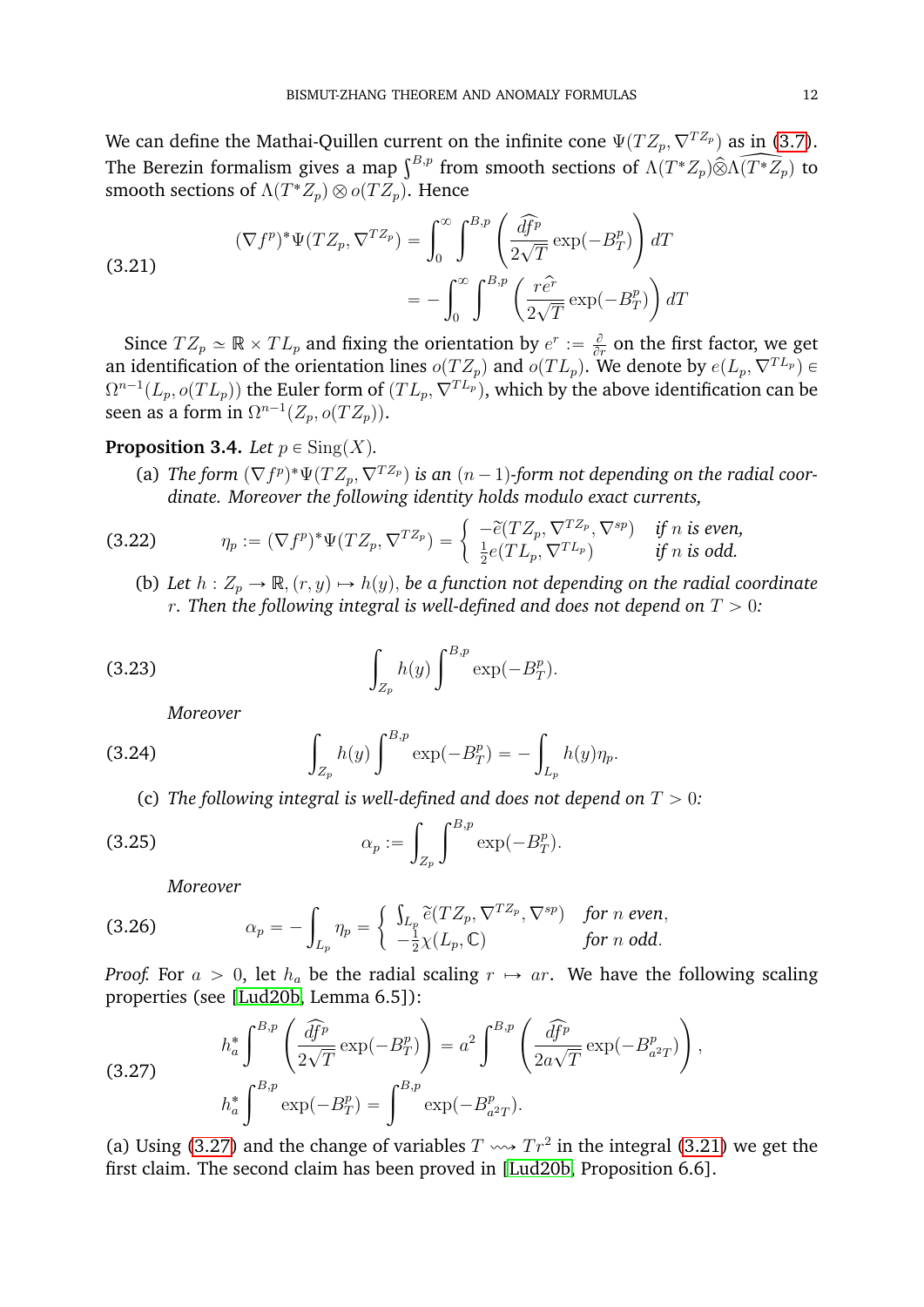We can define the Mathai-Quillen current on the infinite cone $\Psi(TZ_p, \nabla^{TZ_p})$ as in (3.7). The Berezin formalism gives a map $\int^{B,p}$ from smooth sections of $\Lambda(T^*Z_p)\widehat{\otimes}\widehat{\Lambda(T^*Z_p)}$ to smooth sections of $\Lambda(T^*Z_p) \otimes o(TZ_p)$. Hence

$$
\begin{aligned}
(\nabla f^p)^*\Psi(TZ_p, \nabla^{TZ_p}) &= \int_0^\infty \int^{B,p} \left( \frac{\widehat{df^p}}{2\sqrt{T}} \exp(-B_T^p) \right) dT \\
&= -\int_0^\infty \int^{B,p} \left( \frac{r\widehat{e^r}}{2\sqrt{T}} \exp(-B_T^p) \right) dT
\end{aligned}
\tag{3.21}
$$

Since $TZ_p \simeq \mathbb{R} \times TL_p$ and fixing the orientation by $e^r := \frac{\partial}{\partial r}$ on the first factor, we get an identification of the orientation lines $o(TZ_p)$ and $o(TL_p)$. We denote by $e(L_p, \nabla^{TL_p}) \in \Omega^{n-1}(L_p, o(TL_p))$ the Euler form of $(TL_p, \nabla^{TL_p})$, which by the above identification can be seen as a form in $\Omega^{n-1}(Z_p, o(TZ_p))$.

**Proposition 3.4.** *Let $p \in \mathrm{Sing}(X)$.*

(a) *The form $(\nabla f^p)^*\Psi(TZ_p, \nabla^{TZ_p})$ is an $(n-1)$-form not depending on the radial coordinate. Moreover the following identity holds modulo exact currents,*

$$
\eta_p := (\nabla f^p)^*\Psi(TZ_p, \nabla^{TZ_p}) = \begin{cases} -\widetilde{e}(TZ_p, \nabla^{TZ_p}, \nabla^{sp}) & \text{if } n \text{ is even,} \\ \frac{1}{2} e(TL_p, \nabla^{TL_p}) & \text{if } n \text{ is odd.} \end{cases}
\tag{3.22}
$$

(b) *Let $h : Z_p \to \mathbb{R}$, $(r, y) \mapsto h(y)$, be a function not depending on the radial coordinate $r$. Then the following integral is well-defined and does not depend on $T > 0$:*

$$
\int_{Z_p} h(y) \int^{B,p} \exp(-B_T^p).
\tag{3.23}
$$

*Moreover*

$$
\int_{Z_p} h(y) \int^{B,p} \exp(-B_T^p) = -\int_{L_p} h(y) \eta_p.
\tag{3.24}
$$

(c) *The following integral is well-defined and does not depend on $T > 0$:*

$$
\alpha_p := \int_{Z_p} \int^{B,p} \exp(-B_T^p).
\tag{3.25}
$$

*Moreover*

$$
\alpha_p = -\int_{L_p} \eta_p = \begin{cases} \int_{L_p} \widetilde{e}(TZ_p, \nabla^{TZ_p}, \nabla^{sp}) & \text{for } n \text{ even}, \\ -\frac{1}{2}\chi(L_p, \mathbb{C}) & \text{for } n \text{ odd}. \end{cases}
\tag{3.26}
$$

*Proof.* For $a > 0$, let $h_a$ be the radial scaling $r \mapsto ar$. We have the following scaling properties (see [Lud20b, Lemma 6.5]):

$$
\begin{aligned}
h_a^* \int^{B,p} \left( \frac{\widehat{df^p}}{2\sqrt{T}} \exp(-B_T^p) \right) &= a^2 \int^{B,p} \left( \frac{\widehat{df^p}}{2a\sqrt{T}} \exp(-B_{a^2T}^p) \right), \\
h_a^* \int^{B,p} \exp(-B_T^p) &= \int^{B,p} \exp(-B_{a^2T}^p).
\end{aligned}
\tag{3.27}
$$

(a) Using (3.27) and the change of variables $T \rightsquigarrow Tr^2$ in the integral (3.21) we get the first claim. The second claim has been proved in [Lud20b, Proposition 6.6].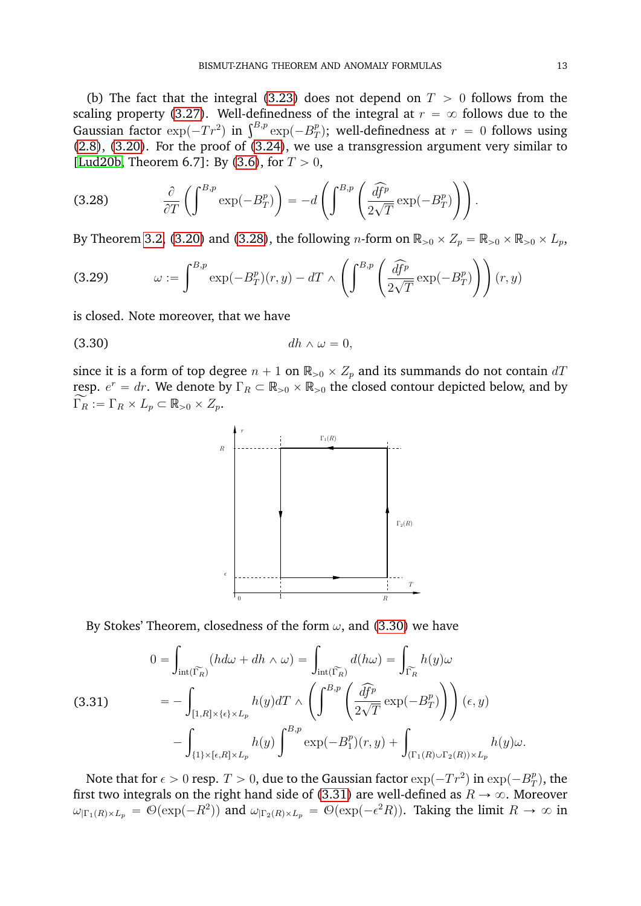(b) The fact that the integral (3.23) does not depend on $T > 0$ follows from the scaling property (3.27). Well-definedness of the integral at $r = \infty$ follows due to the Gaussian factor $\exp(-Tr^2)$ in $\int^{B,p} \exp(-B_T^p)$; well-definedness at $r = 0$ follows using (2.8), (3.20). For the proof of (3.24), we use a transgression argument very similar to [Lud20b, Theorem 6.7]: By (3.6), for $T > 0$,

$$\frac{\partial}{\partial T}\left(\int^{B,p} \exp(-B_T^p)\right) = -d\left(\int^{B,p}\left(\frac{\widehat{df^p}}{2\sqrt{T}}\exp(-B_T^p)\right)\right). \tag{3.28}$$

By Theorem 3.2, (3.20) and (3.28), the following $n$-form on $\mathbb{R}_{>0} \times Z_p = \mathbb{R}_{>0} \times \mathbb{R}_{>0} \times L_p$,

$$\omega := \int^{B,p} \exp(-B_T^p)(r,y) - dT \wedge \left(\int^{B,p}\left(\frac{\widehat{df^p}}{2\sqrt{T}}\exp(-B_T^p)\right)\right)(r,y) \tag{3.29}$$

is closed. Note moreover, that we have

$$dh \wedge \omega = 0, \tag{3.30}$$

since it is a form of top degree $n+1$ on $\mathbb{R}_{>0} \times Z_p$ and its summands do not contain $dT$ resp. $e^r = dr$. We denote by $\Gamma_R \subset \mathbb{R}_{>0} \times \mathbb{R}_{>0}$ the closed contour depicted below, and by $\widetilde{\Gamma_R} := \Gamma_R \times L_p \subset \mathbb{R}_{>0} \times Z_p$.

By Stokes' Theorem, closedness of the form $\omega$, and (3.30) we have

$$\begin{aligned}
0 &= \int_{\mathrm{int}(\widetilde{\Gamma_R})} (h d\omega + dh \wedge \omega) = \int_{\mathrm{int}(\widetilde{\Gamma_R})} d(h\omega) = \int_{\widetilde{\Gamma_R}} h(y)\omega \\
&= -\int_{[1,R]\times\{\epsilon\}\times L_p} h(y) dT \wedge \left(\int^{B,p}\left(\frac{\widehat{df^p}}{2\sqrt{T}}\exp(-B_T^p)\right)\right)(\epsilon, y) \\
&\quad - \int_{\{1\}\times[\epsilon,R]\times L_p} h(y)\int^{B,p}\exp(-B_1^p)(r,y) + \int_{(\Gamma_1(R)\cup\Gamma_2(R))\times L_p} h(y)\omega.
\end{aligned} \tag{3.31}$$

Note that for $\epsilon > 0$ resp. $T > 0$, due to the Gaussian factor $\exp(-Tr^2)$ in $\exp(-B_T^p)$, the first two integrals on the right hand side of (3.31) are well-defined as $R \to \infty$. Moreover $\omega_{|\Gamma_1(R)\times L_p} = \mathcal{O}(\exp(-R^2))$ and $\omega_{|\Gamma_2(R)\times L_p} = \mathcal{O}(\exp(-\epsilon^2 R))$. Taking the limit $R \to \infty$ in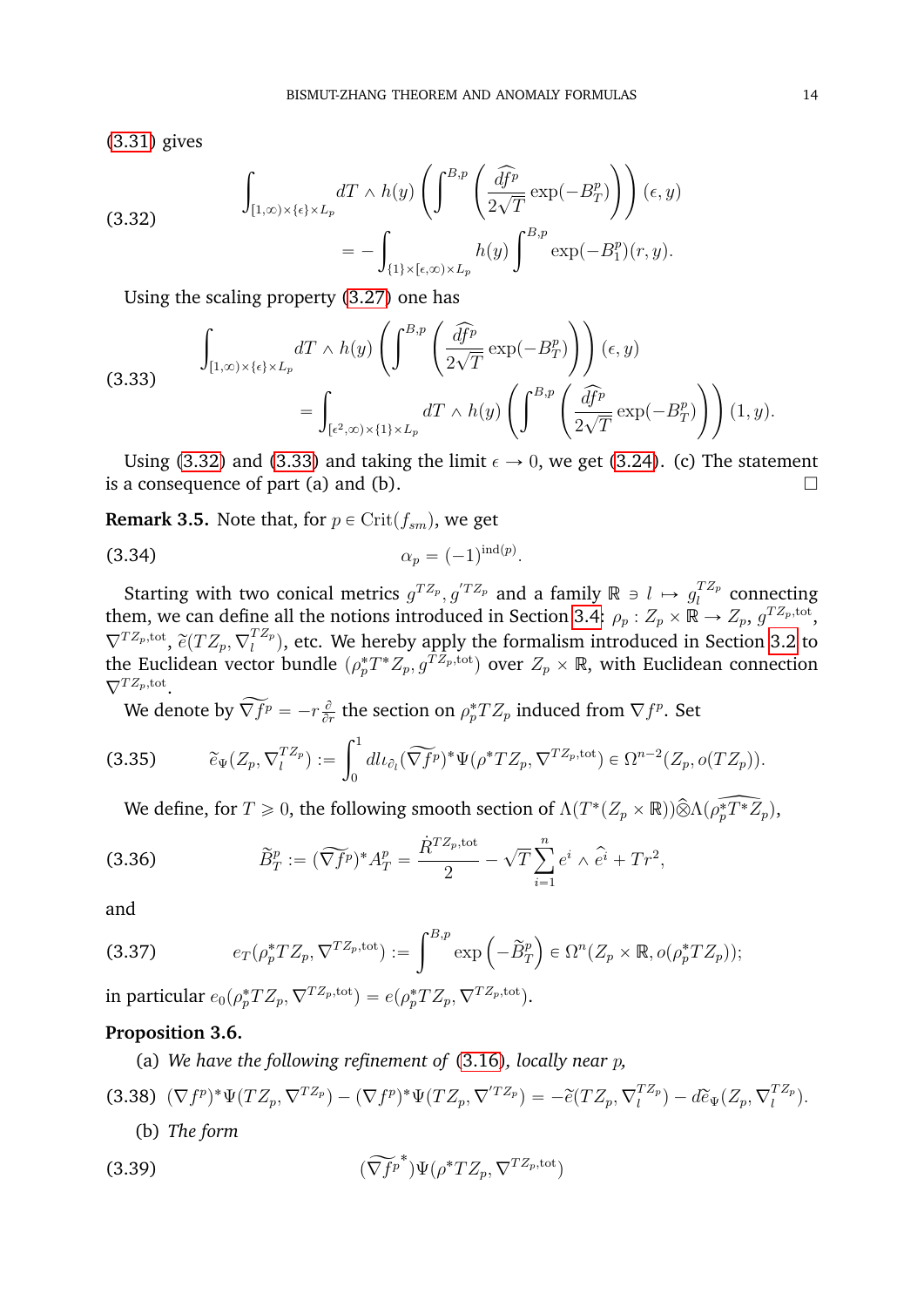(3.31) gives

$$
\begin{aligned}
\int_{[1,\infty)\times\{\epsilon\}\times L_p} dT \wedge h(y) \left( \int^{B,p} \left( \frac{\widehat{df^p}}{2\sqrt{T}} \exp(-B_T^p) \right) \right) (\epsilon, y) \\
= - \int_{\{1\}\times[\epsilon,\infty)\times L_p} h(y) \int^{B,p} \exp(-B_1^p)(r,y).
\end{aligned}
\tag{3.32}
$$

Using the scaling property (3.27) one has

$$
\begin{aligned}
\int_{[1,\infty)\times\{\epsilon\}\times L_p} dT \wedge h(y) \left( \int^{B,p} \left( \frac{\widehat{df^p}}{2\sqrt{T}} \exp(-B_T^p) \right) \right) (\epsilon, y) \\
= \int_{[\epsilon^2,\infty)\times\{1\}\times L_p} dT \wedge h(y) \left( \int^{B,p} \left( \frac{\widehat{df^p}}{2\sqrt{T}} \exp(-B_T^p) \right) \right) (1, y).
\end{aligned}
\tag{3.33}
$$

Using (3.32) and (3.33) and taking the limit $\epsilon \to 0$, we get (3.24). (c) The statement is a consequence of part (a) and (b). $\square$

**Remark 3.5.** Note that, for $p \in \mathrm{Crit}(f_{sm})$, we get

$$
\alpha_p = (-1)^{\mathrm{ind}(p)}. \tag{3.34}
$$

Starting with two conical metrics $g^{TZ_p}, g^{'TZ_p}$ and a family $\mathbb{R} \ni l \mapsto g_l^{TZ_p}$ connecting them, we can define all the notions introduced in Section 3.4: $\rho_p : Z_p \times \mathbb{R} \to Z_p$, $g^{TZ_p,\mathrm{tot}}$, $\nabla^{TZ_p,\mathrm{tot}}$, $\widetilde{e}(TZ_p, \nabla_l^{TZ_p})$, etc. We hereby apply the formalism introduced in Section 3.2 to the Euclidean vector bundle $(\rho_p^* T^* Z_p, g^{TZ_p,\mathrm{tot}})$ over $Z_p \times \mathbb{R}$, with Euclidean connection $\nabla^{TZ_p,\mathrm{tot}}$.

We denote by $\widetilde{\nabla f^p} = -r\frac{\partial}{\partial r}$ the section on $\rho_p^* TZ_p$ induced from $\nabla f^p$. Set

$$
\widetilde{e}_\Psi(Z_p, \nabla_l^{TZ_p}) := \int_0^1 dl \iota_{\partial_l}(\widetilde{\nabla f^p})^* \Psi(\rho^* TZ_p, \nabla^{TZ_p,\mathrm{tot}}) \in \Omega^{n-2}(Z_p, o(TZ_p)). \tag{3.35}
$$

We define, for $T \geqslant 0$, the following smooth section of $\Lambda(T^*(Z_p \times \mathbb{R}))\widehat{\otimes}\Lambda(\widehat{\rho_p^* T^* Z_p})$,

$$
\widetilde{B}_T^p := (\widetilde{\nabla f^p})^* A_T^p = \frac{\dot{R}^{TZ_p,\mathrm{tot}}}{2} - \sqrt{T} \sum_{i=1}^n e^i \wedge \widehat{e^i} + Tr^2, \tag{3.36}
$$

and

$$
e_T(\rho_p^* TZ_p, \nabla^{TZ_p,\mathrm{tot}}) := \int^{B,p} \exp\left(-\widetilde{B}_T^p\right) \in \Omega^n(Z_p \times \mathbb{R}, o(\rho_p^* TZ_p)); \tag{3.37}
$$

in particular $e_0(\rho_p^* TZ_p, \nabla^{TZ_p,\mathrm{tot}}) = e(\rho_p^* TZ_p, \nabla^{TZ_p,\mathrm{tot}})$.

**Proposition 3.6.**

(a) *We have the following refinement of* (3.16)*, locally near* $p$*,*

$$
(\nabla f^p)^* \Psi(TZ_p, \nabla^{TZ_p}) - (\nabla f^p)^* \Psi(TZ_p, \nabla^{'TZ_p}) = -\widetilde{e}(TZ_p, \nabla_l^{TZ_p}) - d\widetilde{e}_\Psi(Z_p, \nabla_l^{TZ_p}). \tag{3.38}
$$

(b) *The form*

$$
(\widetilde{\nabla f^p}^*) \Psi(\rho^* TZ_p, \nabla^{TZ_p,\mathrm{tot}}) \tag{3.39}
$$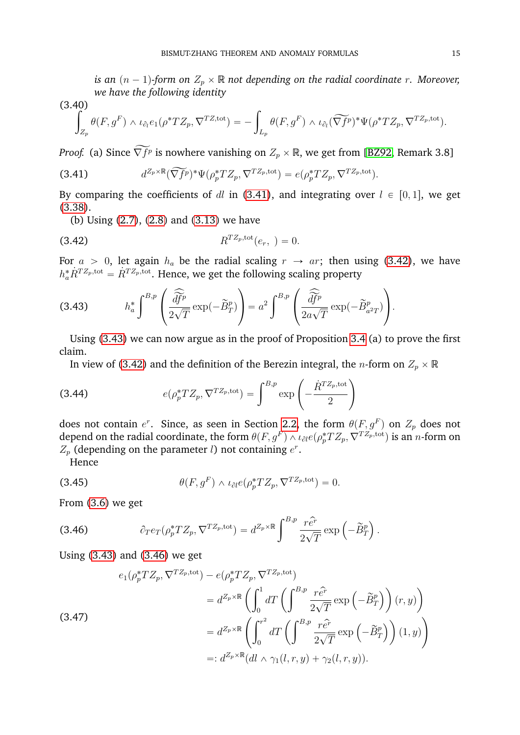*is an $(n-1)$-form on $Z_p \times \mathbb{R}$ not depending on the radial coordinate $r$. Moreover, we have the following identity*

$$\int_{Z_p} \theta(F, g^F) \wedge \iota_{\partial_l} e_1(\rho^* TZ_p, \nabla^{TZ,\mathrm{tot}}) = -\int_{L_p} \theta(F, g^F) \wedge \iota_{\partial_l} (\widetilde{\nabla f^p})^* \Psi(\rho^* TZ_p, \nabla^{TZ_p,\mathrm{tot}}). \tag{3.40}$$

*Proof.* (a) Since $\widetilde{\nabla f^p}$ is nowhere vanishing on $Z_p \times \mathbb{R}$, we get from [BZ92, Remark 3.8]

$$d^{Z_p \times \mathbb{R}} (\widetilde{\nabla f^p})^* \Psi(\rho_p^* TZ_p, \nabla^{TZ_p,\mathrm{tot}}) = e(\rho_p^* TZ_p, \nabla^{TZ_p,\mathrm{tot}}). \tag{3.41}$$

By comparing the coefficients of $dl$ in (3.41), and integrating over $l \in [0,1]$, we get (3.38).

(b) Using (2.7), (2.8) and (3.13) we have

$$R^{TZ_p,\mathrm{tot}}(e_r, \ ) = 0. \tag{3.42}$$

For $a > 0$, let again $h_a$ be the radial scaling $r \to ar$; then using (3.42), we have $h_a^* \dot{R}^{TZ_p,\mathrm{tot}} = \dot{R}^{TZ_p,\mathrm{tot}}$. Hence, we get the following scaling property

$$h_a^* \int^{B,p} \left( \frac{\widehat{\widetilde{df^p}}}{2\sqrt{T}} \exp(-\widetilde{B}_T^p) \right) = a^2 \int^{B,p} \left( \frac{\widehat{\widetilde{df^p}}}{2a\sqrt{T}} \exp(-\widetilde{B}_{a^2T}^p) \right). \tag{3.43}$$

Using (3.43) we can now argue as in the proof of Proposition 3.4 (a) to prove the first claim.

In view of (3.42) and the definition of the Berezin integral, the $n$-form on $Z_p \times \mathbb{R}$

$$e(\rho_p^* TZ_p, \nabla^{TZ_p,\mathrm{tot}}) = \int^{B,p} \exp\left( -\frac{\dot{R}^{TZ_p,\mathrm{tot}}}{2} \right) \tag{3.44}$$

does not contain $e^r$. Since, as seen in Section 2.2, the form $\theta(F, g^F)$ on $Z_p$ does not depend on the radial coordinate, the form $\theta(F, g^F) \wedge \iota_{\partial l} e(\rho_p^* TZ_p, \nabla^{TZ_p,\mathrm{tot}})$ is an $n$-form on $Z_p$ (depending on the parameter $l$) not containing $e^r$.

Hence

$$\theta(F, g^F) \wedge \iota_{\partial l} e(\rho_p^* TZ_p, \nabla^{TZ_p,\mathrm{tot}}) = 0. \tag{3.45}$$

From (3.6) we get

$$\partial_T e_T(\rho_p^* TZ_p, \nabla^{TZ_p,\mathrm{tot}}) = d^{Z_p \times \mathbb{R}} \int^{B,p} \frac{r\widehat{e^r}}{2\sqrt{T}} \exp\left(-\widetilde{B}_T^p\right). \tag{3.46}$$

Using (3.43) and (3.46) we get

$$\begin{aligned}
e_1(\rho_p^* TZ_p, \nabla^{TZ_p,\mathrm{tot}}) &- e(\rho_p^* TZ_p, \nabla^{TZ_p,\mathrm{tot}}) \\
&= d^{Z_p \times \mathbb{R}} \left( \int_0^1 dT \left( \int^{B,p} \frac{r\widehat{e^r}}{2\sqrt{T}} \exp\left(-\widetilde{B}_T^p\right) \right)(r,y) \right) \\
&= d^{Z_p \times \mathbb{R}} \left( \int_0^{r^2} dT \left( \int^{B,p} \frac{r\widehat{e^r}}{2\sqrt{T}} \exp\left(-\widetilde{B}_T^p\right) \right)(1,y) \right) \\
&=: d^{Z_p \times \mathbb{R}} (dl \wedge \gamma_1(l,r,y) + \gamma_2(l,r,y)).
\end{aligned} \tag{3.47}$$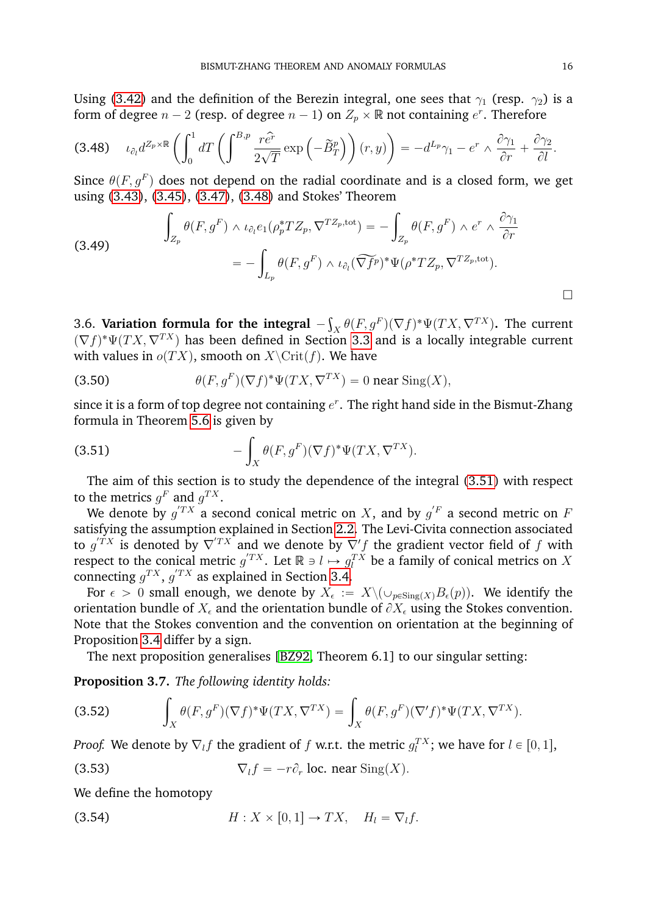Using (3.42) and the definition of the Berezin integral, one sees that $\gamma_1$ (resp. $\gamma_2$) is a form of degree $n-2$ (resp. of degree $n-1$) on $Z_p \times \mathbb{R}$ not containing $e^r$. Therefore

$$\iota_{\partial_l} d^{Z_p\times\mathbb{R}}\left(\int_0^1 dT\left(\int^{B,p} \frac{r\widehat{e^r}}{2\sqrt{T}}\exp\left(-\widetilde{B}^p_T\right)\right)(r,y)\right) = -d^{L_p}\gamma_1 - e^r \wedge \frac{\partial\gamma_1}{\partial r} + \frac{\partial\gamma_2}{\partial l}. \tag{3.48}$$

Since $\theta(F, g^F)$ does not depend on the radial coordinate and is a closed form, we get using (3.43), (3.45), (3.47), (3.48) and Stokes' Theorem

$$\begin{aligned}\int_{Z_p}\theta(F,g^F)\wedge\iota_{\partial_l}e_1(\rho_p^*TZ_p,\nabla^{TZ_p,\mathrm{tot}}) &= -\int_{Z_p}\theta(F,g^F)\wedge e^r\wedge\frac{\partial\gamma_1}{\partial r}\\ &= -\int_{L_p}\theta(F,g^F)\wedge\iota_{\partial_l}(\widetilde{\nabla f^p})^*\Psi(\rho^*TZ_p,\nabla^{TZ_p,\mathrm{tot}}).\end{aligned} \tag{3.49}$$

□

3.6. **Variation formula for the integral $-\int_X \theta(F,g^F)(\nabla f)^*\Psi(TX,\nabla^{TX})$.** The current $(\nabla f)^*\Psi(TX,\nabla^{TX})$ has been defined in Section 3.3 and is a locally integrable current with values in $o(TX)$, smooth on $X\backslash\mathrm{Crit}(f)$. We have

$$\theta(F,g^F)(\nabla f)^*\Psi(TX,\nabla^{TX}) = 0 \text{ near } \mathrm{Sing}(X), \tag{3.50}$$

since it is a form of top degree not containing $e^r$. The right hand side in the Bismut-Zhang formula in Theorem 5.6 is given by

$$-\int_X \theta(F,g^F)(\nabla f)^*\Psi(TX,\nabla^{TX}). \tag{3.51}$$

The aim of this section is to study the dependence of the integral (3.51) with respect to the metrics $g^F$ and $g^{TX}$.

We denote by $g'^{TX}$ a second conical metric on $X$, and by $g'^F$ a second metric on $F$ satisfying the assumption explained in Section 2.2. The Levi-Civita connection associated to $g'^{TX}$ is denoted by $\nabla'^{TX}$ and we denote by $\nabla' f$ the gradient vector field of $f$ with respect to the conical metric $g'^{TX}$. Let $\mathbb{R}\ni l\mapsto g_l^{TX}$ be a family of conical metrics on $X$ connecting $g^{TX}$, $g'^{TX}$ as explained in Section 3.4.

For $\epsilon > 0$ small enough, we denote by $X_\epsilon := X\backslash(\cup_{p\in\mathrm{Sing}(X)}B_\epsilon(p))$. We identify the orientation bundle of $X_\epsilon$ and the orientation bundle of $\partial X_\epsilon$ using the Stokes convention. Note that the Stokes convention and the convention on orientation at the beginning of Proposition 3.4 differ by a sign.

The next proposition generalises [BZ92, Theorem 6.1] to our singular setting:

**Proposition 3.7.** *The following identity holds:*

$$\int_X \theta(F,g^F)(\nabla f)^*\Psi(TX,\nabla^{TX}) = \int_X \theta(F,g^F)(\nabla' f)^*\Psi(TX,\nabla^{TX}). \tag{3.52}$$

*Proof.* We denote by $\nabla_l f$ the gradient of $f$ w.r.t. the metric $g_l^{TX}$; we have for $l\in[0,1]$,

$$\nabla_l f = -r\partial_r \text{ loc. near } \mathrm{Sing}(X). \tag{3.53}$$

We define the homotopy

$$H : X\times[0,1]\to TX, \quad H_l = \nabla_l f. \tag{3.54}$$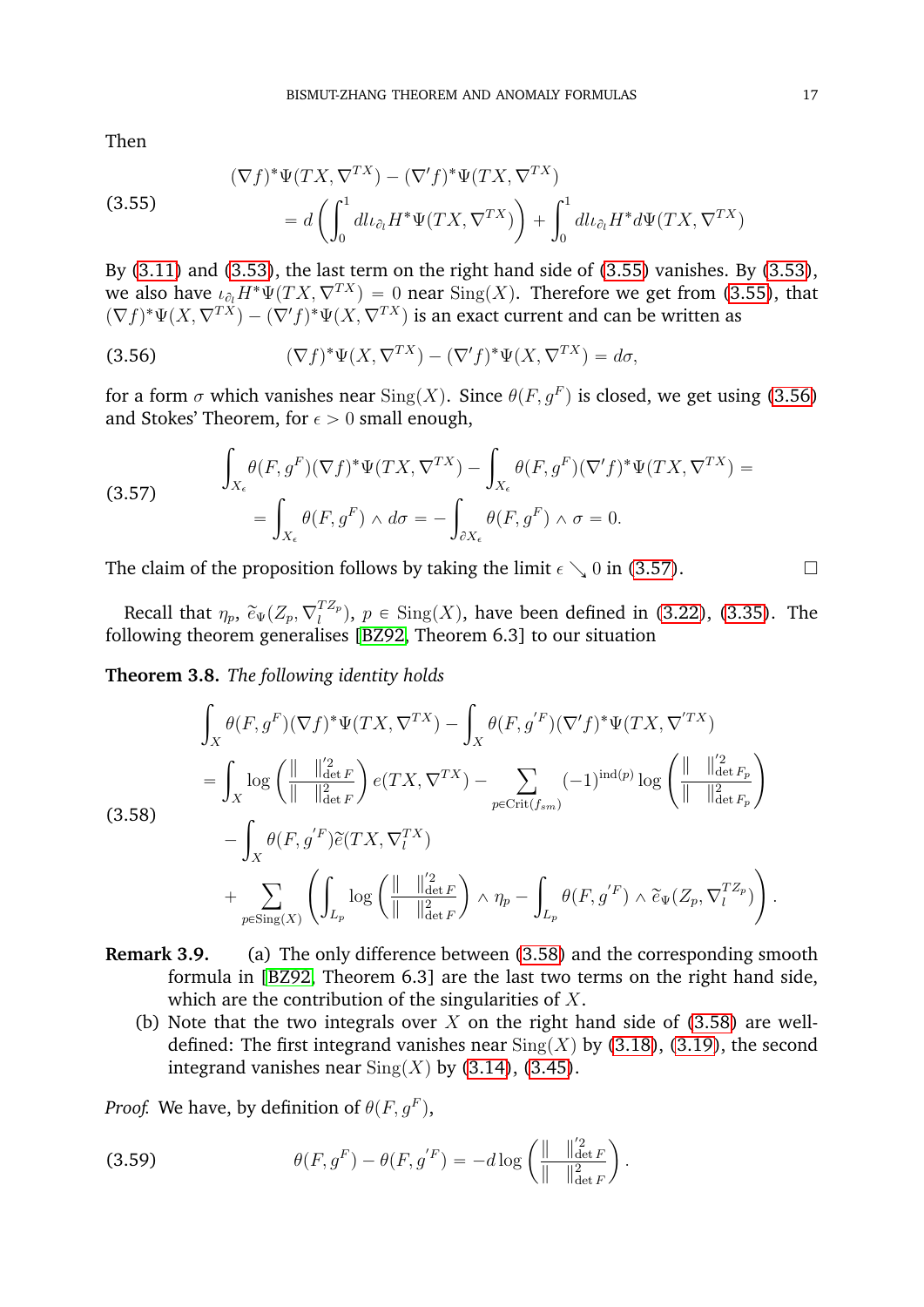Then

$$
\begin{aligned}
&(\nabla f)^*\Psi(TX,\nabla^{TX}) - (\nabla' f)^*\Psi(TX,\nabla^{TX}) \\
&\quad = d\left(\int_0^1 dl \iota_{\partial_l} H^*\Psi(TX,\nabla^{TX})\right) + \int_0^1 dl \iota_{\partial_l} H^* d\Psi(TX,\nabla^{TX})
\end{aligned} \tag{3.55}
$$

By (3.11) and (3.53), the last term on the right hand side of (3.55) vanishes. By (3.53), we also have $\iota_{\partial_l} H^*\Psi(TX,\nabla^{TX}) = 0$ near $\mathrm{Sing}(X)$. Therefore we get from (3.55), that $(\nabla f)^*\Psi(X,\nabla^{TX}) - (\nabla' f)^*\Psi(X,\nabla^{TX})$ is an exact current and can be written as

$$
(\nabla f)^*\Psi(X,\nabla^{TX}) - (\nabla' f)^*\Psi(X,\nabla^{TX}) = d\sigma, \tag{3.56}
$$

for a form $\sigma$ which vanishes near $\mathrm{Sing}(X)$. Since $\theta(F,g^F)$ is closed, we get using (3.56) and Stokes' Theorem, for $\epsilon > 0$ small enough,

$$
\begin{aligned}
&\int_{X_\epsilon} \theta(F,g^F)(\nabla f)^*\Psi(TX,\nabla^{TX}) - \int_{X_\epsilon} \theta(F,g^F)(\nabla' f)^*\Psi(TX,\nabla^{TX}) = \\
&\quad = \int_{X_\epsilon} \theta(F,g^F)\wedge d\sigma = -\int_{\partial X_\epsilon} \theta(F,g^F)\wedge \sigma = 0.
\end{aligned} \tag{3.57}
$$

The claim of the proposition follows by taking the limit $\epsilon \searrow 0$ in (3.57). ☐

Recall that $\eta_p$, $\widetilde{e}_\Psi(Z_p,\nabla_l^{TZ_p})$, $p \in \mathrm{Sing}(X)$, have been defined in (3.22), (3.35). The following theorem generalises [BZ92, Theorem 6.3] to our situation

**Theorem 3.8.** *The following identity holds*

$$
\begin{aligned}
&\int_X \theta(F,g^F)(\nabla f)^*\Psi(TX,\nabla^{TX}) - \int_X \theta(F,g'^F)(\nabla' f)^*\Psi(TX,\nabla'^{TX}) \\
&= \int_X \log\left(\frac{\| \ \|'^2_{\det F}}{\| \ \|^2_{\det F}}\right) e(TX,\nabla^{TX}) - \sum_{p\in \mathrm{Crit}(f_{sm})} (-1)^{\mathrm{ind}(p)} \log\left(\frac{\| \ \|'^2_{\det F_p}}{\| \ \|^2_{\det F_p}}\right) \\
&\quad - \int_X \theta(F,g'^F)\widetilde{e}(TX,\nabla_l^{TX}) \\
&\quad + \sum_{p\in \mathrm{Sing}(X)} \left(\int_{L_p} \log\left(\frac{\| \ \|'^2_{\det F}}{\| \ \|^2_{\det F}}\right)\wedge \eta_p - \int_{L_p} \theta(F,g'^F)\wedge \widetilde{e}_\Psi(Z_p,\nabla_l^{TZ_p})\right).
\end{aligned} \tag{3.58}
$$

**Remark 3.9.** (a) The only difference between (3.58) and the corresponding smooth formula in [BZ92, Theorem 6.3] are the last two terms on the right hand side, which are the contribution of the singularities of $X$.

(b) Note that the two integrals over $X$ on the right hand side of (3.58) are well-defined: The first integrand vanishes near $\mathrm{Sing}(X)$ by (3.18), (3.19), the second integrand vanishes near $\mathrm{Sing}(X)$ by (3.14), (3.45).

*Proof.* We have, by definition of $\theta(F,g^F)$,

$$
\theta(F,g^F) - \theta(F,g'^F) = -d\log\left(\frac{\| \ \|'^2_{\det F}}{\| \ \|^2_{\det F}}\right). \tag{3.59}
$$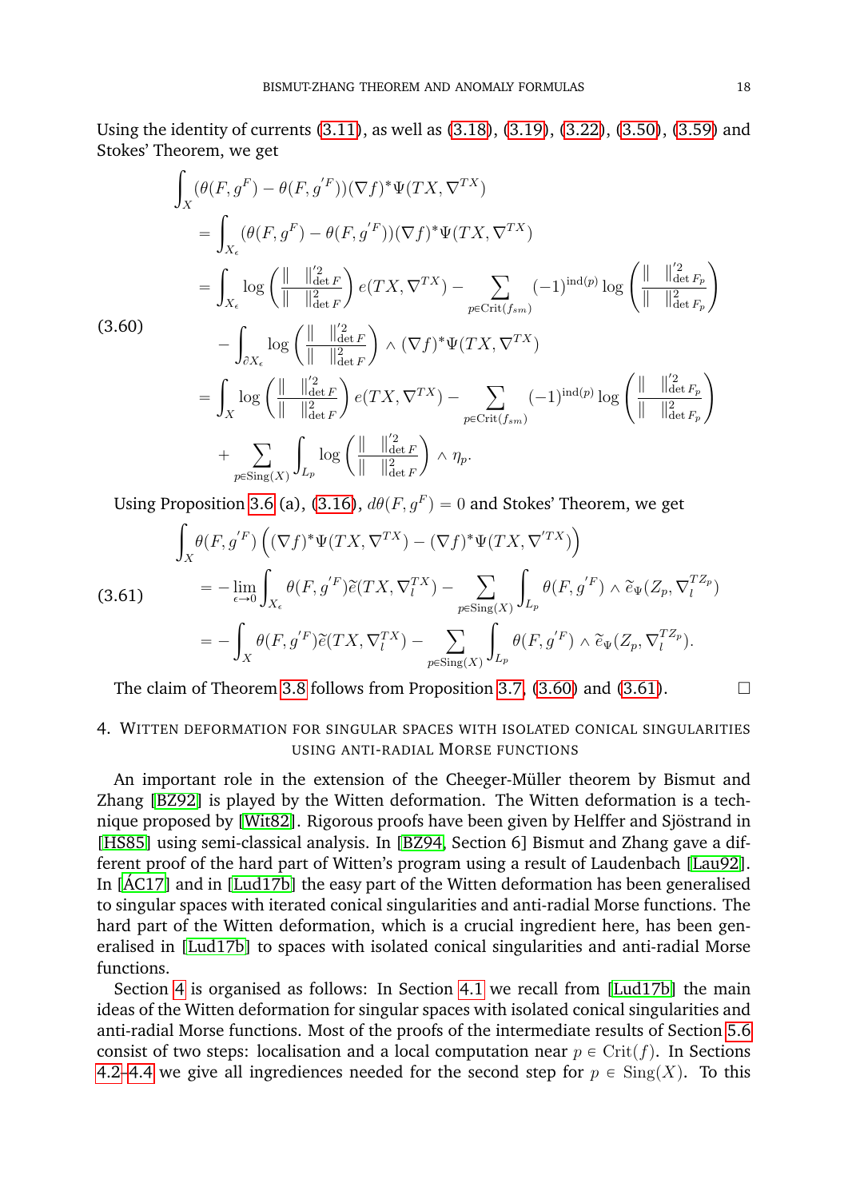Using the identity of currents (3.11), as well as (3.18), (3.19), (3.22), (3.50), (3.59) and Stokes' Theorem, we get

$$
\begin{aligned}
&\int_X (\theta(F, g^F) - \theta(F, g^{'F}))(\nabla f)^* \Psi(TX, \nabla^{TX}) \\
&= \int_{X_\epsilon} (\theta(F, g^F) - \theta(F, g^{'F}))(\nabla f)^* \Psi(TX, \nabla^{TX}) \\
&= \int_{X_\epsilon} \log\left( \frac{\| \quad \|_{\det F}^{'2}}{\| \quad \|_{\det F}^{2}} \right) e(TX, \nabla^{TX}) - \sum_{p \in \mathrm{Crit}(f_{sm})} (-1)^{\mathrm{ind}(p)} \log\left( \frac{\| \quad \|_{\det F_p}^{'2}}{\| \quad \|_{\det F_p}^{2}} \right) \\
&\quad - \int_{\partial X_\epsilon} \log\left( \frac{\| \quad \|_{\det F}^{'2}}{\| \quad \|_{\det F}^{2}} \right) \wedge (\nabla f)^* \Psi(TX, \nabla^{TX}) \\
&= \int_{X} \log\left( \frac{\| \quad \|_{\det F}^{'2}}{\| \quad \|_{\det F}^{2}} \right) e(TX, \nabla^{TX}) - \sum_{p \in \mathrm{Crit}(f_{sm})} (-1)^{\mathrm{ind}(p)} \log\left( \frac{\| \quad \|_{\det F_p}^{'2}}{\| \quad \|_{\det F_p}^{2}} \right) \\
&\quad + \sum_{p \in \mathrm{Sing}(X)} \int_{L_p} \log\left( \frac{\| \quad \|_{\det F}^{'2}}{\| \quad \|_{\det F}^{2}} \right) \wedge \eta_p.
\end{aligned} \tag{3.60}
$$

Using Proposition 3.6 (a), (3.16), $d\theta(F, g^F) = 0$ and Stokes' Theorem, we get

$$
\begin{aligned}
&\int_X \theta(F, g^{'F}) \left( (\nabla f)^* \Psi(TX, \nabla^{TX}) - (\nabla f)^* \Psi(TX, \nabla^{'TX}) \right) \\
&= - \lim_{\epsilon \to 0} \int_{X_\epsilon} \theta(F, g^{'F}) \widetilde{e}(TX, \nabla_l^{TX}) - \sum_{p \in \mathrm{Sing}(X)} \int_{L_p} \theta(F, g^{'F}) \wedge \widetilde{e}_\Psi(Z_p, \nabla_l^{TZ_p}) \\
&= - \int_{X} \theta(F, g^{'F}) \widetilde{e}(TX, \nabla_l^{TX}) - \sum_{p \in \mathrm{Sing}(X)} \int_{L_p} \theta(F, g^{'F}) \wedge \widetilde{e}_\Psi(Z_p, \nabla_l^{TZ_p}).
\end{aligned} \tag{3.61}
$$

The claim of Theorem 3.8 follows from Proposition 3.7, (3.60) and (3.61). □

## 4. Witten deformation for singular spaces with isolated conical singularities using anti-radial Morse functions

An important role in the extension of the Cheeger-Müller theorem by Bismut and Zhang [BZ92] is played by the Witten deformation. The Witten deformation is a technique proposed by [Wit82]. Rigorous proofs have been given by Helffer and Sjöstrand in [HS85] using semi-classical analysis. In [BZ94, Section 6] Bismut and Zhang gave a different proof of the hard part of Witten's program using a result of Laudenbach [Lau92]. In [ÁC17] and in [Lud17b] the easy part of the Witten deformation has been generalised to singular spaces with iterated conical singularities and anti-radial Morse functions. The hard part of the Witten deformation, which is a crucial ingredient here, has been generalised in [Lud17b] to spaces with isolated conical singularities and anti-radial Morse functions.

Section 4 is organised as follows: In Section 4.1 we recall from [Lud17b] the main ideas of the Witten deformation for singular spaces with isolated conical singularities and anti-radial Morse functions. Most of the proofs of the intermediate results of Section 5.6 consist of two steps: localisation and a local computation near $p \in \mathrm{Crit}(f)$. In Sections 4.2–4.4 we give all ingrediences needed for the second step for $p \in \mathrm{Sing}(X)$. To this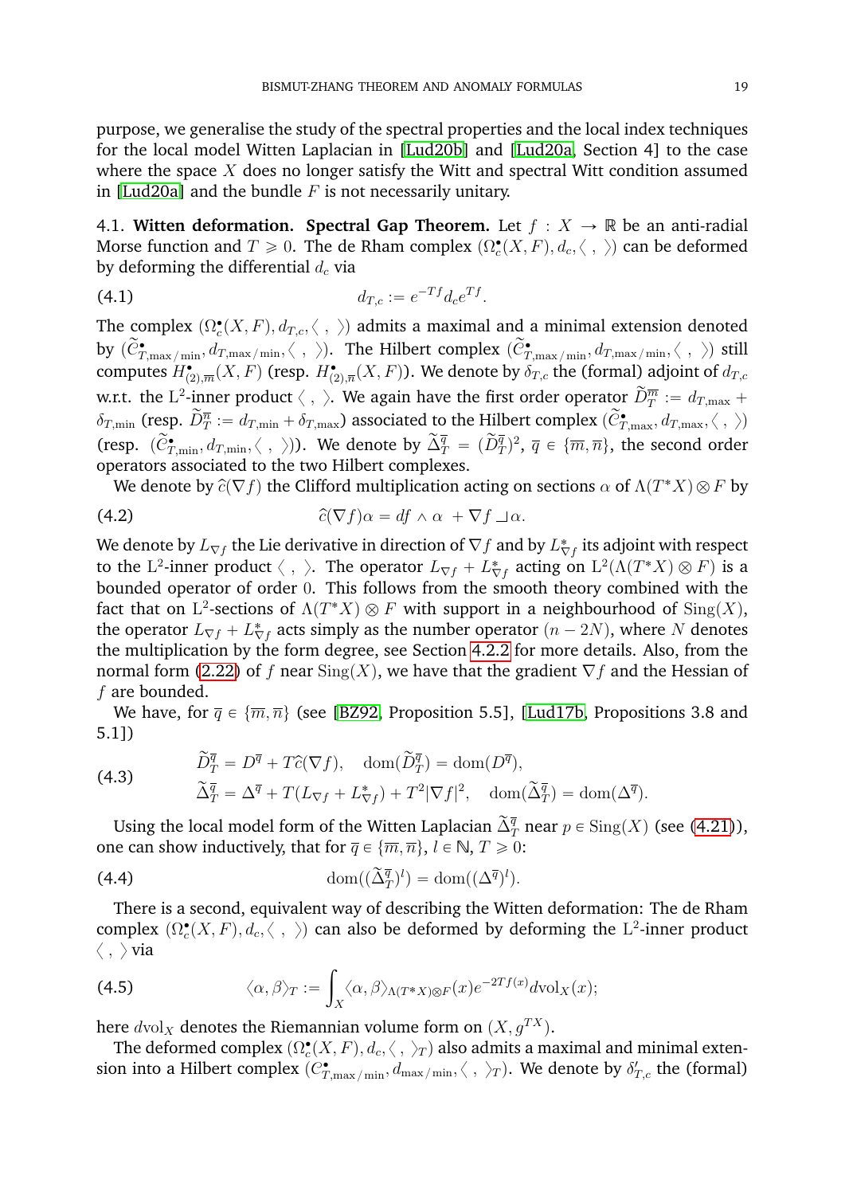purpose, we generalise the study of the spectral properties and the local index techniques for the local model Witten Laplacian in [Lud20b] and [Lud20a, Section 4] to the case where the space $X$ does no longer satisfy the Witt and spectral Witt condition assumed in [Lud20a] and the bundle $F$ is not necessarily unitary.

**4.1. Witten deformation. Spectral Gap Theorem.** Let $f : X \to \mathbb{R}$ be an anti-radial Morse function and $T \geqslant 0$. The de Rham complex $(\Omega_c^\bullet(X, F), d_c, \langle\ ,\ \rangle)$ can be deformed by deforming the differential $d_c$ via

$$d_{T,c} := e^{-Tf} d_c e^{Tf}. \tag{4.1}$$

The complex $(\Omega_c^\bullet(X, F), d_{T,c}, \langle\ ,\ \rangle)$ admits a maximal and a minimal extension denoted by $(\widetilde{\mathcal{C}}^\bullet_{T,\max/\min}, d_{T,\max/\min}, \langle\ ,\ \rangle)$. The Hilbert complex $(\widetilde{\mathcal{C}}^\bullet_{T,\max/\min}, d_{T,\max/\min}, \langle\ ,\ \rangle)$ still computes $H^\bullet_{(2),\overline{m}}(X, F)$ (resp. $H^\bullet_{(2),\overline{n}}(X, F)$). We denote by $\delta_{T,c}$ the (formal) adjoint of $d_{T,c}$ w.r.t. the $\mathrm{L}^2$-inner product $\langle\ ,\ \rangle$. We again have the first order operator $\widetilde{D}^{\overline{m}}_T := d_{T,\max} + \delta_{T,\min}$ (resp. $\widetilde{D}^{\overline{n}}_T := d_{T,\min} + \delta_{T,\max}$) associated to the Hilbert complex $(\widetilde{\mathcal{C}}^\bullet_{T,\max}, d_{T,\max}, \langle\ ,\ \rangle)$ (resp. $(\widetilde{\mathcal{C}}^\bullet_{T,\min}, d_{T,\min}, \langle\ ,\ \rangle)$). We denote by $\widetilde{\Delta}^{\overline{q}}_T = (\widetilde{D}^{\overline{q}}_T)^2$, $\overline{q} \in \{\overline{m}, \overline{n}\}$, the second order operators associated to the two Hilbert complexes.

We denote by $\widehat{c}(\nabla f)$ the Clifford multiplication acting on sections $\alpha$ of $\Lambda(T^*X) \otimes F$ by

$$\widehat{c}(\nabla f)\alpha = df \wedge \alpha\ + \nabla f \lrcorner \alpha. \tag{4.2}$$

We denote by $L_{\nabla f}$ the Lie derivative in direction of $\nabla f$ and by $L^*_{\nabla f}$ its adjoint with respect to the $\mathrm{L}^2$-inner product $\langle\ ,\ \rangle$. The operator $L_{\nabla f} + L^*_{\nabla f}$ acting on $\mathrm{L}^2(\Lambda(T^*X) \otimes F)$ is a bounded operator of order $0$. This follows from the smooth theory combined with the fact that on $\mathrm{L}^2$-sections of $\Lambda(T^*X) \otimes F$ with support in a neighbourhood of $\mathrm{Sing}(X)$, the operator $L_{\nabla f} + L^*_{\nabla f}$ acts simply as the number operator $(n - 2N)$, where $N$ denotes the multiplication by the form degree, see Section 4.2.2 for more details. Also, from the normal form (2.22) of $f$ near $\mathrm{Sing}(X)$, we have that the gradient $\nabla f$ and the Hessian of $f$ are bounded.

We have, for $\overline{q} \in \{\overline{m}, \overline{n}\}$ (see [BZ92, Proposition 5.5], [Lud17b, Propositions 3.8 and 5.1])

$$\begin{aligned} &\widetilde{D}^{\overline{q}}_T = D^{\overline{q}} + T\widehat{c}(\nabla f), \quad \mathrm{dom}(\widetilde{D}^{\overline{q}}_T) = \mathrm{dom}(D^{\overline{q}}), \\ &\widetilde{\Delta}^{\overline{q}}_T = \Delta^{\overline{q}} + T(L_{\nabla f} + L^*_{\nabla f}) + T^2|\nabla f|^2, \quad \mathrm{dom}(\widetilde{\Delta}^{\overline{q}}_T) = \mathrm{dom}(\Delta^{\overline{q}}). \end{aligned} \tag{4.3}$$

Using the local model form of the Witten Laplacian $\widetilde{\Delta}^{\overline{q}}_T$ near $p \in \mathrm{Sing}(X)$ (see (4.21)), one can show inductively, that for $\overline{q} \in \{\overline{m}, \overline{n}\}$, $l \in \mathbb{N}$, $T \geqslant 0$:

$$\mathrm{dom}((\widetilde{\Delta}^{\overline{q}}_T)^l) = \mathrm{dom}((\Delta^{\overline{q}})^l). \tag{4.4}$$

There is a second, equivalent way of describing the Witten deformation: The de Rham complex $(\Omega_c^\bullet(X, F), d_c, \langle\ ,\ \rangle)$ can also be deformed by deforming the $\mathrm{L}^2$-inner product $\langle\ ,\ \rangle$ via

$$\langle \alpha, \beta \rangle_T := \int_X \langle \alpha, \beta \rangle_{\Lambda(T^*X)\otimes F}(x) e^{-2Tf(x)} d\mathrm{vol}_X(x); \tag{4.5}$$

here $d\mathrm{vol}_X$ denotes the Riemannian volume form on $(X, g^{TX})$.

The deformed complex $(\Omega_c^\bullet(X, F), d_c, \langle\ ,\ \rangle_T)$ also admits a maximal and minimal extension into a Hilbert complex $(\mathcal{C}^\bullet_{T,\max/\min}, d_{\max/\min}, \langle\ ,\ \rangle_T)$. We denote by $\delta'_{T,c}$ the (formal)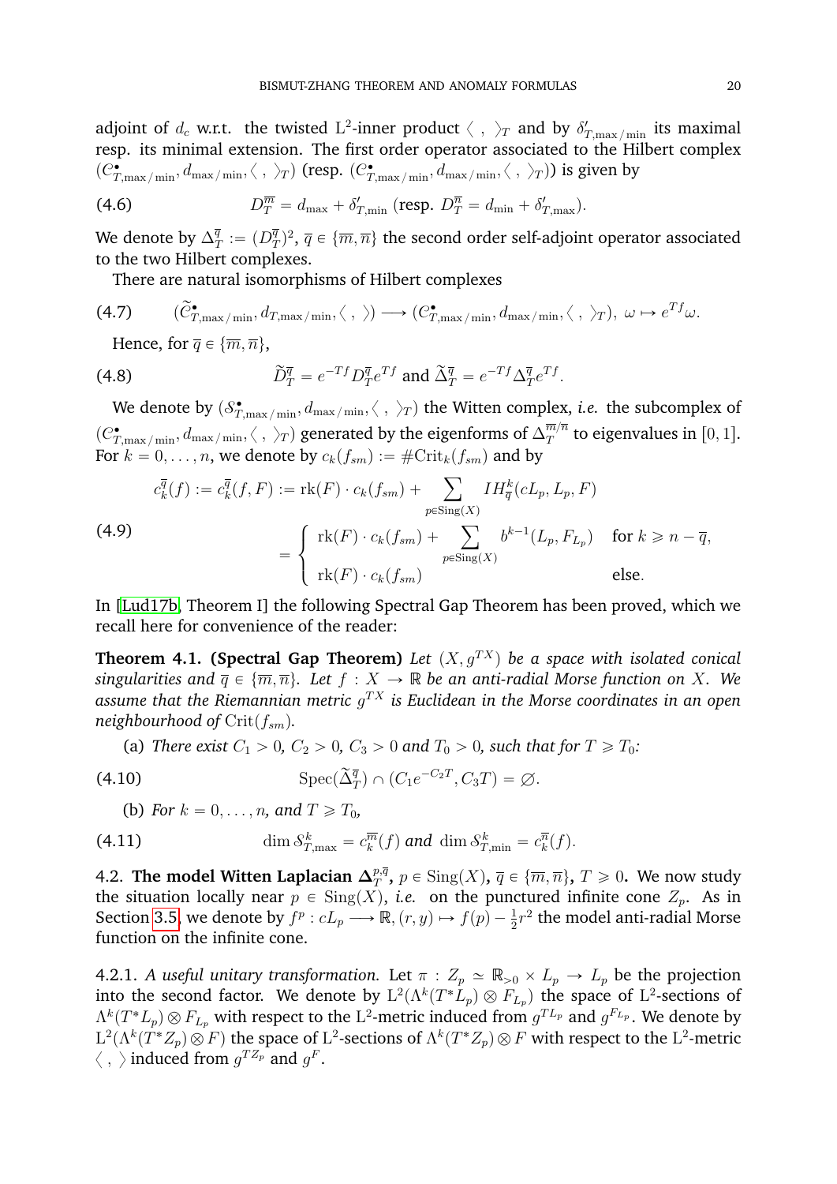adjoint of $d_c$ w.r.t. the twisted $\mathrm{L}^2$-inner product $\langle\ ,\ \rangle_T$ and by $\delta'_{T,\max/\min}$ its maximal resp. its minimal extension. The first order operator associated to the Hilbert complex $(C^\bullet_{T,\max/\min}, d_{\max/\min}, \langle\ ,\ \rangle_T)$ (resp. $(C^\bullet_{T,\max/\min}, d_{\max/\min}, \langle\ ,\ \rangle_T)$) is given by

$$D_T^{\overline{m}} = d_{\max} + \delta'_{T,\min} \text{ (resp. } D_T^{\overline{n}} = d_{\min} + \delta'_{T,\max}). \tag{4.6}$$

We denote by $\Delta_T^{\overline{q}} := (D_T^{\overline{q}})^2$, $\overline{q} \in \{\overline{m}, \overline{n}\}$ the second order self-adjoint operator associated to the two Hilbert complexes.

There are natural isomorphisms of Hilbert complexes

$$(\widetilde{C}^\bullet_{T,\max/\min}, d_{T,\max/\min}, \langle\ ,\ \rangle) \longrightarrow (C^\bullet_{T,\max/\min}, d_{\max/\min}, \langle\ ,\ \rangle_T),\ \omega \mapsto e^{Tf}\omega. \tag{4.7}$$

Hence, for $\overline{q} \in \{\overline{m}, \overline{n}\}$,

$$\widetilde{D}_T^{\overline{q}} = e^{-Tf} D_T^{\overline{q}} e^{Tf} \text{ and } \widetilde{\Delta}_T^{\overline{q}} = e^{-Tf} \Delta_T^{\overline{q}} e^{Tf}. \tag{4.8}$$

We denote by $(\mathcal{S}^\bullet_{T,\max/\min}, d_{\max/\min}, \langle\ ,\ \rangle_T)$ the Witten complex, *i.e.* the subcomplex of $(C^\bullet_{T,\max/\min}, d_{\max/\min}, \langle\ ,\ \rangle_T)$ generated by the eigenforms of $\Delta_T^{\overline{m}/\overline{n}}$ to eigenvalues in $[0,1]$. For $k = 0, \ldots, n$, we denote by $c_k(f_{sm}) := \#\mathrm{Crit}_k(f_{sm})$ and by

$$\begin{aligned} c_k^{\overline{q}}(f) := c_k^{\overline{q}}(f, F) &:= \mathrm{rk}(F) \cdot c_k(f_{sm}) + \sum_{p \in \mathrm{Sing}(X)} IH^k_{\overline{q}}(cL_p, L_p, F) \\ &= \begin{cases} \mathrm{rk}(F) \cdot c_k(f_{sm}) + \displaystyle\sum_{p \in \mathrm{Sing}(X)} b^{k-1}(L_p, F_{L_p}) & \text{for } k \geqslant n - \overline{q}, \\ \mathrm{rk}(F) \cdot c_k(f_{sm}) & \text{else.} \end{cases} \end{aligned} \tag{4.9}$$

In [Lud17b, Theorem I] the following Spectral Gap Theorem has been proved, which we recall here for convenience of the reader:

**Theorem 4.1. (Spectral Gap Theorem)** *Let $(X, g^{TX})$ be a space with isolated conical singularities and $\overline{q} \in \{\overline{m}, \overline{n}\}$. Let $f : X \to \mathbb{R}$ be an anti-radial Morse function on $X$. We assume that the Riemannian metric $g^{TX}$ is Euclidean in the Morse coordinates in an open neighbourhood of $\mathrm{Crit}(f_{sm})$.*

(a) *There exist $C_1 > 0$, $C_2 > 0$, $C_3 > 0$ and $T_0 > 0$, such that for $T \geqslant T_0$:*

$$\mathrm{Spec}(\widetilde{\Delta}_T^{\overline{q}}) \cap (C_1 e^{-C_2 T}, C_3 T) = \varnothing. \tag{4.10}$$

(b) *For $k = 0, \ldots, n$, and $T \geqslant T_0$,*

$$\dim \mathcal{S}^k_{T,\max} = c_k^{\overline{m}}(f) \textit{ and } \dim \mathcal{S}^k_{T,\min} = c_k^{\overline{n}}(f). \tag{4.11}$$

4.2. **The model Witten Laplacian $\Delta_T^{p,\overline{q}}$, $p \in \mathrm{Sing}(X)$, $\overline{q} \in \{\overline{m}, \overline{n}\}$, $T \geqslant 0$.** We now study the situation locally near $p \in \mathrm{Sing}(X)$, *i.e.* on the punctured infinite cone $Z_p$. As in Section 3.5, we denote by $f^p : cL_p \longrightarrow \mathbb{R}, (r, y) \mapsto f(p) - \frac{1}{2}r^2$ the model anti-radial Morse function on the infinite cone.

4.2.1. *A useful unitary transformation.* Let $\pi : Z_p \simeq \mathbb{R}_{>0} \times L_p \to L_p$ be the projection into the second factor. We denote by $\mathrm{L}^2(\Lambda^k(T^*L_p) \otimes F_{L_p})$ the space of $\mathrm{L}^2$-sections of $\Lambda^k(T^*L_p) \otimes F_{L_p}$ with respect to the $\mathrm{L}^2$-metric induced from $g^{TL_p}$ and $g^{F_{L_p}}$. We denote by $\mathrm{L}^2(\Lambda^k(T^*Z_p) \otimes F)$ the space of $\mathrm{L}^2$-sections of $\Lambda^k(T^*Z_p) \otimes F$ with respect to the $\mathrm{L}^2$-metric $\langle\ ,\ \rangle$ induced from $g^{TZ_p}$ and $g^F$.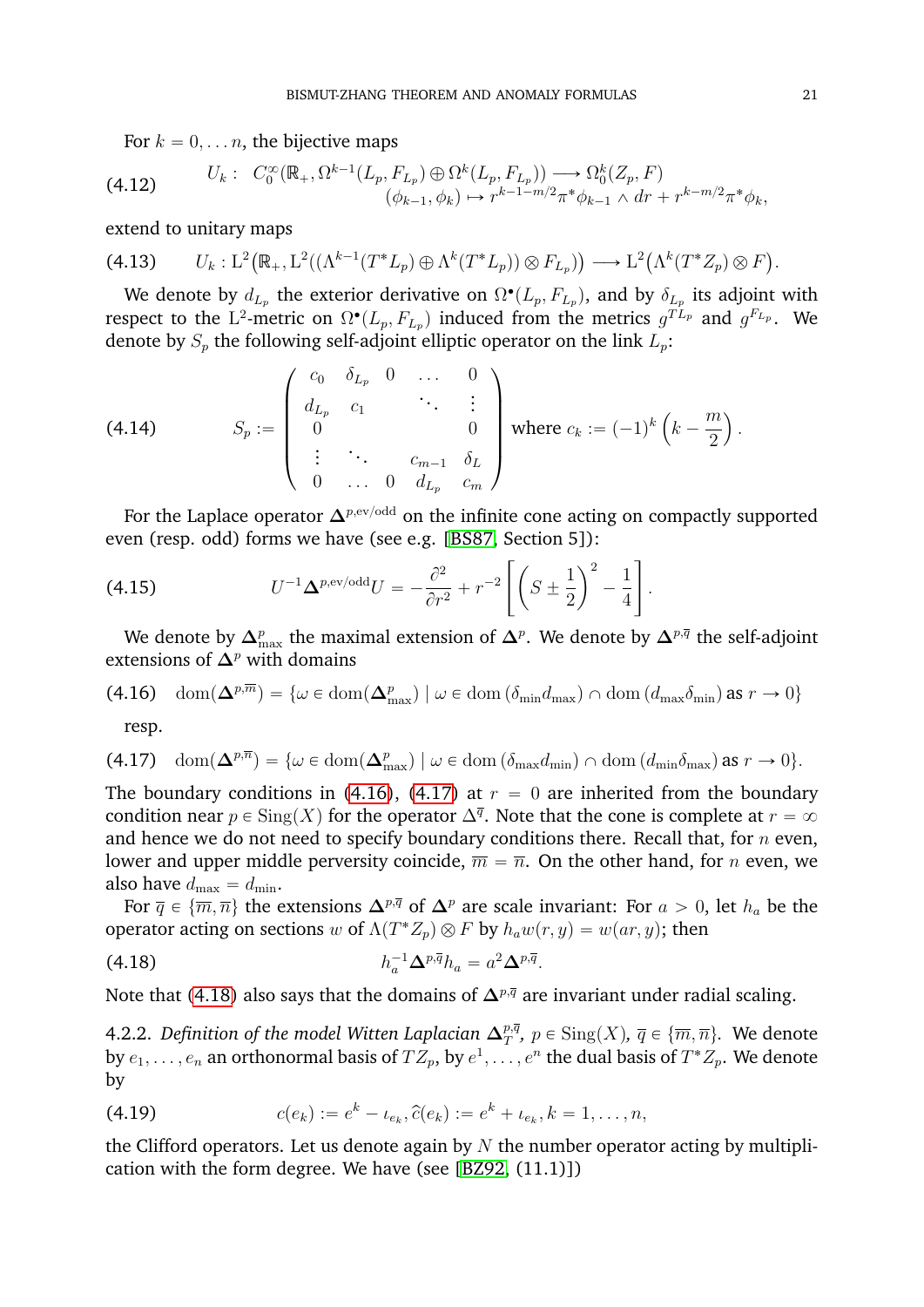For $k = 0, \dots n$, the bijective maps

$$
U_k : \begin{array}{c} C_0^\infty(\mathbb{R}_+, \Omega^{k-1}(L_p, F_{L_p}) \oplus \Omega^k(L_p, F_{L_p})) \longrightarrow \Omega_0^k(Z_p, F) \\ (\phi_{k-1}, \phi_k) \mapsto r^{k-1-m/2}\pi^*\phi_{k-1} \wedge dr + r^{k-m/2}\pi^*\phi_k, \end{array} \tag{4.12}
$$

extend to unitary maps

$$
U_k : \mathrm{L}^2\big(\mathbb{R}_+, \mathrm{L}^2((\Lambda^{k-1}(T^*L_p) \oplus \Lambda^k(T^*L_p)) \otimes F_{L_p})\big) \longrightarrow \mathrm{L}^2\big(\Lambda^k(T^*Z_p) \otimes F\big). \tag{4.13}
$$

We denote by $d_{L_p}$ the exterior derivative on $\Omega^\bullet(L_p, F_{L_p})$, and by $\delta_{L_p}$ its adjoint with respect to the $\mathrm{L}^2$-metric on $\Omega^\bullet(L_p, F_{L_p})$ induced from the metrics $g^{TL_p}$ and $g^{F_{L_p}}$. We denote by $S_p$ the following self-adjoint elliptic operator on the link $L_p$:

$$
S_p := \begin{pmatrix} c_0 & \delta_{L_p} & 0 & \dots & 0 \\ d_{L_p} & c_1 & & \ddots & \vdots \\ 0 & & & & 0 \\ \vdots & \ddots & & c_{m-1} & \delta_L \\ 0 & \dots & 0 & d_{L_p} & c_m \end{pmatrix} \text{ where } c_k := (-1)^k\left(k - \frac{m}{2}\right). \tag{4.14}
$$

For the Laplace operator $\mathbf{\Delta}^{p,\mathrm{ev/odd}}$ on the infinite cone acting on compactly supported even (resp. odd) forms we have (see e.g. [BS87, Section 5]):

$$
U^{-1}\mathbf{\Delta}^{p,\mathrm{ev/odd}}U = -\frac{\partial^2}{\partial r^2} + r^{-2}\left[\left(S \pm \frac{1}{2}\right)^2 - \frac{1}{4}\right]. \tag{4.15}
$$

We denote by $\mathbf{\Delta}^p_{\max}$ the maximal extension of $\mathbf{\Delta}^p$. We denote by $\mathbf{\Delta}^{p,\overline{q}}$ the self-adjoint extensions of $\mathbf{\Delta}^p$ with domains

$$
\mathrm{dom}(\mathbf{\Delta}^{p,\overline{m}}) = \{\omega \in \mathrm{dom}(\mathbf{\Delta}^p_{\max}) \mid \omega \in \mathrm{dom}\,(\delta_{\min} d_{\max}) \cap \mathrm{dom}\,(d_{\max}\delta_{\min}) \text{ as } r \to 0\} \tag{4.16}
$$

resp.

$$
\mathrm{dom}(\mathbf{\Delta}^{p,\overline{n}}) = \{\omega \in \mathrm{dom}(\mathbf{\Delta}^p_{\max}) \mid \omega \in \mathrm{dom}\,(\delta_{\max} d_{\min}) \cap \mathrm{dom}\,(d_{\min}\delta_{\max}) \text{ as } r \to 0\}. \tag{4.17}
$$

The boundary conditions in (4.16), (4.17) at $r = 0$ are inherited from the boundary condition near $p \in \mathrm{Sing}(X)$ for the operator $\Delta^{\overline{q}}$. Note that the cone is complete at $r = \infty$ and hence we do not need to specify boundary conditions there. Recall that, for $n$ even, lower and upper middle perversity coincide, $\overline{m} = \overline{n}$. On the other hand, for $n$ even, we also have $d_{\max} = d_{\min}$.

For $\overline{q} \in \{\overline{m}, \overline{n}\}$ the extensions $\mathbf{\Delta}^{p,\overline{q}}$ of $\mathbf{\Delta}^p$ are scale invariant: For $a > 0$, let $h_a$ be the operator acting on sections $w$ of $\Lambda(T^*Z_p) \otimes F$ by $h_a w(r, y) = w(ar, y)$; then

$$
h_a^{-1}\mathbf{\Delta}^{p,\overline{q}}h_a = a^2\mathbf{\Delta}^{p,\overline{q}}. \tag{4.18}
$$

Note that (4.18) also says that the domains of $\mathbf{\Delta}^{p,\overline{q}}$ are invariant under radial scaling.

4.2.2. *Definition of the model Witten Laplacian $\mathbf{\Delta}^{p,\overline{q}}_T$, $p \in \mathrm{Sing}(X)$, $\overline{q} \in \{\overline{m}, \overline{n}\}$.* We denote by $e_1, \dots, e_n$ an orthonormal basis of $TZ_p$, by $e^1, \dots, e^n$ the dual basis of $T^*Z_p$. We denote by

$$
c(e_k) := e^k - \iota_{e_k}, \widehat{c}(e_k) := e^k + \iota_{e_k}, k = 1, \dots, n, \tag{4.19}
$$

the Clifford operators. Let us denote again by $N$ the number operator acting by multiplication with the form degree. We have (see [BZ92, (11.1)])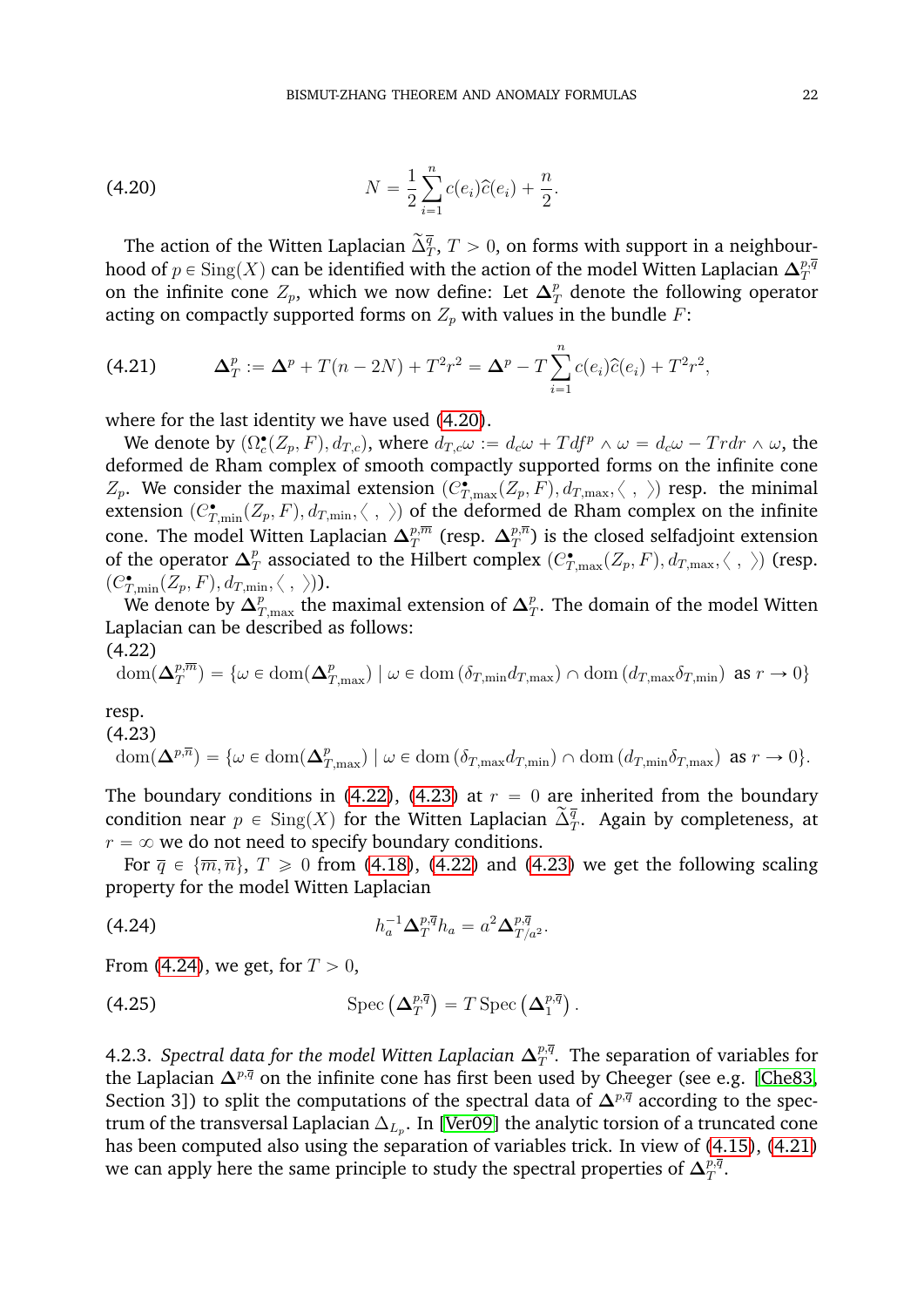$$N = \frac{1}{2}\sum_{i=1}^{n} c(e_i)\widehat{c}(e_i) + \frac{n}{2}. \tag{4.20}$$

The action of the Witten Laplacian $\widetilde{\Delta}^{\overline{q}}_{T}$, $T > 0$, on forms with support in a neighbourhood of $p \in \mathrm{Sing}(X)$ can be identified with the action of the model Witten Laplacian $\mathbf{\Delta}^{p,\overline{q}}_{T}$ on the infinite cone $Z_p$, which we now define: Let $\mathbf{\Delta}^{p}_{T}$ denote the following operator acting on compactly supported forms on $Z_p$ with values in the bundle $F$:

$$\mathbf{\Delta}^{p}_{T} := \mathbf{\Delta}^{p} + T(n-2N) + T^2 r^2 = \mathbf{\Delta}^{p} - T\sum_{i=1}^{n} c(e_i)\widehat{c}(e_i) + T^2 r^2, \tag{4.21}$$

where for the last identity we have used (4.20).

We denote by $(\Omega^{\bullet}_{c}(Z_p, F), d_{T,c})$, where $d_{T,c}\omega := d_c\omega + T df^p \wedge \omega = d_c\omega - T r dr \wedge \omega$, the deformed de Rham complex of smooth compactly supported forms on the infinite cone $Z_p$. We consider the maximal extension $(C^{\bullet}_{T,\max}(Z_p, F), d_{T,\max}, \langle\ ,\ \rangle)$ resp. the minimal extension $(C^{\bullet}_{T,\min}(Z_p, F), d_{T,\min}, \langle\ ,\ \rangle)$ of the deformed de Rham complex on the infinite cone. The model Witten Laplacian $\mathbf{\Delta}^{p,\overline{m}}_{T}$ (resp. $\mathbf{\Delta}^{p,\overline{n}}_{T}$) is the closed selfadjoint extension of the operator $\mathbf{\Delta}^{p}_{T}$ associated to the Hilbert complex $(C^{\bullet}_{T,\max}(Z_p, F), d_{T,\max}, \langle\ ,\ \rangle)$ (resp. $(C^{\bullet}_{T,\min}(Z_p, F), d_{T,\min}, \langle\ ,\ \rangle)$).

We denote by $\mathbf{\Delta}^{p}_{T,\max}$ the maximal extension of $\mathbf{\Delta}^{p}_{T}$. The domain of the model Witten Laplacian can be described as follows:

$$\mathrm{dom}(\mathbf{\Delta}^{p,\overline{m}}_{T}) = \{\omega \in \mathrm{dom}(\mathbf{\Delta}^{p}_{T,\max}) \mid \omega \in \mathrm{dom}\left(\delta_{T,\min} d_{T,\max}\right) \cap \mathrm{dom}\left(d_{T,\max}\delta_{T,\min}\right) \text{ as } r \to 0\} \tag{4.22}$$

resp.

$$\mathrm{dom}(\mathbf{\Delta}^{p,\overline{n}}) = \{\omega \in \mathrm{dom}(\mathbf{\Delta}^{p}_{T,\max}) \mid \omega \in \mathrm{dom}\left(\delta_{T,\max} d_{T,\min}\right) \cap \mathrm{dom}\left(d_{T,\min}\delta_{T,\max}\right) \text{ as } r \to 0\}. \tag{4.23}$$

The boundary conditions in (4.22), (4.23) at $r = 0$ are inherited from the boundary condition near $p \in \mathrm{Sing}(X)$ for the Witten Laplacian $\widetilde{\Delta}^{\overline{q}}_{T}$. Again by completeness, at $r = \infty$ we do not need to specify boundary conditions.

For $\overline{q} \in \{\overline{m}, \overline{n}\}$, $T \geqslant 0$ from (4.18), (4.22) and (4.23) we get the following scaling property for the model Witten Laplacian

$$h_a^{-1}\mathbf{\Delta}^{p,\overline{q}}_{T} h_a = a^2 \mathbf{\Delta}^{p,\overline{q}}_{T/a^2}. \tag{4.24}$$

From (4.24), we get, for $T > 0$,

$$\mathrm{Spec}\left(\mathbf{\Delta}^{p,\overline{q}}_{T}\right) = T\,\mathrm{Spec}\left(\mathbf{\Delta}^{p,\overline{q}}_{1}\right). \tag{4.25}$$

4.2.3. *Spectral data for the model Witten Laplacian* $\mathbf{\Delta}^{p,\overline{q}}_{T}$. The separation of variables for the Laplacian $\mathbf{\Delta}^{p,\overline{q}}$ on the infinite cone has first been used by Cheeger (see e.g. [Che83, Section 3]) to split the computations of the spectral data of $\mathbf{\Delta}^{p,\overline{q}}$ according to the spectrum of the transversal Laplacian $\Delta_{L_p}$. In [Ver09] the analytic torsion of a truncated cone has been computed also using the separation of variables trick. In view of (4.15), (4.21) we can apply here the same principle to study the spectral properties of $\mathbf{\Delta}^{p,\overline{q}}_{T}$.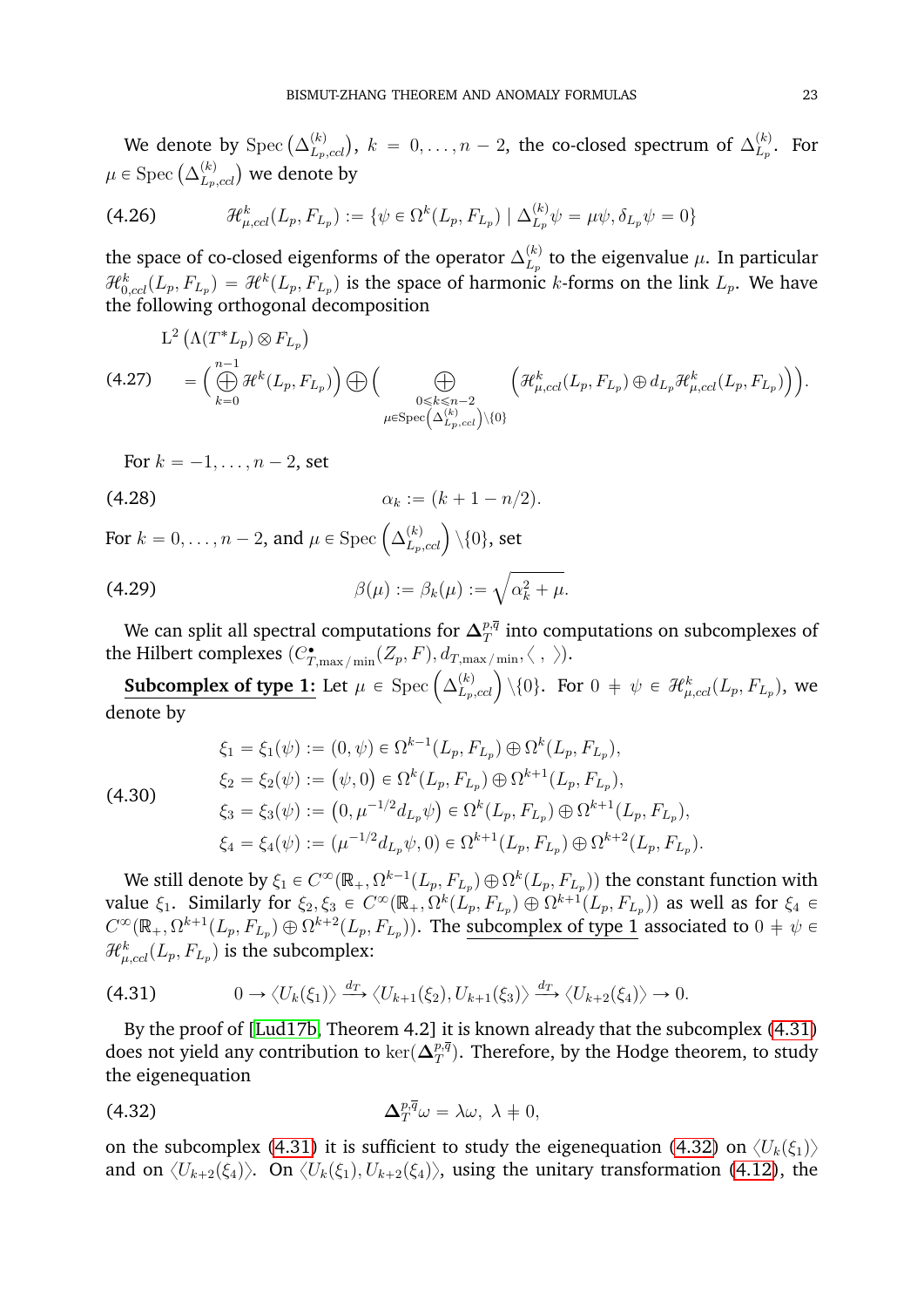We denote by $\operatorname{Spec}\left(\Delta^{(k)}_{L_p,ccl}\right)$, $k = 0, \ldots, n-2$, the co-closed spectrum of $\Delta^{(k)}_{L_p}$. For $\mu \in \operatorname{Spec}\left(\Delta^{(k)}_{L_p,ccl}\right)$ we denote by

$$\mathscr{H}^k_{\mu,ccl}(L_p, F_{L_p}) := \{\psi \in \Omega^k(L_p, F_{L_p}) \mid \Delta^{(k)}_{L_p}\psi = \mu\psi, \delta_{L_p}\psi = 0\} \tag{4.26}$$

the space of co-closed eigenforms of the operator $\Delta^{(k)}_{L_p}$ to the eigenvalue $\mu$. In particular $\mathscr{H}^k_{0,ccl}(L_p, F_{L_p}) = \mathscr{H}^k(L_p, F_{L_p})$ is the space of harmonic $k$-forms on the link $L_p$. We have the following orthogonal decomposition

$$\begin{aligned}
&\mathrm{L}^2\left(\Lambda(T^*L_p) \otimes F_{L_p}\right) \\
&= \Big(\bigoplus_{k=0}^{n-1} \mathscr{H}^k(L_p, F_{L_p})\Big) \bigoplus \Big( \bigoplus_{\substack{0 \leqslant k \leqslant n-2 \\ \mu \in \operatorname{Spec}\left(\Delta^{(k)}_{L_p,ccl}\right)\setminus\{0\}}} \Big(\mathscr{H}^k_{\mu,ccl}(L_p, F_{L_p}) \oplus d_{L_p}\mathscr{H}^k_{\mu,ccl}(L_p, F_{L_p})\Big)\Big).
\end{aligned} \tag{4.27}$$

For $k = -1, \ldots, n-2$, set

$$\alpha_k := (k + 1 - n/2). \tag{4.28}$$

For $k = 0, \ldots, n-2$, and $\mu \in \operatorname{Spec}\left(\Delta^{(k)}_{L_p,ccl}\right)\setminus\{0\}$, set

$$\beta(\mu) := \beta_k(\mu) := \sqrt{\alpha_k^2 + \mu}. \tag{4.29}$$

We can split all spectral computations for $\mathbf{\Delta}^{p,\overline{q}}_T$ into computations on subcomplexes of the Hilbert complexes $(C^\bullet_{T,\max/\min}(Z_p, F), d_{T,\max/\min}, \langle\ ,\ \rangle)$.

**Subcomplex of type 1:** Let $\mu \in \operatorname{Spec}\left(\Delta^{(k)}_{L_p,ccl}\right)\setminus\{0\}$. For $0 \neq \psi \in \mathscr{H}^k_{\mu,ccl}(L_p, F_{L_p})$, we denote by

$$\begin{aligned}
\xi_1 = \xi_1(\psi) &:= (0, \psi) \in \Omega^{k-1}(L_p, F_{L_p}) \oplus \Omega^k(L_p, F_{L_p}), \\
\xi_2 = \xi_2(\psi) &:= (\psi, 0) \in \Omega^k(L_p, F_{L_p}) \oplus \Omega^{k+1}(L_p, F_{L_p}), \\
\xi_3 = \xi_3(\psi) &:= \left(0, \mu^{-1/2} d_{L_p}\psi\right) \in \Omega^k(L_p, F_{L_p}) \oplus \Omega^{k+1}(L_p, F_{L_p}), \\
\xi_4 = \xi_4(\psi) &:= (\mu^{-1/2} d_{L_p}\psi, 0) \in \Omega^{k+1}(L_p, F_{L_p}) \oplus \Omega^{k+2}(L_p, F_{L_p}).
\end{aligned} \tag{4.30}$$

We still denote by $\xi_1 \in C^\infty(\mathbb{R}_+, \Omega^{k-1}(L_p, F_{L_p}) \oplus \Omega^k(L_p, F_{L_p}))$ the constant function with value $\xi_1$. Similarly for $\xi_2, \xi_3 \in C^\infty(\mathbb{R}_+, \Omega^k(L_p, F_{L_p}) \oplus \Omega^{k+1}(L_p, F_{L_p}))$ as well as for $\xi_4 \in C^\infty(\mathbb{R}_+, \Omega^{k+1}(L_p, F_{L_p}) \oplus \Omega^{k+2}(L_p, F_{L_p}))$. The subcomplex of type 1 associated to $0 \neq \psi \in \mathscr{H}^k_{\mu,ccl}(L_p, F_{L_p})$ is the subcomplex:

$$0 \to \langle U_k(\xi_1)\rangle \xrightarrow{d_T} \langle U_{k+1}(\xi_2), U_{k+1}(\xi_3)\rangle \xrightarrow{d_T} \langle U_{k+2}(\xi_4)\rangle \to 0. \tag{4.31}$$

By the proof of [Lud17b, Theorem 4.2] it is known already that the subcomplex (4.31) does not yield any contribution to $\ker(\mathbf{\Delta}^{p,\overline{q}}_T)$. Therefore, by the Hodge theorem, to study the eigenequation

$$\mathbf{\Delta}^{p,\overline{q}}_T \omega = \lambda\omega,\ \lambda \neq 0, \tag{4.32}$$

on the subcomplex (4.31) it is sufficient to study the eigenequation (4.32) on $\langle U_k(\xi_1)\rangle$ and on $\langle U_{k+2}(\xi_4)\rangle$. On $\langle U_k(\xi_1), U_{k+2}(\xi_4)\rangle$, using the unitary transformation (4.12), the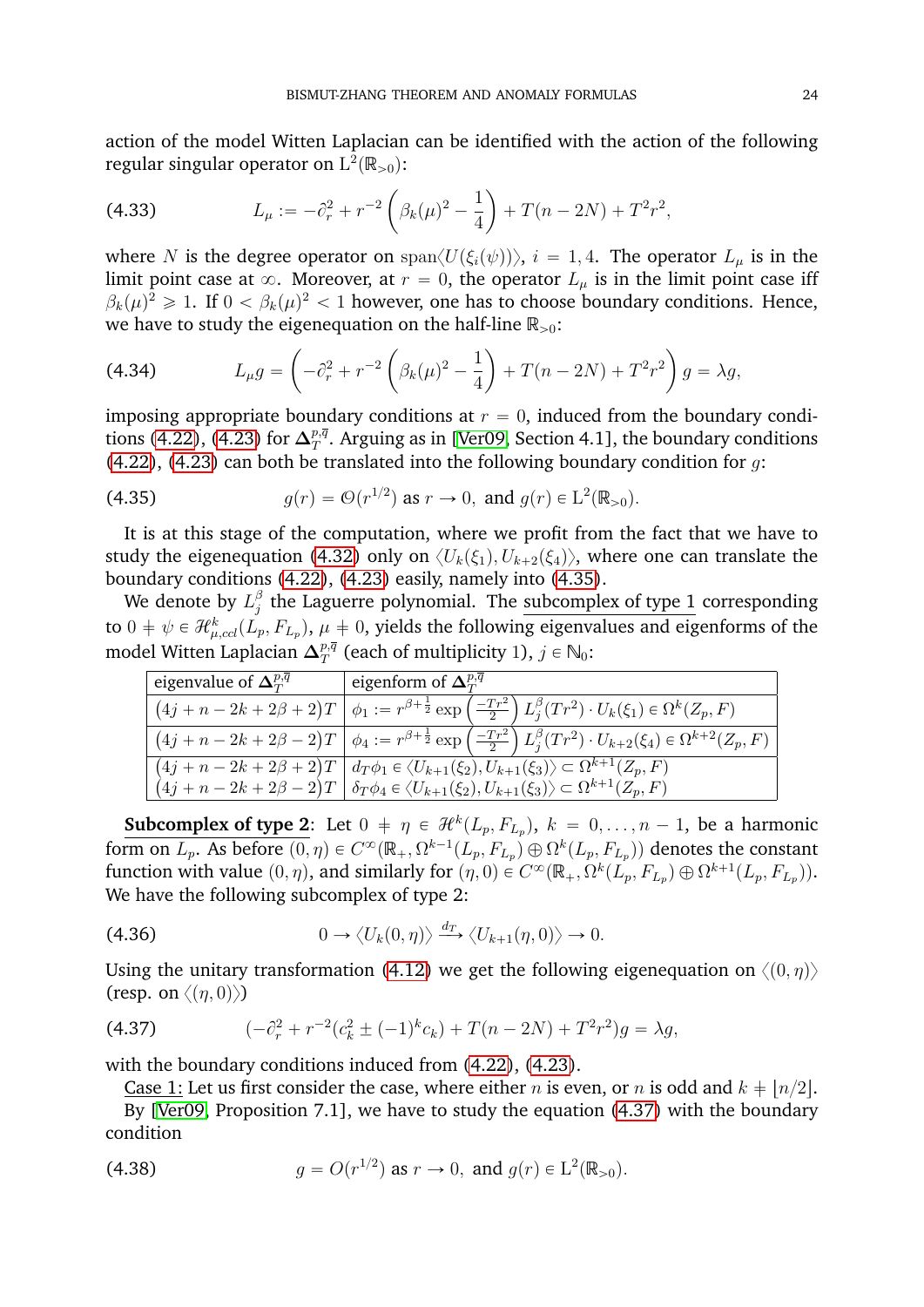action of the model Witten Laplacian can be identified with the action of the following regular singular operator on $L^2(\mathbb{R}_{>0})$:

$$L_\mu := -\partial_r^2 + r^{-2}\left(\beta_k(\mu)^2 - \frac{1}{4}\right) + T(n-2N) + T^2 r^2, \tag{4.33}$$

where $N$ is the degree operator on $\operatorname{span}\langle U(\xi_i(\psi))\rangle$, $i = 1, 4$. The operator $L_\mu$ is in the limit point case at $\infty$. Moreover, at $r = 0$, the operator $L_\mu$ is in the limit point case iff $\beta_k(\mu)^2 \geqslant 1$. If $0 < \beta_k(\mu)^2 < 1$ however, one has to choose boundary conditions. Hence, we have to study the eigenequation on the half-line $\mathbb{R}_{>0}$:

$$L_\mu g = \left(-\partial_r^2 + r^{-2}\left(\beta_k(\mu)^2 - \frac{1}{4}\right) + T(n-2N) + T^2 r^2\right) g = \lambda g, \tag{4.34}$$

imposing appropriate boundary conditions at $r = 0$, induced from the boundary conditions (4.22), (4.23) for $\boldsymbol{\Delta}_T^{p,\overline{q}}$. Arguing as in [Ver09, Section 4.1], the boundary conditions (4.22), (4.23) can both be translated into the following boundary condition for $g$:

$$g(r) = \mathcal{O}(r^{1/2}) \text{ as } r \to 0, \text{ and } g(r) \in L^2(\mathbb{R}_{>0}). \tag{4.35}$$

It is at this stage of the computation, where we profit from the fact that we have to study the eigenequation (4.32) only on $\langle U_k(\xi_1), U_{k+2}(\xi_4)\rangle$, where one can translate the boundary conditions (4.22), (4.23) easily, namely into (4.35).

We denote by $L_j^\beta$ the Laguerre polynomial. The <u>subcomplex of type 1</u> corresponding to $0 \neq \psi \in \mathcal{H}^k_{\mu,ccl}(L_p, F_{L_p})$, $\mu \neq 0$, yields the following eigenvalues and eigenforms of the model Witten Laplacian $\boldsymbol{\Delta}_T^{p,\overline{q}}$ (each of multiplicity 1), $j \in \mathbb{N}_0$:

| eigenvalue of $\boldsymbol{\Delta}_T^{p,\overline{q}}$ | eigenform of $\boldsymbol{\Delta}_T^{p,\overline{q}}$ |
|---|---|
| $(4j + n - 2k + 2\beta + 2)T$ | $\phi_1 := r^{\beta+\frac{1}{2}} \exp\left(\frac{-Tr^2}{2}\right) L_j^\beta(Tr^2) \cdot U_k(\xi_1) \in \Omega^k(Z_p, F)$ |
| $(4j + n - 2k + 2\beta - 2)T$ | $\phi_4 := r^{\beta+\frac{1}{2}} \exp\left(\frac{-Tr^2}{2}\right) L_j^\beta(Tr^2) \cdot U_{k+2}(\xi_4) \in \Omega^{k+2}(Z_p, F)$ |
| $(4j + n - 2k + 2\beta + 2)T$ <br> $(4j + n - 2k + 2\beta - 2)T$ | $d_T\phi_1 \in \langle U_{k+1}(\xi_2), U_{k+1}(\xi_3)\rangle \subset \Omega^{k+1}(Z_p, F)$ <br> $\delta_T\phi_4 \in \langle U_{k+1}(\xi_2), U_{k+1}(\xi_3)\rangle \subset \Omega^{k+1}(Z_p, F)$ |

**<u>Subcomplex of type 2</u>**: Let $0 \neq \eta \in \mathcal{H}^k(L_p, F_{L_p})$, $k = 0, \ldots, n-1$, be a harmonic form on $L_p$. As before $(0, \eta) \in C^\infty(\mathbb{R}_+, \Omega^{k-1}(L_p, F_{L_p}) \oplus \Omega^k(L_p, F_{L_p}))$ denotes the constant function with value $(0, \eta)$, and similarly for $(\eta, 0) \in C^\infty(\mathbb{R}_+, \Omega^k(L_p, F_{L_p}) \oplus \Omega^{k+1}(L_p, F_{L_p}))$. We have the following subcomplex of type 2:

$$0 \to \langle U_k(0, \eta)\rangle \xrightarrow{d_T} \langle U_{k+1}(\eta, 0)\rangle \to 0. \tag{4.36}$$

Using the unitary transformation (4.12) we get the following eigenequation on $\langle(0, \eta)\rangle$ (resp. on $\langle(\eta, 0)\rangle$)

$$(-\partial_r^2 + r^{-2}(c_k^2 \pm (-1)^k c_k) + T(n-2N) + T^2 r^2) g = \lambda g, \tag{4.37}$$

with the boundary conditions induced from (4.22), (4.23).

<u>Case 1:</u> Let us first consider the case, where either $n$ is even, or $n$ is odd and $k \neq \lfloor n/2 \rfloor$.

By [Ver09, Proposition 7.1], we have to study the equation (4.37) with the boundary condition

$$g = O(r^{1/2}) \text{ as } r \to 0, \text{ and } g(r) \in L^2(\mathbb{R}_{>0}). \tag{4.38}$$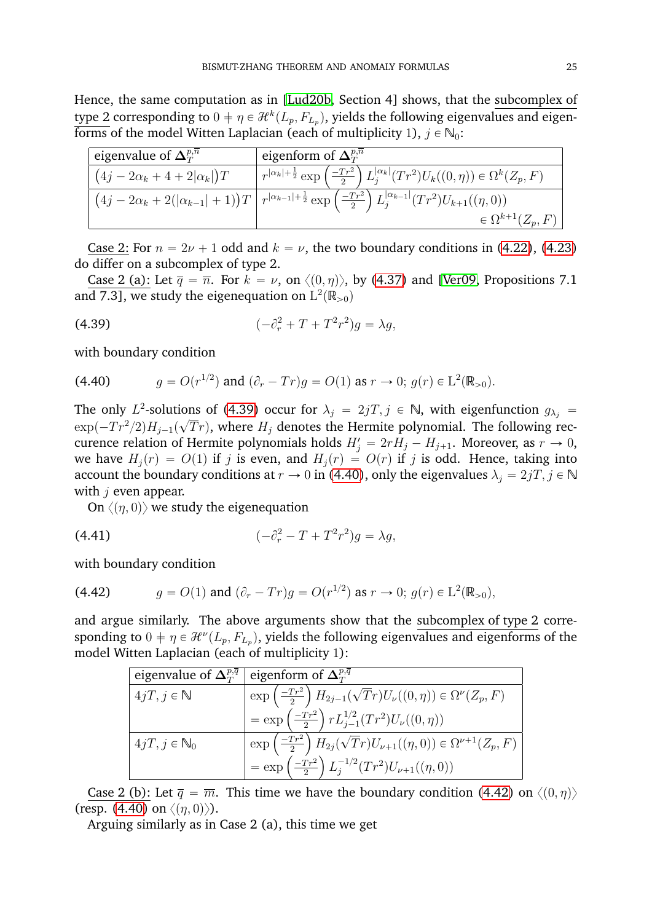Hence, the same computation as in [Lud20b, Section 4] shows, that the subcomplex of type 2 corresponding to $0 \neq \eta \in \mathscr{H}^k(L_p, F_{L_p})$, yields the following eigenvalues and eigenforms of the model Witten Laplacian (each of multiplicity 1), $j \in \mathbb{N}_0$:

| eigenvalue of $\mathbf{\Delta}_T^{p,\overline{n}}$ | eigenform of $\mathbf{\Delta}_T^{p,\overline{n}}$ |
|---|---|
| $\big(4j - 2\alpha_k + 4 + 2\lvert\alpha_k\rvert\big)T$ | $r^{\lvert\alpha_k\rvert+\frac{1}{2}} \exp\left(\frac{-Tr^2}{2}\right) L_j^{\lvert\alpha_k\rvert}(Tr^2) U_k((0,\eta)) \in \Omega^k(Z_p, F)$ |
| $\big(4j - 2\alpha_k + 2(\lvert\alpha_{k-1}\rvert + 1)\big)T$ | $r^{\lvert\alpha_{k-1}\rvert+\frac{1}{2}} \exp\left(\frac{-Tr^2}{2}\right) L_j^{\lvert\alpha_{k-1}\rvert}(Tr^2) U_{k+1}((\eta,0)) \in \Omega^{k+1}(Z_p, F)$ |

Case 2: For $n = 2\nu + 1$ odd and $k = \nu$, the two boundary conditions in (4.22), (4.23) do differ on a subcomplex of type 2.

Case 2 (a): Let $\overline{q} = \overline{n}$. For $k = \nu$, on $\langle (0,\eta) \rangle$, by (4.37) and [Ver09, Propositions 7.1 and 7.3], we study the eigenequation on $\mathrm{L}^2(\mathbb{R}_{>0})$

$$(-\partial_r^2 + T + T^2 r^2) g = \lambda g, \tag{4.39}$$

with boundary condition

$$g = O(r^{1/2}) \text{ and } (\partial_r - Tr) g = O(1) \text{ as } r \to 0;\ g(r) \in \mathrm{L}^2(\mathbb{R}_{>0}). \tag{4.40}$$

The only $L^2$-solutions of (4.39) occur for $\lambda_j = 2jT, j \in \mathbb{N}$, with eigenfunction $g_{\lambda_j} = \exp(-Tr^2/2) H_{j-1}(\sqrt{T} r)$, where $H_j$ denotes the Hermite polynomial. The following reccurence relation of Hermite polynomials holds $H_j' = 2rH_j - H_{j+1}$. Moreover, as $r \to 0$, we have $H_j(r) = O(1)$ if $j$ is even, and $H_j(r) = O(r)$ if $j$ is odd. Hence, taking into account the boundary conditions at $r \to 0$ in (4.40), only the eigenvalues $\lambda_j = 2jT, j \in \mathbb{N}$ with $j$ even appear.

On $\langle (\eta, 0) \rangle$ we study the eigenequation

$$(-\partial_r^2 - T + T^2 r^2) g = \lambda g, \tag{4.41}$$

with boundary condition

$$g = O(1) \text{ and } (\partial_r - Tr) g = O(r^{1/2}) \text{ as } r \to 0;\ g(r) \in \mathrm{L}^2(\mathbb{R}_{>0}), \tag{4.42}$$

and argue similarly. The above arguments show that the subcomplex of type 2 corresponding to $0 \neq \eta \in \mathscr{H}^\nu(L_p, F_{L_p})$, yields the following eigenvalues and eigenforms of the model Witten Laplacian (each of multiplicity 1):

| eigenvalue of $\mathbf{\Delta}_T^{p,\overline{q}}$ | eigenform of $\mathbf{\Delta}_T^{p,\overline{q}}$ |
|---|---|
| $4jT, j \in \mathbb{N}$ | $\exp\left(\frac{-Tr^2}{2}\right) H_{2j-1}(\sqrt{T} r) U_\nu((0,\eta)) \in \Omega^\nu(Z_p, F)$ $= \exp\left(\frac{-Tr^2}{2}\right) r L_{j-1}^{1/2}(Tr^2) U_\nu((0,\eta))$ |
| $4jT, j \in \mathbb{N}_0$ | $\exp\left(\frac{-Tr^2}{2}\right) H_{2j}(\sqrt{T} r) U_{\nu+1}((\eta,0)) \in \Omega^{\nu+1}(Z_p, F)$ $= \exp\left(\frac{-Tr^2}{2}\right) L_j^{-1/2}(Tr^2) U_{\nu+1}((\eta,0))$ |

Case 2 (b): Let $\overline{q} = \overline{m}$. This time we have the boundary condition (4.42) on $\langle (0,\eta) \rangle$ (resp. (4.40) on $\langle (\eta,0) \rangle$).

Arguing similarly as in Case 2 (a), this time we get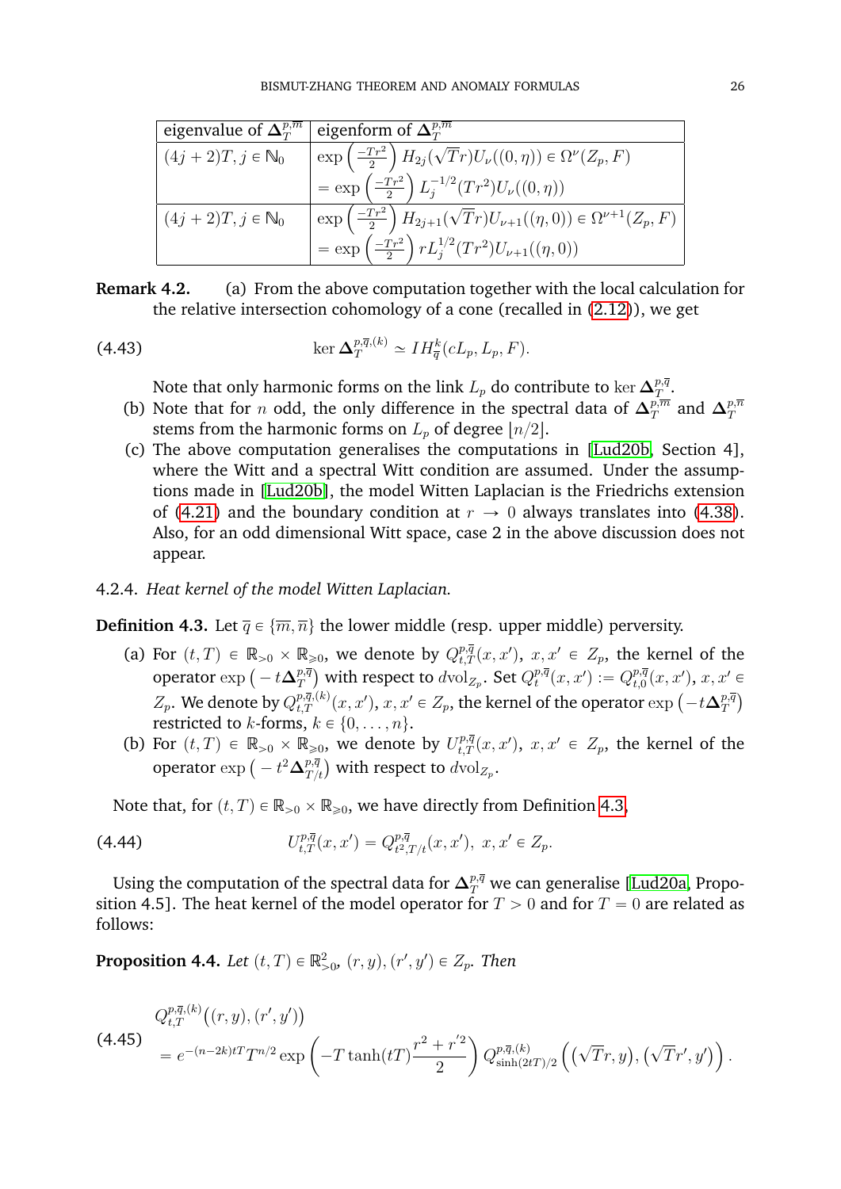| eigenvalue of $\Delta_T^{p,\overline{m}}$ | eigenform of $\Delta_T^{p,\overline{m}}$ |
|---|---|
| $(4j+2)T, j \in \mathbb{N}_0$ | $\exp\left(\frac{-Tr^2}{2}\right) H_{2j}(\sqrt{T}r) U_\nu((0,\eta)) \in \Omega^\nu(Z_p, F)$ |
| | $= \exp\left(\frac{-Tr^2}{2}\right) L_j^{-1/2}(Tr^2) U_\nu((0,\eta))$ |
| $(4j+2)T, j \in \mathbb{N}_0$ | $\exp\left(\frac{-Tr^2}{2}\right) H_{2j+1}(\sqrt{T}r) U_{\nu+1}((\eta,0)) \in \Omega^{\nu+1}(Z_p, F)$ |
| | $= \exp\left(\frac{-Tr^2}{2}\right) r L_j^{1/2}(Tr^2) U_{\nu+1}((\eta,0))$ |

**Remark 4.2.** (a) From the above computation together with the local calculation for the relative intersection cohomology of a cone (recalled in (2.12)), we get

$$\ker \Delta_T^{p,\overline{q},(k)} \simeq IH_{\overline{q}}^k(cL_p, L_p, F). \tag{4.43}$$

Note that only harmonic forms on the link $L_p$ do contribute to $\ker \Delta_T^{p,\overline{q}}$.

(b) Note that for $n$ odd, the only difference in the spectral data of $\Delta_T^{p,\overline{m}}$ and $\Delta_T^{p,\overline{n}}$ stems from the harmonic forms on $L_p$ of degree $\lfloor n/2 \rfloor$.

(c) The above computation generalises the computations in [Lud20b, Section 4], where the Witt and a spectral Witt condition are assumed. Under the assumptions made in [Lud20b], the model Witten Laplacian is the Friedrichs extension of (4.21) and the boundary condition at $r \to 0$ always translates into (4.38). Also, for an odd dimensional Witt space, case 2 in the above discussion does not appear.

4.2.4. *Heat kernel of the model Witten Laplacian.*

**Definition 4.3.** Let $\overline{q} \in \{\overline{m}, \overline{n}\}$ the lower middle (resp. upper middle) perversity.

(a) For $(t,T) \in \mathbb{R}_{>0} \times \mathbb{R}_{\geqslant 0}$, we denote by $Q_{t,T}^{p,\overline{q}}(x,x')$, $x, x' \in Z_p$, the kernel of the operator $\exp\left(-t\Delta_T^{p,\overline{q}}\right)$ with respect to $d\mathrm{vol}_{Z_p}$. Set $Q_t^{p,\overline{q}}(x,x') := Q_{t,0}^{p,\overline{q}}(x,x')$, $x, x' \in Z_p$. We denote by $Q_{t,T}^{p,\overline{q},(k)}(x,x')$, $x, x' \in Z_p$, the kernel of the operator $\exp\left(-t\Delta_T^{p,\overline{q}}\right)$ restricted to $k$-forms, $k \in \{0, \ldots, n\}$.

(b) For $(t,T) \in \mathbb{R}_{>0} \times \mathbb{R}_{\geqslant 0}$, we denote by $U_{t,T}^{p,\overline{q}}(x,x')$, $x, x' \in Z_p$, the kernel of the operator $\exp\left(-t^2\Delta_{T/t}^{p,\overline{q}}\right)$ with respect to $d\mathrm{vol}_{Z_p}$.

Note that, for $(t,T) \in \mathbb{R}_{>0} \times \mathbb{R}_{\geqslant 0}$, we have directly from Definition 4.3,

$$U_{t,T}^{p,\overline{q}}(x,x') = Q_{t^2,T/t}^{p,\overline{q}}(x,x'), \; x, x' \in Z_p. \tag{4.44}$$

Using the computation of the spectral data for $\Delta_T^{p,\overline{q}}$ we can generalise [Lud20a, Proposition 4.5]. The heat kernel of the model operator for $T > 0$ and for $T = 0$ are related as follows:

**Proposition 4.4.** *Let $(t,T) \in \mathbb{R}^2_{>0}$, $(r,y), (r',y') \in Z_p$. Then*

$$\begin{aligned} &Q_{t,T}^{p,\overline{q},(k)}\big((r,y),(r',y')\big) \\ &= e^{-(n-2k)tT} T^{n/2} \exp\left(-T\tanh(tT)\frac{r^2+r'^2}{2}\right) Q_{\sinh(2tT)/2}^{p,\overline{q},(k)}\left(\left(\sqrt{T}r, y\right), \left(\sqrt{T}r', y'\right)\right). \end{aligned} \tag{4.45}$$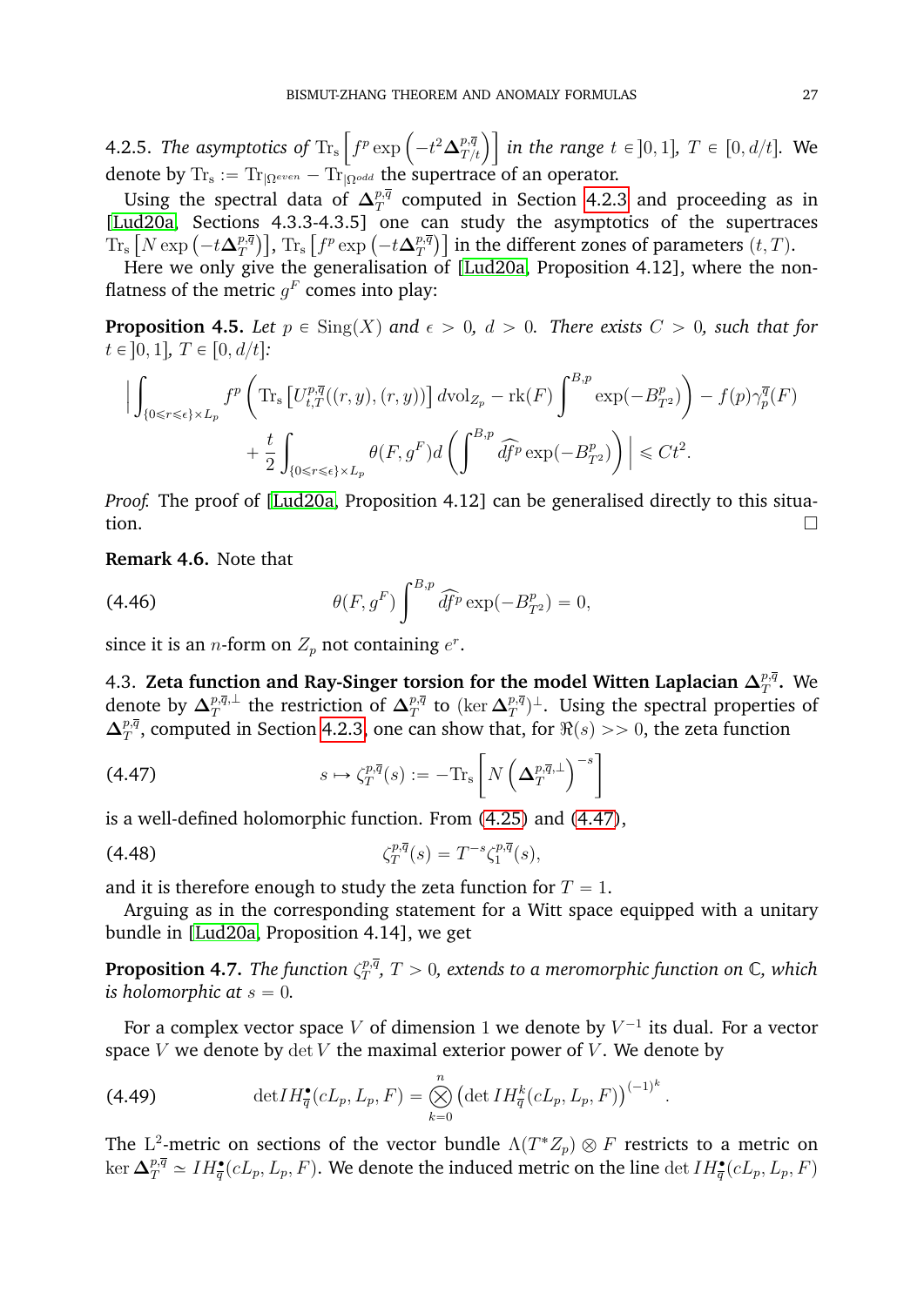4.2.5. *The asymptotics of* $\operatorname{Tr_s}\left[f^p \exp\left(-t^2 \boldsymbol{\Delta}^{p,\overline{q}}_{T/t}\right)\right]$ *in the range* $t \in ]0,1]$*,* $T \in [0, d/t]$. We denote by $\operatorname{Tr_s} := \operatorname{Tr}_{|\Omega^{even}} - \operatorname{Tr}_{|\Omega^{odd}}$ the supertrace of an operator.

Using the spectral data of $\boldsymbol{\Delta}^{p,\overline{q}}_T$ computed in Section 4.2.3 and proceeding as in [Lud20a, Sections 4.3.3-4.3.5] one can study the asymptotics of the supertraces $\operatorname{Tr_s}\left[N \exp\left(-t\boldsymbol{\Delta}^{p,\overline{q}}_T\right)\right]$, $\operatorname{Tr_s}\left[f^p \exp\left(-t\boldsymbol{\Delta}^{p,\overline{q}}_T\right)\right]$ in the different zones of parameters $(t, T)$.

Here we only give the generalisation of [Lud20a, Proposition 4.12], where the non-flatness of the metric $g^F$ comes into play:

**Proposition 4.5.** *Let* $p \in \operatorname{Sing}(X)$ *and* $\epsilon > 0$*,* $d > 0$*. There exists* $C > 0$*, such that for* $t \in ]0,1]$*,* $T \in [0, d/t]$*:*

$$\Big| \int_{\{0 \leqslant r \leqslant \epsilon\} \times L_p} f^p \left( \operatorname{Tr_s}\left[U^{p,\overline{q}}_{t,T}((r,y),(r,y))\right] d\mathrm{vol}_{Z_p} - \operatorname{rk}(F) \int^{B,p} \exp(-B^p_{T^2}) \right) - f(p)\gamma^{\overline{q}}_p(F)$$
$$+ \frac{t}{2} \int_{\{0 \leqslant r \leqslant \epsilon\} \times L_p} \theta(F, g^F) d \left( \int^{B,p} \widehat{df^p} \exp(-B^p_{T^2}) \right) \Big| \leqslant Ct^2.$$

*Proof.* The proof of [Lud20a, Proposition 4.12] can be generalised directly to this situation. □

**Remark 4.6.** Note that

$$\theta(F, g^F) \int^{B,p} \widehat{df^p} \exp(-B^p_{T^2}) = 0, \tag{4.46}$$

since it is an $n$-form on $Z_p$ not containing $e^r$.

4.3. **Zeta function and Ray-Singer torsion for the model Witten Laplacian** $\boldsymbol{\Delta}^{p,\overline{q}}_T$**.** We denote by $\boldsymbol{\Delta}^{p,\overline{q},\perp}_T$ the restriction of $\boldsymbol{\Delta}^{p,\overline{q}}_T$ to $(\ker \boldsymbol{\Delta}^{p,\overline{q}}_T)^\perp$. Using the spectral properties of $\boldsymbol{\Delta}^{p,\overline{q}}_T$, computed in Section 4.2.3, one can show that, for $\Re(s) >> 0$, the zeta function

$$s \mapsto \zeta^{p,\overline{q}}_T(s) := -\operatorname{Tr_s}\left[N \left(\boldsymbol{\Delta}^{p,\overline{q},\perp}_T\right)^{-s}\right] \tag{4.47}$$

is a well-defined holomorphic function. From (4.25) and (4.47),

$$\zeta^{p,\overline{q}}_T(s) = T^{-s} \zeta^{p,\overline{q}}_1(s), \tag{4.48}$$

and it is therefore enough to study the zeta function for $T = 1$.

Arguing as in the corresponding statement for a Witt space equipped with a unitary bundle in [Lud20a, Proposition 4.14], we get

**Proposition 4.7.** *The function* $\zeta^{p,\overline{q}}_T$*,* $T > 0$*, extends to a meromorphic function on* $\mathbb{C}$*, which is holomorphic at* $s = 0$*.*

For a complex vector space $V$ of dimension 1 we denote by $V^{-1}$ its dual. For a vector space $V$ we denote by $\det V$ the maximal exterior power of $V$. We denote by

$$\det IH^\bullet_{\overline{q}}(cL_p, L_p, F) = \bigotimes_{k=0}^{n} \left(\det IH^k_{\overline{q}}(cL_p, L_p, F)\right)^{(-1)^k}. \tag{4.49}$$

The $\mathrm{L}^2$-metric on sections of the vector bundle $\Lambda(T^*Z_p) \otimes F$ restricts to a metric on $\ker \boldsymbol{\Delta}^{p,\overline{q}}_T \simeq IH^\bullet_{\overline{q}}(cL_p, L_p, F)$. We denote the induced metric on the line $\det IH^\bullet_{\overline{q}}(cL_p, L_p, F)$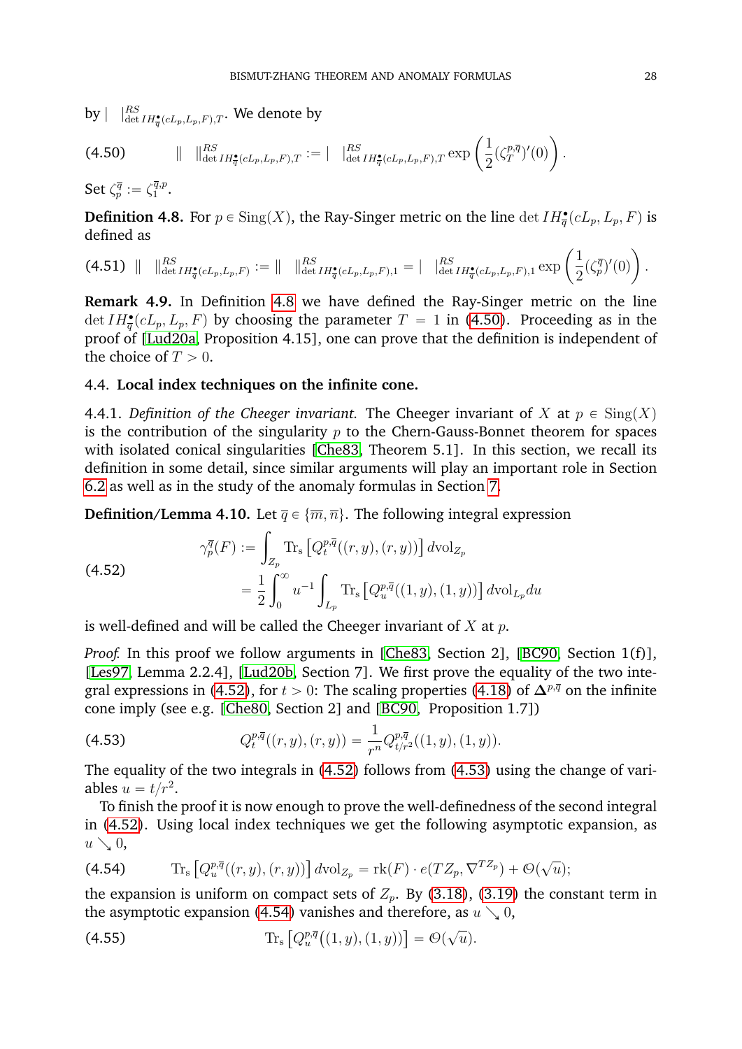by $|\ \ |^{RS}_{\det IH^\bullet_{\overline{q}}(cL_p,L_p,F),T}$. We denote by

$$\|\ \ \|^{RS}_{\det IH^\bullet_{\overline{q}}(cL_p,L_p,F),T} := |\ \ |^{RS}_{\det IH^\bullet_{\overline{q}}(cL_p,L_p,F),T} \exp\left(\frac{1}{2}(\zeta_T^{p,\overline{q}})'(0)\right). \tag{4.50}$$

Set $\zeta_p^{\overline{q}} := \zeta_1^{\overline{q},p}$.

**Definition 4.8.** For $p \in \operatorname{Sing}(X)$, the Ray-Singer metric on the line $\det IH^\bullet_{\overline{q}}(cL_p, L_p, F)$ is defined as

$$\|\ \ \|^{RS}_{\det IH^\bullet_{\overline{q}}(cL_p,L_p,F)} := \|\ \ \|^{RS}_{\det IH^\bullet_{\overline{q}}(cL_p,L_p,F),1} = |\ \ |^{RS}_{\det IH^\bullet_{\overline{q}}(cL_p,L_p,F),1} \exp\left(\frac{1}{2}(\zeta_p^{\overline{q}})'(0)\right). \tag{4.51}$$

**Remark 4.9.** In Definition 4.8 we have defined the Ray-Singer metric on the line $\det IH^\bullet_{\overline{q}}(cL_p, L_p, F)$ by choosing the parameter $T = 1$ in (4.50). Proceeding as in the proof of [Lud20a, Proposition 4.15], one can prove that the definition is independent of the choice of $T > 0$.

### 4.4. Local index techniques on the infinite cone.

4.4.1. *Definition of the Cheeger invariant.* The Cheeger invariant of $X$ at $p \in \operatorname{Sing}(X)$ is the contribution of the singularity $p$ to the Chern-Gauss-Bonnet theorem for spaces with isolated conical singularities [Che83, Theorem 5.1]. In this section, we recall its definition in some detail, since similar arguments will play an important role in Section 6.2 as well as in the study of the anomaly formulas in Section 7.

**Definition/Lemma 4.10.** Let $\overline{q} \in \{\overline{m}, \overline{n}\}$. The following integral expression

$$\begin{aligned}\gamma_p^{\overline{q}}(F) &:= \int_{Z_p} \operatorname{Tr_s}\left[Q_t^{p,\overline{q}}((r,y),(r,y))\right] d\mathrm{vol}_{Z_p} \\ &= \frac{1}{2}\int_0^\infty u^{-1} \int_{L_p} \operatorname{Tr_s}\left[Q_u^{p,\overline{q}}((1,y),(1,y))\right] d\mathrm{vol}_{L_p} du\end{aligned} \tag{4.52}$$

is well-defined and will be called the Cheeger invariant of $X$ at $p$.

*Proof.* In this proof we follow arguments in [Che83, Section 2], [BC90, Section 1(f)], [Les97, Lemma 2.2.4], [Lud20b, Section 7]. We first prove the equality of the two integral expressions in (4.52), for $t > 0$: The scaling properties (4.18) of $\boldsymbol{\Delta}^{p,\overline{q}}$ on the infinite cone imply (see e.g. [Che80, Section 2] and [BC90, Proposition 1.7])

$$Q_t^{p,\overline{q}}((r,y),(r,y)) = \frac{1}{r^n} Q_{t/r^2}^{p,\overline{q}}((1,y),(1,y)). \tag{4.53}$$

The equality of the two integrals in (4.52) follows from (4.53) using the change of variables $u = t/r^2$.

To finish the proof it is now enough to prove the well-definedness of the second integral in (4.52). Using local index techniques we get the following asymptotic expansion, as $u \searrow 0$,

$$\operatorname{Tr_s}\left[Q_u^{p,\overline{q}}((r,y),(r,y))\right] d\mathrm{vol}_{Z_p} = \operatorname{rk}(F) \cdot e(TZ_p, \nabla^{TZ_p}) + \mathcal{O}(\sqrt{u}); \tag{4.54}$$

the expansion is uniform on compact sets of $Z_p$. By (3.18), (3.19) the constant term in the asymptotic expansion (4.54) vanishes and therefore, as $u \searrow 0$,

$$\operatorname{Tr_s}\left[Q_u^{p,\overline{q}}\big((1,y),(1,y)\big)\right] = \mathcal{O}(\sqrt{u}). \tag{4.55}$$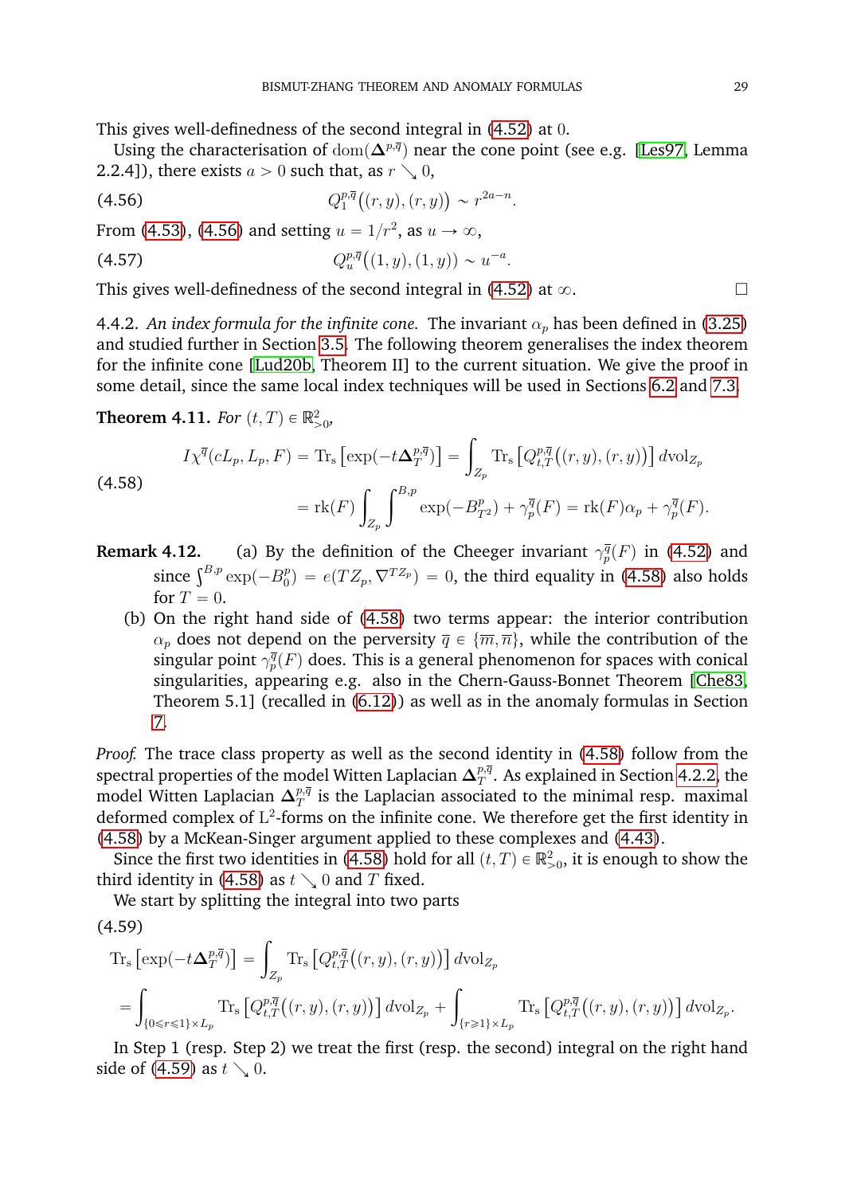This gives well-definedness of the second integral in (4.52) at $0$.

Using the characterisation of $\mathrm{dom}(\boldsymbol{\Delta}^{p,\overline{q}})$ near the cone point (see e.g. [Les97, Lemma 2.2.4]), there exists $a > 0$ such that, as $r \searrow 0$,

$$Q_1^{p,\overline{q}}\big((r,y),(r,y)\big) \sim r^{2a-n}. \tag{4.56}$$

From (4.53), (4.56) and setting $u = 1/r^2$, as $u \to \infty$,

$$Q_u^{p,\overline{q}}\big((1,y),(1,y)\big) \sim u^{-a}. \tag{4.57}$$

This gives well-definedness of the second integral in (4.52) at $\infty$. □

4.4.2. *An index formula for the infinite cone.* The invariant $\alpha_p$ has been defined in (3.25) and studied further in Section 3.5. The following theorem generalises the index theorem for the infinite cone [Lud20b, Theorem II] to the current situation. We give the proof in some detail, since the same local index techniques will be used in Sections 6.2 and 7.3.

**Theorem 4.11.** *For* $(t,T) \in \mathbb{R}^2_{>0}$,

$$\begin{aligned} I\chi^{\overline{q}}(cL_p, L_p, F) = \mathrm{Tr_s}\left[\exp(-t\boldsymbol{\Delta}_T^{p,\overline{q}})\right] &= \int_{Z_p} \mathrm{Tr_s}\left[Q_{t,T}^{p,\overline{q}}\big((r,y),(r,y)\big)\right] d\mathrm{vol}_{Z_p} \\ &= \mathrm{rk}(F)\int_{Z_p}\int^{B,p} \exp(-B^p_{T^2}) + \gamma_p^{\overline{q}}(F) = \mathrm{rk}(F)\alpha_p + \gamma_p^{\overline{q}}(F). \end{aligned} \tag{4.58}$$

**Remark 4.12.**
(a) By the definition of the Cheeger invariant $\gamma_p^{\overline{q}}(F)$ in (4.52) and since $\int^{B,p}\exp(-B_0^p) = e(TZ_p, \nabla^{TZ_p}) = 0$, the third equality in (4.58) also holds for $T = 0$.
(b) On the right hand side of (4.58) two terms appear: the interior contribution $\alpha_p$ does not depend on the perversity $\overline{q} \in \{\overline{m}, \overline{n}\}$, while the contribution of the singular point $\gamma_p^{\overline{q}}(F)$ does. This is a general phenomenon for spaces with conical singularities, appearing e.g. also in the Chern-Gauss-Bonnet Theorem [Che83, Theorem 5.1] (recalled in (6.12)) as well as in the anomaly formulas in Section 7.

*Proof.* The trace class property as well as the second identity in (4.58) follow from the spectral properties of the model Witten Laplacian $\boldsymbol{\Delta}_T^{p,\overline{q}}$. As explained in Section 4.2.2, the model Witten Laplacian $\boldsymbol{\Delta}_T^{p,\overline{q}}$ is the Laplacian associated to the minimal resp. maximal deformed complex of $\mathrm{L}^2$-forms on the infinite cone. We therefore get the first identity in (4.58) by a McKean-Singer argument applied to these complexes and (4.43).

Since the first two identities in (4.58) hold for all $(t,T) \in \mathbb{R}^2_{>0}$, it is enough to show the third identity in (4.58) as $t \searrow 0$ and $T$ fixed.

We start by splitting the integral into two parts

$$\begin{aligned} &\mathrm{Tr_s}\left[\exp(-t\boldsymbol{\Delta}_T^{p,\overline{q}})\right] = \int_{Z_p} \mathrm{Tr_s}\left[Q_{t,T}^{p,\overline{q}}\big((r,y),(r,y)\big)\right] d\mathrm{vol}_{Z_p} \\ &= \int_{\{0\leqslant r\leqslant 1\}\times L_p} \mathrm{Tr_s}\left[Q_{t,T}^{p,\overline{q}}\big((r,y),(r,y)\big)\right] d\mathrm{vol}_{Z_p} + \int_{\{r\geqslant 1\}\times L_p} \mathrm{Tr_s}\left[Q_{t,T}^{p,\overline{q}}\big((r,y),(r,y)\big)\right] d\mathrm{vol}_{Z_p}. \end{aligned} \tag{4.59}$$

In Step 1 (resp. Step 2) we treat the first (resp. the second) integral on the right hand side of (4.59) as $t \searrow 0$.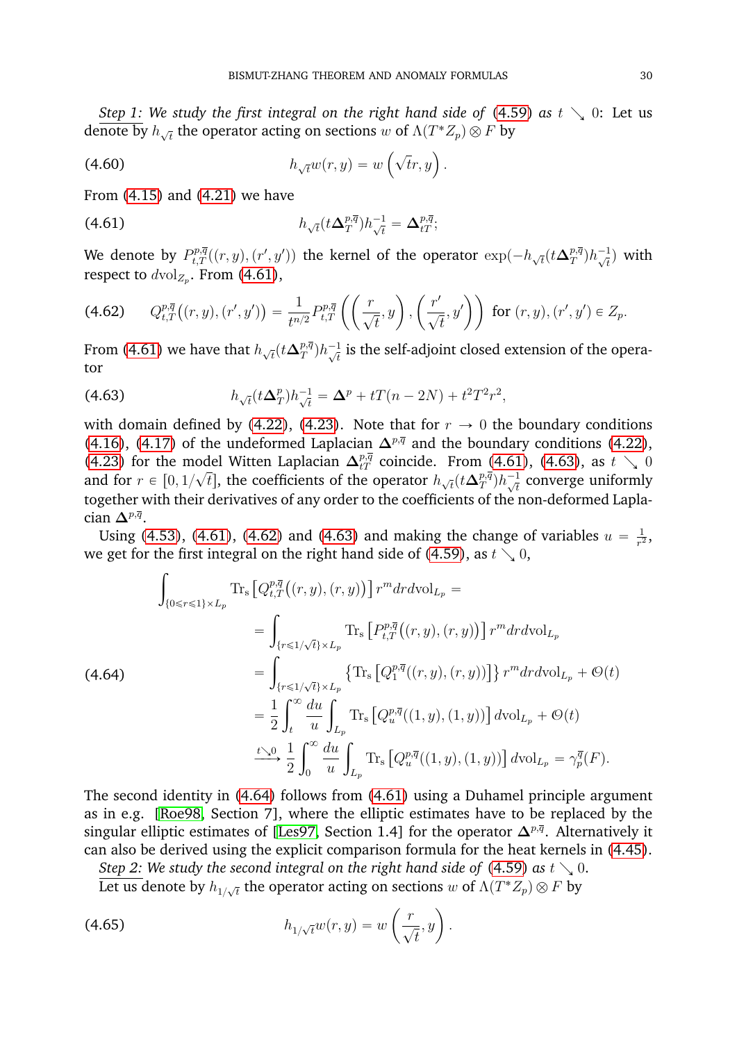*Step 1: We study the first integral on the right hand side of* (4.59) *as* $t \searrow 0$: Let us denote by $h_{\sqrt{t}}$ the operator acting on sections $w$ of $\Lambda(T^*Z_p) \otimes F$ by

$$h_{\sqrt{t}} w(r,y) = w\left(\sqrt{t}r, y\right). \tag{4.60}$$

From (4.15) and (4.21) we have

$$h_{\sqrt{t}}(t\mathbf{\Delta}_T^{p,\overline{q}})h_{\sqrt{t}}^{-1} = \mathbf{\Delta}_{tT}^{p,\overline{q}}; \tag{4.61}$$

We denote by $P_{t,T}^{p,\overline{q}}((r,y),(r',y'))$ the kernel of the operator $\exp(-h_{\sqrt{t}}(t\mathbf{\Delta}_T^{p,\overline{q}})h_{\sqrt{t}}^{-1})$ with respect to $d\mathrm{vol}_{Z_p}$. From (4.61),

$$Q_{t,T}^{p,\overline{q}}\big((r,y),(r',y')\big) = \frac{1}{t^{n/2}} P_{t,T}^{p,\overline{q}}\left(\left(\frac{r}{\sqrt{t}}, y\right), \left(\frac{r'}{\sqrt{t}}, y'\right)\right) \text{ for } (r,y),(r',y') \in Z_p. \tag{4.62}$$

From (4.61) we have that $h_{\sqrt{t}}(t\mathbf{\Delta}_T^{p,\overline{q}})h_{\sqrt{t}}^{-1}$ is the self-adjoint closed extension of the operator

$$h_{\sqrt{t}}(t\mathbf{\Delta}_T^{p})h_{\sqrt{t}}^{-1} = \mathbf{\Delta}^{p} + tT(n-2N) + t^2T^2r^2, \tag{4.63}$$

with domain defined by (4.22), (4.23). Note that for $r \to 0$ the boundary conditions (4.16), (4.17) of the undeformed Laplacian $\mathbf{\Delta}^{p,\overline{q}}$ and the boundary conditions (4.22), (4.23) for the model Witten Laplacian $\mathbf{\Delta}_{tT}^{p,\overline{q}}$ coincide. From (4.61), (4.63), as $t \searrow 0$ and for $r \in [0, 1/\sqrt{t}]$, the coefficients of the operator $h_{\sqrt{t}}(t\mathbf{\Delta}_T^{p,\overline{q}})h_{\sqrt{t}}^{-1}$ converge uniformly together with their derivatives of any order to the coefficients of the non-deformed Laplacian $\mathbf{\Delta}^{p,\overline{q}}$.

Using (4.53), (4.61), (4.62) and (4.63) and making the change of variables $u = \frac{1}{r^2}$, we get for the first integral on the right hand side of (4.59), as $t \searrow 0$,

$$\begin{aligned}
&\int_{\{0\leqslant r\leqslant 1\}\times L_p} \mathrm{Tr_s}\left[Q_{t,T}^{p,\overline{q}}\big((r,y),(r,y)\big)\right] r^m dr d\mathrm{vol}_{L_p} = \\
&\quad = \int_{\{r\leqslant 1/\sqrt{t}\}\times L_p} \mathrm{Tr_s}\left[P_{t,T}^{p,\overline{q}}\big((r,y),(r,y)\big)\right] r^m dr d\mathrm{vol}_{L_p} \\
&\quad = \int_{\{r\leqslant 1/\sqrt{t}\}\times L_p} \left\{\mathrm{Tr_s}\left[Q_1^{p,\overline{q}}((r,y),(r,y))\right]\right\} r^m dr d\mathrm{vol}_{L_p} + \mathcal{O}(t) \\
&\quad = \frac{1}{2}\int_t^{\infty} \frac{du}{u} \int_{L_p} \mathrm{Tr_s}\left[Q_u^{p,\overline{q}}((1,y),(1,y))\right] d\mathrm{vol}_{L_p} + \mathcal{O}(t) \\
&\quad \xrightarrow{t\searrow 0} \frac{1}{2}\int_0^{\infty} \frac{du}{u} \int_{L_p} \mathrm{Tr_s}\left[Q_u^{p,\overline{q}}((1,y),(1,y))\right] d\mathrm{vol}_{L_p} = \gamma_p^{\overline{q}}(F).
\end{aligned} \tag{4.64}$$

The second identity in (4.64) follows from (4.61) using a Duhamel principle argument as in e.g. [Roe98, Section 7], where the elliptic estimates have to be replaced by the singular elliptic estimates of [Les97, Section 1.4] for the operator $\mathbf{\Delta}^{p,\overline{q}}$. Alternatively it can also be derived using the explicit comparison formula for the heat kernels in (4.45).

*Step 2: We study the second integral on the right hand side of* (4.59) *as* $t \searrow 0$.

Let us denote by $h_{1/\sqrt{t}}$ the operator acting on sections $w$ of $\Lambda(T^*Z_p) \otimes F$ by

$$h_{1/\sqrt{t}} w(r,y) = w\left(\frac{r}{\sqrt{t}}, y\right). \tag{4.65}$$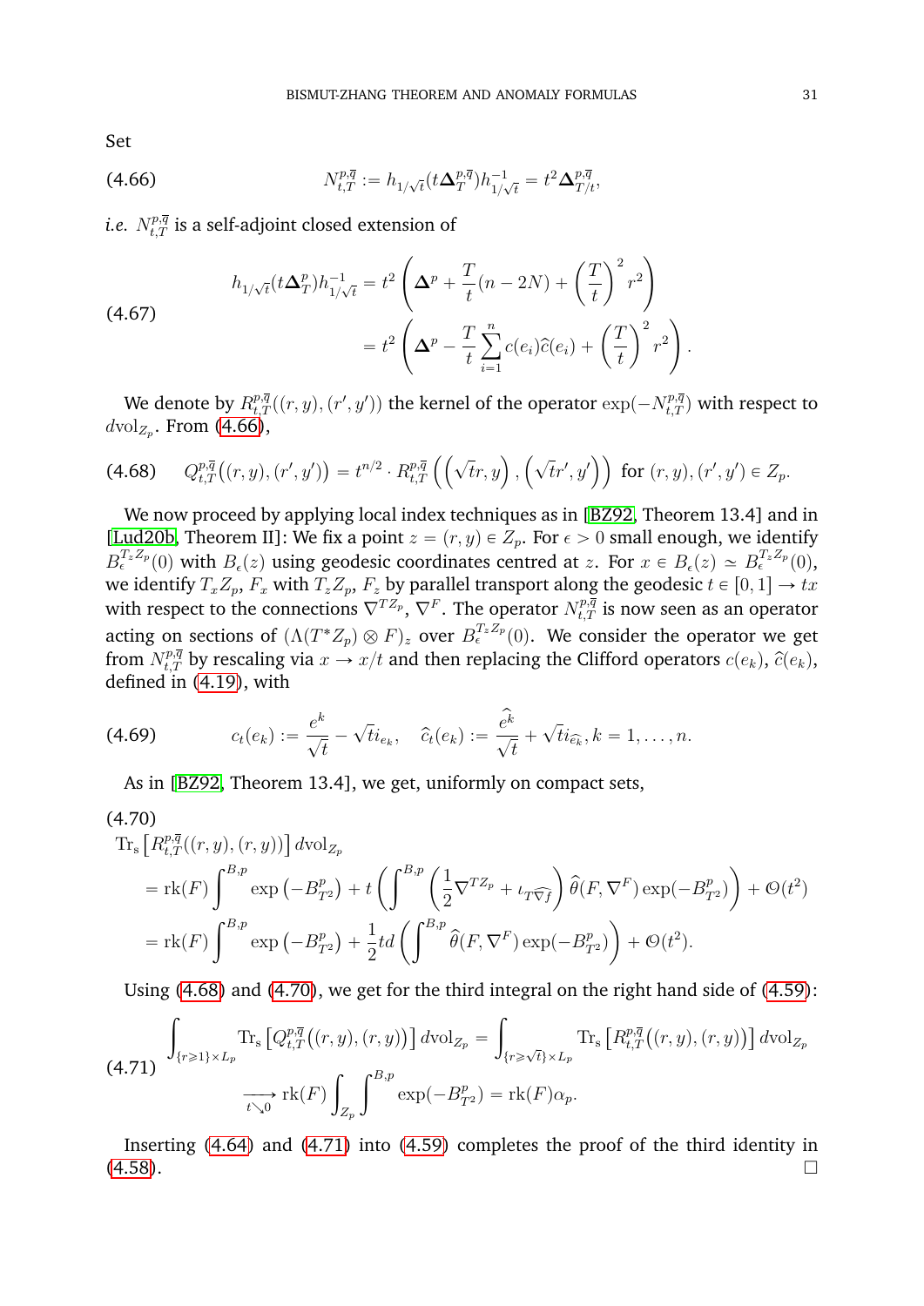Set

$$N_{t,T}^{p,\overline{q}} := h_{1/\sqrt{t}}(t\mathbf{\Delta}_T^{p,\overline{q}})h_{1/\sqrt{t}}^{-1} = t^2\mathbf{\Delta}_{T/t}^{p,\overline{q}}, \tag{4.66}$$

*i.e.* $N_{t,T}^{p,\overline{q}}$ is a self-adjoint closed extension of

$$\begin{aligned} h_{1/\sqrt{t}}(t\mathbf{\Delta}_T^{p})h_{1/\sqrt{t}}^{-1} &= t^2\left(\mathbf{\Delta}^p + \frac{T}{t}(n-2N) + \left(\frac{T}{t}\right)^2 r^2\right) \\ &= t^2\left(\mathbf{\Delta}^p - \frac{T}{t}\sum_{i=1}^n c(e_i)\widehat{c}(e_i) + \left(\frac{T}{t}\right)^2 r^2\right). \end{aligned} \tag{4.67}$$

We denote by $R_{t,T}^{p,\overline{q}}((r,y),(r',y'))$ the kernel of the operator $\exp(-N_{t,T}^{p,\overline{q}})$ with respect to $d\mathrm{vol}_{Z_p}$. From (4.66),

$$Q_{t,T}^{p,\overline{q}}\big((r,y),(r',y')\big) = t^{n/2}\cdot R_{t,T}^{p,\overline{q}}\left(\left(\sqrt{t}r,y\right),\left(\sqrt{t}r',y'\right)\right) \text{ for } (r,y),(r',y') \in Z_p. \tag{4.68}$$

We now proceed by applying local index techniques as in [BZ92, Theorem 13.4] and in [Lud20b, Theorem II]: We fix a point $z=(r,y)\in Z_p$. For $\epsilon>0$ small enough, we identify $B_\epsilon^{T_zZ_p}(0)$ with $B_\epsilon(z)$ using geodesic coordinates centred at $z$. For $x\in B_\epsilon(z)\simeq B_\epsilon^{T_zZ_p}(0)$, we identify $T_xZ_p$, $F_x$ with $T_zZ_p$, $F_z$ by parallel transport along the geodesic $t\in[0,1]\to tx$ with respect to the connections $\nabla^{TZ_p}$, $\nabla^F$. The operator $N_{t,T}^{p,\overline{q}}$ is now seen as an operator acting on sections of $(\Lambda(T^*Z_p)\otimes F)_z$ over $B_\epsilon^{T_zZ_p}(0)$. We consider the operator we get from $N_{t,T}^{p,\overline{q}}$ by rescaling via $x\to x/t$ and then replacing the Clifford operators $c(e_k)$, $\widehat{c}(e_k)$, defined in (4.19), with

$$c_t(e_k) := \frac{e^k}{\sqrt{t}} - \sqrt{t}i_{e_k}, \quad \widehat{c}_t(e_k) := \frac{\widehat{e}^k}{\sqrt{t}} + \sqrt{t}i_{\widehat{e}_k}, k=1,\dots,n. \tag{4.69}$$

As in [BZ92, Theorem 13.4], we get, uniformly on compact sets,

$$\begin{aligned} &\mathrm{Tr_s}\left[R_{t,T}^{p,\overline{q}}((r,y),(r,y))\right]d\mathrm{vol}_{Z_p} \\ &\quad= \mathrm{rk}(F)\int^{B,p}\exp\left(-B_{T^2}^p\right) + t\left(\int^{B,p}\left(\frac{1}{2}\nabla^{TZ_p} + \iota_{T\widehat{\nabla f}}\right)\widehat{\theta}(F,\nabla^F)\exp(-B_{T^2}^p)\right) + \mathcal{O}(t^2) \\ &\quad= \mathrm{rk}(F)\int^{B,p}\exp\left(-B_{T^2}^p\right) + \frac{1}{2}td\left(\int^{B,p}\widehat{\theta}(F,\nabla^F)\exp(-B_{T^2}^p)\right) + \mathcal{O}(t^2). \end{aligned} \tag{4.70}$$

Using (4.68) and (4.70), we get for the third integral on the right hand side of (4.59):

$$\begin{aligned} \int_{\{r\geqslant 1\}\times L_p}\mathrm{Tr_s}\left[Q_{t,T}^{p,\overline{q}}\big((r,y),(r,y)\big)\right]d\mathrm{vol}_{Z_p} &= \int_{\{r\geqslant\sqrt{t}\}\times L_p}\mathrm{Tr_s}\left[R_{t,T}^{p,\overline{q}}\big((r,y),(r,y)\big)\right]d\mathrm{vol}_{Z_p} \\ &\xrightarrow[t\searrow 0]{} \mathrm{rk}(F)\int_{Z_p}\int^{B,p}\exp(-B_{T^2}^p) = \mathrm{rk}(F)\alpha_p. \end{aligned} \tag{4.71}$$

Inserting (4.64) and (4.71) into (4.59) completes the proof of the third identity in (4.58). □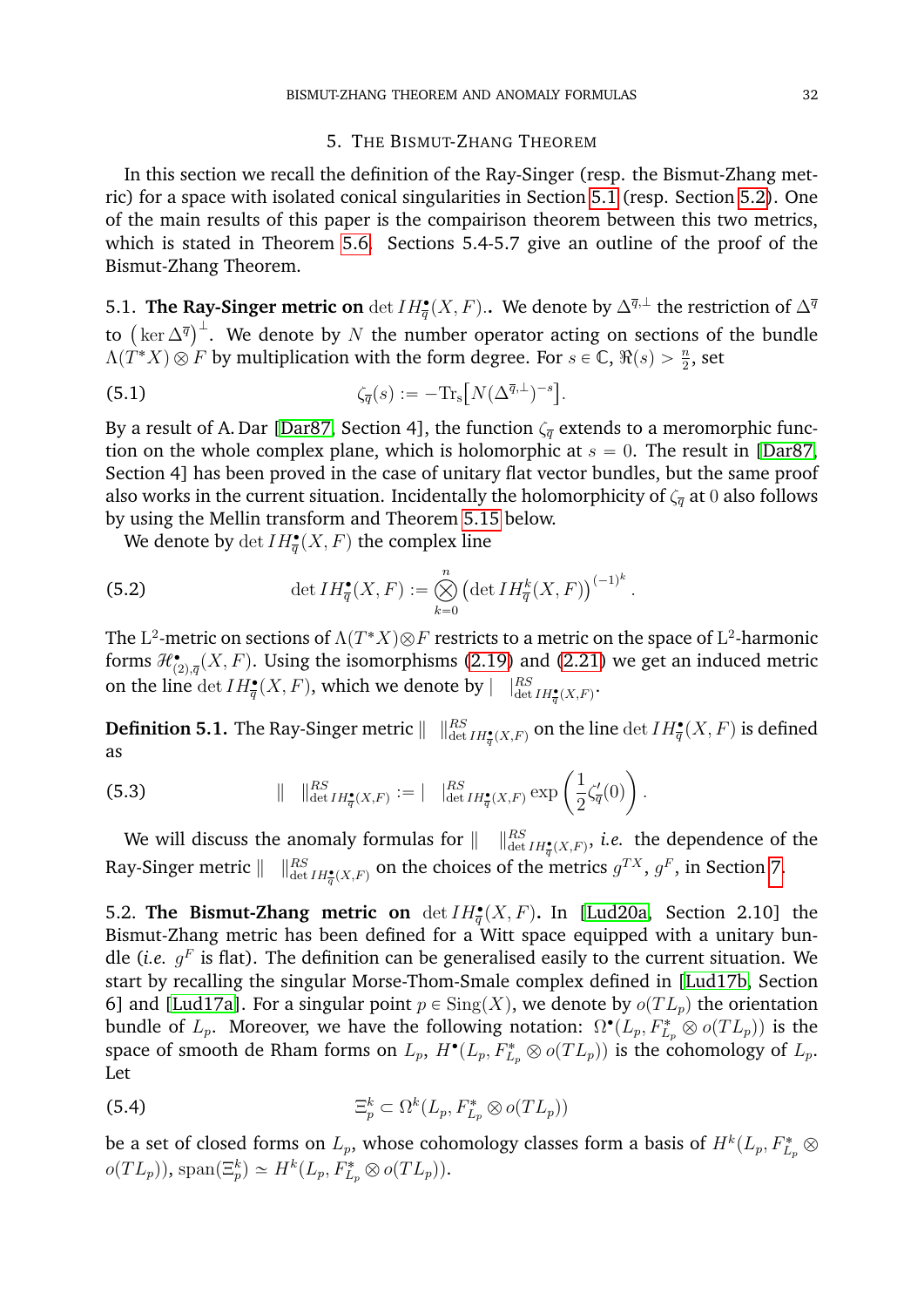## 5. The Bismut-Zhang Theorem

In this section we recall the definition of the Ray-Singer (resp. the Bismut-Zhang metric) for a space with isolated conical singularities in Section 5.1 (resp. Section 5.2). One of the main results of this paper is the compairison theorem between this two metrics, which is stated in Theorem 5.6. Sections 5.4-5.7 give an outline of the proof of the Bismut-Zhang Theorem.

### 5.1. The Ray-Singer metric on $\det IH^{\bullet}_{\overline{q}}(X,F)$.

We denote by $\Delta^{\overline{q},\perp}$ the restriction of $\Delta^{\overline{q}}$ to $\left(\ker \Delta^{\overline{q}}\right)^{\perp}$. We denote by $N$ the number operator acting on sections of the bundle $\Lambda(T^*X)\otimes F$ by multiplication with the form degree. For $s\in\mathbb{C}$, $\Re(s)>\frac{n}{2}$, set

$$\zeta_{\overline{q}}(s) := -\mathrm{Tr}_{\mathrm{s}}\big[N(\Delta^{\overline{q},\perp})^{-s}\big]. \tag{5.1}$$

By a result of A. Dar [Dar87, Section 4], the function $\zeta_{\overline{q}}$ extends to a meromorphic function on the whole complex plane, which is holomorphic at $s=0$. The result in [Dar87, Section 4] has been proved in the case of unitary flat vector bundles, but the same proof also works in the current situation. Incidentally the holomorphicity of $\zeta_{\overline{q}}$ at $0$ also follows by using the Mellin transform and Theorem 5.15 below.

We denote by $\det IH^{\bullet}_{\overline{q}}(X,F)$ the complex line

$$\det IH^{\bullet}_{\overline{q}}(X,F) := \bigotimes_{k=0}^{n}\big(\det IH^{k}_{\overline{q}}(X,F)\big)^{(-1)^k}. \tag{5.2}$$

The $\mathrm{L}^2$-metric on sections of $\Lambda(T^*X)\otimes F$ restricts to a metric on the space of $\mathrm{L}^2$-harmonic forms $\mathscr{H}^{\bullet}_{(2),\overline{q}}(X,F)$. Using the isomorphisms (2.19) and (2.21) we get an induced metric on the line $\det IH^{\bullet}_{\overline{q}}(X,F)$, which we denote by $|\ \ |^{RS}_{\det IH^{\bullet}_{\overline{q}}(X,F)}$.

**Definition 5.1.** The Ray-Singer metric $\|\ \ \|^{RS}_{\det IH^{\bullet}_{\overline{q}}(X,F)}$ on the line $\det IH^{\bullet}_{\overline{q}}(X,F)$ is defined as

$$\|\ \ \|^{RS}_{\det IH^{\bullet}_{\overline{q}}(X,F)} := |\ \ |^{RS}_{\det IH^{\bullet}_{\overline{q}}(X,F)}\exp\left(\frac{1}{2}\zeta'_{\overline{q}}(0)\right). \tag{5.3}$$

We will discuss the anomaly formulas for $\|\ \ \|^{RS}_{\det IH^{\bullet}_{\overline{q}}(X,F)}$, *i.e.* the dependence of the Ray-Singer metric $\|\ \ \|^{RS}_{\det IH^{\bullet}_{\overline{q}}(X,F)}$ on the choices of the metrics $g^{TX}$, $g^F$, in Section 7.

### 5.2. The Bismut-Zhang metric on $\det IH^{\bullet}_{\overline{q}}(X,F)$.

In [Lud20a, Section 2.10] the Bismut-Zhang metric has been defined for a Witt space equipped with a unitary bundle (*i.e.* $g^F$ is flat). The definition can be generalised easily to the current situation. We start by recalling the singular Morse-Thom-Smale complex defined in [Lud17b, Section 6] and [Lud17a]. For a singular point $p\in\mathrm{Sing}(X)$, we denote by $o(TL_p)$ the orientation bundle of $L_p$. Moreover, we have the following notation: $\Omega^{\bullet}(L_p,F^*_{L_p}\otimes o(TL_p))$ is the space of smooth de Rham forms on $L_p$, $H^{\bullet}(L_p,F^*_{L_p}\otimes o(TL_p))$ is the cohomology of $L_p$. Let

$$\Xi^k_p\subset\Omega^k(L_p,F^*_{L_p}\otimes o(TL_p)) \tag{5.4}$$

be a set of closed forms on $L_p$, whose cohomology classes form a basis of $H^k(L_p,F^*_{L_p}\otimes o(TL_p))$, $\mathrm{span}(\Xi^k_p)\simeq H^k(L_p,F^*_{L_p}\otimes o(TL_p))$.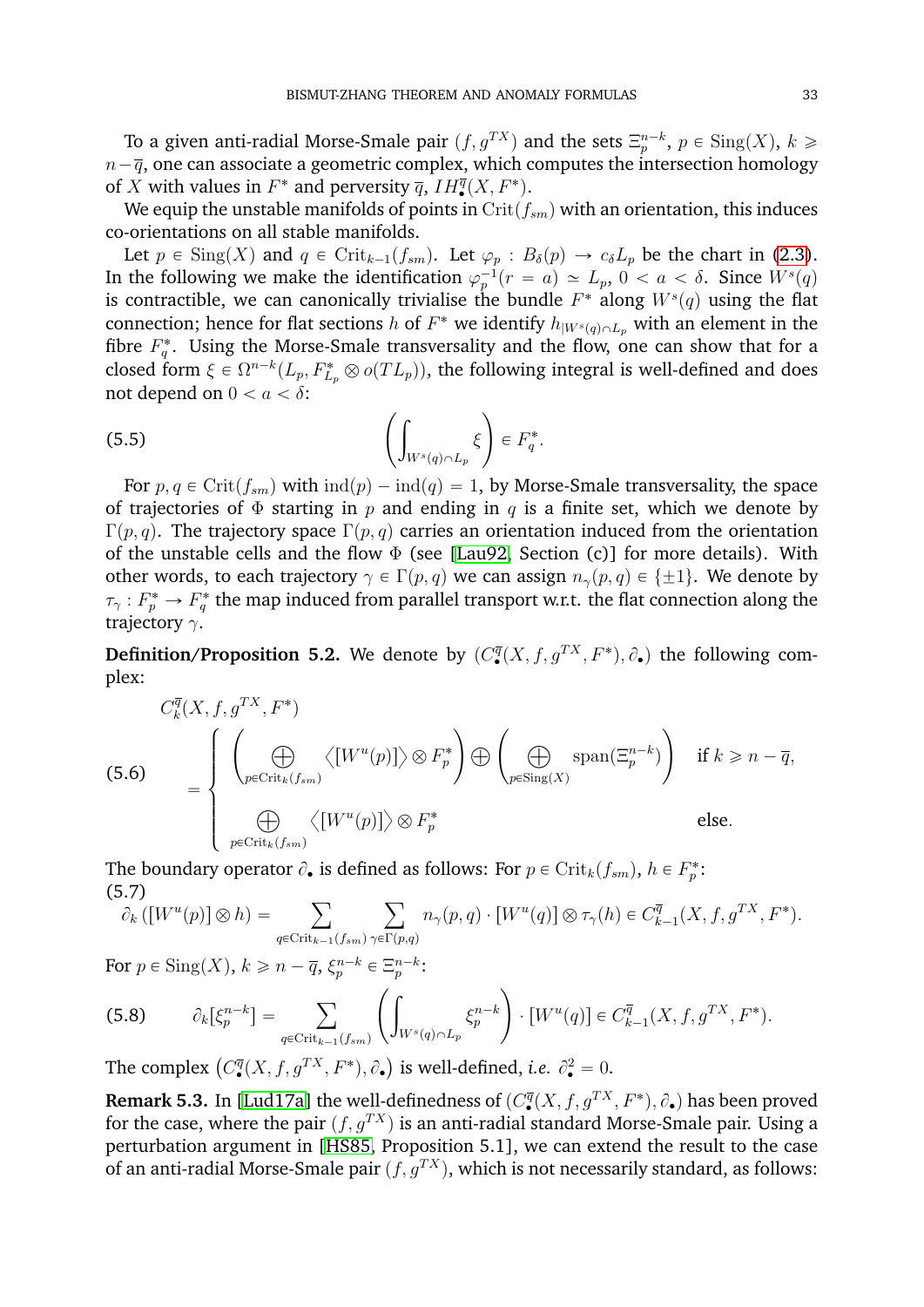To a given anti-radial Morse-Smale pair $(f, g^{TX})$ and the sets $\Xi_p^{n-k}$, $p \in \mathrm{Sing}(X)$, $k \geqslant n - \overline{q}$, one can associate a geometric complex, which computes the intersection homology of $X$ with values in $F^*$ and perversity $\overline{q}$, $IH_\bullet^{\overline{q}}(X, F^*)$.

We equip the unstable manifolds of points in $\mathrm{Crit}(f_{sm})$ with an orientation, this induces co-orientations on all stable manifolds.

Let $p \in \mathrm{Sing}(X)$ and $q \in \mathrm{Crit}_{k-1}(f_{sm})$. Let $\varphi_p : B_\delta(p) \to c_\delta L_p$ be the chart in (2.3). In the following we make the identification $\varphi_p^{-1}(r = a) \simeq L_p$, $0 < a < \delta$. Since $W^s(q)$ is contractible, we can canonically trivialise the bundle $F^*$ along $W^s(q)$ using the flat connection; hence for flat sections $h$ of $F^*$ we identify $h_{|W^s(q) \cap L_p}$ with an element in the fibre $F_q^*$. Using the Morse-Smale transversality and the flow, one can show that for a closed form $\xi \in \Omega^{n-k}(L_p, F_{L_p}^* \otimes o(TL_p))$, the following integral is well-defined and does not depend on $0 < a < \delta$:

$$
\left( \int_{W^s(q) \cap L_p} \xi \right) \in F_q^*. \tag{5.5}
$$

For $p, q \in \mathrm{Crit}(f_{sm})$ with $\mathrm{ind}(p) - \mathrm{ind}(q) = 1$, by Morse-Smale transversality, the space of trajectories of $\Phi$ starting in $p$ and ending in $q$ is a finite set, which we denote by $\Gamma(p, q)$. The trajectory space $\Gamma(p, q)$ carries an orientation induced from the orientation of the unstable cells and the flow $\Phi$ (see [Lau92, Section (c)] for more details). With other words, to each trajectory $\gamma \in \Gamma(p, q)$ we can assign $n_\gamma(p, q) \in \{\pm 1\}$. We denote by $\tau_\gamma : F_p^* \to F_q^*$ the map induced from parallel transport w.r.t. the flat connection along the trajectory $\gamma$.

**Definition/Proposition 5.2.** We denote by $(C_\bullet^{\overline{q}}(X, f, g^{TX}, F^*), \partial_\bullet)$ the following complex:

$$
C_k^{\overline{q}}(X, f, g^{TX}, F^*) = \begin{cases} \left( \displaystyle\bigoplus_{p \in \mathrm{Crit}_k(f_{sm})} \big\langle [W^u(p)] \big\rangle \otimes F_p^* \right) \bigoplus \left( \displaystyle\bigoplus_{p \in \mathrm{Sing}(X)} \mathrm{span}(\Xi_p^{n-k}) \right) & \text{if } k \geqslant n - \overline{q}, \\ \displaystyle\bigoplus_{p \in \mathrm{Crit}_k(f_{sm})} \big\langle [W^u(p)] \big\rangle \otimes F_p^* & \text{else}. \end{cases} \tag{5.6}
$$

The boundary operator $\partial_\bullet$ is defined as follows: For $p \in \mathrm{Crit}_k(f_{sm})$, $h \in F_p^*$:

$$
\partial_k \left( [W^u(p)] \otimes h \right) = \sum_{q \in \mathrm{Crit}_{k-1}(f_{sm})} \sum_{\gamma \in \Gamma(p,q)} n_\gamma(p, q) \cdot [W^u(q)] \otimes \tau_\gamma(h) \in C_{k-1}^{\overline{q}}(X, f, g^{TX}, F^*). \tag{5.7}
$$

For $p \in \mathrm{Sing}(X)$, $k \geqslant n - \overline{q}$, $\xi_p^{n-k} \in \Xi_p^{n-k}$:

$$
\partial_k [\xi_p^{n-k}] = \sum_{q \in \mathrm{Crit}_{k-1}(f_{sm})} \left( \int_{W^s(q) \cap L_p} \xi_p^{n-k} \right) \cdot [W^u(q)] \in C_{k-1}^{\overline{q}}(X, f, g^{TX}, F^*). \tag{5.8}
$$

The complex $\left( C_\bullet^{\overline{q}}(X, f, g^{TX}, F^*), \partial_\bullet \right)$ is well-defined, *i.e.* $\partial_\bullet^2 = 0$.

**Remark 5.3.** In [Lud17a] the well-definedness of $(C_\bullet^{\overline{q}}(X, f, g^{TX}, F^*), \partial_\bullet)$ has been proved for the case, where the pair $(f, g^{TX})$ is an anti-radial standard Morse-Smale pair. Using a perturbation argument in [HS85, Proposition 5.1], we can extend the result to the case of an anti-radial Morse-Smale pair $(f, g^{TX})$, which is not necessarily standard, as follows: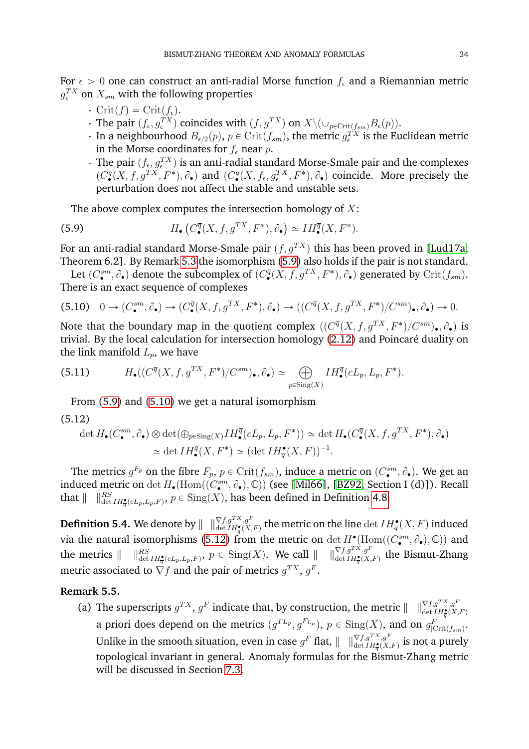For $\epsilon > 0$ one can construct an anti-radial Morse function $f_\epsilon$ and a Riemannian metric $g_\epsilon^{TX}$ on $X_{sm}$ with the following properties

- $\mathrm{Crit}(f) = \mathrm{Crit}(f_\epsilon)$.
- The pair $(f_\epsilon, g_\epsilon^{TX})$ coincides with $(f, g^{TX})$ on $X \backslash (\cup_{p \in \mathrm{Crit}(f_{sm})} B_\epsilon(p))$.
- In a neighbourhood $B_{\epsilon/2}(p)$, $p \in \mathrm{Crit}(f_{sm})$, the metric $g_\epsilon^{TX}$ is the Euclidean metric in the Morse coordinates for $f_\epsilon$ near $p$.
- The pair $(f_\epsilon, g_\epsilon^{TX})$ is an anti-radial standard Morse-Smale pair and the complexes $(C_\bullet^{\overline{q}}(X, f, g^{TX}, F^*), \partial_\bullet)$ and $(C_\bullet^{\overline{q}}(X, f_\epsilon, g_\epsilon^{TX}, F^*), \partial_\bullet)$ coincide. More precisely the perturbation does not affect the stable and unstable sets.

The above complex computes the intersection homology of $X$:

$$H_\bullet\left(C_\bullet^{\overline{q}}(X, f, g^{TX}, F^*), \partial_\bullet\right) \simeq IH_\bullet^{\overline{q}}(X, F^*). \tag{5.9}$$

For an anti-radial standard Morse-Smale pair $(f, g^{TX})$ this has been proved in [Lud17a, Theorem 6.2]. By Remark 5.3 the isomorphism (5.9) also holds if the pair is not standard.

Let $(C_\bullet^{sm}, \partial_\bullet)$ denote the subcomplex of $(C_\bullet^{\overline{q}}(X, f, g^{TX}, F^*), \partial_\bullet)$ generated by $\mathrm{Crit}(f_{sm})$. There is an exact sequence of complexes

$$0 \to (C_\bullet^{sm}, \partial_\bullet) \to (C_\bullet^{\overline{q}}(X, f, g^{TX}, F^*), \partial_\bullet) \to ((C^{\overline{q}}(X, f, g^{TX}, F^*)/C^{sm})_\bullet, \partial_\bullet) \to 0. \tag{5.10}$$

Note that the boundary map in the quotient complex $((C^{\overline{q}}(X, f, g^{TX}, F^*)/C^{sm})_\bullet, \partial_\bullet)$ is trivial. By the local calculation for intersection homology (2.12) and Poincaré duality on the link manifold $L_p$, we have

$$H_\bullet((C^{\overline{q}}(X, f, g^{TX}, F^*)/C^{sm})_\bullet, \partial_\bullet) \simeq \bigoplus_{p \in \mathrm{Sing}(X)} IH_\bullet^{\overline{q}}(cL_p, L_p, F^*). \tag{5.11}$$

From (5.9) and (5.10) we get a natural isomorphism

$$\begin{aligned} \det H_\bullet(C_\bullet^{sm}, \partial_\bullet) \otimes \det(\oplus_{p \in \mathrm{Sing}(X)} IH_\bullet^{\overline{q}}(cL_p, L_p, F^*)) &\simeq \det H_\bullet(C_\bullet^{\overline{q}}(X, f, g^{TX}, F^*), \partial_\bullet) \\ &\simeq \det IH_\bullet^{\overline{q}}(X, F^*) \simeq (\det IH_{\overline{q}}^\bullet(X, F))^{-1}. \end{aligned} \tag{5.12}$$

The metrics $g^{F_p}$ on the fibre $F_p$, $p \in \mathrm{Crit}(f_{sm})$, induce a metric on $(C_\bullet^{sm}, \partial_\bullet)$. We get an induced metric on $\det H_\bullet(\mathrm{Hom}((C_\bullet^{sm}, \partial_\bullet), \mathbb{C}))$ (see [Mil66], [BZ92, Section I (d)]). Recall that $\| \quad \|^{RS}_{\det IH_{\overline{q}}^\bullet(cL_p, L_p, F)}$, $p \in \mathrm{Sing}(X)$, has been defined in Definition 4.8.

**Definition 5.4.** We denote by $\| \quad \|^{\nabla f, g^{TX}, g^F}_{\det IH_{\overline{q}}^\bullet(X,F)}$ the metric on the line $\det IH_{\overline{q}}^\bullet(X, F)$ induced via the natural isomorphisms (5.12) from the metric on $\det H^\bullet(\mathrm{Hom}((C_\bullet^{sm}, \partial_\bullet), \mathbb{C}))$ and the metrics $\| \quad \|^{RS}_{\det IH_{\overline{q}}^\bullet(cL_p, L_p, F)}$, $p \in \mathrm{Sing}(X)$. We call $\| \quad \|^{\nabla f, g^{TX}, g^F}_{\det IH_{\overline{q}}^\bullet(X,F)}$ the Bismut-Zhang metric associated to $\nabla f$ and the pair of metrics $g^{TX}$, $g^F$.

**Remark 5.5.**

(a) The superscripts $g^{TX}$, $g^F$ indicate that, by construction, the metric $\| \quad \|^{\nabla f, g^{TX}, g^F}_{\det IH_{\overline{q}}^\bullet(X,F)}$ a priori does depend on the metrics $(g^{TL_p}, g^{F_{L_p}})$, $p \in \mathrm{Sing}(X)$, and on $g^F_{|\mathrm{Crit}(f_{sm})}$. Unlike in the smooth situation, even in case $g^F$ flat, $\| \quad \|^{\nabla f, g^{TX}, g^F}_{\det IH_{\overline{q}}^\bullet(X,F)}$ is not a purely topological invariant in general. Anomaly formulas for the Bismut-Zhang metric will be discussed in Section 7.3.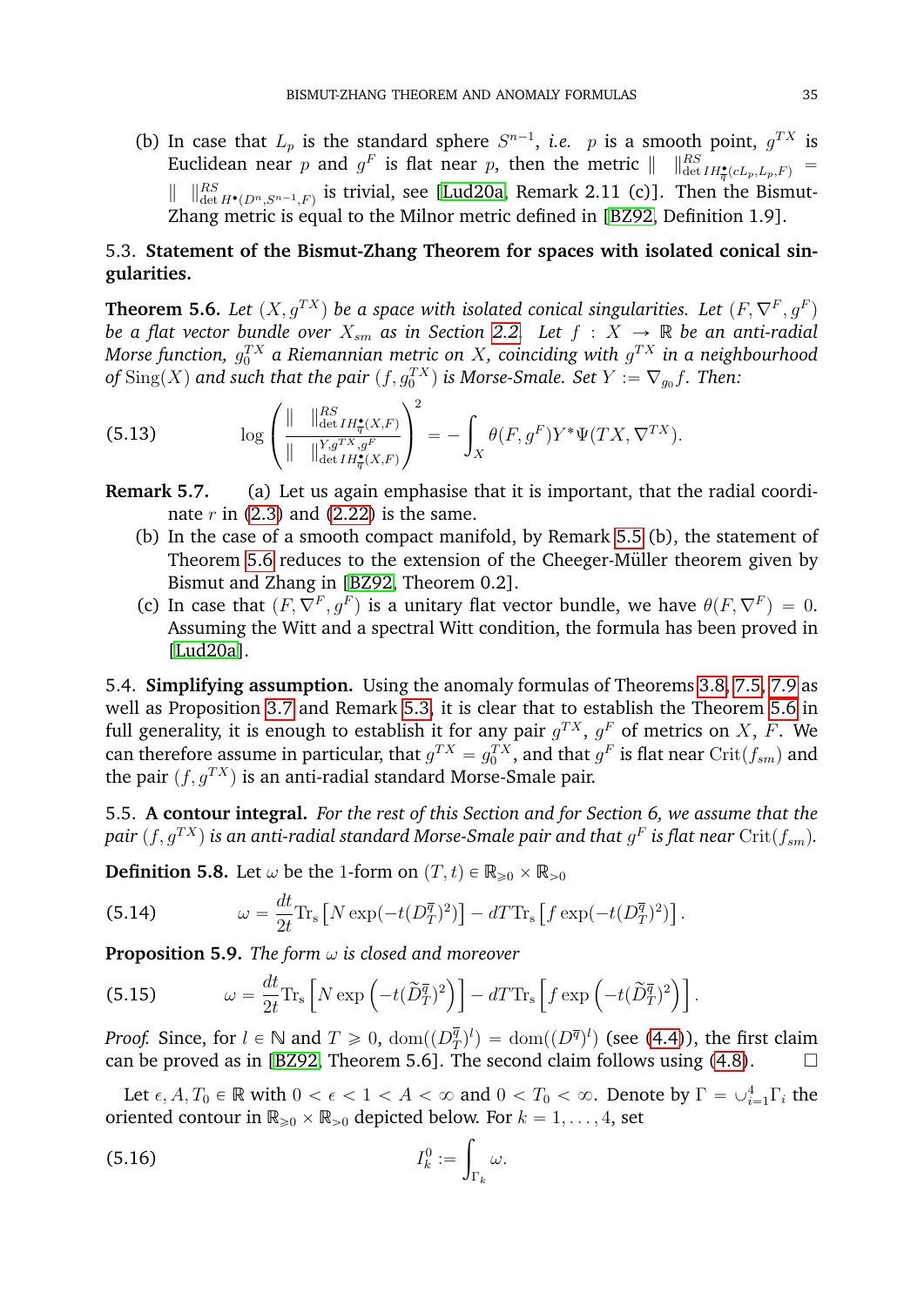(b) In case that $L_p$ is the standard sphere $S^{n-1}$, *i.e.* $p$ is a smooth point, $g^{TX}$ is Euclidean near $p$ and $g^F$ is flat near $p$, then the metric $\| \quad \|^{RS}_{\det IH^\bullet_{\overline{q}}(cL_p, L_p, F)} = \| \quad \|^{RS}_{\det H^\bullet(D^n, S^{n-1}, F)}$ is trivial, see [Lud20a, Remark 2.11 (c)]. Then the Bismut-Zhang metric is equal to the Milnor metric defined in [BZ92, Definition 1.9].

## 5.3. Statement of the Bismut-Zhang Theorem for spaces with isolated conical singularities.

**Theorem 5.6.** *Let $(X, g^{TX})$ be a space with isolated conical singularities. Let $(F, \nabla^F, g^F)$ be a flat vector bundle over $X_{sm}$ as in Section 2.2. Let $f : X \to \mathbb{R}$ be an anti-radial Morse function, $g_0^{TX}$ a Riemannian metric on $X$, coinciding with $g^{TX}$ in a neighbourhood of $\operatorname{Sing}(X)$ and such that the pair $(f, g_0^{TX})$ is Morse-Smale. Set $Y := \nabla_{g_0} f$. Then:*

$$\log \left( \frac{\| \quad \|^{RS}_{\det IH^\bullet_{\overline{q}}(X,F)}}{\| \quad \|^{Y, g^{TX}, g^F}_{\det IH^\bullet_{\overline{q}}(X,F)}} \right)^2 = - \int_X \theta(F, g^F) Y^* \Psi(TX, \nabla^{TX}). \tag{5.13}$$

**Remark 5.7.** (a) Let us again emphasise that it is important, that the radial coordinate $r$ in (2.3) and (2.22) is the same.

(b) In the case of a smooth compact manifold, by Remark 5.5 (b), the statement of Theorem 5.6 reduces to the extension of the Cheeger-Müller theorem given by Bismut and Zhang in [BZ92, Theorem 0.2].

(c) In case that $(F, \nabla^F, g^F)$ is a unitary flat vector bundle, we have $\theta(F, \nabla^F) = 0$. Assuming the Witt and a spectral Witt condition, the formula has been proved in [Lud20a].

**5.4. Simplifying assumption.** Using the anomaly formulas of Theorems 3.8, 7.5, 7.9 as well as Proposition 3.7 and Remark 5.3, it is clear that to establish the Theorem 5.6 in full generality, it is enough to establish it for any pair $g^{TX}$, $g^F$ of metrics on $X$, $F$. We can therefore assume in particular, that $g^{TX} = g_0^{TX}$, and that $g^F$ is flat near $\operatorname{Crit}(f_{sm})$ and the pair $(f, g^{TX})$ is an anti-radial standard Morse-Smale pair.

**5.5. A contour integral.** *For the rest of this Section and for Section 6, we assume that the pair $(f, g^{TX})$ is an anti-radial standard Morse-Smale pair and that $g^F$ is flat near $\operatorname{Crit}(f_{sm})$.*

**Definition 5.8.** Let $\omega$ be the 1-form on $(T, t) \in \mathbb{R}_{\geq 0} \times \mathbb{R}_{>0}$

$$\omega = \frac{dt}{2t} \mathrm{Tr_s} \left[ N \exp(-t(D^{\overline{q}}_T)^2) \right] - dT \mathrm{Tr_s} \left[ f \exp(-t(D^{\overline{q}}_T)^2) \right]. \tag{5.14}$$

**Proposition 5.9.** *The form $\omega$ is closed and moreover*

$$\omega = \frac{dt}{2t} \mathrm{Tr_s} \left[ N \exp\left(-t(\widetilde{D}^{\overline{q}}_T)^2\right) \right] - dT \mathrm{Tr_s} \left[ f \exp\left(-t(\widetilde{D}^{\overline{q}}_T)^2\right) \right]. \tag{5.15}$$

*Proof.* Since, for $l \in \mathbb{N}$ and $T \geq 0$, $\operatorname{dom}((D^{\overline{q}}_T)^l) = \operatorname{dom}((D^{\overline{q}})^l)$ (see (4.4)), the first claim can be proved as in [BZ92, Theorem 5.6]. The second claim follows using (4.8). $\square$

Let $\epsilon, A, T_0 \in \mathbb{R}$ with $0 < \epsilon < 1 < A < \infty$ and $0 < T_0 < \infty$. Denote by $\Gamma = \cup_{i=1}^4 \Gamma_i$ the oriented contour in $\mathbb{R}_{\geq 0} \times \mathbb{R}_{>0}$ depicted below. For $k = 1, \ldots, 4$, set

$$I_k^0 := \int_{\Gamma_k} \omega. \tag{5.16}$$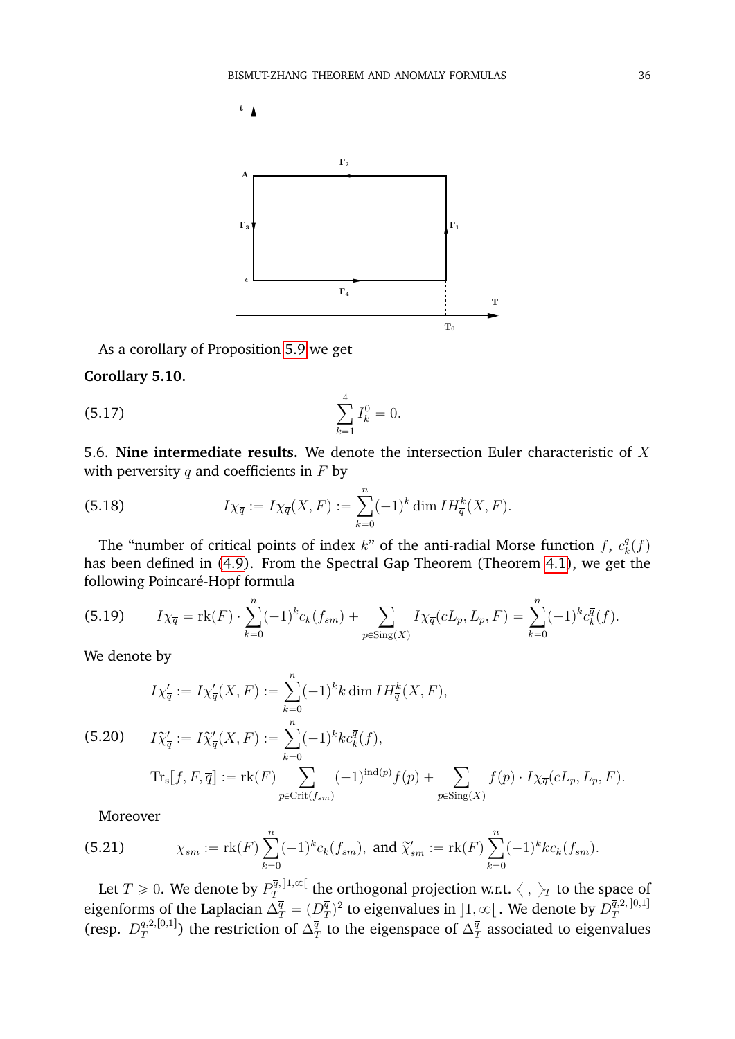As a corollary of Proposition 5.9 we get

**Corollary 5.10.**

$$\sum_{k=1}^{4} I_k^0 = 0. \tag{5.17}$$

5.6. **Nine intermediate results.** We denote the intersection Euler characteristic of $X$ with perversity $\overline{q}$ and coefficients in $F$ by

$$I\chi_{\overline{q}} := I\chi_{\overline{q}}(X,F) := \sum_{k=0}^{n}(-1)^k \dim IH^k_{\overline{q}}(X,F). \tag{5.18}$$

The "number of critical points of index $k$" of the anti-radial Morse function $f$, $c_k^{\overline{q}}(f)$ has been defined in (4.9). From the Spectral Gap Theorem (Theorem 4.1), we get the following Poincaré-Hopf formula

$$I\chi_{\overline{q}} = \mathrm{rk}(F)\cdot\sum_{k=0}^{n}(-1)^k c_k(f_{sm}) + \sum_{p\in \mathrm{Sing}(X)} I\chi_{\overline{q}}(cL_p, L_p, F) = \sum_{k=0}^{n}(-1)^k c_k^{\overline{q}}(f). \tag{5.19}$$

We denote by

$$\begin{aligned}
I\chi'_{\overline{q}} &:= I\chi'_{\overline{q}}(X,F) := \sum_{k=0}^{n}(-1)^k k \dim IH^k_{\overline{q}}(X,F),\\
I\widetilde{\chi}'_{\overline{q}} &:= I\widetilde{\chi}'_{\overline{q}}(X,F) := \sum_{k=0}^{n}(-1)^k k c_k^{\overline{q}}(f),\\
\mathrm{Tr_s}[f,F,\overline{q}] &:= \mathrm{rk}(F)\sum_{p\in \mathrm{Crit}(f_{sm})}(-1)^{\mathrm{ind}(p)} f(p) + \sum_{p\in\mathrm{Sing}(X)} f(p)\cdot I\chi_{\overline{q}}(cL_p,L_p,F).
\end{aligned} \tag{5.20}$$

Moreover

$$\chi_{sm} := \mathrm{rk}(F)\sum_{k=0}^{n}(-1)^k c_k(f_{sm}), \text{ and } \widetilde{\chi}'_{sm} := \mathrm{rk}(F)\sum_{k=0}^{n}(-1)^k k c_k(f_{sm}). \tag{5.21}$$

Let $T \geqslant 0$. We denote by $P_T^{\overline{q},]1,\infty[}$ the orthogonal projection w.r.t. $\langle\ ,\ \rangle_T$ to the space of eigenforms of the Laplacian $\Delta_T^{\overline{q}} = (D_T^{\overline{q}})^2$ to eigenvalues in $]1,\infty[$. We denote by $D_T^{\overline{q},2,]0,1]}$ (resp. $D_T^{\overline{q},2,[0,1]}$) the restriction of $\Delta_T^{\overline{q}}$ to the eigenspace of $\Delta_T^{\overline{q}}$ associated to eigenvalues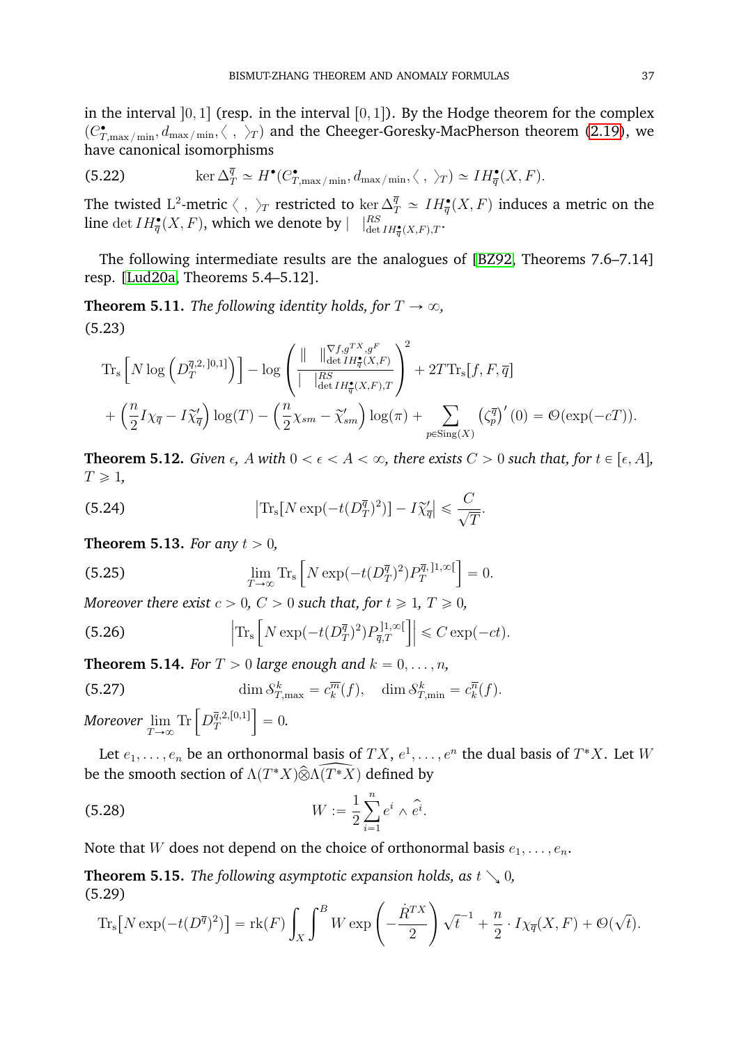in the interval $]0,1]$ (resp. in the interval $[0,1[$). By the Hodge theorem for the complex $(\mathcal{C}^\bullet_{T,\max/\min}, d_{\max/\min}, \langle\ ,\ \rangle_T)$ and the Cheeger-Goresky-MacPherson theorem (2.19), we have canonical isomorphisms

$$\ker \Delta_T^{\overline{q}} \simeq H^\bullet(\mathcal{C}^\bullet_{T,\max/\min}, d_{\max/\min}, \langle\ ,\ \rangle_T) \simeq IH^\bullet_{\overline{q}}(X,F). \tag{5.22}$$

The twisted $\mathrm{L}^2$-metric $\langle\ ,\ \rangle_T$ restricted to $\ker \Delta_T^{\overline{q}} \simeq IH^\bullet_{\overline{q}}(X,F)$ induces a metric on the line $\det IH^\bullet_{\overline{q}}(X,F)$, which we denote by $|\ \ |^{RS}_{\det IH^\bullet_{\overline{q}}(X,F),T}$.

The following intermediate results are the analogues of [BZ92, Theorems 7.6–7.14] resp. [Lud20a, Theorems 5.4–5.12].

**Theorem 5.11.** *The following identity holds, for $T \to \infty$,*

$$\begin{aligned}
&\mathrm{Tr_s}\left[N \log\left(D_T^{\overline{q},2,]0,1]}\right)\right] - \log\left(\frac{\|\ \ \|^{\nabla f, g^{TX}, g^F}_{\det IH^\bullet_{\overline{q}}(X,F)}}{|\ \ |^{RS}_{\det IH^\bullet_{\overline{q}}(X,F),T}}\right)^2 + 2T\mathrm{Tr_s}[f,F,\overline{q}] \\
&+ \left(\frac{n}{2} I\chi_{\overline{q}} - I\widetilde{\chi}'_{\overline{q}}\right)\log(T) - \left(\frac{n}{2}\chi_{sm} - \widetilde{\chi}'_{sm}\right)\log(\pi) + \sum_{p \in \mathrm{Sing}(X)} \left(\zeta_p^{\overline{q}}\right)'(0) = \mathcal{O}(\exp(-cT)).
\end{aligned} \tag{5.23}$$

**Theorem 5.12.** *Given $\epsilon$, $A$ with $0 < \epsilon < A < \infty$, there exists $C > 0$ such that, for $t \in [\epsilon, A]$, $T \geqslant 1$,*

$$\left|\mathrm{Tr_s}[N \exp(-t(D_T^{\overline{q}})^2)] - I\widetilde{\chi}'_{\overline{q}}\right| \leqslant \frac{C}{\sqrt{T}}. \tag{5.24}$$

**Theorem 5.13.** *For any $t > 0$,*

$$\lim_{T\to\infty} \mathrm{Tr_s}\left[N \exp(-t(D_T^{\overline{q}})^2) P_T^{\overline{q},]1,\infty[}\right] = 0. \tag{5.25}$$

*Moreover there exist $c > 0$, $C > 0$ such that, for $t \geqslant 1$, $T \geqslant 0$,*

$$\left|\mathrm{Tr_s}\left[N \exp(-t(D_T^{\overline{q}})^2) P^{]1,\infty[}_{\overline{q},T}\right]\right| \leqslant C\exp(-ct). \tag{5.26}$$

**Theorem 5.14.** *For $T > 0$ large enough and $k = 0, \ldots, n$,*

$$\dim \mathcal{S}^k_{T,\max} = c_k^{\overline{m}}(f), \quad \dim \mathcal{S}^k_{T,\min} = c_k^{\overline{n}}(f). \tag{5.27}$$

*Moreover $\lim_{T\to\infty} \mathrm{Tr}\left[D_T^{\overline{q},2,[0,1]}\right] = 0$.*

Let $e_1, \ldots, e_n$ be an orthonormal basis of $TX$, $e^1, \ldots, e^n$ the dual basis of $T^*X$. Let $W$ be the smooth section of $\Lambda(T^*X)\widehat{\otimes}\widehat{\Lambda(T^*X)}$ defined by

$$W := \frac{1}{2}\sum_{i=1}^n e^i \wedge \widehat{e^i}. \tag{5.28}$$

Note that $W$ does not depend on the choice of orthonormal basis $e_1, \ldots, e_n$.

**Theorem 5.15.** *The following asymptotic expansion holds, as $t \searrow 0$,*

$$\mathrm{Tr_s}\big[N \exp(-t(D^{\overline{q}})^2)\big] = \mathrm{rk}(F)\int_X \int^B W \exp\left(-\frac{\dot{R}^{TX}}{2}\right)\sqrt{t}^{-1} + \frac{n}{2}\cdot I\chi_{\overline{q}}(X,F) + \mathcal{O}(\sqrt{t}). \tag{5.29}$$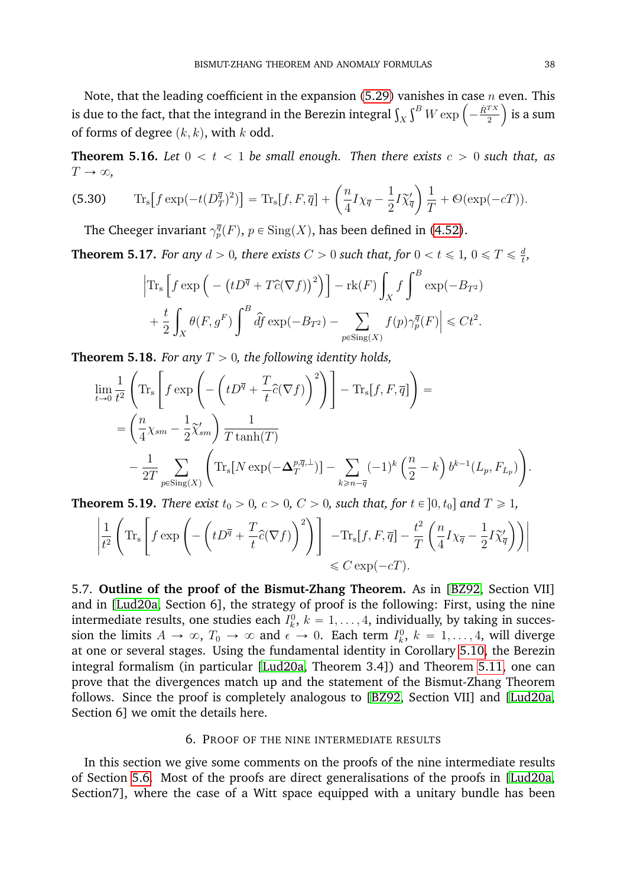Note, that the leading coefficient in the expansion (5.29) vanishes in case $n$ even. This is due to the fact, that the integrand in the Berezin integral $\int_X \int^B W \exp\left(-\frac{\dot{R}^{TX}}{2}\right)$ is a sum of forms of degree $(k,k)$, with $k$ odd.

**Theorem 5.16.** *Let $0 < t < 1$ be small enough. Then there exists $c > 0$ such that, as $T \to \infty$,*

$$\operatorname{Tr_s}\big[f \exp(-t(D^{\overline{q}}_T)^2)\big] = \operatorname{Tr_s}[f, F, \overline{q}] + \left(\frac{n}{4} I\chi_{\overline{q}} - \frac{1}{2} I\widetilde{\chi}'_{\overline{q}}\right)\frac{1}{T} + \mathcal{O}(\exp(-cT)). \tag{5.30}$$

The Cheeger invariant $\gamma^{\overline{q}}_p(F)$, $p \in \operatorname{Sing}(X)$, has been defined in (4.52).

**Theorem 5.17.** *For any $d > 0$, there exists $C > 0$ such that, for $0 < t \leqslant 1$, $0 \leqslant T \leqslant \frac{d}{t}$,*

$$\begin{aligned}
&\Big|\operatorname{Tr_s}\Big[f \exp\Big(-\big(tD^{\overline{q}} + T\widehat{c}(\nabla f)\big)^2\Big)\Big] - \operatorname{rk}(F)\int_X f \int^B \exp(-B_{T^2}) \\
&\quad + \frac{t}{2}\int_X \theta(F, g^F)\int^B \widehat{d}f \exp(-B_{T^2}) - \sum_{p \in \operatorname{Sing}(X)} f(p)\gamma^{\overline{q}}_p(F)\Big| \leqslant Ct^2.
\end{aligned}$$

**Theorem 5.18.** *For any $T > 0$, the following identity holds,*

$$\begin{aligned}
&\lim_{t \to 0}\frac{1}{t^2}\left(\operatorname{Tr_s}\left[f \exp\left(-\left(tD^{\overline{q}} + \frac{T}{t}\widehat{c}(\nabla f)\right)^2\right)\right] - \operatorname{Tr_s}[f, F, \overline{q}]\right) = \\
&= \left(\frac{n}{4}\chi_{sm} - \frac{1}{2}\widetilde{\chi}'_{sm}\right)\frac{1}{T\tanh(T)} \\
&\quad - \frac{1}{2T}\sum_{p \in \operatorname{Sing}(X)}\left(\operatorname{Tr_s}[N \exp(-\mathbf{\Delta}^{p,\overline{q},\perp}_T)] - \sum_{k \geqslant n - \overline{q}}(-1)^k\left(\frac{n}{2} - k\right)b^{k-1}(L_p, F_{L_p})\right).
\end{aligned}$$

**Theorem 5.19.** *There exist $t_0 > 0$, $c > 0$, $C > 0$, such that, for $t \in ]0, t_0]$ and $T \geqslant 1$,*

$$\begin{aligned}
&\left|\frac{1}{t^2}\left(\operatorname{Tr_s}\left[f \exp\left(-\left(tD^{\overline{q}} + \frac{T}{t}\widehat{c}(\nabla f)\right)^2\right)\right] - \operatorname{Tr_s}[f, F, \overline{q}] - \frac{t^2}{T}\left(\frac{n}{4} I\chi_{\overline{q}} - \frac{1}{2} I\widetilde{\chi}'_{\overline{q}}\right)\right)\right| \\
&\qquad \leqslant C\exp(-cT).
\end{aligned}$$

5.7. **Outline of the proof of the Bismut-Zhang Theorem.** As in [BZ92, Section VII] and in [Lud20a, Section 6], the strategy of proof is the following: First, using the nine intermediate results, one studies each $I^0_k$, $k = 1, \ldots, 4$, individually, by taking in succession the limits $A \to \infty$, $T_0 \to \infty$ and $\epsilon \to 0$. Each term $I^0_k$, $k = 1, \ldots, 4$, will diverge at one or several stages. Using the fundamental identity in Corollary 5.10, the Berezin integral formalism (in particular [Lud20a, Theorem 3.4]) and Theorem 5.11, one can prove that the divergences match up and the statement of the Bismut-Zhang Theorem follows. Since the proof is completely analogous to [BZ92, Section VII] and [Lud20a, Section 6] we omit the details here.

## 6. Proof of the nine intermediate results

In this section we give some comments on the proofs of the nine intermediate results of Section 5.6. Most of the proofs are direct generalisations of the proofs in [Lud20a, Section7], where the case of a Witt space equipped with a unitary bundle has been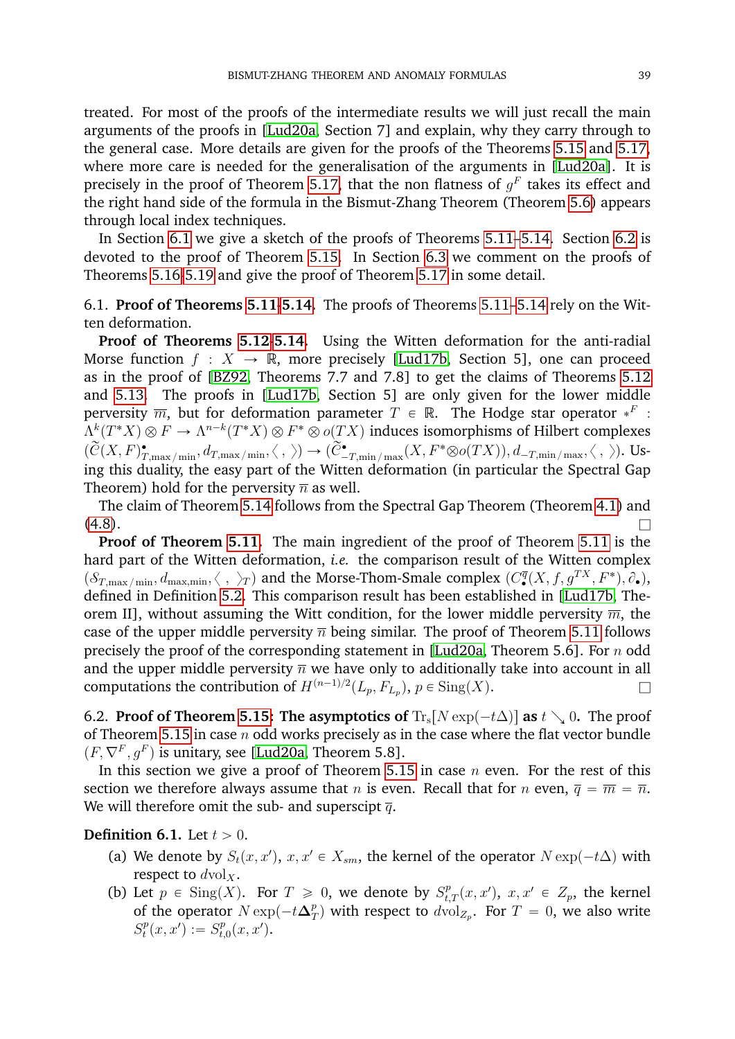treated. For most of the proofs of the intermediate results we will just recall the main arguments of the proofs in [Lud20a, Section 7] and explain, why they carry through to the general case. More details are given for the proofs of the Theorems 5.15 and 5.17, where more care is needed for the generalisation of the arguments in [Lud20a]. It is precisely in the proof of Theorem 5.17, that the non flatness of $g^F$ takes its effect and the right hand side of the formula in the Bismut-Zhang Theorem (Theorem 5.6) appears through local index techniques.

In Section 6.1 we give a sketch of the proofs of Theorems 5.11–5.14. Section 6.2 is devoted to the proof of Theorem 5.15. In Section 6.3 we comment on the proofs of Theorems 5.16-5.19 and give the proof of Theorem 5.17 in some detail.

## 6.1. Proof of Theorems 5.11-5.14.

The proofs of Theorems 5.11–5.14 rely on the Witten deformation.

**Proof of Theorems 5.12-5.14.** Using the Witten deformation for the anti-radial Morse function $f : X \to \mathbb{R}$, more precisely [Lud17b, Section 5], one can proceed as in the proof of [BZ92, Theorems 7.7 and 7.8] to get the claims of Theorems 5.12 and 5.13. The proofs in [Lud17b, Section 5] are only given for the lower middle perversity $\overline{m}$, but for deformation parameter $T \in \mathbb{R}$. The Hodge star operator $*^F : \Lambda^k(T^*X) \otimes F \to \Lambda^{n-k}(T^*X) \otimes F^* \otimes o(TX)$ induces isomorphisms of Hilbert complexes $(\widetilde{C}(X,F)^\bullet_{T,\max/\min}, d_{T,\max/\min}, \langle\ ,\ \rangle) \to (\widetilde{C}^\bullet_{-T,\min/\max}(X, F^* \otimes o(TX)), d_{-T,\min/\max}, \langle\ ,\ \rangle)$. Using this duality, the easy part of the Witten deformation (in particular the Spectral Gap Theorem) hold for the perversity $\overline{n}$ as well.

The claim of Theorem 5.14 follows from the Spectral Gap Theorem (Theorem 4.1) and (4.8). □

**Proof of Theorem 5.11.** The main ingredient of the proof of Theorem 5.11 is the hard part of the Witten deformation, *i.e.* the comparison result of the Witten complex $(\mathcal{S}_{T,\max/\min}, d_{\max,\min}, \langle\ ,\ \rangle_T)$ and the Morse-Thom-Smale complex $(C^{\overline{q}}_\bullet(X, f, g^{TX}, F^*), \partial_\bullet)$, defined in Definition 5.2. This comparison result has been established in [Lud17b, Theorem II], without assuming the Witt condition, for the lower middle perversity $\overline{m}$, the case of the upper middle perversity $\overline{n}$ being similar. The proof of Theorem 5.11 follows precisely the proof of the corresponding statement in [Lud20a, Theorem 5.6]. For $n$ odd and the upper middle perversity $\overline{n}$ we have only to additionally take into account in all computations the contribution of $H^{(n-1)/2}(L_p, F_{L_p})$, $p \in \mathrm{Sing}(X)$. □

## 6.2. Proof of Theorem 5.15: The asymptotics of $\mathrm{Tr}_s[N\exp(-t\Delta)]$ as $t \searrow 0$.

The proof of Theorem 5.15 in case $n$ odd works precisely as in the case where the flat vector bundle $(F, \nabla^F, g^F)$ is unitary, see [Lud20a, Theorem 5.8].

In this section we give a proof of Theorem 5.15 in case $n$ even. For the rest of this section we therefore always assume that $n$ is even. Recall that for $n$ even, $\overline{q} = \overline{m} = \overline{n}$. We will therefore omit the sub- and superscipt $\overline{q}$.

**Definition 6.1.** Let $t > 0$.

(a) We denote by $S_t(x, x')$, $x, x' \in X_{sm}$, the kernel of the operator $N\exp(-t\Delta)$ with respect to $d\mathrm{vol}_X$.

(b) Let $p \in \mathrm{Sing}(X)$. For $T \geqslant 0$, we denote by $S^p_{t,T}(x, x')$, $x, x' \in Z_p$, the kernel of the operator $N\exp(-t\boldsymbol{\Delta}^p_T)$ with respect to $d\mathrm{vol}_{Z_p}$. For $T = 0$, we also write $S^p_t(x, x') := S^p_{t,0}(x, x')$.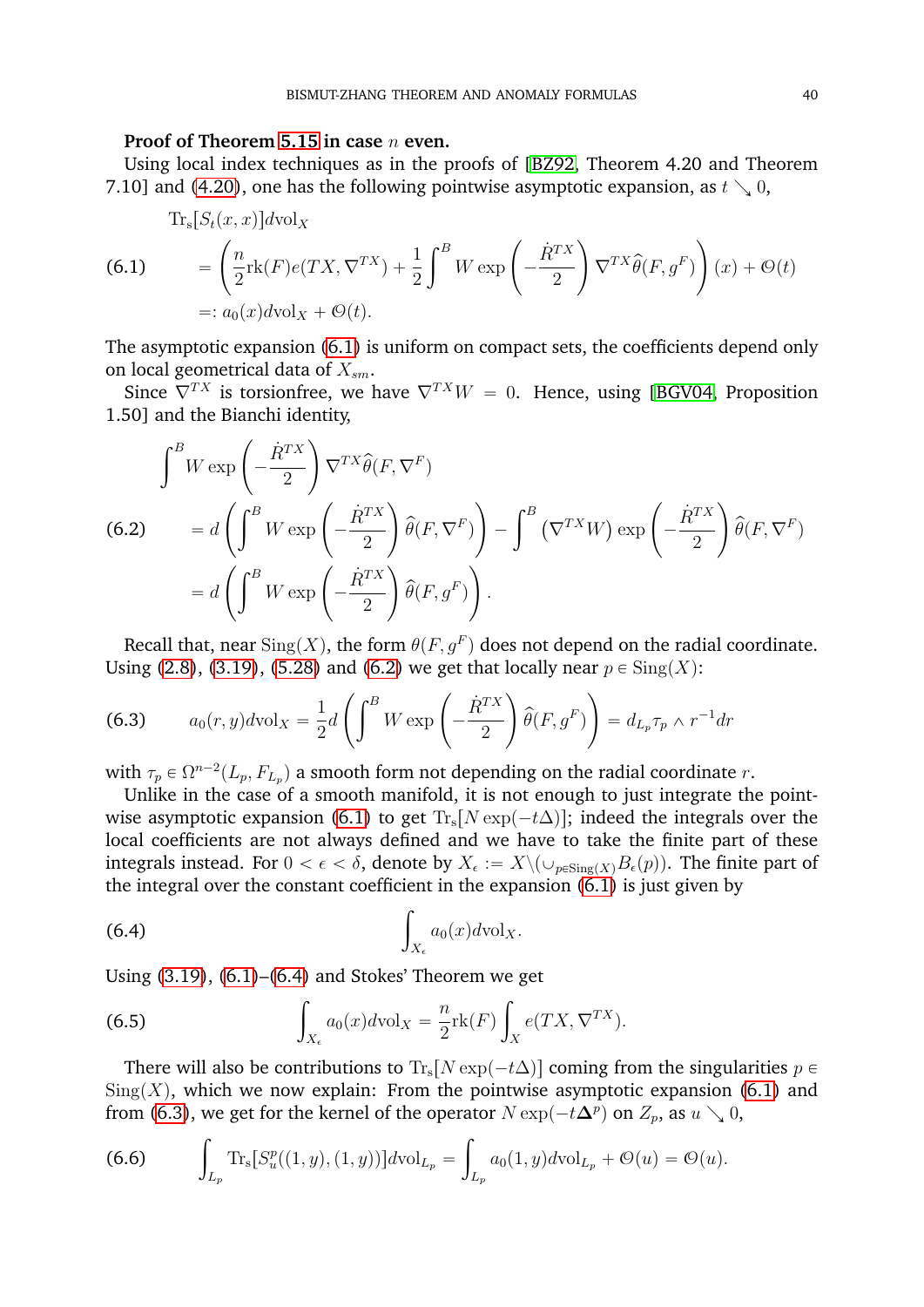**Proof of Theorem 5.15 in case $n$ even.**

Using local index techniques as in the proofs of [BZ92, Theorem 4.20 and Theorem 7.10] and (4.20), one has the following pointwise asymptotic expansion, as $t \searrow 0$,

$$
\begin{aligned}
&\operatorname{Tr_s}[S_t(x,x)]d\mathrm{vol}_X \\
(6.1) \qquad &= \left(\frac{n}{2}\mathrm{rk}(F)e(TX,\nabla^{TX}) + \frac{1}{2}\int^B W \exp\left(-\frac{\dot{R}^{TX}}{2}\right)\nabla^{TX}\widehat{\theta}(F,g^F)\right)(x) + \mathcal{O}(t) \\
&=: a_0(x)d\mathrm{vol}_X + \mathcal{O}(t).
\end{aligned}
$$

The asymptotic expansion (6.1) is uniform on compact sets, the coefficients depend only on local geometrical data of $X_{sm}$.

Since $\nabla^{TX}$ is torsionfree, we have $\nabla^{TX}W = 0$. Hence, using [BGV04, Proposition 1.50] and the Bianchi identity,

$$
\begin{aligned}
&\int^B W \exp\left(-\frac{\dot{R}^{TX}}{2}\right)\nabla^{TX}\widehat{\theta}(F,\nabla^F) \\
(6.2) \qquad &= d\left(\int^B W \exp\left(-\frac{\dot{R}^{TX}}{2}\right)\widehat{\theta}(F,\nabla^F)\right) - \int^B (\nabla^{TX}W)\exp\left(-\frac{\dot{R}^{TX}}{2}\right)\widehat{\theta}(F,\nabla^F) \\
&= d\left(\int^B W \exp\left(-\frac{\dot{R}^{TX}}{2}\right)\widehat{\theta}(F,g^F)\right).
\end{aligned}
$$

Recall that, near $\mathrm{Sing}(X)$, the form $\theta(F,g^F)$ does not depend on the radial coordinate. Using (2.8), (3.19), (5.28) and (6.2) we get that locally near $p \in \mathrm{Sing}(X)$:

$$
(6.3) \qquad a_0(r,y)d\mathrm{vol}_X = \frac{1}{2}d\left(\int^B W \exp\left(-\frac{\dot{R}^{TX}}{2}\right)\widehat{\theta}(F,g^F)\right) = d_{L_p}\tau_p \wedge r^{-1}dr
$$

with $\tau_p \in \Omega^{n-2}(L_p, F_{L_p})$ a smooth form not depending on the radial coordinate $r$.

Unlike in the case of a smooth manifold, it is not enough to just integrate the pointwise asymptotic expansion (6.1) to get $\operatorname{Tr_s}[N\exp(-t\Delta)]$; indeed the integrals over the local coefficients are not always defined and we have to take the finite part of these integrals instead. For $0 < \epsilon < \delta$, denote by $X_\epsilon := X \backslash (\cup_{p\in\mathrm{Sing}(X)} B_\epsilon(p))$. The finite part of the integral over the constant coefficient in the expansion (6.1) is just given by

$$
(6.4) \qquad \int_{X_\epsilon} a_0(x)d\mathrm{vol}_X.
$$

Using (3.19), (6.1)–(6.4) and Stokes' Theorem we get

$$
(6.5) \qquad \int_{X_\epsilon} a_0(x)d\mathrm{vol}_X = \frac{n}{2}\mathrm{rk}(F)\int_X e(TX,\nabla^{TX}).
$$

There will also be contributions to $\operatorname{Tr_s}[N\exp(-t\Delta)]$ coming from the singularities $p \in \mathrm{Sing}(X)$, which we now explain: From the pointwise asymptotic expansion (6.1) and from (6.3), we get for the kernel of the operator $N\exp(-t\mathbf{\Delta}^p)$ on $Z_p$, as $u \searrow 0$,

$$
(6.6) \qquad \int_{L_p} \operatorname{Tr_s}[S^p_u((1,y),(1,y))]d\mathrm{vol}_{L_p} = \int_{L_p} a_0(1,y)d\mathrm{vol}_{L_p} + \mathcal{O}(u) = \mathcal{O}(u).
$$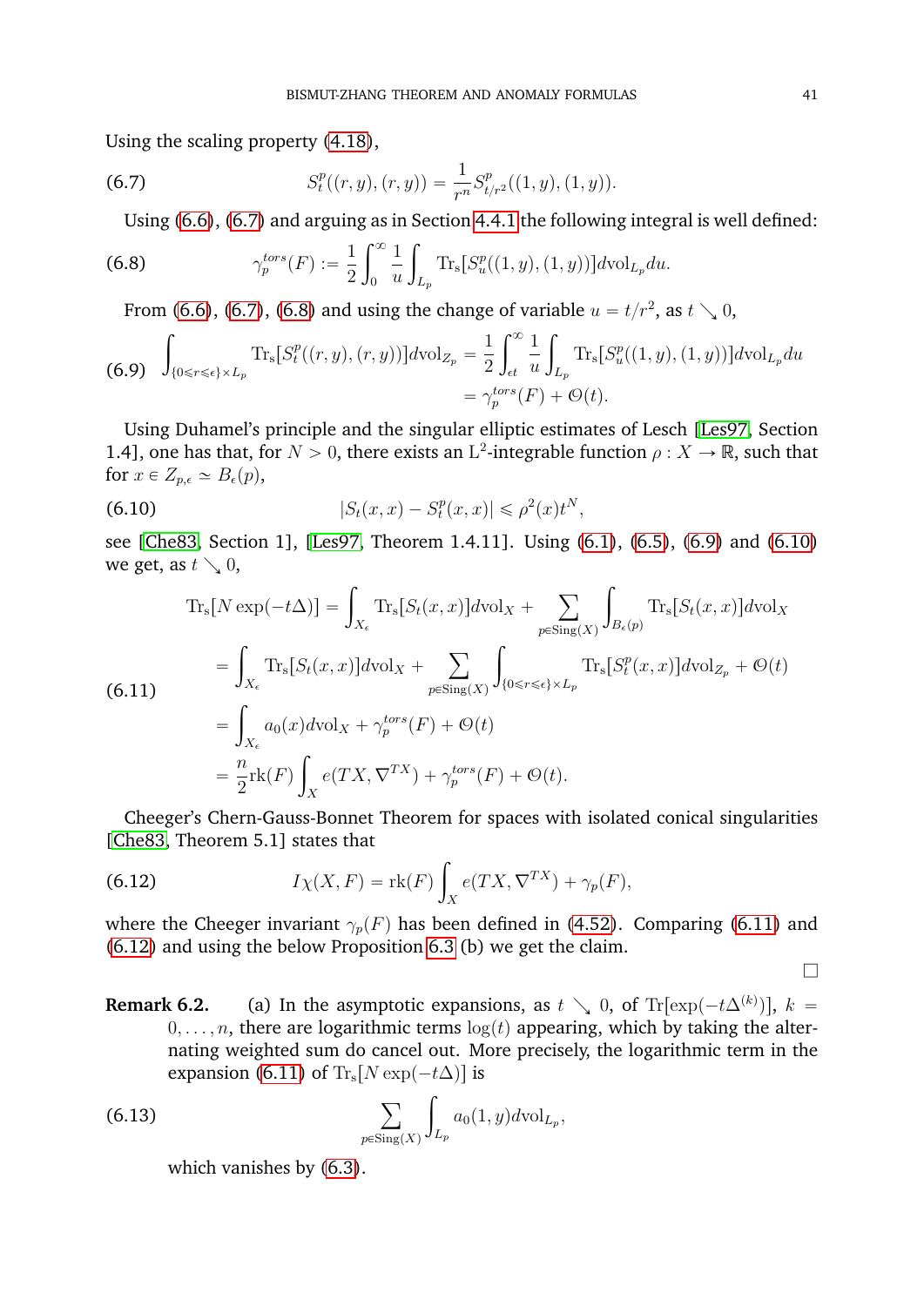Using the scaling property (4.18),

$$S_t^p((r,y),(r,y)) = \frac{1}{r^n} S^p_{t/r^2}((1,y),(1,y)). \tag{6.7}$$

Using (6.6), (6.7) and arguing as in Section 4.4.1 the following integral is well defined:

$$\gamma_p^{tors}(F) := \frac{1}{2}\int_0^\infty \frac{1}{u}\int_{L_p} \mathrm{Tr_s}[S_u^p((1,y),(1,y))]d\mathrm{vol}_{L_p} du. \tag{6.8}$$

From (6.6), (6.7), (6.8) and using the change of variable $u = t/r^2$, as $t \searrow 0$,

$$\begin{aligned} \int_{\{0\leqslant r \leqslant \epsilon\}\times L_p} \mathrm{Tr_s}[S_t^p((r,y),(r,y))]d\mathrm{vol}_{Z_p} &= \frac{1}{2}\int_{\epsilon t}^\infty \frac{1}{u}\int_{L_p} \mathrm{Tr_s}[S_u^p((1,y),(1,y))]d\mathrm{vol}_{L_p} du \\ &= \gamma_p^{tors}(F) + \mathcal{O}(t). \end{aligned} \tag{6.9}$$

Using Duhamel's principle and the singular elliptic estimates of Lesch [Les97, Section 1.4], one has that, for $N > 0$, there exists an $\mathrm{L}^2$-integrable function $\rho : X \to \mathbb{R}$, such that for $x \in Z_{p,\epsilon} \simeq B_\epsilon(p)$,

$$|S_t(x,x) - S_t^p(x,x)| \leqslant \rho^2(x) t^N, \tag{6.10}$$

see [Che83, Section 1], [Les97, Theorem 1.4.11]. Using (6.1), (6.5), (6.9) and (6.10) we get, as $t \searrow 0$,

$$\begin{aligned} \mathrm{Tr_s}[N\exp(-t\Delta)] &= \int_{X_\epsilon} \mathrm{Tr_s}[S_t(x,x)]d\mathrm{vol}_X + \sum_{p\in \mathrm{Sing}(X)} \int_{B_\epsilon(p)} \mathrm{Tr_s}[S_t(x,x)]d\mathrm{vol}_X \\ &= \int_{X_\epsilon} \mathrm{Tr_s}[S_t(x,x)]d\mathrm{vol}_X + \sum_{p\in\mathrm{Sing}(X)} \int_{\{0\leqslant r\leqslant\epsilon\}\times L_p} \mathrm{Tr_s}[S_t^p(x,x)]d\mathrm{vol}_{Z_p} + \mathcal{O}(t) \\ &= \int_{X_\epsilon} a_0(x) d\mathrm{vol}_X + \gamma_p^{tors}(F) + \mathcal{O}(t) \\ &= \frac{n}{2}\mathrm{rk}(F)\int_X e(TX,\nabla^{TX}) + \gamma_p^{tors}(F) + \mathcal{O}(t). \end{aligned} \tag{6.11}$$

Cheeger's Chern-Gauss-Bonnet Theorem for spaces with isolated conical singularities [Che83, Theorem 5.1] states that

$$I\chi(X,F) = \mathrm{rk}(F)\int_X e(TX,\nabla^{TX}) + \gamma_p(F), \tag{6.12}$$

where the Cheeger invariant $\gamma_p(F)$ has been defined in (4.52). Comparing (6.11) and (6.12) and using the below Proposition 6.3 (b) we get the claim.

□

**Remark 6.2.** (a) In the asymptotic expansions, as $t \searrow 0$, of $\mathrm{Tr}[\exp(-t\Delta^{(k)})]$, $k = 0,\dots,n$, there are logarithmic terms $\log(t)$ appearing, which by taking the alternating weighted sum do cancel out. More precisely, the logarithmic term in the expansion (6.11) of $\mathrm{Tr_s}[N\exp(-t\Delta)]$ is

$$\sum_{p\in\mathrm{Sing}(X)} \int_{L_p} a_0(1,y) d\mathrm{vol}_{L_p}, \tag{6.13}$$

which vanishes by (6.3).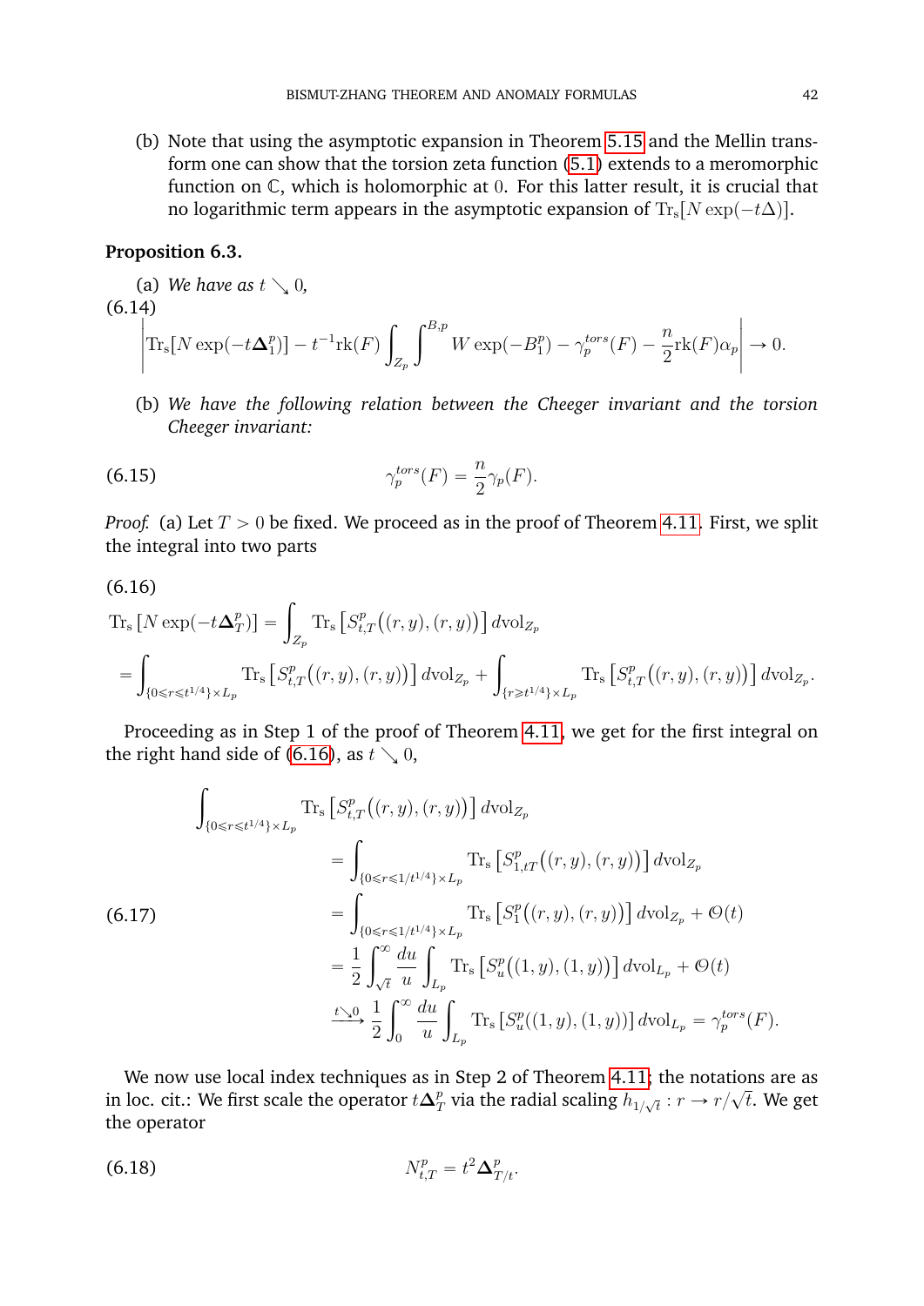(b) Note that using the asymptotic expansion in Theorem 5.15 and the Mellin transform one can show that the torsion zeta function (5.1) extends to a meromorphic function on $\mathbb{C}$, which is holomorphic at $0$. For this latter result, it is crucial that no logarithmic term appears in the asymptotic expansion of $\mathrm{Tr}_s[N\exp(-t\Delta)]$.

**Proposition 6.3.**

(a) *We have as* $t \searrow 0$,

(6.14)
$$\left|\mathrm{Tr}_s[N\exp(-t\boldsymbol{\Delta}_1^p)] - t^{-1}\mathrm{rk}(F)\int_{Z_p}\int^{B,p} W\exp(-B_1^p) - \gamma_p^{tors}(F) - \frac{n}{2}\mathrm{rk}(F)\alpha_p\right| \to 0.$$

(b) *We have the following relation between the Cheeger invariant and the torsion Cheeger invariant:*

$$\gamma_p^{tors}(F) = \frac{n}{2}\gamma_p(F). \tag{6.15}$$

*Proof.* (a) Let $T > 0$ be fixed. We proceed as in the proof of Theorem 4.11. First, we split the integral into two parts

(6.16)
$$\begin{aligned}
&\mathrm{Tr}_s\left[N\exp(-t\boldsymbol{\Delta}_T^p)\right] = \int_{Z_p}\mathrm{Tr}_s\left[S_{t,T}^p\big((r,y),(r,y)\big)\right]d\mathrm{vol}_{Z_p}\\
&= \int_{\{0\leqslant r\leqslant t^{1/4}\}\times L_p}\mathrm{Tr}_s\left[S_{t,T}^p\big((r,y),(r,y)\big)\right]d\mathrm{vol}_{Z_p} + \int_{\{r\geqslant t^{1/4}\}\times L_p}\mathrm{Tr}_s\left[S_{t,T}^p\big((r,y),(r,y)\big)\right]d\mathrm{vol}_{Z_p}.
\end{aligned}$$

Proceeding as in Step 1 of the proof of Theorem 4.11, we get for the first integral on the right hand side of (6.16), as $t \searrow 0$,

$$\begin{aligned}
&\int_{\{0\leqslant r\leqslant t^{1/4}\}\times L_p}\mathrm{Tr}_s\left[S_{t,T}^p\big((r,y),(r,y)\big)\right]d\mathrm{vol}_{Z_p}\\
&\qquad = \int_{\{0\leqslant r\leqslant 1/t^{1/4}\}\times L_p}\mathrm{Tr}_s\left[S_{1,tT}^p\big((r,y),(r,y)\big)\right]d\mathrm{vol}_{Z_p}\\
&\qquad = \int_{\{0\leqslant r\leqslant 1/t^{1/4}\}\times L_p}\mathrm{Tr}_s\left[S_1^p\big((r,y),(r,y)\big)\right]d\mathrm{vol}_{Z_p} + \mathcal{O}(t)\\
&\qquad = \frac{1}{2}\int_{\sqrt{t}}^{\infty}\frac{du}{u}\int_{L_p}\mathrm{Tr}_s\left[S_u^p\big((1,y),(1,y)\big)\right]d\mathrm{vol}_{L_p} + \mathcal{O}(t)\\
&\qquad \xrightarrow{t\searrow 0} \frac{1}{2}\int_0^{\infty}\frac{du}{u}\int_{L_p}\mathrm{Tr}_s\left[S_u^p((1,y),(1,y))\right]d\mathrm{vol}_{L_p} = \gamma_p^{tors}(F).
\end{aligned} \tag{6.17}$$

We now use local index techniques as in Step 2 of Theorem 4.11; the notations are as in loc. cit.: We first scale the operator $t\boldsymbol{\Delta}_T^p$ via the radial scaling $h_{1/\sqrt{t}}: r \to r/\sqrt{t}$. We get the operator

$$N_{t,T}^p = t^2\boldsymbol{\Delta}_{T/t}^p. \tag{6.18}$$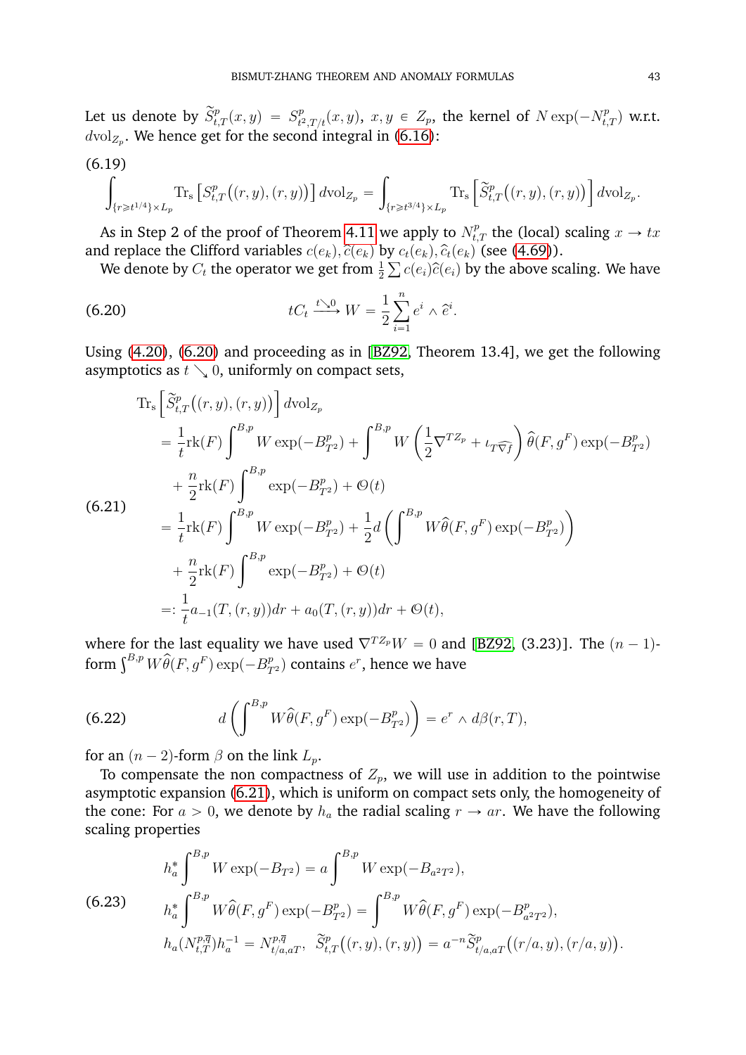Let us denote by $\widetilde{S}^p_{t,T}(x,y) = S^p_{t^2,T/t}(x,y)$, $x,y \in Z_p$, the kernel of $N\exp(-N^p_{t,T})$ w.r.t. $d\mathrm{vol}_{Z_p}$. We hence get for the second integral in (6.16):

(6.19)
$$\int_{\{r\geq t^{1/4}\}\times L_p} \mathrm{Tr_s}\left[S^p_{t,T}\big((r,y),(r,y)\big)\right] d\mathrm{vol}_{Z_p} = \int_{\{r\geq t^{3/4}\}\times L_p} \mathrm{Tr_s}\left[\widetilde{S}^p_{t,T}\big((r,y),(r,y)\big)\right] d\mathrm{vol}_{Z_p}.$$

As in Step 2 of the proof of Theorem 4.11 we apply to $N^p_{t,T}$ the (local) scaling $x \to tx$ and replace the Clifford variables $c(e_k), \widehat{c}(e_k)$ by $c_t(e_k), \widehat{c}_t(e_k)$ (see (4.69)).

We denote by $C_t$ the operator we get from $\frac{1}{2}\sum c(e_i)\widehat{c}(e_i)$ by the above scaling. We have

$$tC_t \xrightarrow{t\searrow 0} W = \frac{1}{2}\sum_{i=1}^{n} e^i \wedge \widehat{e}^i. \tag{6.20}$$

Using (4.20), (6.20) and proceeding as in [BZ92, Theorem 13.4], we get the following asymptotics as $t \searrow 0$, uniformly on compact sets,

(6.21)
$$\begin{aligned}
&\mathrm{Tr_s}\left[\widetilde{S}^p_{t,T}\big((r,y),(r,y)\big)\right] d\mathrm{vol}_{Z_p}\\
&= \frac{1}{t}\mathrm{rk}(F)\int^{B,p} W\exp(-B^p_{T^2}) + \int^{B,p} W\left(\frac{1}{2}\nabla^{TZ_p} + \iota_{T\widehat{\nabla f}}\right)\widehat{\theta}(F,g^F)\exp(-B^p_{T^2})\\
&\quad + \frac{n}{2}\mathrm{rk}(F)\int^{B,p}\exp(-B^p_{T^2}) + \mathcal{O}(t)\\
&= \frac{1}{t}\mathrm{rk}(F)\int^{B,p} W\exp(-B^p_{T^2}) + \frac{1}{2}d\left(\int^{B,p} W\widehat{\theta}(F,g^F)\exp(-B^p_{T^2})\right)\\
&\quad + \frac{n}{2}\mathrm{rk}(F)\int^{B,p}\exp(-B^p_{T^2}) + \mathcal{O}(t)\\
&=: \frac{1}{t}a_{-1}(T,(r,y))dr + a_0(T,(r,y))dr + \mathcal{O}(t),
\end{aligned}$$

where for the last equality we have used $\nabla^{TZ_p}W = 0$ and [BZ92, (3.23)]. The $(n-1)$-form $\int^{B,p} W\widehat{\theta}(F,g^F)\exp(-B^p_{T^2})$ contains $e^r$, hence we have

$$d\left(\int^{B,p} W\widehat{\theta}(F,g^F)\exp(-B^p_{T^2})\right) = e^r \wedge d\beta(r,T), \tag{6.22}$$

for an $(n-2)$-form $\beta$ on the link $L_p$.

To compensate the non compactness of $Z_p$, we will use in addition to the pointwise asymptotic expansion (6.21), which is uniform on compact sets only, the homogeneity of the cone: For $a>0$, we denote by $h_a$ the radial scaling $r \to ar$. We have the following scaling properties

(6.23)
$$\begin{aligned}
&h_a^*\int^{B,p} W\exp(-B_{T^2}) = a\int^{B,p} W\exp(-B_{a^2T^2}),\\
&h_a^*\int^{B,p} W\widehat{\theta}(F,g^F)\exp(-B^p_{T^2}) = \int^{B,p} W\widehat{\theta}(F,g^F)\exp(-B^p_{a^2T^2}),\\
&h_a(N^{p,\overline{q}}_{t,T})h_a^{-1} = N^{p,\overline{q}}_{t/a,aT},\quad \widetilde{S}^p_{t,T}\big((r,y),(r,y)\big) = a^{-n}\widetilde{S}^p_{t/a,aT}\big((r/a,y),(r/a,y)\big).
\end{aligned}$$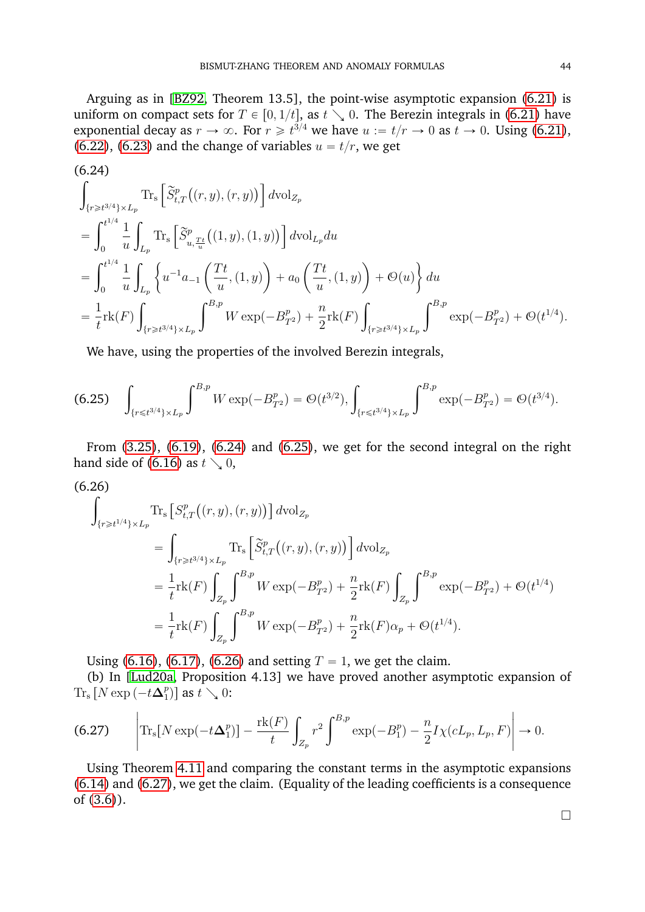Arguing as in [BZ92, Theorem 13.5], the point-wise asymptotic expansion (6.21) is uniform on compact sets for $T \in [0, 1/t]$, as $t \searrow 0$. The Berezin integrals in (6.21) have exponential decay as $r \to \infty$. For $r \geqslant t^{3/4}$ we have $u := t/r \to 0$ as $t \to 0$. Using (6.21), (6.22), (6.23) and the change of variables $u = t/r$, we get

(6.24)

$$
\begin{aligned}
&\int_{\{r \geqslant t^{3/4}\} \times L_p} \mathrm{Tr_s}\left[\widetilde{S}^p_{t,T}\big((r,y),(r,y)\big)\right] d\mathrm{vol}_{Z_p} \\
&= \int_0^{t^{1/4}} \frac{1}{u} \int_{L_p} \mathrm{Tr_s}\left[\widetilde{S}^p_{u,\frac{Tt}{u}}\big((1,y),(1,y)\big)\right] d\mathrm{vol}_{L_p} du \\
&= \int_0^{t^{1/4}} \frac{1}{u} \int_{L_p} \left\{ u^{-1} a_{-1}\left(\frac{Tt}{u},(1,y)\right) + a_0\left(\frac{Tt}{u},(1,y)\right) + \mathcal{O}(u) \right\} du \\
&= \frac{1}{t}\mathrm{rk}(F) \int_{\{r \geqslant t^{3/4}\} \times L_p} \int^{B,p} W \exp(-B^p_{T^2}) + \frac{n}{2}\mathrm{rk}(F) \int_{\{r \geqslant t^{3/4}\} \times L_p} \int^{B,p} \exp(-B^p_{T^2}) + \mathcal{O}(t^{1/4}).
\end{aligned}
$$

We have, using the properties of the involved Berezin integrals,

$$
(6.25) \quad \int_{\{r \leqslant t^{3/4}\} \times L_p} \int^{B,p} W \exp(-B^p_{T^2}) = \mathcal{O}(t^{3/2}), \int_{\{r \leqslant t^{3/4}\} \times L_p} \int^{B,p} \exp(-B^p_{T^2}) = \mathcal{O}(t^{3/4}).
$$

From (3.25), (6.19), (6.24) and (6.25), we get for the second integral on the right hand side of (6.16) as $t \searrow 0$,

(6.26)

$$
\begin{aligned}
&\int_{\{r \geqslant t^{1/4}\} \times L_p} \mathrm{Tr_s}\left[S^p_{t,T}\big((r,y),(r,y)\big)\right] d\mathrm{vol}_{Z_p} \\
&\qquad = \int_{\{r \geqslant t^{3/4}\} \times L_p} \mathrm{Tr_s}\left[\widetilde{S}^p_{t,T}\big((r,y),(r,y)\big)\right] d\mathrm{vol}_{Z_p} \\
&\qquad = \frac{1}{t}\mathrm{rk}(F) \int_{Z_p} \int^{B,p} W \exp(-B^p_{T^2}) + \frac{n}{2}\mathrm{rk}(F) \int_{Z_p} \int^{B,p} \exp(-B^p_{T^2}) + \mathcal{O}(t^{1/4}) \\
&\qquad = \frac{1}{t}\mathrm{rk}(F) \int_{Z_p} \int^{B,p} W \exp(-B^p_{T^2}) + \frac{n}{2}\mathrm{rk}(F)\alpha_p + \mathcal{O}(t^{1/4}).
\end{aligned}
$$

Using (6.16), (6.17), (6.26) and setting $T = 1$, we get the claim.

(b) In [Lud20a, Proposition 4.13] we have proved another asymptotic expansion of $\mathrm{Tr_s}\left[N \exp\left(-t\boldsymbol{\Delta}^p_1\right)\right]$ as $t \searrow 0$:

$$
(6.27) \qquad \left| \mathrm{Tr_s}[N \exp(-t\boldsymbol{\Delta}^p_1)] - \frac{\mathrm{rk}(F)}{t} \int_{Z_p} r^2 \int^{B,p} \exp(-B^p_1) - \frac{n}{2} I\chi(cL_p, L_p, F) \right| \to 0.
$$

Using Theorem 4.11 and comparing the constant terms in the asymptotic expansions (6.14) and (6.27), we get the claim. (Equality of the leading coefficients is a consequence of (3.6)).

□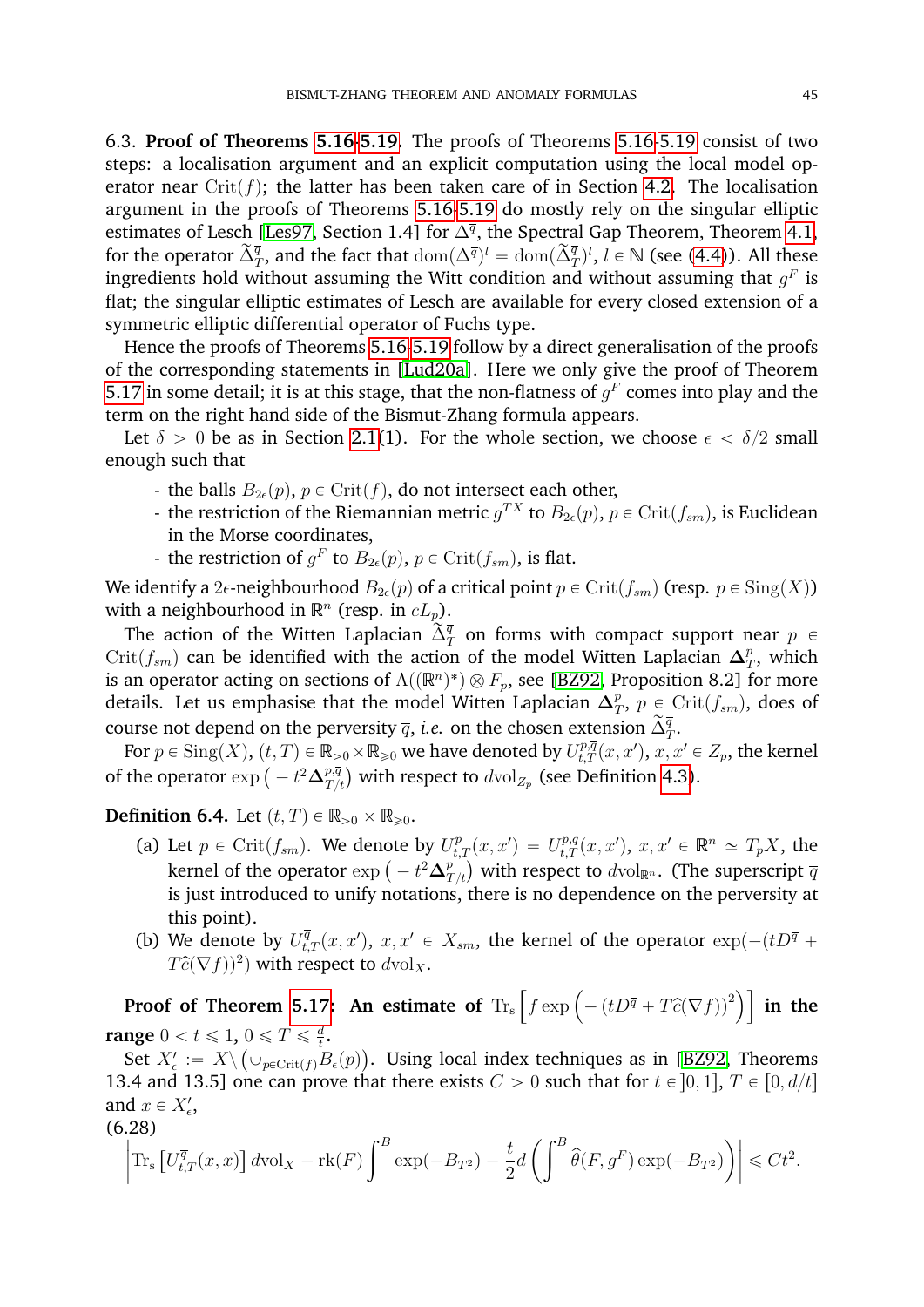6.3. **Proof of Theorems 5.16-5.19.** The proofs of Theorems 5.16-5.19 consist of two steps: a localisation argument and an explicit computation using the local model operator near $\mathrm{Crit}(f)$; the latter has been taken care of in Section 4.2. The localisation argument in the proofs of Theorems 5.16-5.19 do mostly rely on the singular elliptic estimates of Lesch [Les97, Section 1.4] for $\Delta^{\overline{q}}$, the Spectral Gap Theorem, Theorem 4.1, for the operator $\widetilde{\Delta}^{\overline{q}}_T$, and the fact that $\mathrm{dom}(\Delta^{\overline{q}})^l = \mathrm{dom}(\widetilde{\Delta}^{\overline{q}}_T)^l$, $l \in \mathbb{N}$ (see (4.4)). All these ingredients hold without assuming the Witt condition and without assuming that $g^F$ is flat; the singular elliptic estimates of Lesch are available for every closed extension of a symmetric elliptic differential operator of Fuchs type.

Hence the proofs of Theorems 5.16-5.19 follow by a direct generalisation of the proofs of the corresponding statements in [Lud20a]. Here we only give the proof of Theorem 5.17 in some detail; it is at this stage, that the non-flatness of $g^F$ comes into play and the term on the right hand side of the Bismut-Zhang formula appears.

Let $\delta > 0$ be as in Section 2.1(1). For the whole section, we choose $\epsilon < \delta/2$ small enough such that

- the balls $B_{2\epsilon}(p)$, $p \in \mathrm{Crit}(f)$, do not intersect each other,
- the restriction of the Riemannian metric $g^{TX}$ to $B_{2\epsilon}(p)$, $p \in \mathrm{Crit}(f_{sm})$, is Euclidean in the Morse coordinates,
- the restriction of $g^F$ to $B_{2\epsilon}(p)$, $p \in \mathrm{Crit}(f_{sm})$, is flat.

We identify a $2\epsilon$-neighbourhood $B_{2\epsilon}(p)$ of a critical point $p \in \mathrm{Crit}(f_{sm})$ (resp. $p \in \mathrm{Sing}(X)$) with a neighbourhood in $\mathbb{R}^n$ (resp. in $cL_p$).

The action of the Witten Laplacian $\widetilde{\Delta}^{\overline{q}}_T$ on forms with compact support near $p \in \mathrm{Crit}(f_{sm})$ can be identified with the action of the model Witten Laplacian $\boldsymbol{\Delta}^p_T$, which is an operator acting on sections of $\Lambda((\mathbb{R}^n)^*) \otimes F_p$, see [BZ92, Proposition 8.2] for more details. Let us emphasise that the model Witten Laplacian $\boldsymbol{\Delta}^p_T$, $p \in \mathrm{Crit}(f_{sm})$, does of course not depend on the perversity $\overline{q}$, *i.e.* on the chosen extension $\widetilde{\Delta}^{\overline{q}}_T$.

For $p \in \mathrm{Sing}(X)$, $(t,T) \in \mathbb{R}_{>0} \times \mathbb{R}_{\geqslant 0}$ we have denoted by $U^{p,\overline{q}}_{t,T}(x,x')$, $x,x' \in Z_p$, the kernel of the operator $\exp\big(-t^2 \boldsymbol{\Delta}^{p,\overline{q}}_{T/t}\big)$ with respect to $d\mathrm{vol}_{Z_p}$ (see Definition 4.3).

**Definition 6.4.** Let $(t,T) \in \mathbb{R}_{>0} \times \mathbb{R}_{\geqslant 0}$.

(a) Let $p \in \mathrm{Crit}(f_{sm})$. We denote by $U^p_{t,T}(x,x') = U^{p,\overline{q}}_{t,T}(x,x')$, $x,x' \in \mathbb{R}^n \simeq T_pX$, the kernel of the operator $\exp\big(-t^2 \boldsymbol{\Delta}^p_{T/t}\big)$ with respect to $d\mathrm{vol}_{\mathbb{R}^n}$. (The superscript $\overline{q}$ is just introduced to unify notations, there is no dependence on the perversity at this point).

(b) We denote by $U^{\overline{q}}_{t,T}(x,x')$, $x,x' \in X_{sm}$, the kernel of the operator $\exp(-(tD^{\overline{q}} + T\widehat{c}(\nabla f))^2)$ with respect to $d\mathrm{vol}_X$.

**Proof of Theorem 5.17: An estimate of $\mathrm{Tr}_s\Big[f \exp\Big(-\big(tD^{\overline{q}} + T\widehat{c}(\nabla f)\big)^2\Big)\Big]$ in the range $0 < t \leqslant 1$, $0 \leqslant T \leqslant \frac{d}{t}$.**

Set $X'_\epsilon := X \setminus \big(\cup_{p \in \mathrm{Crit}(f)} B_\epsilon(p)\big)$. Using local index techniques as in [BZ92, Theorems 13.4 and 13.5] one can prove that there exists $C > 0$ such that for $t \in ]0,1]$, $T \in [0, d/t]$ and $x \in X'_\epsilon$,

(6.28)
$$\left|\mathrm{Tr}_s\left[U^{\overline{q}}_{t,T}(x,x)\right] d\mathrm{vol}_X - \mathrm{rk}(F) \int^B \exp(-B_{T^2}) - \frac{t}{2} d\left(\int^B \widehat{\theta}(F, g^F) \exp(-B_{T^2})\right)\right| \leqslant Ct^2.$$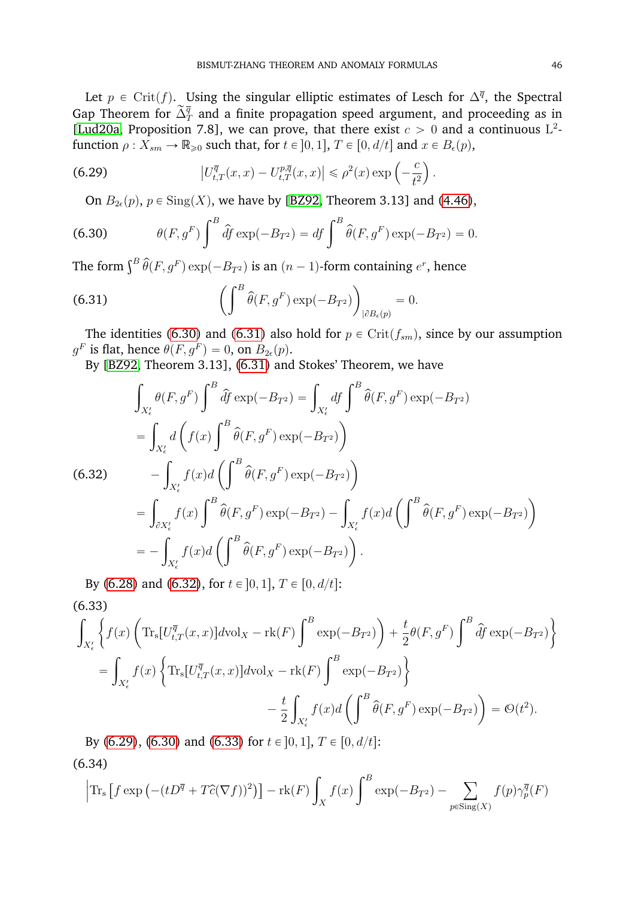Let $p \in \mathrm{Crit}(f)$. Using the singular elliptic estimates of Lesch for $\Delta^{\overline{q}}$, the Spectral Gap Theorem for $\widetilde{\Delta}^{\overline{q}}_T$ and a finite propagation speed argument, and proceeding as in [Lud20a, Proposition 7.8], we can prove, that there exist $c > 0$ and a continuous $\mathrm{L}^2$-function $\rho : X_{sm} \to \mathbb{R}_{\geqslant 0}$ such that, for $t \in ]0,1]$, $T \in [0, d/t]$ and $x \in B_\epsilon(p)$,

$$
\left| U^{\overline{q}}_{t,T}(x,x) - U^{p,\overline{q}}_{t,T}(x,x) \right| \leqslant \rho^2(x) \exp\left(-\frac{c}{t^2}\right). \tag{6.29}
$$

On $B_{2\epsilon}(p)$, $p \in \mathrm{Sing}(X)$, we have by [BZ92, Theorem 3.13] and (4.46),

$$
\theta(F, g^F) \int^B \widehat{df} \exp(-B_{T^2}) = df \int^B \widehat{\theta}(F, g^F) \exp(-B_{T^2}) = 0. \tag{6.30}
$$

The form $\int^B \widehat{\theta}(F, g^F) \exp(-B_{T^2})$ is an $(n-1)$-form containing $e^r$, hence

$$
\left( \int^B \widehat{\theta}(F, g^F) \exp(-B_{T^2}) \right)_{|\partial B_\epsilon(p)} = 0. \tag{6.31}
$$

The identities (6.30) and (6.31) also hold for $p \in \mathrm{Crit}(f_{sm})$, since by our assumption $g^F$ is flat, hence $\theta(F, g^F) = 0$, on $B_{2\epsilon}(p)$.

By [BZ92, Theorem 3.13], (6.31) and Stokes' Theorem, we have

$$
\begin{aligned}
\int_{X'_\epsilon} \theta(F, g^F) \int^B \widehat{df} \exp(-B_{T^2}) &= \int_{X'_\epsilon} df \int^B \widehat{\theta}(F, g^F) \exp(-B_{T^2}) \\
&= \int_{X'_\epsilon} d\left( f(x) \int^B \widehat{\theta}(F, g^F) \exp(-B_{T^2}) \right) \\
&\quad - \int_{X'_\epsilon} f(x) d\left( \int^B \widehat{\theta}(F, g^F) \exp(-B_{T^2}) \right) \\
&= \int_{\partial X'_\epsilon} f(x) \int^B \widehat{\theta}(F, g^F) \exp(-B_{T^2}) - \int_{X'_\epsilon} f(x) d\left( \int^B \widehat{\theta}(F, g^F) \exp(-B_{T^2}) \right) \\
&= - \int_{X'_\epsilon} f(x) d\left( \int^B \widehat{\theta}(F, g^F) \exp(-B_{T^2}) \right).
\end{aligned} \tag{6.32}
$$

By (6.28) and (6.32), for $t \in ]0,1]$, $T \in [0, d/t]$:

$$
\begin{aligned}
&\int_{X'_\epsilon} \left\{ f(x) \left( \mathrm{Tr_s}[U^{\overline{q}}_{t,T}(x,x)] d\mathrm{vol}_X - \mathrm{rk}(F) \int^B \exp(-B_{T^2}) \right) + \frac{t}{2} \theta(F, g^F) \int^B \widehat{df} \exp(-B_{T^2}) \right\} \\
&\quad = \int_{X'_\epsilon} f(x) \left\{ \mathrm{Tr_s}[U^{\overline{q}}_{t,T}(x,x)] d\mathrm{vol}_X - \mathrm{rk}(F) \int^B \exp(-B_{T^2}) \right\} \\
&\qquad\qquad - \frac{t}{2} \int_{X'_\epsilon} f(x) d\left( \int^B \widehat{\theta}(F, g^F) \exp(-B_{T^2}) \right) = \mathcal{O}(t^2).
\end{aligned} \tag{6.33}
$$

By (6.29), (6.30) and (6.33) for $t \in ]0,1]$, $T \in [0, d/t]$:

$$
\left| \mathrm{Tr_s}\left[ f \exp\left( -(tD^{\overline{q}} + T\widehat{c}(\nabla f))^2 \right) \right] - \mathrm{rk}(F) \int_X f(x) \int^B \exp(-B_{T^2}) - \sum_{p \in \mathrm{Sing}(X)} f(p) \gamma^{\overline{q}}_p(F) \right. \tag{6.34}
$$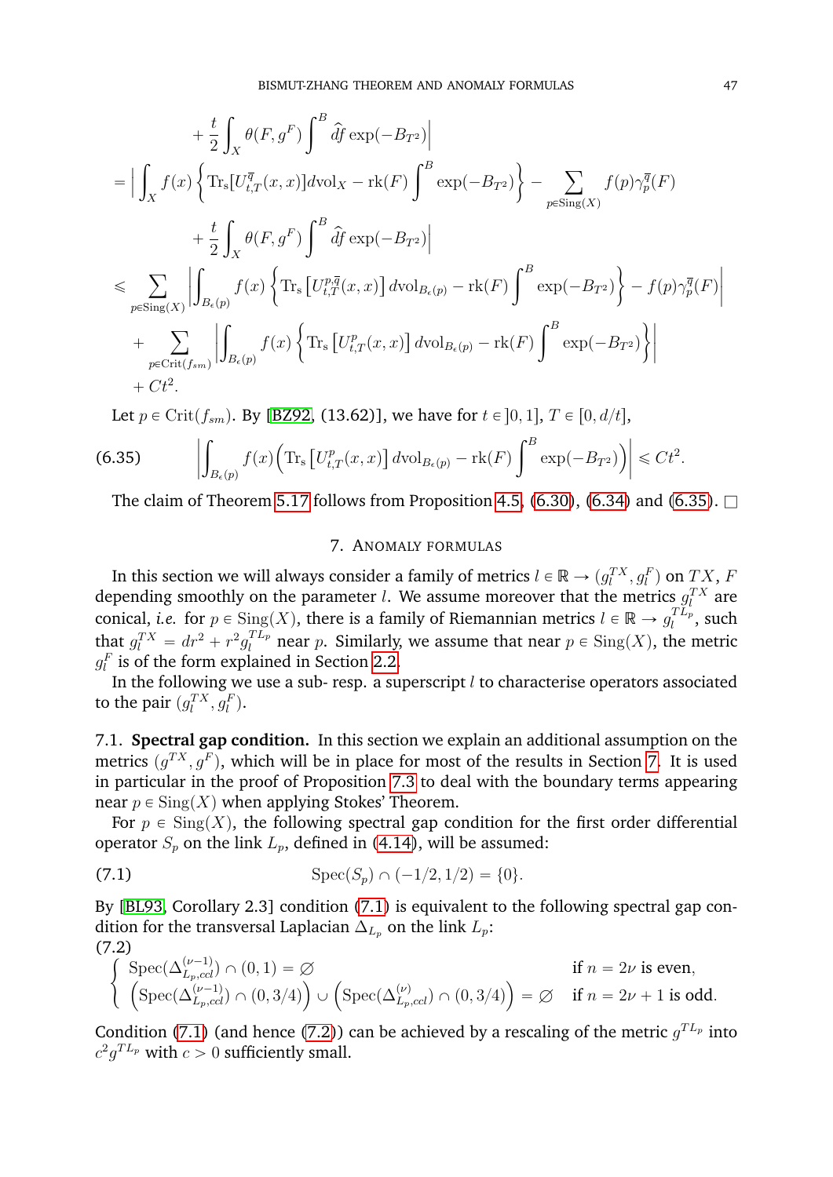$$
\begin{aligned}
&+\frac{t}{2}\int_X \theta(F,g^F)\int^B \widehat{d}f\exp(-B_{T^2})\Big| \\
&= \Big|\int_X f(x)\left\{\operatorname{Tr_s}[U^{\overline{q}}_{t,T}(x,x)]d\mathrm{vol}_X - \operatorname{rk}(F)\int^B \exp(-B_{T^2})\right\} - \sum_{p\in \operatorname{Sing}(X)} f(p)\gamma^{\overline{q}}_p(F) \\
&\qquad + \frac{t}{2}\int_X \theta(F,g^F)\int^B \widehat{d}f\exp(-B_{T^2})\Big| \\
&\leqslant \sum_{p\in\operatorname{Sing}(X)}\left|\int_{B_\epsilon(p)} f(x)\left\{\operatorname{Tr_s}\left[U^{p,\overline{q}}_{t,T}(x,x)\right]d\mathrm{vol}_{B_\epsilon(p)} - \operatorname{rk}(F)\int^B \exp(-B_{T^2})\right\} - f(p)\gamma^{\overline{q}}_p(F)\right| \\
&\quad + \sum_{p\in\operatorname{Crit}(f_{sm})}\left|\int_{B_\epsilon(p)} f(x)\left\{\operatorname{Tr_s}\left[U^{p}_{t,T}(x,x)\right]d\mathrm{vol}_{B_\epsilon(p)} - \operatorname{rk}(F)\int^B \exp(-B_{T^2})\right\}\right| \\
&\quad + Ct^2.
\end{aligned}
$$

Let $p\in\operatorname{Crit}(f_{sm})$. By [BZ92, (13.62)], we have for $t\in]0,1]$, $T\in[0,d/t]$,

$$
\left|\int_{B_\epsilon(p)} f(x)\Big(\operatorname{Tr_s}\left[U^p_{t,T}(x,x)\right]d\mathrm{vol}_{B_\epsilon(p)} - \operatorname{rk}(F)\int^B \exp(-B_{T^2})\Big)\right| \leqslant Ct^2. \tag{6.35}
$$

The claim of Theorem 5.17 follows from Proposition 4.5, (6.30), (6.34) and (6.35). □

## 7. Anomaly formulas

In this section we will always consider a family of metrics $l\in\mathbb{R}\to(g^{TX}_l, g^F_l)$ on $TX$, $F$ depending smoothly on the parameter $l$. We assume moreover that the metrics $g^{TX}_l$ are conical, *i.e.* for $p\in\operatorname{Sing}(X)$, there is a family of Riemannian metrics $l\in\mathbb{R}\to g^{TL_p}_l$, such that $g^{TX}_l = dr^2 + r^2 g^{TL_p}_l$ near $p$. Similarly, we assume that near $p\in\operatorname{Sing}(X)$, the metric $g^F_l$ is of the form explained in Section 2.2.

In the following we use a sub- resp. a superscript $l$ to characterise operators associated to the pair $(g^{TX}_l, g^F_l)$.

**7.1. Spectral gap condition.** In this section we explain an additional assumption on the metrics $(g^{TX}, g^F)$, which will be in place for most of the results in Section 7. It is used in particular in the proof of Proposition 7.3 to deal with the boundary terms appearing near $p\in\operatorname{Sing}(X)$ when applying Stokes' Theorem.

For $p\in\operatorname{Sing}(X)$, the following spectral gap condition for the first order differential operator $S_p$ on the link $L_p$, defined in (4.14), will be assumed:

$$
\operatorname{Spec}(S_p)\cap(-1/2,1/2) = \{0\}. \tag{7.1}
$$

By [BL93, Corollary 2.3] condition (7.1) is equivalent to the following spectral gap condition for the transversal Laplacian $\Delta_{L_p}$ on the link $L_p$:

$$
\begin{cases}
\operatorname{Spec}(\Delta^{(\nu-1)}_{L_p,ccl})\cap(0,1)=\varnothing & \text{if } n=2\nu \text{ is even},\\
\Big(\operatorname{Spec}(\Delta^{(\nu-1)}_{L_p,ccl})\cap(0,3/4)\Big)\cup\Big(\operatorname{Spec}(\Delta^{(\nu)}_{L_p,ccl})\cap(0,3/4)\Big)=\varnothing & \text{if } n=2\nu+1 \text{ is odd}.
\end{cases} \tag{7.2}
$$

Condition (7.1) (and hence (7.2)) can be achieved by a rescaling of the metric $g^{TL_p}$ into $c^2 g^{TL_p}$ with $c>0$ sufficiently small.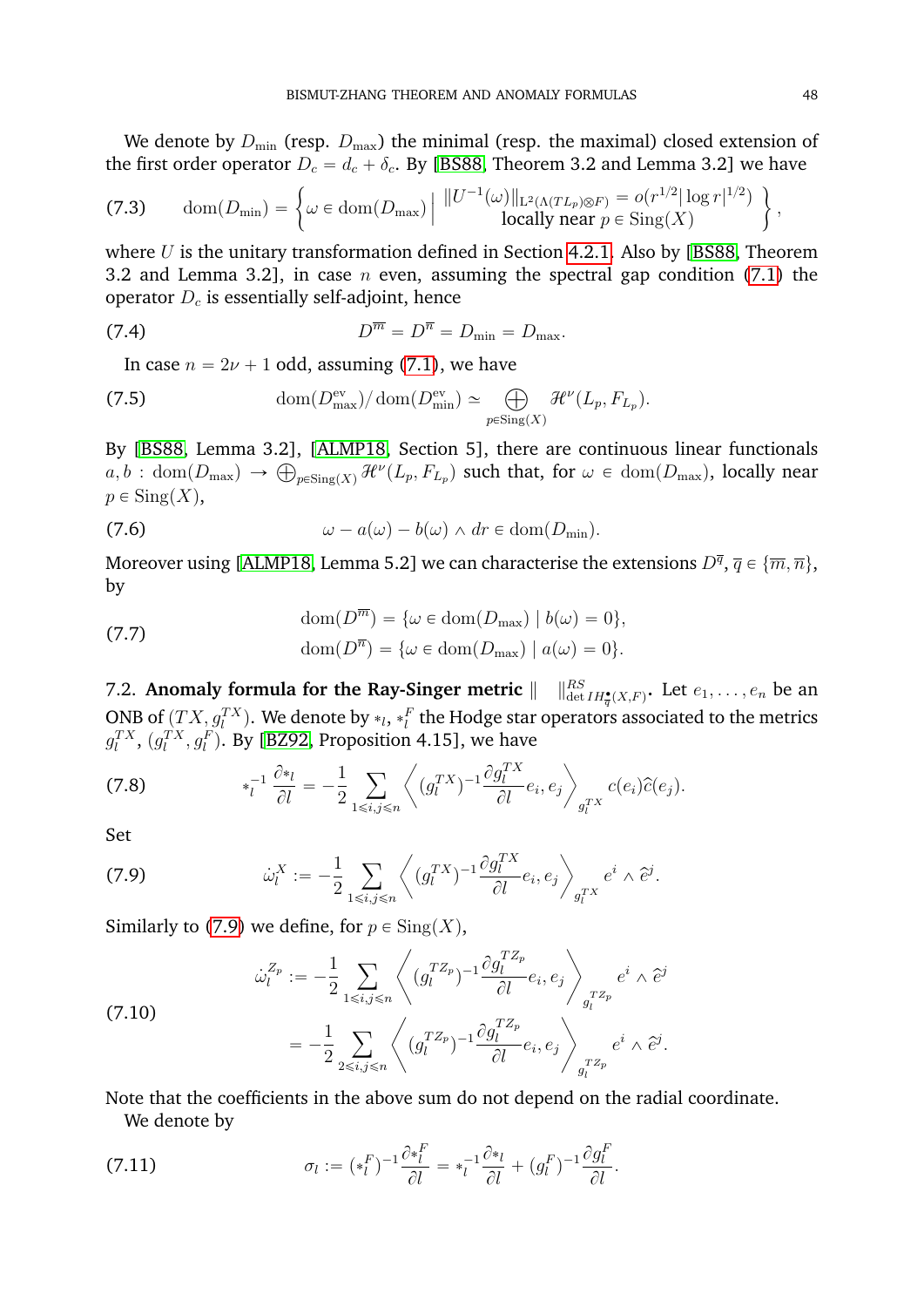We denote by $D_{\min}$ (resp. $D_{\max}$) the minimal (resp. the maximal) closed extension of the first order operator $D_c = d_c + \delta_c$. By [BS88, Theorem 3.2 and Lemma 3.2] we have

$$\operatorname{dom}(D_{\min}) = \left\{ \omega \in \operatorname{dom}(D_{\max}) \,\middle|\, \begin{array}{c} \|U^{-1}(\omega)\|_{\mathrm{L}^2(\Lambda(TL_p)\otimes F)} = o(r^{1/2}|\log r|^{1/2}) \\ \text{locally near } p \in \operatorname{Sing}(X) \end{array} \right\}, \tag{7.3}$$

where $U$ is the unitary transformation defined in Section 4.2.1. Also by [BS88, Theorem 3.2 and Lemma 3.2], in case $n$ even, assuming the spectral gap condition (7.1) the operator $D_c$ is essentially self-adjoint, hence

$$D^{\overline{m}} = D^{\overline{n}} = D_{\min} = D_{\max}. \tag{7.4}$$

In case $n = 2\nu + 1$ odd, assuming (7.1), we have

$$\operatorname{dom}(D^{\mathrm{ev}}_{\max})/\operatorname{dom}(D^{\mathrm{ev}}_{\min}) \simeq \bigoplus_{p\in \operatorname{Sing}(X)} \mathscr{H}^{\nu}(L_p, F_{L_p}). \tag{7.5}$$

By [BS88, Lemma 3.2], [ALMP18, Section 5], there are continuous linear functionals $a, b : \operatorname{dom}(D_{\max}) \to \bigoplus_{p\in\operatorname{Sing}(X)} \mathscr{H}^{\nu}(L_p, F_{L_p})$ such that, for $\omega \in \operatorname{dom}(D_{\max})$, locally near $p \in \operatorname{Sing}(X)$,

$$\omega - a(\omega) - b(\omega) \wedge dr \in \operatorname{dom}(D_{\min}). \tag{7.6}$$

Moreover using [ALMP18, Lemma 5.2] we can characterise the extensions $D^{\overline{q}}$, $\overline{q} \in \{\overline{m}, \overline{n}\}$, by

$$\begin{aligned} \operatorname{dom}(D^{\overline{m}}) &= \{\omega \in \operatorname{dom}(D_{\max}) \mid b(\omega) = 0\}, \\ \operatorname{dom}(D^{\overline{n}}) &= \{\omega \in \operatorname{dom}(D_{\max}) \mid a(\omega) = 0\}. \end{aligned} \tag{7.7}$$

## 7.2. Anomaly formula for the Ray-Singer metric $\| \quad \|^{RS}_{\det IH^{\bullet}_{\overline{q}}(X,F)}$.

Let $e_1, \ldots, e_n$ be an ONB of $(TX, g^{TX}_l)$. We denote by $*_l$, $*^F_l$ the Hodge star operators associated to the metrics $g^{TX}_l$, $(g^{TX}_l, g^F_l)$. By [BZ92, Proposition 4.15], we have

$$*_l^{-1}\frac{\partial *_l}{\partial l} = -\frac{1}{2}\sum_{1\leqslant i,j\leqslant n}\left\langle (g^{TX}_l)^{-1}\frac{\partial g^{TX}_l}{\partial l}e_i, e_j\right\rangle_{g^{TX}_l} c(e_i)\widehat{c}(e_j). \tag{7.8}$$

Set

$$\dot{\omega}^X_l := -\frac{1}{2}\sum_{1\leqslant i,j\leqslant n}\left\langle (g^{TX}_l)^{-1}\frac{\partial g^{TX}_l}{\partial l}e_i, e_j\right\rangle_{g^{TX}_l} e^i \wedge \widehat{e}^j. \tag{7.9}$$

Similarly to (7.9) we define, for $p \in \operatorname{Sing}(X)$,

$$\begin{aligned} \dot{\omega}^{Z_p}_l &:= -\frac{1}{2}\sum_{1\leqslant i,j\leqslant n}\left\langle (g^{TZ_p}_l)^{-1}\frac{\partial g^{TZ_p}_l}{\partial l}e_i, e_j\right\rangle_{g^{TZ_p}_l} e^i \wedge \widehat{e}^j \\ &= -\frac{1}{2}\sum_{2\leqslant i,j\leqslant n}\left\langle (g^{TZ_p}_l)^{-1}\frac{\partial g^{TZ_p}_l}{\partial l}e_i, e_j\right\rangle_{g^{TZ_p}_l} e^i \wedge \widehat{e}^j. \end{aligned} \tag{7.10}$$

Note that the coefficients in the above sum do not depend on the radial coordinate.

We denote by

$$\sigma_l := (*^F_l)^{-1}\frac{\partial *^F_l}{\partial l} = *_l^{-1}\frac{\partial *_l}{\partial l} + (g^F_l)^{-1}\frac{\partial g^F_l}{\partial l}. \tag{7.11}$$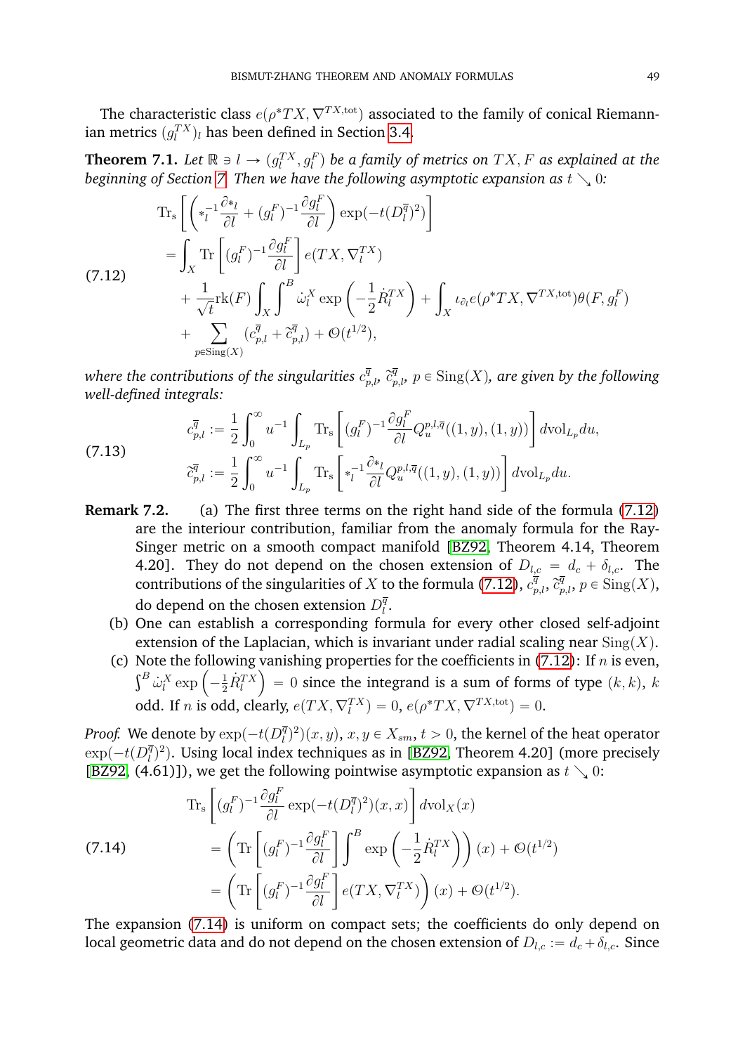The characteristic class $e(\rho^*TX, \nabla^{TX,\text{tot}})$ associated to the family of conical Riemannian metrics $(g_l^{TX})_l$ has been defined in Section 3.4.

**Theorem 7.1.** *Let $\mathbb{R} \ni l \to (g_l^{TX}, g_l^F)$ be a family of metrics on $TX, F$ as explained at the beginning of Section 7. Then we have the following asymptotic expansion as $t \searrow 0$:*

$$
\begin{aligned}
&\operatorname{Tr_s}\left[\left(*_l^{-1}\frac{\partial *_l}{\partial l} + (g_l^F)^{-1}\frac{\partial g_l^F}{\partial l}\right)\exp(-t(D_l^{\overline{q}})^2)\right] \\
&= \int_X \operatorname{Tr}\left[(g_l^F)^{-1}\frac{\partial g_l^F}{\partial l}\right] e(TX, \nabla_l^{TX}) \\
&\quad + \frac{1}{\sqrt{t}}\operatorname{rk}(F)\int_X\int^B \dot{\omega}_l^X \exp\left(-\frac{1}{2}\dot{R}_l^{TX}\right) + \int_X \iota_{\partial_l} e(\rho^*TX, \nabla^{TX,\text{tot}})\theta(F, g_l^F) \\
&\quad + \sum_{p\in \operatorname{Sing}(X)} (c_{p,l}^{\overline{q}} + \tilde{c}_{p,l}^{\overline{q}}) + \mathcal{O}(t^{1/2}),
\end{aligned} \tag{7.12}
$$

*where the contributions of the singularities $c_{p,l}^{\overline{q}}$, $\tilde{c}_{p,l}^{\overline{q}}$, $p \in \operatorname{Sing}(X)$, are given by the following well-defined integrals:*

$$
\begin{aligned}
c_{p,l}^{\overline{q}} &:= \frac{1}{2}\int_0^\infty u^{-1}\int_{L_p}\operatorname{Tr_s}\left[(g_l^F)^{-1}\frac{\partial g_l^F}{\partial l} Q_u^{p,l,\overline{q}}((1,y),(1,y))\right] d\mathrm{vol}_{L_p} du, \\
\tilde{c}_{p,l}^{\overline{q}} &:= \frac{1}{2}\int_0^\infty u^{-1}\int_{L_p}\operatorname{Tr_s}\left[*_l^{-1}\frac{\partial *_l}{\partial l} Q_u^{p,l,\overline{q}}((1,y),(1,y))\right] d\mathrm{vol}_{L_p} du.
\end{aligned} \tag{7.13}
$$

**Remark 7.2.**
- (a) The first three terms on the right hand side of the formula (7.12) are the interiour contribution, familiar from the anomaly formula for the Ray-Singer metric on a smooth compact manifold [BZ92, Theorem 4.14, Theorem 4.20]. They do not depend on the chosen extension of $D_{l,c} = d_c + \delta_{l,c}$. The contributions of the singularities of $X$ to the formula (7.12), $c_{p,l}^{\overline{q}}$, $\tilde{c}_{p,l}^{\overline{q}}$, $p \in \operatorname{Sing}(X)$, do depend on the chosen extension $D_l^{\overline{q}}$.
- (b) One can establish a corresponding formula for every other closed self-adjoint extension of the Laplacian, which is invariant under radial scaling near $\operatorname{Sing}(X)$.
- (c) Note the following vanishing properties for the coefficients in (7.12): If $n$ is even, $\int^B \dot{\omega}_l^X \exp\left(-\frac{1}{2}\dot{R}_l^{TX}\right) = 0$ since the integrand is a sum of forms of type $(k,k)$, $k$ odd. If $n$ is odd, clearly, $e(TX, \nabla_l^{TX}) = 0$, $e(\rho^*TX, \nabla^{TX,\text{tot}}) = 0$.

*Proof.* We denote by $\exp(-t(D_l^{\overline{q}})^2)(x,y)$, $x, y \in X_{sm}$, $t > 0$, the kernel of the heat operator $\exp(-t(D_l^{\overline{q}})^2)$. Using local index techniques as in [BZ92, Theorem 4.20] (more precisely [BZ92, (4.61)]), we get the following pointwise asymptotic expansion as $t \searrow 0$:

$$
\begin{aligned}
&\operatorname{Tr_s}\left[(g_l^F)^{-1}\frac{\partial g_l^F}{\partial l}\exp(-t(D_l^{\overline{q}})^2)(x,x)\right] d\mathrm{vol}_X(x) \\
&= \left(\operatorname{Tr}\left[(g_l^F)^{-1}\frac{\partial g_l^F}{\partial l}\right]\int^B \exp\left(-\frac{1}{2}\dot{R}_l^{TX}\right)\right)(x) + \mathcal{O}(t^{1/2}) \\
&= \left(\operatorname{Tr}\left[(g_l^F)^{-1}\frac{\partial g_l^F}{\partial l}\right] e(TX, \nabla_l^{TX})\right)(x) + \mathcal{O}(t^{1/2}).
\end{aligned} \tag{7.14}
$$

The expansion (7.14) is uniform on compact sets; the coefficients do only depend on local geometric data and do not depend on the chosen extension of $D_{l,c} := d_c + \delta_{l,c}$. Since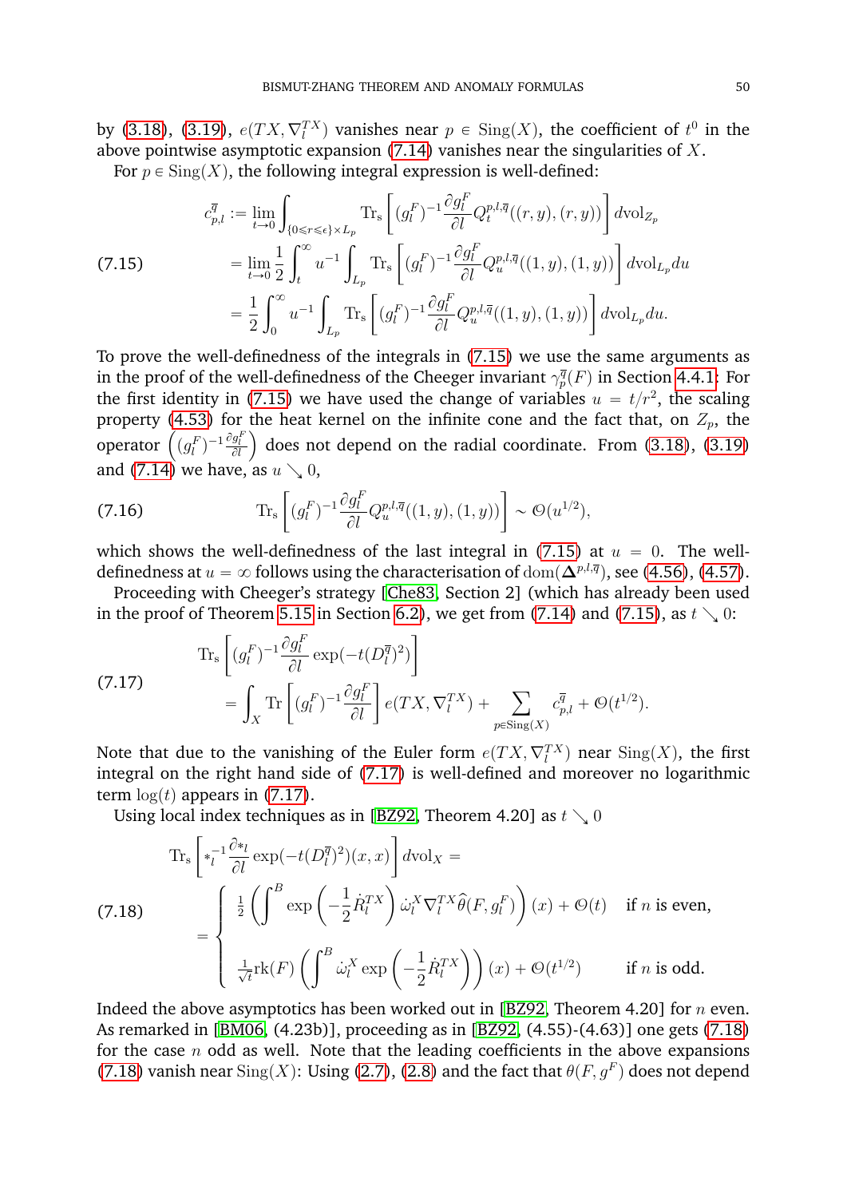by (3.18), (3.19), $e(TX, \nabla_l^{TX})$ vanishes near $p \in \mathrm{Sing}(X)$, the coefficient of $t^0$ in the above pointwise asymptotic expansion (7.14) vanishes near the singularities of $X$.

For $p \in \mathrm{Sing}(X)$, the following integral expression is well-defined:

$$
\begin{aligned}
c_{p,l}^{\overline{q}} &:= \lim_{t\to 0} \int_{\{0\leqslant r\leqslant \epsilon\}\times L_p} \mathrm{Tr}_s\left[ (g_l^F)^{-1} \frac{\partial g_l^F}{\partial l} Q_t^{p,l,\overline{q}}((r,y),(r,y)) \right] d\mathrm{vol}_{Z_p} \\
&= \lim_{t\to 0} \frac{1}{2} \int_t^\infty u^{-1} \int_{L_p} \mathrm{Tr}_s\left[ (g_l^F)^{-1} \frac{\partial g_l^F}{\partial l} Q_u^{p,l,\overline{q}}((1,y),(1,y)) \right] d\mathrm{vol}_{L_p} du \\
&= \frac{1}{2} \int_0^\infty u^{-1} \int_{L_p} \mathrm{Tr}_s\left[ (g_l^F)^{-1} \frac{\partial g_l^F}{\partial l} Q_u^{p,l,\overline{q}}((1,y),(1,y)) \right] d\mathrm{vol}_{L_p} du.
\end{aligned} \tag{7.15}
$$

To prove the well-definedness of the integrals in (7.15) we use the same arguments as in the proof of the well-definedness of the Cheeger invariant $\gamma_p^{\overline{q}}(F)$ in Section 4.4.1: For the first identity in (7.15) we have used the change of variables $u = t/r^2$, the scaling property (4.53) for the heat kernel on the infinite cone and the fact that, on $Z_p$, the operator $\left((g_l^F)^{-1}\frac{\partial g_l^F}{\partial l}\right)$ does not depend on the radial coordinate. From (3.18), (3.19) and (7.14) we have, as $u \searrow 0$,

$$
\mathrm{Tr}_s\left[ (g_l^F)^{-1} \frac{\partial g_l^F}{\partial l} Q_u^{p,l,\overline{q}}((1,y),(1,y)) \right] \sim \mathcal{O}(u^{1/2}), \tag{7.16}
$$

which shows the well-definedness of the last integral in (7.15) at $u = 0$. The well-definedness at $u = \infty$ follows using the characterisation of $\mathrm{dom}(\boldsymbol{\Delta}^{p,l,\overline{q}})$, see (4.56), (4.57).

Proceeding with Cheeger's strategy [Che83, Section 2] (which has already been used in the proof of Theorem 5.15 in Section 6.2), we get from (7.14) and (7.15), as $t \searrow 0$:

$$
\begin{aligned}
&\mathrm{Tr}_s\left[ (g_l^F)^{-1} \frac{\partial g_l^F}{\partial l} \exp(-t(D_l^{\overline{q}})^2) \right] \\
&\quad = \int_X \mathrm{Tr}\left[ (g_l^F)^{-1} \frac{\partial g_l^F}{\partial l} \right] e(TX, \nabla_l^{TX}) + \sum_{p\in \mathrm{Sing}(X)} c_{p,l}^{\overline{q}} + \mathcal{O}(t^{1/2}).
\end{aligned} \tag{7.17}
$$

Note that due to the vanishing of the Euler form $e(TX, \nabla_l^{TX})$ near $\mathrm{Sing}(X)$, the first integral on the right hand side of (7.17) is well-defined and moreover no logarithmic term $\log(t)$ appears in (7.17).

Using local index techniques as in [BZ92, Theorem 4.20] as $t \searrow 0$

$$
\begin{aligned}
&\mathrm{Tr}_s\left[ *_l^{-1} \frac{\partial *_l}{\partial l} \exp(-t(D_l^{\overline{q}})^2)(x,x) \right] d\mathrm{vol}_X = \\
&= \begin{cases} \frac{1}{2}\left( \int^B \exp\left( -\frac{1}{2}\dot{R}_l^{TX} \right) \dot{\omega}_l^X \nabla^{TX} \widehat{\theta}(F, g_l^F) \right)(x) + \mathcal{O}(t) & \text{if } n \text{ is even,} \\[2ex] \frac{1}{\sqrt{t}} \mathrm{rk}(F) \left( \int^B \dot{\omega}_l^X \exp\left( -\frac{1}{2}\dot{R}_l^{TX} \right) \right)(x) + \mathcal{O}(t^{1/2}) & \text{if } n \text{ is odd.} \end{cases}
\end{aligned} \tag{7.18}
$$

Indeed the above asymptotics has been worked out in [BZ92, Theorem 4.20] for $n$ even. As remarked in [BM06, (4.23b)], proceeding as in [BZ92, (4.55)-(4.63)] one gets (7.18) for the case $n$ odd as well. Note that the leading coefficients in the above expansions (7.18) vanish near $\mathrm{Sing}(X)$: Using (2.7), (2.8) and the fact that $\theta(F, g^F)$ does not depend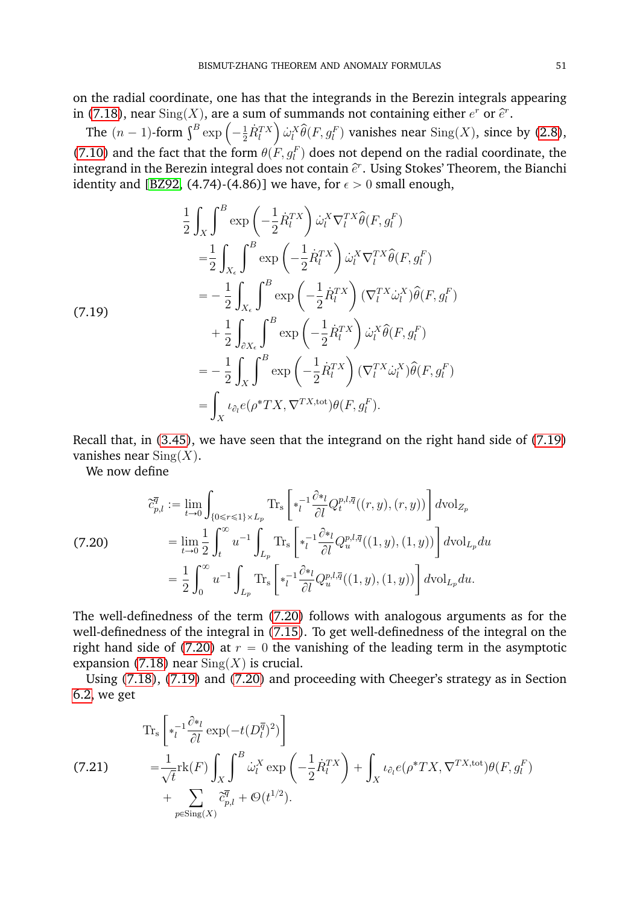on the radial coordinate, one has that the integrands in the Berezin integrals appearing in (7.18), near $\mathrm{Sing}(X)$, are a sum of summands not containing either $e^r$ or $\widehat{e}^r$.

The $(n-1)$-form $\int^B \exp\left(-\frac{1}{2}\dot{R}_l^{TX}\right)\dot{\omega}_l^X\widehat{\theta}(F,g_l^F)$ vanishes near $\mathrm{Sing}(X)$, since by (2.8), (7.10) and the fact that the form $\theta(F,g_l^F)$ does not depend on the radial coordinate, the integrand in the Berezin integral does not contain $\widehat{e}^r$. Using Stokes' Theorem, the Bianchi identity and [BZ92, (4.74)-(4.86)] we have, for $\epsilon>0$ small enough,

$$
\begin{aligned}
&\frac{1}{2}\int_X\int^B \exp\left(-\frac{1}{2}\dot{R}_l^{TX}\right)\dot{\omega}_l^X\nabla_l^{TX}\widehat{\theta}(F,g_l^F)\\
=&\frac{1}{2}\int_{X_\epsilon}\int^B \exp\left(-\frac{1}{2}\dot{R}_l^{TX}\right)\dot{\omega}_l^X\nabla_l^{TX}\widehat{\theta}(F,g_l^F)\\
=&-\frac{1}{2}\int_{X_\epsilon}\int^B \exp\left(-\frac{1}{2}\dot{R}_l^{TX}\right)(\nabla_l^{TX}\dot{\omega}_l^X)\widehat{\theta}(F,g_l^F)\\
&+\frac{1}{2}\int_{\partial X_\epsilon}\int^B \exp\left(-\frac{1}{2}\dot{R}_l^{TX}\right)\dot{\omega}_l^X\widehat{\theta}(F,g_l^F)\\
=&-\frac{1}{2}\int_{X}\int^B \exp\left(-\frac{1}{2}\dot{R}_l^{TX}\right)(\nabla_l^{TX}\dot{\omega}_l^X)\widehat{\theta}(F,g_l^F)\\
=&\int_X \iota_{\partial_l}e(\rho^*TX,\nabla^{TX,\mathrm{tot}})\theta(F,g_l^F).
\end{aligned}
\tag{7.19}
$$

Recall that, in (3.45), we have seen that the integrand on the right hand side of (7.19) vanishes near $\mathrm{Sing}(X)$.

We now define

$$
\begin{aligned}
\widetilde{c}_{p,l}^{\overline{q}} &:= \lim_{t\to 0}\int_{\{0\leqslant r\leqslant 1\}\times L_p}\mathrm{Tr_s}\left[*_l^{-1}\frac{\partial *_l}{\partial l}Q_t^{p,l,\overline{q}}((r,y),(r,y))\right]d\mathrm{vol}_{Z_p}\\
&=\lim_{t\to 0}\frac{1}{2}\int_t^\infty u^{-1}\int_{L_p}\mathrm{Tr_s}\left[*_l^{-1}\frac{\partial *_l}{\partial l}Q_u^{p,l,\overline{q}}((1,y),(1,y))\right]d\mathrm{vol}_{L_p}du\\
&=\frac{1}{2}\int_0^\infty u^{-1}\int_{L_p}\mathrm{Tr_s}\left[*_l^{-1}\frac{\partial *_l}{\partial l}Q_u^{p,l,\overline{q}}((1,y),(1,y))\right]d\mathrm{vol}_{L_p}du.
\end{aligned}
\tag{7.20}
$$

The well-definedness of the term (7.20) follows with analogous arguments as for the well-definedness of the integral in (7.15). To get well-definedness of the integral on the right hand side of (7.20) at $r=0$ the vanishing of the leading term in the asymptotic expansion (7.18) near $\mathrm{Sing}(X)$ is crucial.

Using (7.18), (7.19) and (7.20) and proceeding with Cheeger's strategy as in Section 6.2, we get

$$
\begin{aligned}
&\mathrm{Tr_s}\left[*_l^{-1}\frac{\partial *_l}{\partial l}\exp(-t(D_l^{\overline{q}})^2)\right]\\
=&\frac{1}{\sqrt{t}}\mathrm{rk}(F)\int_X\int^B\dot{\omega}_l^X\exp\left(-\frac{1}{2}\dot{R}_l^{TX}\right)+\int_X\iota_{\partial_l}e(\rho^*TX,\nabla^{TX,\mathrm{tot}})\theta(F,g_l^F)\\
&+\sum_{p\in\mathrm{Sing}(X)}\widetilde{c}_{p,l}^{\overline{q}}+\mathcal{O}(t^{1/2}).
\end{aligned}
\tag{7.21}
$$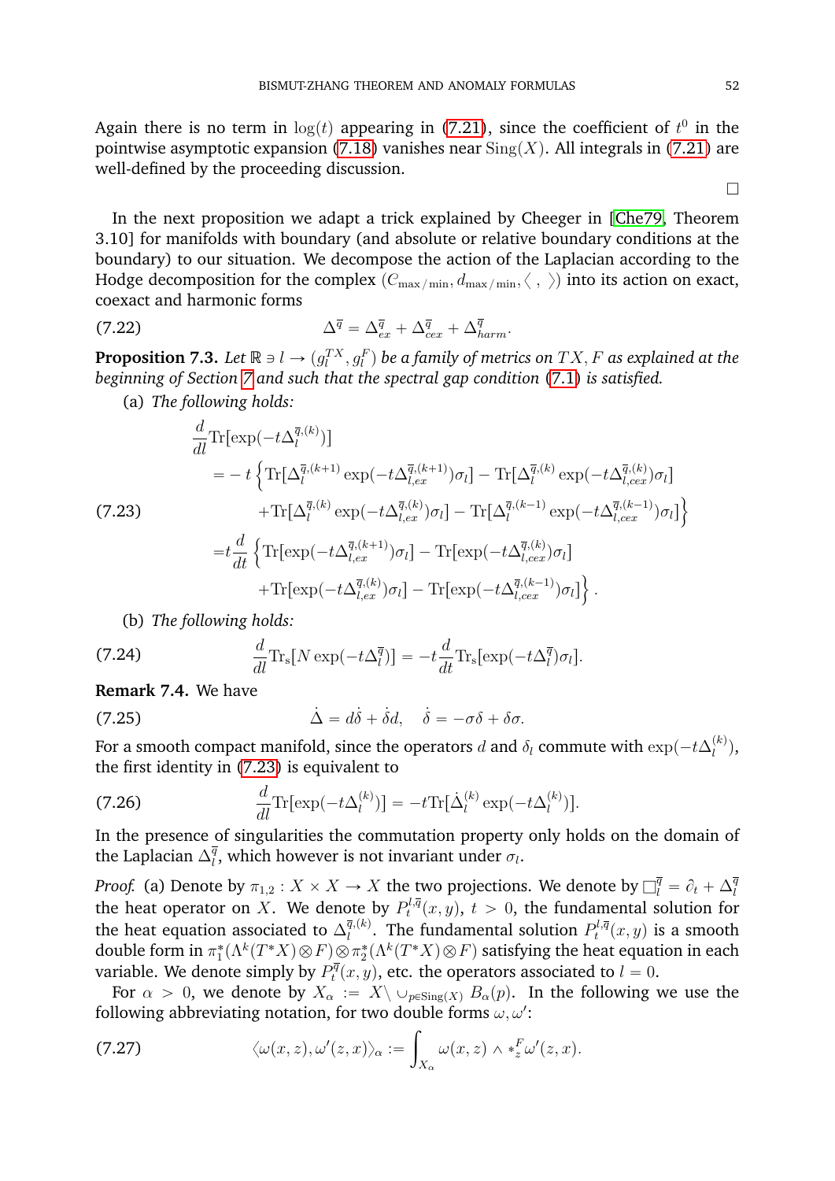Again there is no term in $\log(t)$ appearing in (7.21), since the coefficient of $t^0$ in the pointwise asymptotic expansion (7.18) vanishes near $\mathrm{Sing}(X)$. All integrals in (7.21) are well-defined by the proceeding discussion.

□

In the next proposition we adapt a trick explained by Cheeger in [Che79, Theorem 3.10] for manifolds with boundary (and absolute or relative boundary conditions at the boundary) to our situation. We decompose the action of the Laplacian according to the Hodge decomposition for the complex $(C_{\max/\min}, d_{\max/\min}, \langle\ ,\ \rangle)$ into its action on exact, coexact and harmonic forms

$$\Delta^{\overline{q}} = \Delta^{\overline{q}}_{ex} + \Delta^{\overline{q}}_{cex} + \Delta^{\overline{q}}_{harm}. \tag{7.22}$$

**Proposition 7.3.** *Let $\mathbb{R} \ni l \to (g_l^{TX}, g_l^F)$ be a family of metrics on $TX, F$ as explained at the beginning of Section 7 and such that the spectral gap condition (7.1) is satisfied.*

(a) *The following holds:*

$$\begin{aligned}
&\frac{d}{dl}\mathrm{Tr}[\exp(-t\Delta_l^{\overline{q},(k)})] \\
&= -\, t\Big\{\mathrm{Tr}[\Delta_l^{\overline{q},(k+1)}\exp(-t\Delta_{l,ex}^{\overline{q},(k+1)})\sigma_l] - \mathrm{Tr}[\Delta_l^{\overline{q},(k)}\exp(-t\Delta_{l,cex}^{\overline{q},(k)})\sigma_l] \\
&\qquad + \mathrm{Tr}[\Delta_l^{\overline{q},(k)}\exp(-t\Delta_{l,ex}^{\overline{q},(k)})\sigma_l] - \mathrm{Tr}[\Delta_l^{\overline{q},(k-1)}\exp(-t\Delta_{l,cex}^{\overline{q},(k-1)})\sigma_l]\Big\} \\
&= t\frac{d}{dt}\Big\{\mathrm{Tr}[\exp(-t\Delta_{l,ex}^{\overline{q},(k+1)})\sigma_l] - \mathrm{Tr}[\exp(-t\Delta_{l,cex}^{\overline{q},(k)})\sigma_l] \\
&\qquad + \mathrm{Tr}[\exp(-t\Delta_{l,ex}^{\overline{q},(k)})\sigma_l] - \mathrm{Tr}[\exp(-t\Delta_{l,cex}^{\overline{q},(k-1)})\sigma_l]\Big\}.
\end{aligned} \tag{7.23}$$

(b) *The following holds:*

$$\frac{d}{dl}\mathrm{Tr_s}[N\exp(-t\Delta_l^{\overline{q}})] = -t\frac{d}{dt}\mathrm{Tr_s}[\exp(-t\Delta_l^{\overline{q}})\sigma_l]. \tag{7.24}$$

**Remark 7.4.** We have

$$\dot{\Delta} = d\dot{\delta} + \dot{\delta}d, \quad \dot{\delta} = -\sigma\delta + \delta\sigma. \tag{7.25}$$

For a smooth compact manifold, since the operators $d$ and $\delta_l$ commute with $\exp(-t\Delta_l^{(k)})$, the first identity in (7.23) is equivalent to

$$\frac{d}{dl}\mathrm{Tr}[\exp(-t\Delta_l^{(k)})] = -t\mathrm{Tr}[\dot{\Delta}_l^{(k)}\exp(-t\Delta_l^{(k)})]. \tag{7.26}$$

In the presence of singularities the commutation property only holds on the domain of the Laplacian $\Delta_l^{\overline{q}}$, which however is not invariant under $\sigma_l$.

*Proof.* (a) Denote by $\pi_{1,2} : X \times X \to X$ the two projections. We denote by $\Box_l^{\overline{q}} = \partial_t + \Delta_l^{\overline{q}}$ the heat operator on $X$. We denote by $P_t^{l,\overline{q}}(x,y)$, $t > 0$, the fundamental solution for the heat equation associated to $\Delta_l^{\overline{q},(k)}$. The fundamental solution $P_t^{l,\overline{q}}(x,y)$ is a smooth double form in $\pi_1^*(\Lambda^k(T^*X)\otimes F)\otimes\pi_2^*(\Lambda^k(T^*X)\otimes F)$ satisfying the heat equation in each variable. We denote simply by $P_t^{\overline{q}}(x,y)$, etc. the operators associated to $l = 0$.

For $\alpha > 0$, we denote by $X_\alpha := X \setminus \cup_{p\in\mathrm{Sing}(X)} B_\alpha(p)$. In the following we use the following abbreviating notation, for two double forms $\omega, \omega'$:

$$\langle \omega(x,z), \omega'(z,x)\rangle_\alpha := \int_{X_\alpha} \omega(x,z) \wedge *_z^F \omega'(z,x). \tag{7.27}$$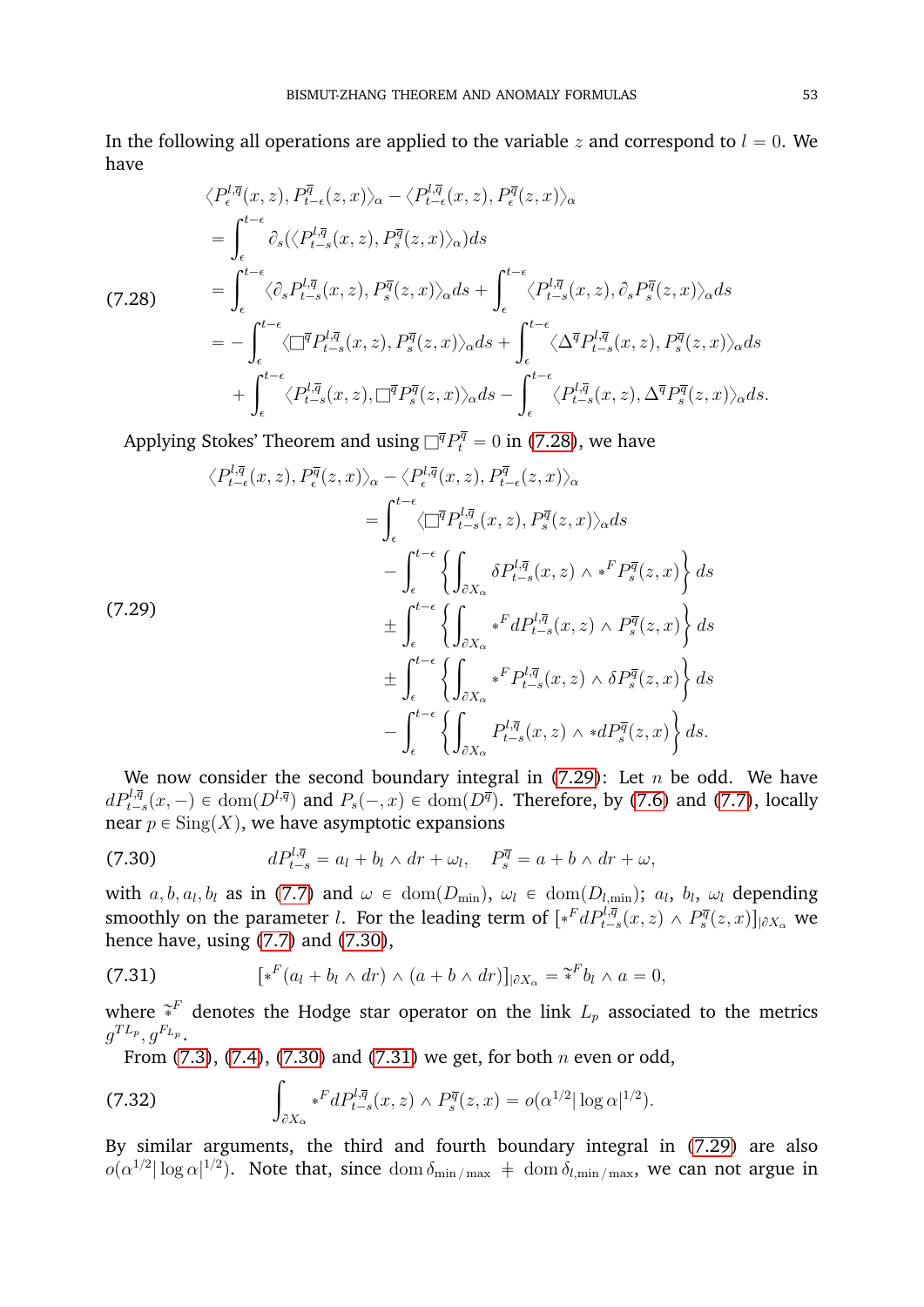In the following all operations are applied to the variable $z$ and correspond to $l = 0$. We have

$$
\begin{aligned}
&\langle P^{l,\overline{q}}_{\epsilon}(x,z), P^{\overline{q}}_{t-\epsilon}(z,x)\rangle_\alpha - \langle P^{l,\overline{q}}_{t-\epsilon}(x,z), P^{\overline{q}}_{\epsilon}(z,x)\rangle_\alpha \\
&= \int_\epsilon^{t-\epsilon} \partial_s(\langle P^{l,\overline{q}}_{t-s}(x,z), P^{\overline{q}}_{s}(z,x)\rangle_\alpha) ds \\
&= \int_\epsilon^{t-\epsilon} \langle \partial_s P^{l,\overline{q}}_{t-s}(x,z), P^{\overline{q}}_{s}(z,x)\rangle_\alpha ds + \int_\epsilon^{t-\epsilon} \langle P^{l,\overline{q}}_{t-s}(x,z), \partial_s P^{\overline{q}}_{s}(z,x)\rangle_\alpha ds \\
&= -\int_\epsilon^{t-\epsilon} \langle \Box^{\overline{q}} P^{l,\overline{q}}_{t-s}(x,z), P^{\overline{q}}_{s}(z,x)\rangle_\alpha ds + \int_\epsilon^{t-\epsilon} \langle \Delta^{\overline{q}} P^{l,\overline{q}}_{t-s}(x,z), P^{\overline{q}}_{s}(z,x)\rangle_\alpha ds \\
&\quad + \int_\epsilon^{t-\epsilon} \langle P^{l,\overline{q}}_{t-s}(x,z), \Box^{\overline{q}} P^{\overline{q}}_{s}(z,x)\rangle_\alpha ds - \int_\epsilon^{t-\epsilon} \langle P^{l,\overline{q}}_{t-s}(x,z), \Delta^{\overline{q}} P^{\overline{q}}_{s}(z,x)\rangle_\alpha ds.
\end{aligned}
\tag{7.28}
$$

Applying Stokes' Theorem and using $\Box^{\overline{q}} P^{\overline{q}}_t = 0$ in (7.28), we have

$$
\begin{aligned}
&\langle P^{l,\overline{q}}_{t-\epsilon}(x,z), P^{\overline{q}}_{\epsilon}(z,x)\rangle_\alpha - \langle P^{l,\overline{q}}_{\epsilon}(x,z), P^{\overline{q}}_{t-\epsilon}(z,x)\rangle_\alpha \\
&\qquad = \int_\epsilon^{t-\epsilon} \langle \Box^{\overline{q}} P^{l,\overline{q}}_{t-s}(x,z), P^{\overline{q}}_{s}(z,x)\rangle_\alpha ds \\
&\qquad\quad - \int_\epsilon^{t-\epsilon} \left\{ \int_{\partial X_\alpha} \delta P^{l,\overline{q}}_{t-s}(x,z) \wedge *^F P^{\overline{q}}_{s}(z,x) \right\} ds \\
&\qquad\quad \pm \int_\epsilon^{t-\epsilon} \left\{ \int_{\partial X_\alpha} *^F d P^{l,\overline{q}}_{t-s}(x,z) \wedge P^{\overline{q}}_{s}(z,x) \right\} ds \\
&\qquad\quad \pm \int_\epsilon^{t-\epsilon} \left\{ \int_{\partial X_\alpha} *^F P^{l,\overline{q}}_{t-s}(x,z) \wedge \delta P^{\overline{q}}_{s}(z,x) \right\} ds \\
&\qquad\quad - \int_\epsilon^{t-\epsilon} \left\{ \int_{\partial X_\alpha} P^{l,\overline{q}}_{t-s}(x,z) \wedge * d P^{\overline{q}}_{s}(z,x) \right\} ds.
\end{aligned}
\tag{7.29}
$$

We now consider the second boundary integral in (7.29): Let $n$ be odd. We have $dP^{l,\overline{q}}_{t-s}(x,-) \in \operatorname{dom}(D^{l,\overline{q}})$ and $P_s(-,x) \in \operatorname{dom}(D^{\overline{q}})$. Therefore, by (7.6) and (7.7), locally near $p \in \operatorname{Sing}(X)$, we have asymptotic expansions

$$
dP^{l,\overline{q}}_{t-s} = a_l + b_l \wedge dr + \omega_l, \quad P^{\overline{q}}_s = a + b \wedge dr + \omega, \tag{7.30}
$$

with $a, b, a_l, b_l$ as in (7.7) and $\omega \in \operatorname{dom}(D_{\min})$, $\omega_l \in \operatorname{dom}(D_{l,\min})$; $a_l$, $b_l$, $\omega_l$ depending smoothly on the parameter $l$. For the leading term of $[*^F dP^{l,\overline{q}}_{t-s}(x,z) \wedge P^{\overline{q}}_s(z,x)]_{|\partial X_\alpha}$ we hence have, using (7.7) and (7.30),

$$
[*^F (a_l + b_l \wedge dr) \wedge (a + b \wedge dr)]_{|\partial X_\alpha} = \widetilde{*}^F b_l \wedge a = 0, \tag{7.31}
$$

where $\widetilde{*}^F$ denotes the Hodge star operator on the link $L_p$ associated to the metrics $g^{TL_p}, g^{F_{L_p}}$.

From (7.3), (7.4), (7.30) and (7.31) we get, for both $n$ even or odd,

$$
\int_{\partial X_\alpha} *^F dP^{l,\overline{q}}_{t-s}(x,z) \wedge P^{\overline{q}}_s(z,x) = o(\alpha^{1/2} |\log \alpha|^{1/2}). \tag{7.32}
$$

By similar arguments, the third and fourth boundary integral in (7.29) are also $o(\alpha^{1/2}|\log \alpha|^{1/2})$. Note that, since $\operatorname{dom} \delta_{\min/\max} \neq \operatorname{dom} \delta_{l,\min/\max}$, we can not argue in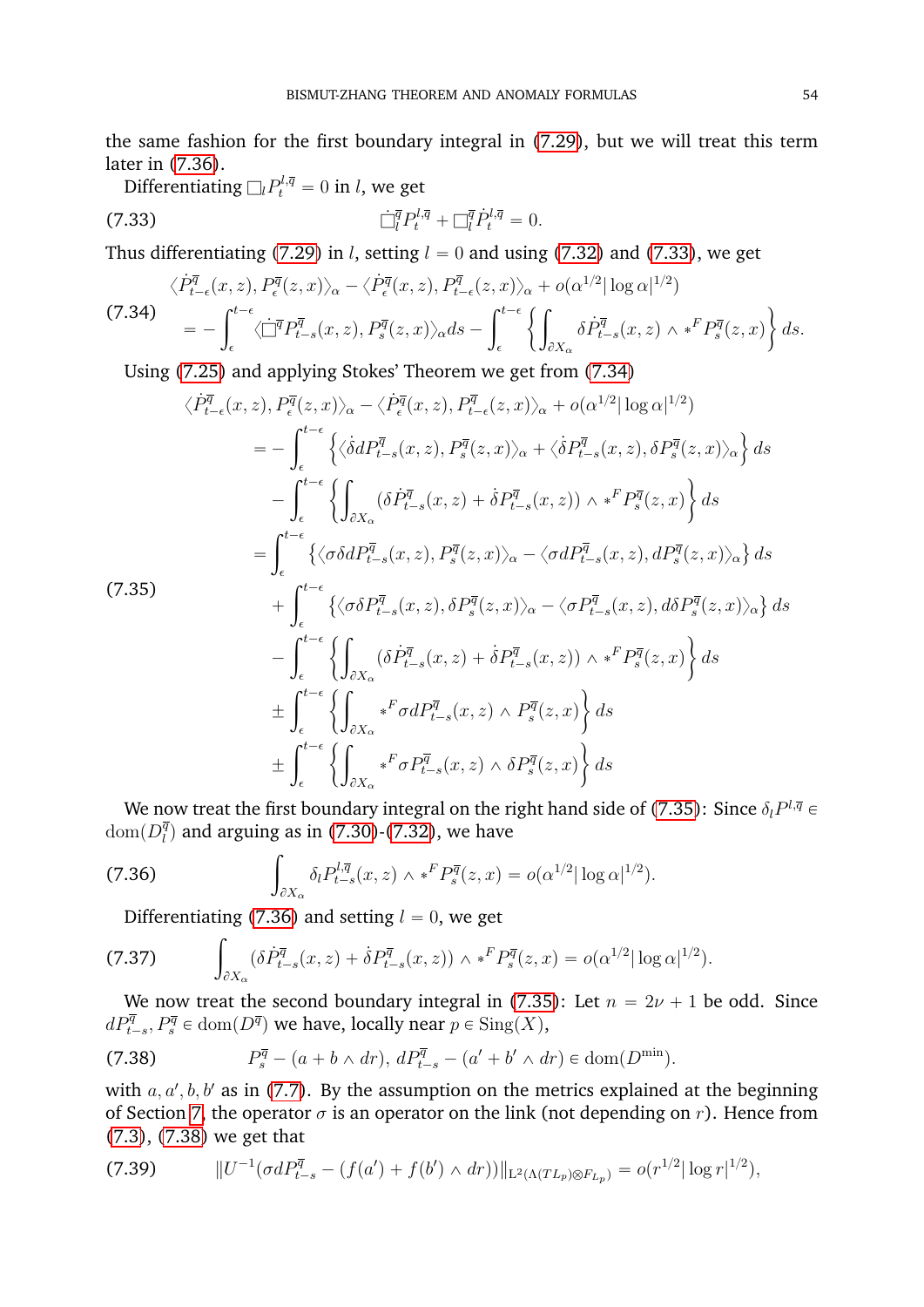the same fashion for the first boundary integral in (7.29), but we will treat this term later in (7.36).

Differentiating $\square_l P_t^{l,\overline{q}} = 0$ in $l$, we get

$$\dot{\square}_l^{\overline{q}} P_t^{l,\overline{q}} + \square_l^{\overline{q}} \dot{P}_t^{l,\overline{q}} = 0. \tag{7.33}$$

Thus differentiating (7.29) in $l$, setting $l = 0$ and using (7.32) and (7.33), we get

$$\begin{aligned} &\langle \dot{P}^{\overline{q}}_{t-\epsilon}(x,z), P^{\overline{q}}_{\epsilon}(z,x)\rangle_\alpha - \langle \dot{P}^{\overline{q}}_{\epsilon}(x,z), P^{\overline{q}}_{t-\epsilon}(z,x)\rangle_\alpha + o(\alpha^{1/2}|\log\alpha|^{1/2}) \\ &= -\int_\epsilon^{t-\epsilon} \langle \dot{\square}^{\overline{q}} P^{\overline{q}}_{t-s}(x,z), P^{\overline{q}}_s(z,x)\rangle_\alpha ds - \int_\epsilon^{t-\epsilon} \left\{ \int_{\partial X_\alpha} \delta \dot{P}^{\overline{q}}_{t-s}(x,z) \wedge *^F P^{\overline{q}}_s(z,x) \right\} ds. \end{aligned} \tag{7.34}$$

Using (7.25) and applying Stokes' Theorem we get from (7.34)

$$\begin{aligned} &\langle \dot{P}^{\overline{q}}_{t-\epsilon}(x,z), P^{\overline{q}}_{\epsilon}(z,x)\rangle_\alpha - \langle \dot{P}^{\overline{q}}_{\epsilon}(x,z), P^{\overline{q}}_{t-\epsilon}(z,x)\rangle_\alpha + o(\alpha^{1/2}|\log\alpha|^{1/2}) \\ &= -\int_\epsilon^{t-\epsilon} \left\{ \langle \dot{\delta} d P^{\overline{q}}_{t-s}(x,z), P^{\overline{q}}_s(z,x)\rangle_\alpha + \langle \dot{\delta} P^{\overline{q}}_{t-s}(x,z), \delta P^{\overline{q}}_s(z,x)\rangle_\alpha \right\} ds \\ &\quad - \int_\epsilon^{t-\epsilon} \left\{ \int_{\partial X_\alpha} (\delta \dot{P}^{\overline{q}}_{t-s}(x,z) + \dot{\delta} P^{\overline{q}}_{t-s}(x,z)) \wedge *^F P^{\overline{q}}_s(z,x) \right\} ds \\ &= \int_\epsilon^{t-\epsilon} \left\{ \langle \sigma \delta d P^{\overline{q}}_{t-s}(x,z), P^{\overline{q}}_s(z,x)\rangle_\alpha - \langle \sigma d P^{\overline{q}}_{t-s}(x,z), d P^{\overline{q}}_s(z,x)\rangle_\alpha \right\} ds \\ &\quad + \int_\epsilon^{t-\epsilon} \left\{ \langle \sigma \delta P^{\overline{q}}_{t-s}(x,z), \delta P^{\overline{q}}_s(z,x)\rangle_\alpha - \langle \sigma P^{\overline{q}}_{t-s}(x,z), d\delta P^{\overline{q}}_s(z,x)\rangle_\alpha \right\} ds \\ &\quad - \int_\epsilon^{t-\epsilon} \left\{ \int_{\partial X_\alpha} (\delta \dot{P}^{\overline{q}}_{t-s}(x,z) + \dot{\delta} P^{\overline{q}}_{t-s}(x,z)) \wedge *^F P^{\overline{q}}_s(z,x) \right\} ds \\ &\quad \pm \int_\epsilon^{t-\epsilon} \left\{ \int_{\partial X_\alpha} *^F \sigma d P^{\overline{q}}_{t-s}(x,z) \wedge P^{\overline{q}}_s(z,x) \right\} ds \\ &\quad \pm \int_\epsilon^{t-\epsilon} \left\{ \int_{\partial X_\alpha} *^F \sigma P^{\overline{q}}_{t-s}(x,z) \wedge \delta P^{\overline{q}}_s(z,x) \right\} ds \end{aligned} \tag{7.35}$$

We now treat the first boundary integral on the right hand side of (7.35): Since $\delta_l P^{l,\overline{q}} \in \mathrm{dom}(D_l^{\overline{q}})$ and arguing as in (7.30)-(7.32), we have

$$\int_{\partial X_\alpha} \delta_l P^{l,\overline{q}}_{t-s}(x,z) \wedge *^F P^{\overline{q}}_s(z,x) = o(\alpha^{1/2}|\log\alpha|^{1/2}). \tag{7.36}$$

Differentiating (7.36) and setting $l = 0$, we get

$$\int_{\partial X_\alpha} (\delta \dot{P}^{\overline{q}}_{t-s}(x,z) + \dot{\delta} P^{\overline{q}}_{t-s}(x,z)) \wedge *^F P^{\overline{q}}_s(z,x) = o(\alpha^{1/2}|\log\alpha|^{1/2}). \tag{7.37}$$

We now treat the second boundary integral in (7.35): Let $n = 2\nu + 1$ be odd. Since $dP^{\overline{q}}_{t-s}, P^{\overline{q}}_s \in \mathrm{dom}(D^{\overline{q}})$ we have, locally near $p \in \mathrm{Sing}(X)$,

$$P^{\overline{q}}_s - (a + b \wedge dr),\; dP^{\overline{q}}_{t-s} - (a' + b' \wedge dr) \in \mathrm{dom}(D^{\min}). \tag{7.38}$$

with $a, a', b, b'$ as in (7.7). By the assumption on the metrics explained at the beginning of Section 7, the operator $\sigma$ is an operator on the link (not depending on $r$). Hence from (7.3), (7.38) we get that

$$\|U^{-1}(\sigma dP^{\overline{q}}_{t-s} - (f(a') + f(b') \wedge dr))\|_{L^2(\Lambda(TL_p)\otimes F_{L_p})} = o(r^{1/2}|\log r|^{1/2}), \tag{7.39}$$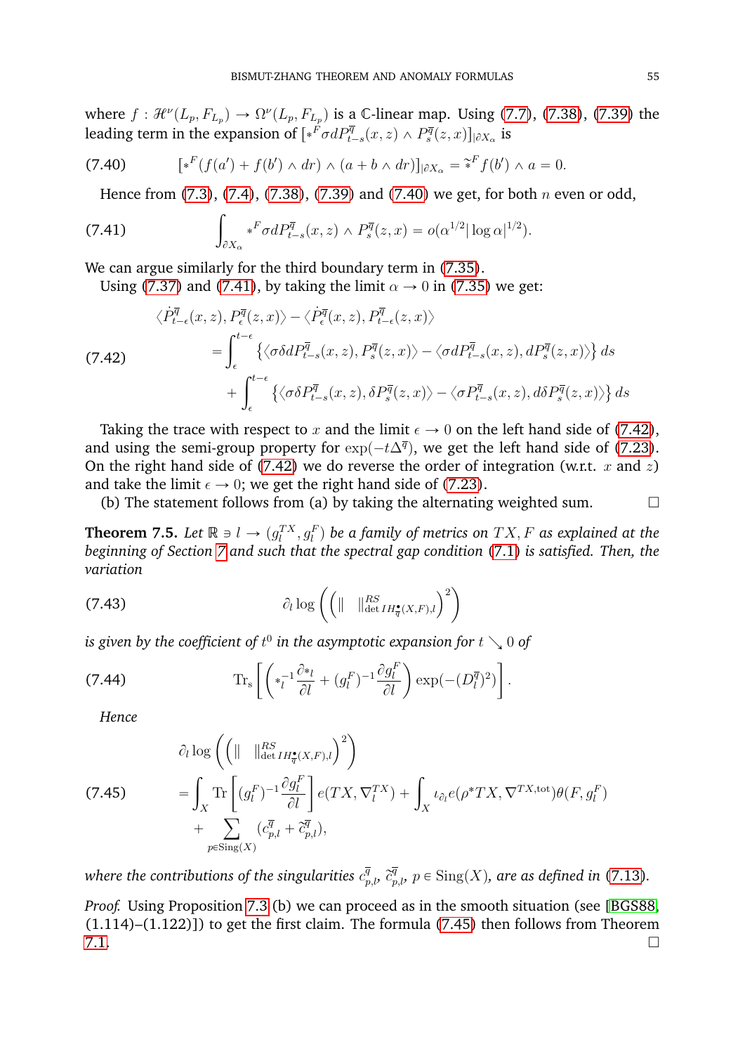where $f : \mathcal{H}^\nu(L_p, F_{L_p}) \to \Omega^\nu(L_p, F_{L_p})$ is a $\mathbb{C}$-linear map. Using (7.7), (7.38), (7.39) the leading term in the expansion of $[*^F \sigma d P^{\overline{q}}_{t-s}(x,z) \wedge P^{\overline{q}}_s(z,x)]_{|\partial X_\alpha}$ is

$$[*^F(f(a') + f(b') \wedge dr) \wedge (a + b \wedge dr)]_{|\partial X_\alpha} = \widetilde{*}^F f(b') \wedge a = 0. \tag{7.40}$$

Hence from (7.3), (7.4), (7.38), (7.39) and (7.40) we get, for both $n$ even or odd,

$$\int_{\partial X_\alpha} *^F \sigma d P^{\overline{q}}_{t-s}(x,z) \wedge P^{\overline{q}}_s(z,x) = o(\alpha^{1/2} |\log \alpha|^{1/2}). \tag{7.41}$$

We can argue similarly for the third boundary term in (7.35).

Using (7.37) and (7.41), by taking the limit $\alpha \to 0$ in (7.35) we get:

$$\begin{aligned}
&\langle \dot{P}^{\overline{q}}_{t-\epsilon}(x,z), P^{\overline{q}}_\epsilon(z,x)\rangle - \langle \dot{P}^{\overline{q}}_\epsilon(x,z), P^{\overline{q}}_{t-\epsilon}(z,x)\rangle \\
&\quad = \int_\epsilon^{t-\epsilon} \left\{ \langle \sigma \delta d P^{\overline{q}}_{t-s}(x,z), P^{\overline{q}}_s(z,x)\rangle - \langle \sigma d P^{\overline{q}}_{t-s}(x,z), d P^{\overline{q}}_s(z,x)\rangle \right\} ds \\
&\qquad + \int_\epsilon^{t-\epsilon} \left\{ \langle \sigma \delta P^{\overline{q}}_{t-s}(x,z), \delta P^{\overline{q}}_s(z,x)\rangle - \langle \sigma P^{\overline{q}}_{t-s}(x,z), d\delta P^{\overline{q}}_s(z,x)\rangle \right\} ds
\end{aligned} \tag{7.42}$$

Taking the trace with respect to $x$ and the limit $\epsilon \to 0$ on the left hand side of (7.42), and using the semi-group property for $\exp(-t\Delta^{\overline{q}})$, we get the left hand side of (7.23). On the right hand side of (7.42) we do reverse the order of integration (w.r.t. $x$ and $z$) and take the limit $\epsilon \to 0$; we get the right hand side of (7.23).

(b) The statement follows from (a) by taking the alternating weighted sum. $\square$

**Theorem 7.5.** *Let $\mathbb{R} \ni l \to (g^{TX}_l, g^F_l)$ be a family of metrics on $TX, F$ as explained at the beginning of Section 7 and such that the spectral gap condition (7.1) is satisfied. Then, the variation*

$$\partial_l \log \left( \left( \| \quad \|^{RS}_{\det IH^\bullet_{\overline{q}}(X,F),l} \right)^2 \right) \tag{7.43}$$

*is given by the coefficient of $t^0$ in the asymptotic expansion for $t \searrow 0$ of*

$$\mathrm{Tr_s}\left[ \left( *_l^{-1} \frac{\partial *_l}{\partial l} + (g^F_l)^{-1} \frac{\partial g^F_l}{\partial l} \right) \exp(-(D^{\overline{q}}_l)^2) \right]. \tag{7.44}$$

*Hence*

$$\begin{aligned}
&\partial_l \log \left( \left( \| \quad \|^{RS}_{\det IH^\bullet_{\overline{q}}(X,F),l} \right)^2 \right) \\
&\quad = \int_X \mathrm{Tr}\left[ (g^F_l)^{-1} \frac{\partial g^F_l}{\partial l} \right] e(TX, \nabla^{TX}_l) + \int_X \iota_{\partial_l} e(\rho^* TX, \nabla^{TX,\mathrm{tot}}) \theta(F, g^F_l) \\
&\qquad + \sum_{p \in \mathrm{Sing}(X)} (c^{\overline{q}}_{p,l} + \widetilde{c}^{\overline{q}}_{p,l}),
\end{aligned} \tag{7.45}$$

*where the contributions of the singularities $c^{\overline{q}}_{p,l}$, $\widetilde{c}^{\overline{q}}_{p,l}$, $p \in \mathrm{Sing}(X)$, are as defined in (7.13).*

*Proof.* Using Proposition 7.3 (b) we can proceed as in the smooth situation (see [BGS88, (1.114)–(1.122)]) to get the first claim. The formula (7.45) then follows from Theorem 7.1. $\square$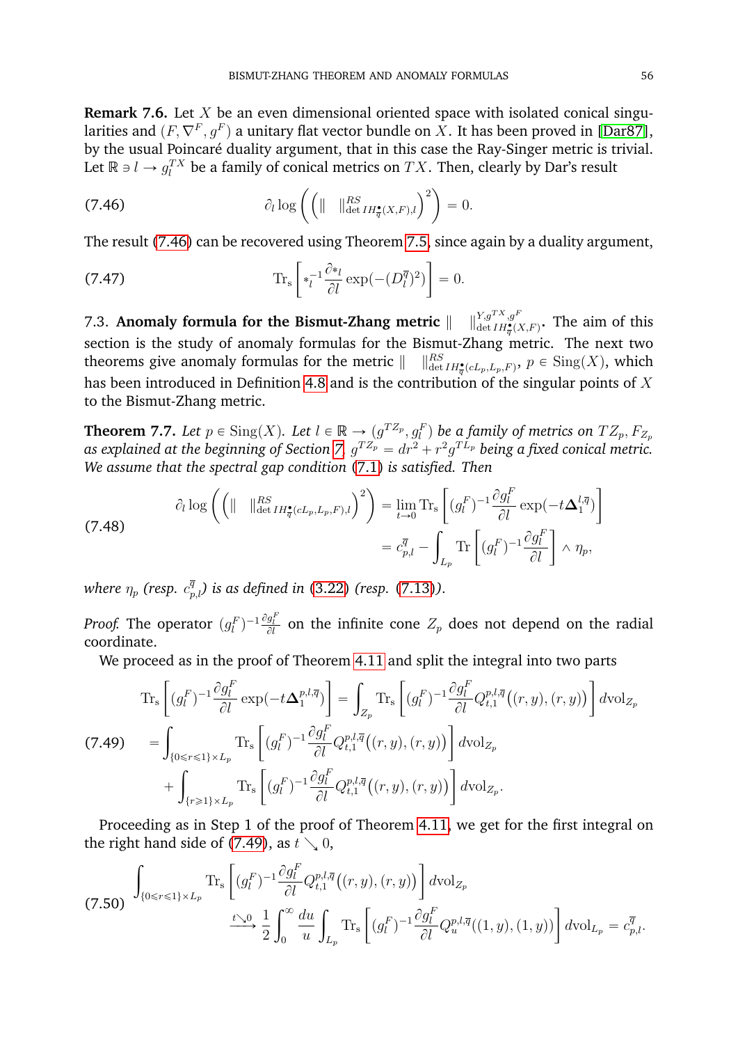**Remark 7.6.** Let $X$ be an even dimensional oriented space with isolated conical singularities and $(F, \nabla^F, g^F)$ a unitary flat vector bundle on $X$. It has been proved in [Dar87], by the usual Poincaré duality argument, that in this case the Ray-Singer metric is trivial. Let $\mathbb{R} \ni l \to g_l^{TX}$ be a family of conical metrics on $TX$. Then, clearly by Dar's result

$$\partial_l \log \left( \left( \| \quad \|^{RS}_{\det IH^\bullet_{\overline{q}}(X,F),l} \right)^2 \right) = 0. \tag{7.46}$$

The result (7.46) can be recovered using Theorem 7.5, since again by a duality argument,

$$\mathrm{Tr_s} \left[ *_l^{-1} \frac{\partial *_l}{\partial l} \exp(-(D_l^{\overline{q}})^2) \right] = 0. \tag{7.47}$$

7.3. **Anomaly formula for the Bismut-Zhang metric** $\| \quad \|^{Y,g^{TX},g^F}_{\det IH^\bullet_{\overline{q}}(X,F)}$. The aim of this section is the study of anomaly formulas for the Bismut-Zhang metric. The next two theorems give anomaly formulas for the metric $\| \quad \|^{RS}_{\det IH^\bullet_{\overline{q}}(cL_p,L_p,F)}$, $p \in \mathrm{Sing}(X)$, which has been introduced in Definition 4.8 and is the contribution of the singular points of $X$ to the Bismut-Zhang metric.

**Theorem 7.7.** *Let $p \in \mathrm{Sing}(X)$. Let $l \in \mathbb{R} \to (g^{TZ_p}, g_l^F)$ be a family of metrics on $TZ_p$, $F_{Z_p}$ as explained at the beginning of Section 7. $g^{TZ_p} = dr^2 + r^2 g^{TL_p}$ being a fixed conical metric. We assume that the spectral gap condition (7.1) is satisfied. Then*

$$\begin{aligned} \partial_l \log \left( \left( \| \quad \|^{RS}_{\det IH^\bullet_{\overline{q}}(cL_p,L_p,F),l} \right)^2 \right) &= \lim_{t \to 0} \mathrm{Tr_s} \left[ (g_l^F)^{-1} \frac{\partial g_l^F}{\partial l} \exp(-t \mathbf{\Delta}_1^{l,\overline{q}}) \right] \\ &= c_{p,l}^{\overline{q}} - \int_{L_p} \mathrm{Tr} \left[ (g_l^F)^{-1} \frac{\partial g_l^F}{\partial l} \right] \wedge \eta_p, \end{aligned} \tag{7.48}$$

*where $\eta_p$ (resp. $c_{p,l}^{\overline{q}}$) is as defined in (3.22) (resp. (7.13)).*

*Proof.* The operator $(g_l^F)^{-1} \frac{\partial g_l^F}{\partial l}$ on the infinite cone $Z_p$ does not depend on the radial coordinate.

We proceed as in the proof of Theorem 4.11 and split the integral into two parts

$$\begin{aligned} \mathrm{Tr_s} \left[ (g_l^F)^{-1} \frac{\partial g_l^F}{\partial l} \exp(-t \mathbf{\Delta}_1^{p,l,\overline{q}}) \right] &= \int_{Z_p} \mathrm{Tr_s} \left[ (g_l^F)^{-1} \frac{\partial g_l^F}{\partial l} Q_{t,1}^{p,l,\overline{q}} \big( (r,y),(r,y) \big) \right] d\mathrm{vol}_{Z_p} \\ &= \int_{\{0 \leqslant r \leqslant 1\} \times L_p} \mathrm{Tr_s} \left[ (g_l^F)^{-1} \frac{\partial g_l^F}{\partial l} Q_{t,1}^{p,l,\overline{q}} \big( (r,y),(r,y) \big) \right] d\mathrm{vol}_{Z_p} \\ &\quad + \int_{\{r \geqslant 1\} \times L_p} \mathrm{Tr_s} \left[ (g_l^F)^{-1} \frac{\partial g_l^F}{\partial l} Q_{t,1}^{p,l,\overline{q}} \big( (r,y),(r,y) \big) \right] d\mathrm{vol}_{Z_p}. \end{aligned} \tag{7.49}$$

Proceeding as in Step 1 of the proof of Theorem 4.11, we get for the first integral on the right hand side of (7.49), as $t \searrow 0$,

$$\begin{aligned} &\int_{\{0 \leqslant r \leqslant 1\} \times L_p} \mathrm{Tr_s} \left[ (g_l^F)^{-1} \frac{\partial g_l^F}{\partial l} Q_{t,1}^{p,l,\overline{q}} \big( (r,y),(r,y) \big) \right] d\mathrm{vol}_{Z_p} \\ &\qquad \xrightarrow{t \searrow 0} \frac{1}{2} \int_0^\infty \frac{du}{u} \int_{L_p} \mathrm{Tr_s} \left[ (g_l^F)^{-1} \frac{\partial g_l^F}{\partial l} Q_u^{p,l,\overline{q}} ((1,y),(1,y)) \right] d\mathrm{vol}_{L_p} = c_{p,l}^{\overline{q}}. \end{aligned} \tag{7.50}$$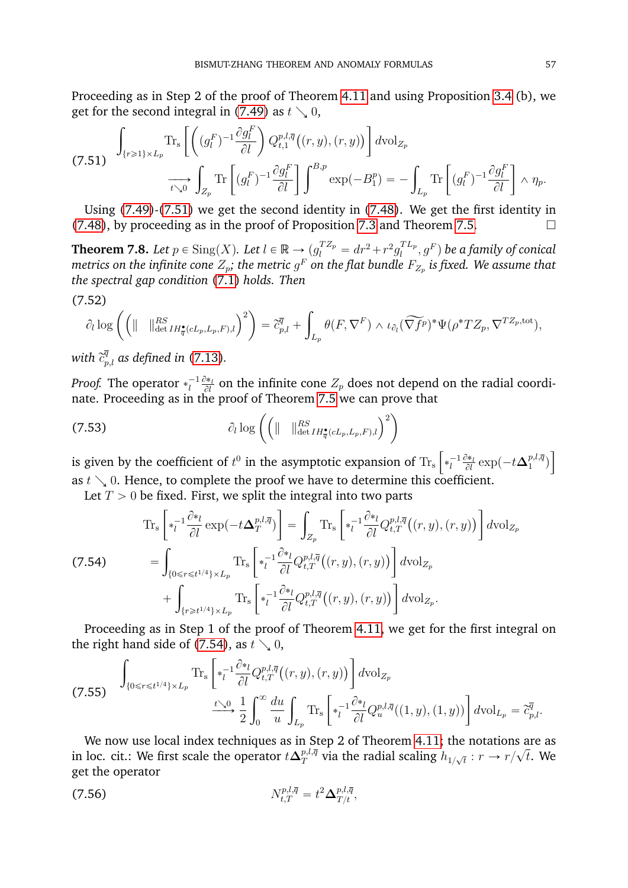Proceeding as in Step 2 of the proof of Theorem 4.11 and using Proposition 3.4 (b), we get for the second integral in (7.49) as $t \searrow 0$,

$$
\begin{aligned}
\text{(7.51)} \quad & \int_{\{r \geqslant 1\} \times L_p} \operatorname{Tr_s}\left[ \left( (g_l^F)^{-1} \frac{\partial g_l^F}{\partial l} \right) Q_{t,1}^{p,l,\overline{q}}\big((r,y),(r,y)\big) \right] d\mathrm{vol}_{Z_p} \\
& \qquad \xrightarrow[t \searrow 0]{} \int_{Z_p} \operatorname{Tr}\left[ (g_l^F)^{-1} \frac{\partial g_l^F}{\partial l} \right] \int^{B,p} \exp(-B_1^p) = - \int_{L_p} \operatorname{Tr}\left[ (g_l^F)^{-1} \frac{\partial g_l^F}{\partial l} \right] \wedge \eta_p.
\end{aligned}
$$

Using (7.49)-(7.51) we get the second identity in (7.48). We get the first identity in (7.48), by proceeding as in the proof of Proposition 7.3 and Theorem 7.5. $\square$

**Theorem 7.8.** *Let $p \in \operatorname{Sing}(X)$. Let $l \in \mathbb{R} \to (g_l^{TZ_p} = dr^2 + r^2 g_l^{TL_p}, g^F)$ be a family of conical metrics on the infinite cone $Z_p$; the metric $g^F$ on the flat bundle $F_{Z_p}$ is fixed. We assume that the spectral gap condition (7.1) holds. Then*

(7.52)
$$
\partial_l \log\left( \left( \| \quad \|^{RS}_{\det IH^\bullet_{\overline{q}}(cL_p,L_p,F),l} \right)^2 \right) = \widetilde{c}^{\,\overline{q}}_{p,l} + \int_{L_p} \theta(F,\nabla^F) \wedge \iota_{\partial_l} (\widetilde{\nabla f^p})^* \Psi(\rho^* TZ_p, \nabla^{TZ_p,\mathrm{tot}}),
$$

*with $\widetilde{c}^{\,\overline{q}}_{p,l}$ as defined in (7.13).*

*Proof.* The operator $*_l^{-1} \frac{\partial *_l}{\partial l}$ on the infinite cone $Z_p$ does not depend on the radial coordinate. Proceeding as in the proof of Theorem 7.5 we can prove that

$$
\text{(7.53)} \qquad \partial_l \log\left( \left( \| \quad \|^{RS}_{\det IH^\bullet_{\overline{q}}(cL_p,L_p,F),l} \right)^2 \right)
$$

is given by the coefficient of $t^0$ in the asymptotic expansion of $\operatorname{Tr_s}\left[ *_l^{-1} \frac{\partial *_l}{\partial l} \exp(-t\boldsymbol{\Delta}_1^{p,l,\overline{q}}) \right]$ as $t \searrow 0$. Hence, to complete the proof we have to determine this coefficient.

Let $T > 0$ be fixed. First, we split the integral into two parts

$$
\begin{aligned}
\text{(7.54)} \quad \operatorname{Tr_s}\left[ *_l^{-1} \frac{\partial *_l}{\partial l} \exp(-t\boldsymbol{\Delta}_T^{p,l,\overline{q}}) \right] &= \int_{Z_p} \operatorname{Tr_s}\left[ *_l^{-1} \frac{\partial *_l}{\partial l} Q_{t,T}^{p,l,\overline{q}}\big((r,y),(r,y)\big) \right] d\mathrm{vol}_{Z_p} \\
&= \int_{\{0 \leqslant r \leqslant t^{1/4}\} \times L_p} \operatorname{Tr_s}\left[ *_l^{-1} \frac{\partial *_l}{\partial l} Q_{t,T}^{p,l,\overline{q}}\big((r,y),(r,y)\big) \right] d\mathrm{vol}_{Z_p} \\
&\quad + \int_{\{r \geqslant t^{1/4}\} \times L_p} \operatorname{Tr_s}\left[ *_l^{-1} \frac{\partial *_l}{\partial l} Q_{t,T}^{p,l,\overline{q}}\big((r,y),(r,y)\big) \right] d\mathrm{vol}_{Z_p}.
\end{aligned}
$$

Proceeding as in Step 1 of the proof of Theorem 4.11, we get for the first integral on the right hand side of (7.54), as $t \searrow 0$,

$$
\begin{aligned}
\text{(7.55)} \quad & \int_{\{0 \leqslant r \leqslant t^{1/4}\} \times L_p} \operatorname{Tr_s}\left[ *_l^{-1} \frac{\partial *_l}{\partial l} Q_{t,T}^{p,l,\overline{q}}\big((r,y),(r,y)\big) \right] d\mathrm{vol}_{Z_p} \\
& \qquad \xrightarrow{t \searrow 0} \frac{1}{2} \int_0^\infty \frac{du}{u} \int_{L_p} \operatorname{Tr_s}\left[ *_l^{-1} \frac{\partial *_l}{\partial l} Q_u^{p,l,\overline{q}}((1,y),(1,y)) \right] d\mathrm{vol}_{L_p} = \widetilde{c}^{\,\overline{q}}_{p,l}.
\end{aligned}
$$

We now use local index techniques as in Step 2 of Theorem 4.11; the notations are as in loc. cit.: We first scale the operator $t\boldsymbol{\Delta}_T^{p,l,\overline{q}}$ via the radial scaling $h_{1/\sqrt{t}} : r \to r/\sqrt{t}$. We get the operator

$$
\text{(7.56)} \qquad N_{t,T}^{p,l,\overline{q}} = t^2 \boldsymbol{\Delta}_{T/t}^{p,l,\overline{q}},
$$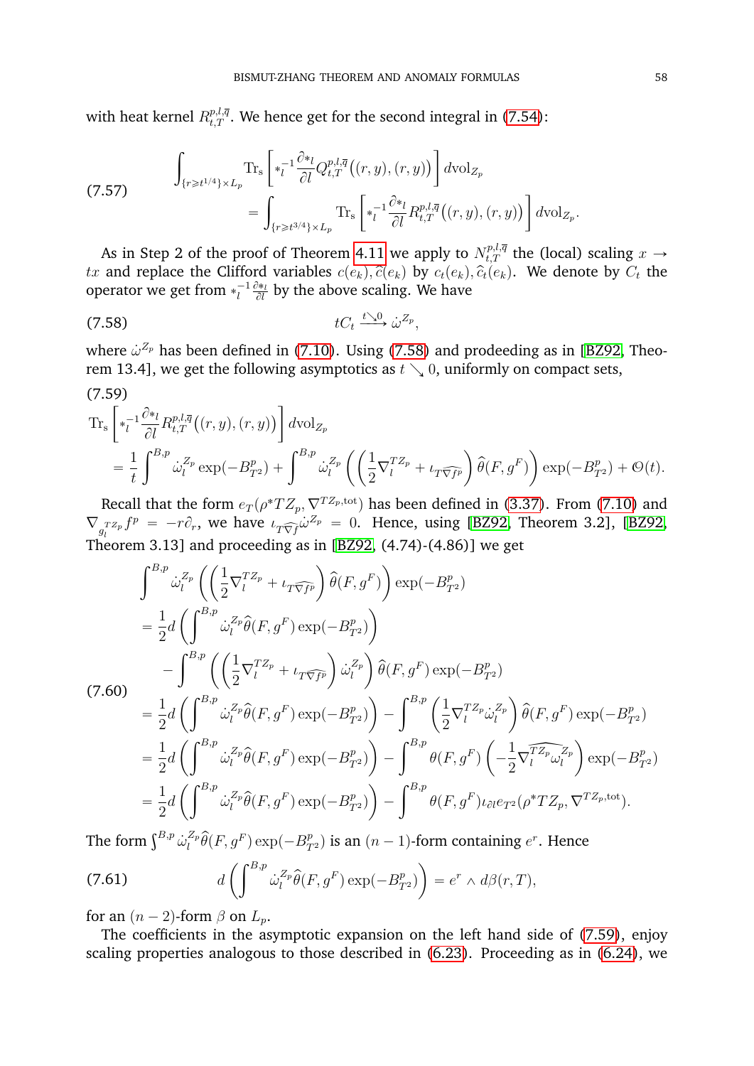with heat kernel $R^{p,l,\overline{q}}_{t,T}$. We hence get for the second integral in (7.54):

$$
\int_{\{r\geqslant t^{1/4}\}\times L_p} \mathrm{Tr_s}\left[ *_l^{-1}\frac{\partial *_l}{\partial l} Q^{p,l,\overline{q}}_{t,T}\big((r,y),(r,y)\big)\right] d\mathrm{vol}_{Z_p} = \int_{\{r\geqslant t^{3/4}\}\times L_p} \mathrm{Tr_s}\left[ *_l^{-1}\frac{\partial *_l}{\partial l} R^{p,l,\overline{q}}_{t,T}\big((r,y),(r,y)\big)\right] d\mathrm{vol}_{Z_p}. \tag{7.57}
$$

As in Step 2 of the proof of Theorem 4.11 we apply to $N^{p,l,\overline{q}}_{t,T}$ the (local) scaling $x \to tx$ and replace the Clifford variables $c(e_k), \widehat{c}(e_k)$ by $c_t(e_k), \widehat{c}_t(e_k)$. We denote by $C_t$ the operator we get from $*_l^{-1}\frac{\partial *_l}{\partial l}$ by the above scaling. We have

$$
tC_t \xrightarrow{t\searrow 0} \dot{\omega}^{Z_p}, \tag{7.58}
$$

where $\dot{\omega}^{Z_p}$ has been defined in (7.10). Using (7.58) and prodeeding as in [BZ92, Theorem 13.4], we get the following asymptotics as $t \searrow 0$, uniformly on compact sets,

$$
\begin{aligned}
&\mathrm{Tr_s}\left[ *_l^{-1}\frac{\partial *_l}{\partial l} R^{p,l,\overline{q}}_{t,T}\big((r,y),(r,y)\big)\right] d\mathrm{vol}_{Z_p} \\
&= \frac{1}{t}\int^{B,p} \dot{\omega}^{Z_p}_l \exp(-B^p_{T^2}) + \int^{B,p} \dot{\omega}^{Z_p}_l \left(\left(\frac{1}{2}\nabla^{TZ_p}_l + \iota_{\widehat{T\nabla f^p}}\right)\widehat{\theta}(F,g^F)\right)\exp(-B^p_{T^2}) + \mathcal{O}(t).
\end{aligned} \tag{7.59}
$$

Recall that the form $e_T(\rho^*TZ_p, \nabla^{TZ_p,\mathrm{tot}})$ has been defined in (3.37). From (7.10) and $\nabla_{g^{TZ_p}_l} f^p = -r\partial_r$, we have $\iota_{\widehat{T\nabla f}}\dot{\omega}^{Z_p} = 0$. Hence, using [BZ92, Theorem 3.2], [BZ92, Theorem 3.13] and proceeding as in [BZ92, (4.74)-(4.86)] we get

$$
\begin{aligned}
&\int^{B,p} \dot{\omega}^{Z_p}_l \left(\left(\frac{1}{2}\nabla^{TZ_p}_l + \iota_{\widehat{T\nabla f^p}}\right)\widehat{\theta}(F,g^F)\right)\exp(-B^p_{T^2}) \\
&= \frac{1}{2}d\left(\int^{B,p} \dot{\omega}^{Z_p}_l \widehat{\theta}(F,g^F)\exp(-B^p_{T^2})\right) \\
&\quad - \int^{B,p}\left(\left(\frac{1}{2}\nabla^{TZ_p}_l + \iota_{\widehat{T\nabla f^p}}\right)\dot{\omega}^{Z_p}_l\right)\widehat{\theta}(F,g^F)\exp(-B^p_{T^2}) \\
&= \frac{1}{2}d\left(\int^{B,p} \dot{\omega}^{Z_p}_l \widehat{\theta}(F,g^F)\exp(-B^p_{T^2})\right) - \int^{B,p}\left(\frac{1}{2}\nabla^{TZ_p}_l\dot{\omega}^{Z_p}_l\right)\widehat{\theta}(F,g^F)\exp(-B^p_{T^2}) \\
&= \frac{1}{2}d\left(\int^{B,p} \dot{\omega}^{Z_p}_l \widehat{\theta}(F,g^F)\exp(-B^p_{T^2})\right) - \int^{B,p}\theta(F,g^F)\left(-\frac{1}{2}\widehat{\nabla^{TZ_p}_l\omega^{Z_p}_l}\right)\exp(-B^p_{T^2}) \\
&= \frac{1}{2}d\left(\int^{B,p} \dot{\omega}^{Z_p}_l \widehat{\theta}(F,g^F)\exp(-B^p_{T^2})\right) - \int^{B,p}\theta(F,g^F)\iota_{\partial l}e_{T^2}(\rho^*TZ_p, \nabla^{TZ_p,\mathrm{tot}}).
\end{aligned} \tag{7.60}
$$

The form $\int^{B,p} \dot{\omega}^{Z_p}_l \widehat{\theta}(F,g^F)\exp(-B^p_{T^2})$ is an $(n-1)$-form containing $e^r$. Hence

$$
d\left(\int^{B,p} \dot{\omega}^{Z_p}_l \widehat{\theta}(F,g^F)\exp(-B^p_{T^2})\right) = e^r \wedge d\beta(r,T), \tag{7.61}
$$

for an $(n-2)$-form $\beta$ on $L_p$.

The coefficients in the asymptotic expansion on the left hand side of (7.59), enjoy scaling properties analogous to those described in (6.23). Proceeding as in (6.24), we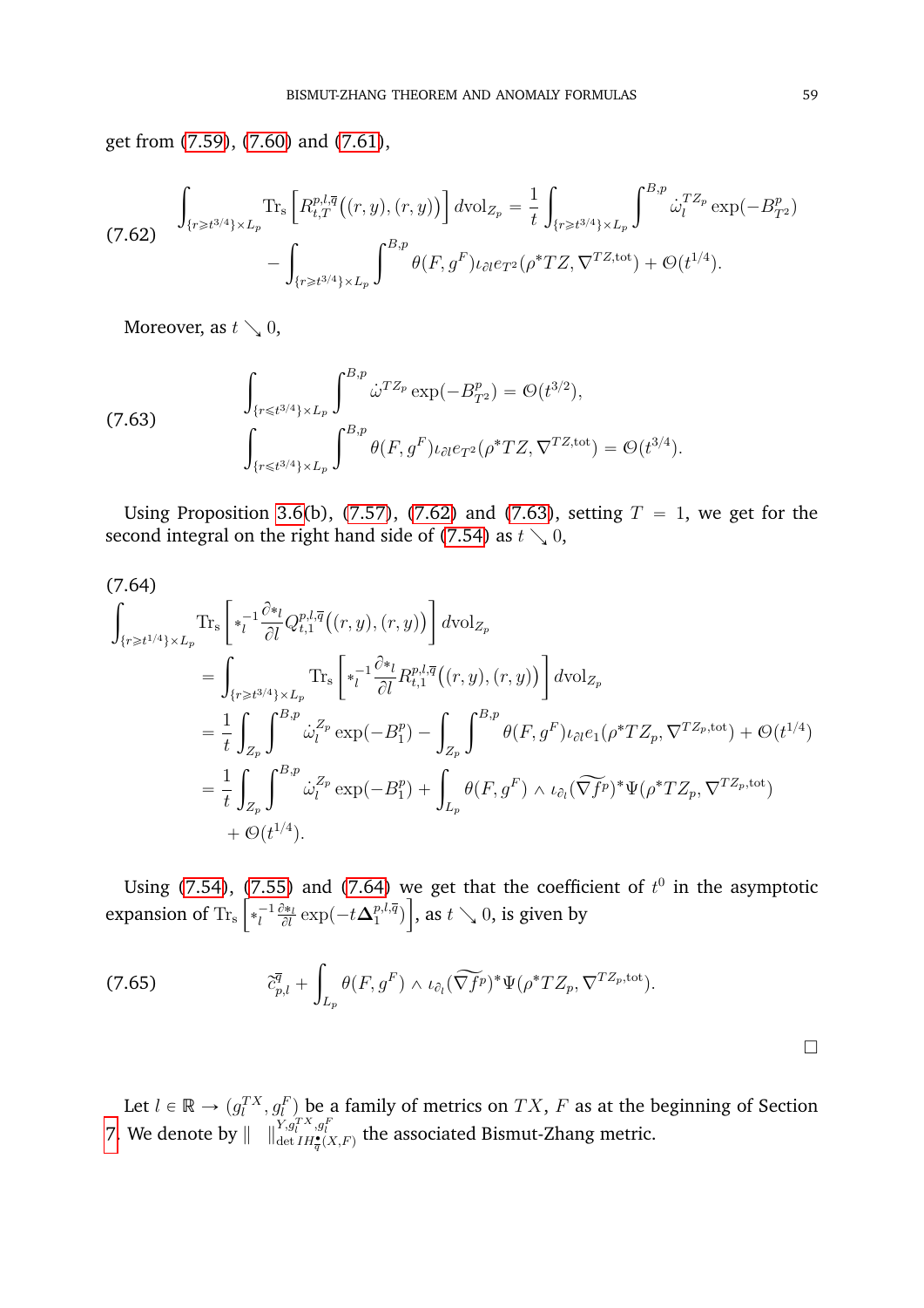get from (7.59), (7.60) and (7.61),

$$
\begin{aligned}
\int_{\{r\geqslant t^{3/4}\}\times L_p} \mathrm{Tr}_{\mathrm{s}}\Big[R^{p,l,\overline{q}}_{t,T}\big((r,y),(r,y)\big)\Big]\, d\mathrm{vol}_{Z_p} &= \frac{1}{t}\int_{\{r\geqslant t^{3/4}\}\times L_p}\int^{B,p} \dot{\omega}^{TZ_p}_l \exp(-B^p_{T^2}) \\
&\quad - \int_{\{r\geqslant t^{3/4}\}\times L_p}\int^{B,p} \theta(F,g^F)\iota_{\partial l} e_{T^2}(\rho^* TZ, \nabla^{TZ,\mathrm{tot}}) + \mathcal{O}(t^{1/4}).
\end{aligned}
\tag{7.62}
$$

Moreover, as $t \searrow 0$,

$$
\begin{aligned}
&\int_{\{r\leqslant t^{3/4}\}\times L_p}\int^{B,p} \dot{\omega}^{TZ_p} \exp(-B^p_{T^2}) = \mathcal{O}(t^{3/2}), \\
&\int_{\{r\leqslant t^{3/4}\}\times L_p}\int^{B,p} \theta(F,g^F)\iota_{\partial l} e_{T^2}(\rho^* TZ, \nabla^{TZ,\mathrm{tot}}) = \mathcal{O}(t^{3/4}).
\end{aligned}
\tag{7.63}
$$

Using Proposition 3.6(b), (7.57), (7.62) and (7.63), setting $T = 1$, we get for the second integral on the right hand side of (7.54) as $t \searrow 0$,

$$
\begin{aligned}
&\int_{\{r\geqslant t^{1/4}\}\times L_p} \mathrm{Tr}_{\mathrm{s}}\left[*_l^{-1}\frac{\partial *_l}{\partial l} Q^{p,l,\overline{q}}_{t,1}\big((r,y),(r,y)\big)\right] d\mathrm{vol}_{Z_p} \\
&\quad = \int_{\{r\geqslant t^{3/4}\}\times L_p} \mathrm{Tr}_{\mathrm{s}}\left[*_l^{-1}\frac{\partial *_l}{\partial l} R^{p,l,\overline{q}}_{t,1}\big((r,y),(r,y)\big)\right] d\mathrm{vol}_{Z_p} \\
&\quad = \frac{1}{t}\int_{Z_p}\int^{B,p} \dot{\omega}^{Z_p}_l \exp(-B^p_1) - \int_{Z_p}\int^{B,p} \theta(F,g^F)\iota_{\partial l} e_1(\rho^* TZ_p, \nabla^{TZ_p,\mathrm{tot}}) + \mathcal{O}(t^{1/4}) \\
&\quad = \frac{1}{t}\int_{Z_p}\int^{B,p} \dot{\omega}^{Z_p}_l \exp(-B^p_1) + \int_{L_p} \theta(F,g^F)\wedge \iota_{\partial_l}(\widetilde{\nabla f^p})^* \Psi(\rho^* TZ_p, \nabla^{TZ_p,\mathrm{tot}}) \\
&\qquad + \mathcal{O}(t^{1/4}).
\end{aligned}
\tag{7.64}
$$

Using (7.54), (7.55) and (7.64) we get that the coefficient of $t^0$ in the asymptotic expansion of $\mathrm{Tr}_{\mathrm{s}}\left[*_l^{-1}\frac{\partial *_l}{\partial l}\exp(-t\boldsymbol{\Delta}^{p,l,\overline{q}}_1)\right]$, as $t \searrow 0$, is given by

$$
\widetilde{c}^{\overline{q}}_{p,l} + \int_{L_p} \theta(F,g^F)\wedge \iota_{\partial_l}(\widetilde{\nabla f^p})^* \Psi(\rho^* TZ_p, \nabla^{TZ_p,\mathrm{tot}}).
\tag{7.65}
$$

$\square$

Let $l \in \mathbb{R} \to (g^{TX}_l, g^F_l)$ be a family of metrics on $TX$, $F$ as at the beginning of Section 7. We denote by $\|\ \ \|^{Y,g^{TX}_l,g^F_l}_{\det IH^\bullet_{\overline{q}}(X,F)}$ the associated Bismut-Zhang metric.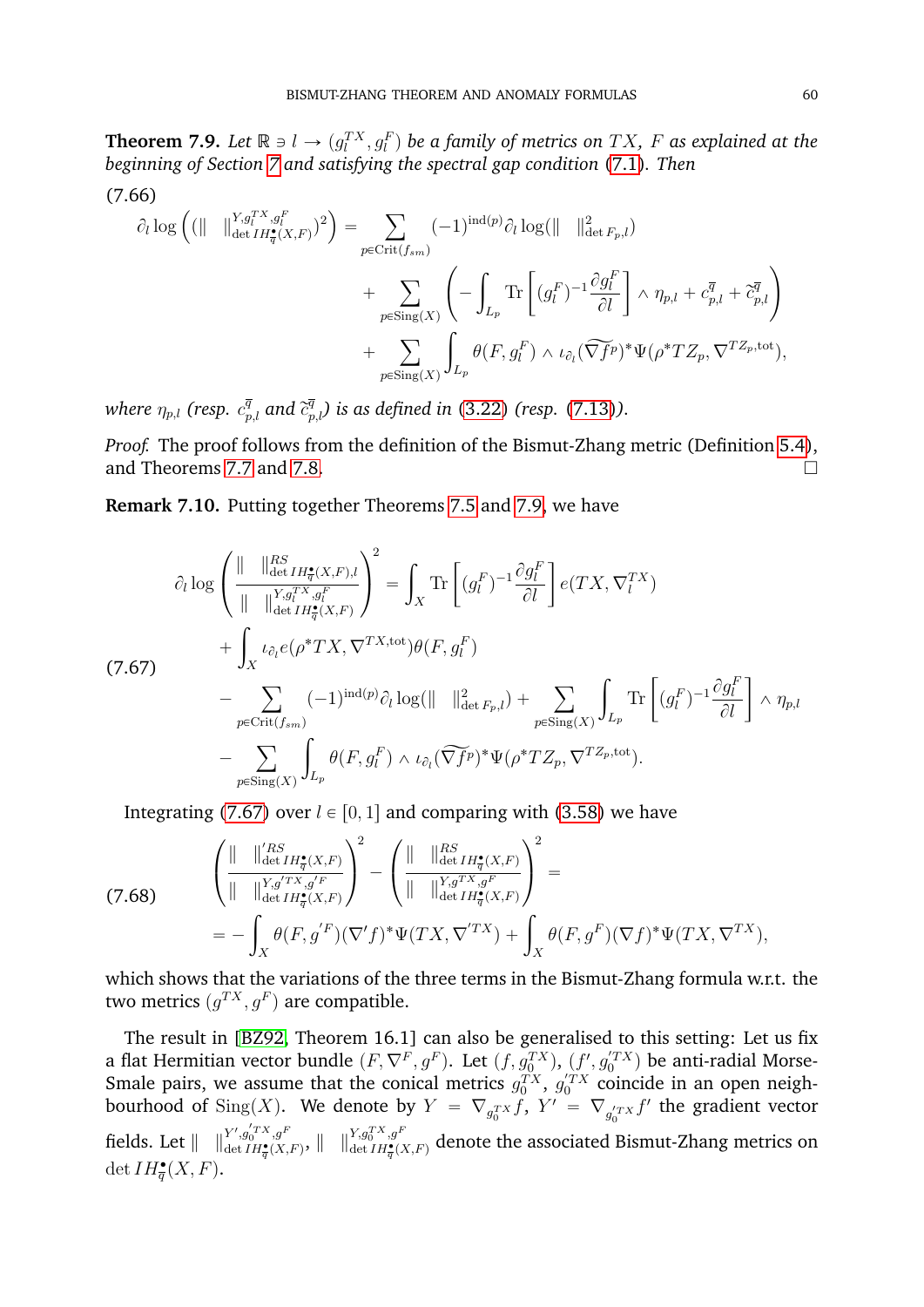**Theorem 7.9.** *Let $\mathbb{R} \ni l \to (g_l^{TX}, g_l^F)$ be a family of metrics on $TX$, $F$ as explained at the beginning of Section 7 and satisfying the spectral gap condition (7.1). Then*

$$
\begin{aligned}
\partial_l \log\left( \left(\| \quad \|^{Y,g_l^{TX},g_l^F}_{\det IH^\bullet_{\overline{q}}(X,F)}\right)^2 \right) = & \sum_{p \in \mathrm{Crit}(f_{sm})} (-1)^{\mathrm{ind}(p)} \partial_l \log(\| \quad \|^2_{\det F_p,l}) \\
& + \sum_{p \in \mathrm{Sing}(X)} \left( - \int_{L_p} \mathrm{Tr}\left[ (g_l^F)^{-1} \frac{\partial g_l^F}{\partial l} \right] \wedge \eta_{p,l} + c^{\overline{q}}_{p,l} + \widetilde{c}^{\overline{q}}_{p,l} \right) \\
& + \sum_{p \in \mathrm{Sing}(X)} \int_{L_p} \theta(F, g_l^F) \wedge \iota_{\partial_l} (\widetilde{\nabla f}^p)^* \Psi(\rho^* TZ_p, \nabla^{TZ_p,\mathrm{tot}}),
\end{aligned} \tag{7.66}
$$

*where $\eta_{p,l}$ (resp. $c^{\overline{q}}_{p,l}$ and $\widetilde{c}^{\overline{q}}_{p,l}$) is as defined in (3.22) (resp. (7.13)).*

*Proof.* The proof follows from the definition of the Bismut-Zhang metric (Definition 5.4), and Theorems 7.7 and 7.8. $\square$

**Remark 7.10.** Putting together Theorems 7.5 and 7.9, we have

$$
\begin{aligned}
\partial_l \log\left( \frac{\| \quad \|^{RS}_{\det IH^\bullet_{\overline{q}}(X,F),l}}{\| \quad \|^{Y,g_l^{TX},g_l^F}_{\det IH^\bullet_{\overline{q}}(X,F)}} \right)^2 = & \int_X \mathrm{Tr}\left[ (g_l^F)^{-1} \frac{\partial g_l^F}{\partial l} \right] e(TX, \nabla_l^{TX}) \\
& + \int_X \iota_{\partial_l} e(\rho^* TX, \nabla^{TX,\mathrm{tot}}) \theta(F, g_l^F) \\
& - \sum_{p \in \mathrm{Crit}(f_{sm})} (-1)^{\mathrm{ind}(p)} \partial_l \log(\| \quad \|^2_{\det F_p,l}) + \sum_{p \in \mathrm{Sing}(X)} \int_{L_p} \mathrm{Tr}\left[ (g_l^F)^{-1} \frac{\partial g_l^F}{\partial l} \right] \wedge \eta_{p,l} \\
& - \sum_{p \in \mathrm{Sing}(X)} \int_{L_p} \theta(F, g_l^F) \wedge \iota_{\partial_l} (\widetilde{\nabla f}^p)^* \Psi(\rho^* TZ_p, \nabla^{TZ_p,\mathrm{tot}}).
\end{aligned} \tag{7.67}
$$

Integrating (7.67) over $l \in [0, 1]$ and comparing with (3.58) we have

$$
\begin{aligned}
& \left( \frac{\| \quad \|'^{RS}_{\det IH^\bullet_{\overline{q}}(X,F)}}{\| \quad \|^{Y,g'^{TX},g'^F}_{\det IH^\bullet_{\overline{q}}(X,F)}} \right)^2 - \left( \frac{\| \quad \|^{RS}_{\det IH^\bullet_{\overline{q}}(X,F)}}{\| \quad \|^{Y,g^{TX},g^F}_{\det IH^\bullet_{\overline{q}}(X,F)}} \right)^2 = \\
& = - \int_X \theta(F, g'^F)(\nabla' f)^* \Psi(TX, \nabla'^{TX}) + \int_X \theta(F, g^F)(\nabla f)^* \Psi(TX, \nabla^{TX}),
\end{aligned} \tag{7.68}
$$

which shows that the variations of the three terms in the Bismut-Zhang formula w.r.t. the two metrics $(g^{TX}, g^F)$ are compatible.

The result in [BZ92, Theorem 16.1] can also be generalised to this setting: Let us fix a flat Hermitian vector bundle $(F, \nabla^F, g^F)$. Let $(f, g_0^{TX})$, $(f', g_0'^{TX})$ be anti-radial Morse-Smale pairs, we assume that the conical metrics $g_0^{TX}$, $g_0'^{TX}$ coincide in an open neighbourhood of $\mathrm{Sing}(X)$. We denote by $Y = \nabla_{g_0^{TX}} f$, $Y' = \nabla_{g_0'^{TX}} f'$ the gradient vector fields. Let $\| \quad \|^{Y',g_0'^{TX},g^F}_{\det IH^\bullet_{\overline{q}}(X,F)}$, $\| \quad \|^{Y,g_0^{TX},g^F}_{\det IH^\bullet_{\overline{q}}(X,F)}$ denote the associated Bismut-Zhang metrics on $\det IH^\bullet_{\overline{q}}(X,F)$.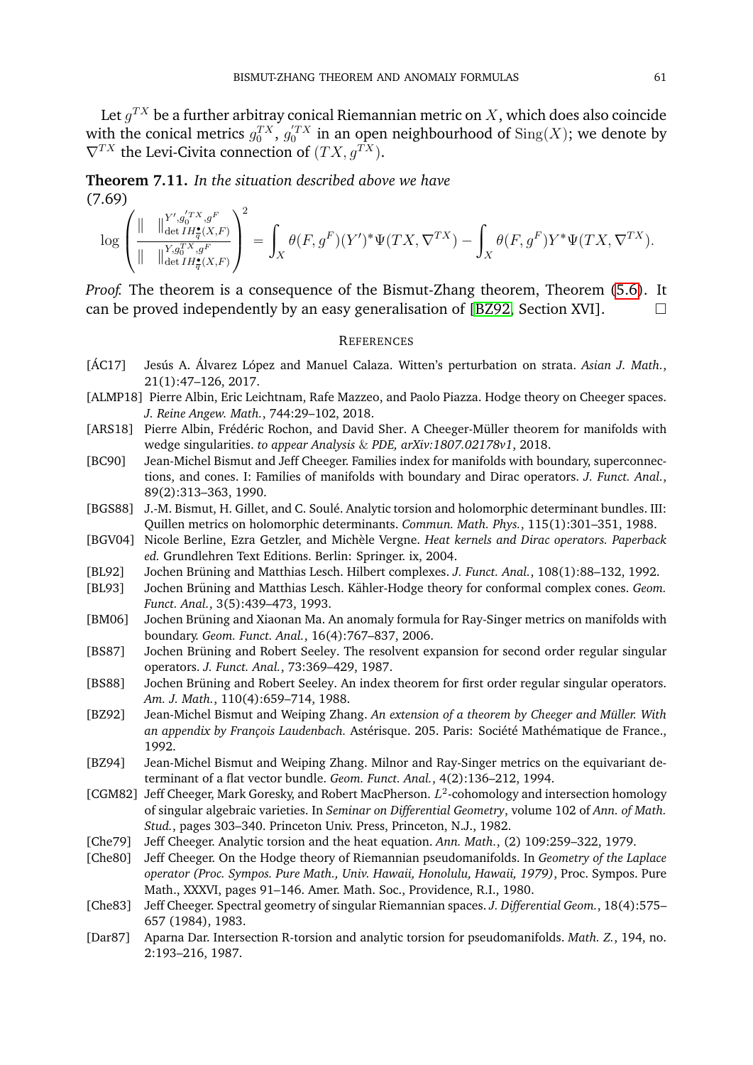Let $g^{TX}$ be a further arbitray conical Riemannian metric on $X$, which does also coincide with the conical metrics $g_0^{TX}$, $g_0^{\prime TX}$ in an open neighbourhood of $\mathrm{Sing}(X)$; we denote by $\nabla^{TX}$ the Levi-Civita connection of $(TX, g^{TX})$.

**Theorem 7.11.** *In the situation described above we have*

(7.69)

$$\log\left(\frac{\| \quad \|^{Y', g_0^{\prime TX}, g^F}_{\det IH^\bullet_{\bar{q}}(X,F)}}{\| \quad \|^{Y, g_0^{TX}, g^F}_{\det IH^\bullet_{\bar{q}}(X,F)}}\right)^2 = \int_X \theta(F, g^F)(Y')^* \Psi(TX, \nabla^{TX}) - \int_X \theta(F, g^F) Y^* \Psi(TX, \nabla^{TX}).$$

*Proof.* The theorem is a consequence of the Bismut-Zhang theorem, Theorem (5.6). It can be proved independently by an easy generalisation of [BZ92, Section XVI]. □

## References

- [ÁC17] Jesús A. Álvarez López and Manuel Calaza. Witten's perturbation on strata. *Asian J. Math.*, 21(1):47–126, 2017.
- [ALMP18] Pierre Albin, Eric Leichtnam, Rafe Mazzeo, and Paolo Piazza. Hodge theory on Cheeger spaces. *J. Reine Angew. Math.*, 744:29–102, 2018.
- [ARS18] Pierre Albin, Frédéric Rochon, and David Sher. A Cheeger-Müller theorem for manifolds with wedge singularities. *to appear Analysis & PDE, arXiv:1807.02178v1*, 2018.
- [BC90] Jean-Michel Bismut and Jeff Cheeger. Families index for manifolds with boundary, superconnections, and cones. I: Families of manifolds with boundary and Dirac operators. *J. Funct. Anal.*, 89(2):313–363, 1990.
- [BGS88] J.-M. Bismut, H. Gillet, and C. Soulé. Analytic torsion and holomorphic determinant bundles. III: Quillen metrics on holomorphic determinants. *Commun. Math. Phys.*, 115(1):301–351, 1988.
- [BGV04] Nicole Berline, Ezra Getzler, and Michèle Vergne. *Heat kernels and Dirac operators. Paperback ed.* Grundlehren Text Editions. Berlin: Springer. ix, 2004.
- [BL92] Jochen Brüning and Matthias Lesch. Hilbert complexes. *J. Funct. Anal.*, 108(1):88–132, 1992.
- [BL93] Jochen Brüning and Matthias Lesch. Kähler-Hodge theory for conformal complex cones. *Geom. Funct. Anal.*, 3(5):439–473, 1993.
- [BM06] Jochen Brüning and Xiaonan Ma. An anomaly formula for Ray-Singer metrics on manifolds with boundary. *Geom. Funct. Anal.*, 16(4):767–837, 2006.
- [BS87] Jochen Brüning and Robert Seeley. The resolvent expansion for second order regular singular operators. *J. Funct. Anal.*, 73:369–429, 1987.
- [BS88] Jochen Brüning and Robert Seeley. An index theorem for first order regular singular operators. *Am. J. Math.*, 110(4):659–714, 1988.
- [BZ92] Jean-Michel Bismut and Weiping Zhang. *An extension of a theorem by Cheeger and Müller. With an appendix by François Laudenbach.* Astérisque. 205. Paris: Société Mathématique de France., 1992.
- [BZ94] Jean-Michel Bismut and Weiping Zhang. Milnor and Ray-Singer metrics on the equivariant determinant of a flat vector bundle. *Geom. Funct. Anal.*, 4(2):136–212, 1994.
- [CGM82] Jeff Cheeger, Mark Goresky, and Robert MacPherson. $L^2$-cohomology and intersection homology of singular algebraic varieties. In *Seminar on Differential Geometry*, volume 102 of *Ann. of Math. Stud.*, pages 303–340. Princeton Univ. Press, Princeton, N.J., 1982.
- [Che79] Jeff Cheeger. Analytic torsion and the heat equation. *Ann. Math.*, (2) 109:259–322, 1979.
- [Che80] Jeff Cheeger. On the Hodge theory of Riemannian pseudomanifolds. In *Geometry of the Laplace operator (Proc. Sympos. Pure Math., Univ. Hawaii, Honolulu, Hawaii, 1979)*, Proc. Sympos. Pure Math., XXXVI, pages 91–146. Amer. Math. Soc., Providence, R.I., 1980.
- [Che83] Jeff Cheeger. Spectral geometry of singular Riemannian spaces. *J. Differential Geom.*, 18(4):575–657 (1984), 1983.
- [Dar87] Aparna Dar. Intersection R-torsion and analytic torsion for pseudomanifolds. *Math. Z.*, 194, no. 2:193–216, 1987.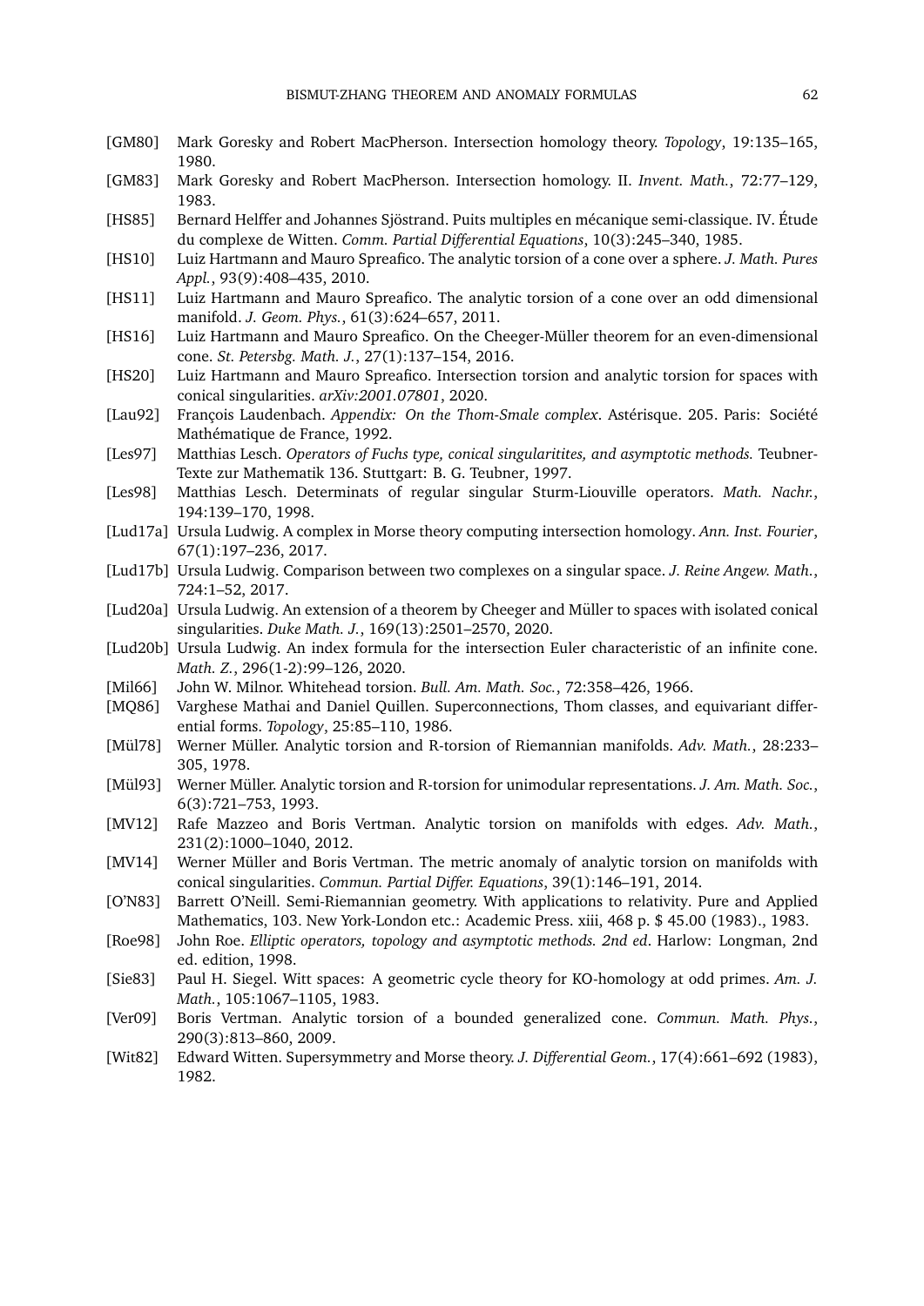[GM80] Mark Goresky and Robert MacPherson. Intersection homology theory. *Topology*, 19:135–165, 1980.

[GM83] Mark Goresky and Robert MacPherson. Intersection homology. II. *Invent. Math.*, 72:77–129, 1983.

[HS85] Bernard Helffer and Johannes Sjöstrand. Puits multiples en mécanique semi-classique. IV. Étude du complexe de Witten. *Comm. Partial Differential Equations*, 10(3):245–340, 1985.

[HS10] Luiz Hartmann and Mauro Spreafico. The analytic torsion of a cone over a sphere. *J. Math. Pures Appl.*, 93(9):408–435, 2010.

[HS11] Luiz Hartmann and Mauro Spreafico. The analytic torsion of a cone over an odd dimensional manifold. *J. Geom. Phys.*, 61(3):624–657, 2011.

[HS16] Luiz Hartmann and Mauro Spreafico. On the Cheeger-Müller theorem for an even-dimensional cone. *St. Petersbg. Math. J.*, 27(1):137–154, 2016.

[HS20] Luiz Hartmann and Mauro Spreafico. Intersection torsion and analytic torsion for spaces with conical singularities. *arXiv:2001.07801*, 2020.

[Lau92] François Laudenbach. *Appendix: On the Thom-Smale complex*. Astérisque. 205. Paris: Société Mathématique de France, 1992.

[Les97] Matthias Lesch. *Operators of Fuchs type, conical singularitites, and asymptotic methods.* Teubner-Texte zur Mathematik 136. Stuttgart: B. G. Teubner, 1997.

[Les98] Matthias Lesch. Determinats of regular singular Sturm-Liouville operators. *Math. Nachr.*, 194:139–170, 1998.

[Lud17a] Ursula Ludwig. A complex in Morse theory computing intersection homology. *Ann. Inst. Fourier*, 67(1):197–236, 2017.

[Lud17b] Ursula Ludwig. Comparison between two complexes on a singular space. *J. Reine Angew. Math.*, 724:1–52, 2017.

[Lud20a] Ursula Ludwig. An extension of a theorem by Cheeger and Müller to spaces with isolated conical singularities. *Duke Math. J.*, 169(13):2501–2570, 2020.

[Lud20b] Ursula Ludwig. An index formula for the intersection Euler characteristic of an infinite cone. *Math. Z.*, 296(1-2):99–126, 2020.

[Mil66] John W. Milnor. Whitehead torsion. *Bull. Am. Math. Soc.*, 72:358–426, 1966.

[MQ86] Varghese Mathai and Daniel Quillen. Superconnections, Thom classes, and equivariant differential forms. *Topology*, 25:85–110, 1986.

[Mül78] Werner Müller. Analytic torsion and R-torsion of Riemannian manifolds. *Adv. Math.*, 28:233–305, 1978.

[Mül93] Werner Müller. Analytic torsion and R-torsion for unimodular representations. *J. Am. Math. Soc.*, 6(3):721–753, 1993.

[MV12] Rafe Mazzeo and Boris Vertman. Analytic torsion on manifolds with edges. *Adv. Math.*, 231(2):1000–1040, 2012.

[MV14] Werner Müller and Boris Vertman. The metric anomaly of analytic torsion on manifolds with conical singularities. *Commun. Partial Differ. Equations*, 39(1):146–191, 2014.

[O'N83] Barrett O'Neill. Semi-Riemannian geometry. With applications to relativity. Pure and Applied Mathematics, 103. New York-London etc.: Academic Press. xiii, 468 p. $ 45.00 (1983)., 1983.

[Roe98] John Roe. *Elliptic operators, topology and asymptotic methods. 2nd ed*. Harlow: Longman, 2nd ed. edition, 1998.

[Sie83] Paul H. Siegel. Witt spaces: A geometric cycle theory for KO-homology at odd primes. *Am. J. Math.*, 105:1067–1105, 1983.

[Ver09] Boris Vertman. Analytic torsion of a bounded generalized cone. *Commun. Math. Phys.*, 290(3):813–860, 2009.

[Wit82] Edward Witten. Supersymmetry and Morse theory. *J. Differential Geom.*, 17(4):661–692 (1983), 1982.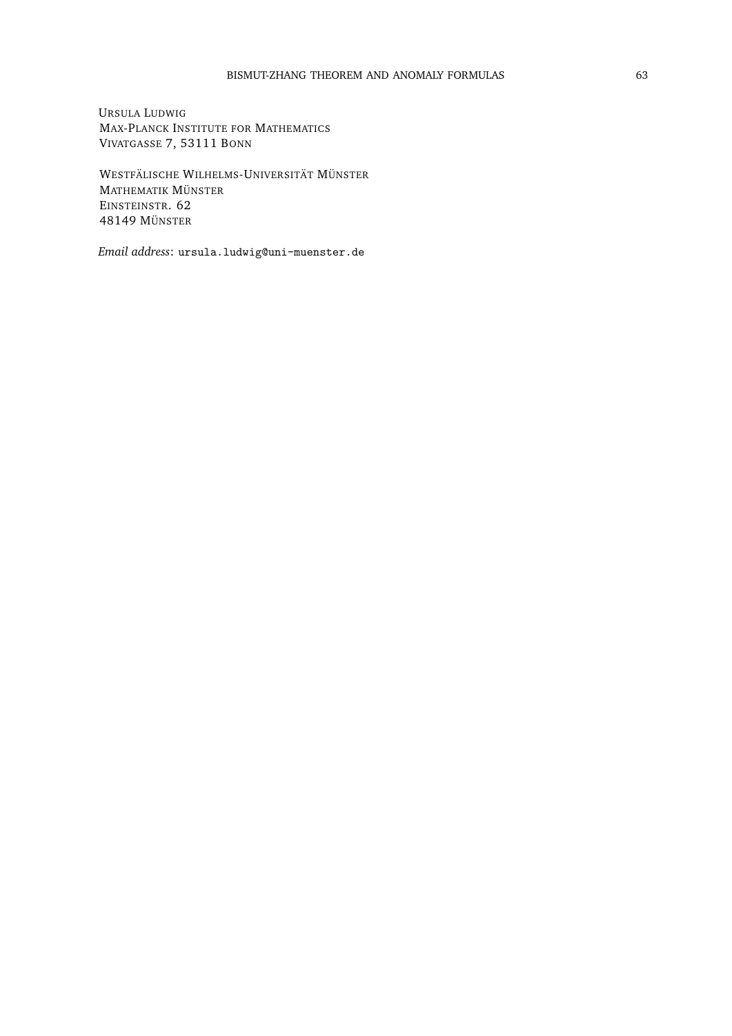URSULA LUDWIG
MAX-PLANCK INSTITUTE FOR MATHEMATICS
VIVATGASSE 7, 53111 BONN

WESTFÄLISCHE WILHELMS-UNIVERSITÄT MÜNSTER
MATHEMATIK MÜNSTER
EINSTEINSTR. 62
48149 MÜNSTER

*Email address*: `ursula.ludwig@uni-muenster.de`